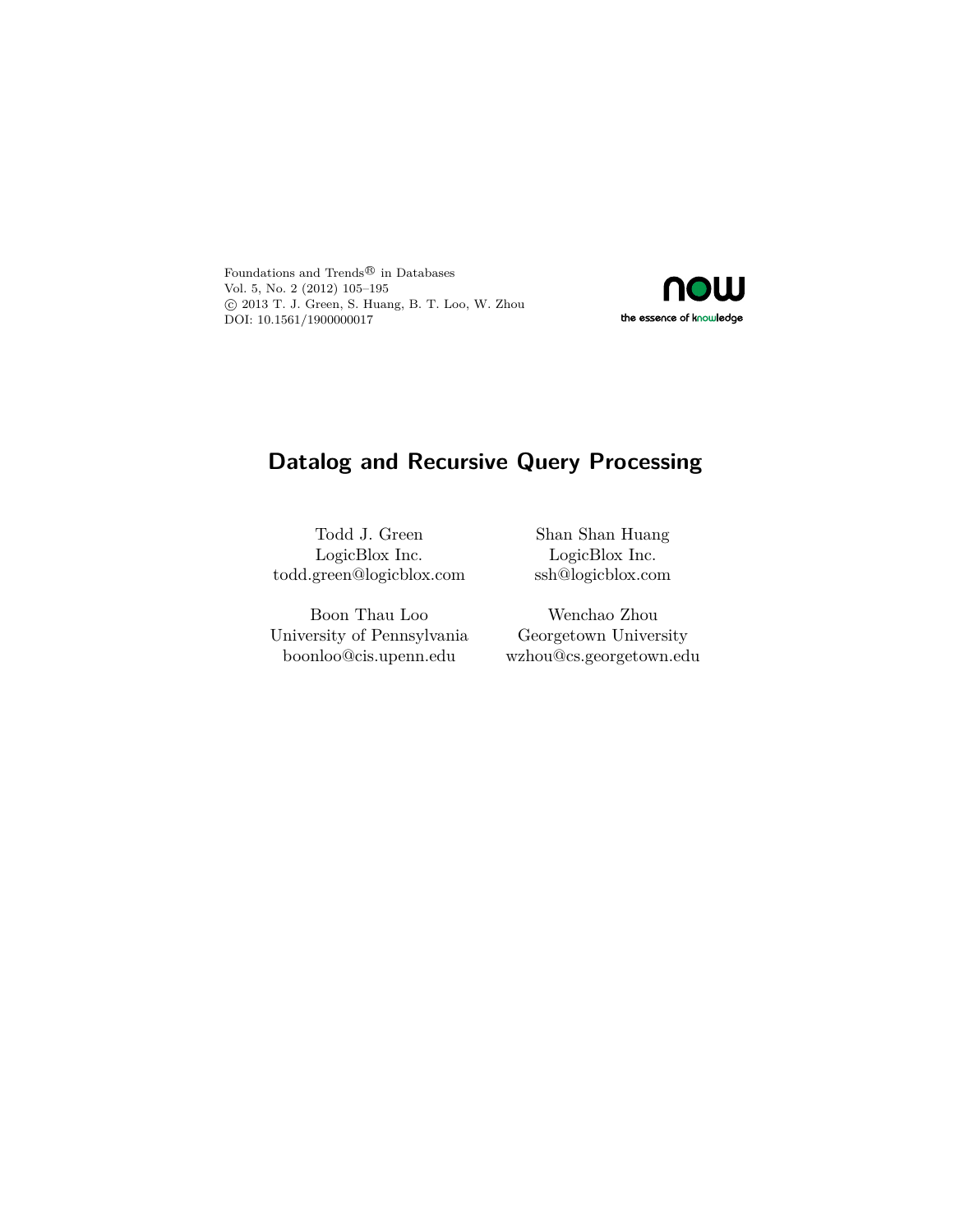Foundations and Trends® in Databases
Vol. 5, No. 2 (2012) 105–195
© 2013 T. J. Green, S. Huang, B. T. Loo, W. Zhou
DOI: 10.1561/1900000017

# Datalog and Recursive Query Processing

Todd J. Green
LogicBlox Inc.
todd.green@logicblox.com

Shan Shan Huang
LogicBlox Inc.
ssh@logicblox.com

Boon Thau Loo
University of Pennsylvania
boonloo@cis.upenn.edu

Wenchao Zhou
Georgetown University
wzhou@cs.georgetown.edu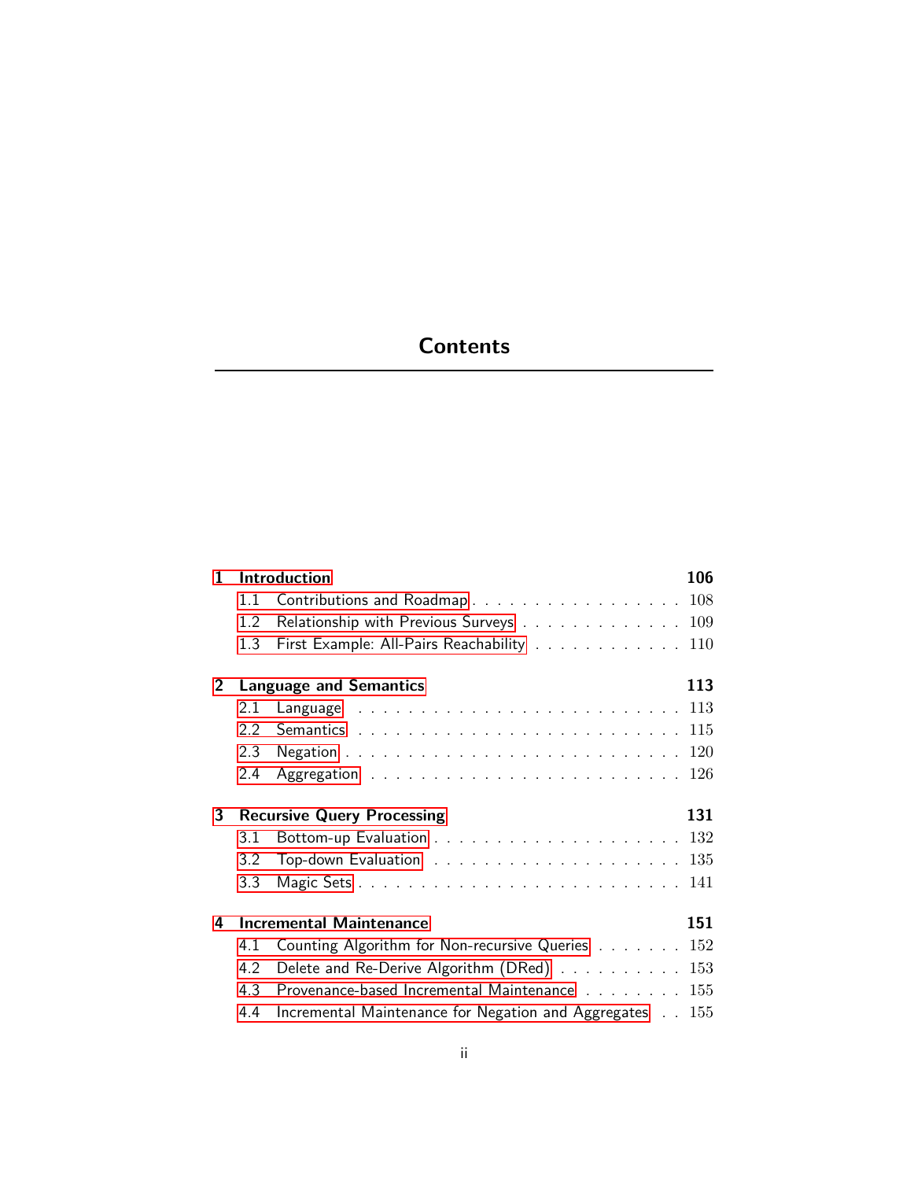# Contents

**1 Introduction** **106**

- 1.1 Contributions and Roadmap . . . . . . . . . . . . . . . . . . 108
- 1.2 Relationship with Previous Surveys . . . . . . . . . . . . . 109
- 1.3 First Example: All-Pairs Reachability . . . . . . . . . . . . 110

**2 Language and Semantics** **113**

- 2.1 Language . . . . . . . . . . . . . . . . . . . . . . . . . . . 113
- 2.2 Semantics . . . . . . . . . . . . . . . . . . . . . . . . . . . 115
- 2.3 Negation . . . . . . . . . . . . . . . . . . . . . . . . . . . 120
- 2.4 Aggregation . . . . . . . . . . . . . . . . . . . . . . . . . 126

**3 Recursive Query Processing** **131**

- 3.1 Bottom-up Evaluation . . . . . . . . . . . . . . . . . . . . 132
- 3.2 Top-down Evaluation . . . . . . . . . . . . . . . . . . . . 135
- 3.3 Magic Sets . . . . . . . . . . . . . . . . . . . . . . . . . . 141

**4 Incremental Maintenance** **151**

- 4.1 Counting Algorithm for Non-recursive Queries . . . . . . . 152
- 4.2 Delete and Re-Derive Algorithm (DRed) . . . . . . . . . . 153
- 4.3 Provenance-based Incremental Maintenance . . . . . . . . 155
- 4.4 Incremental Maintenance for Negation and Aggregates . . 155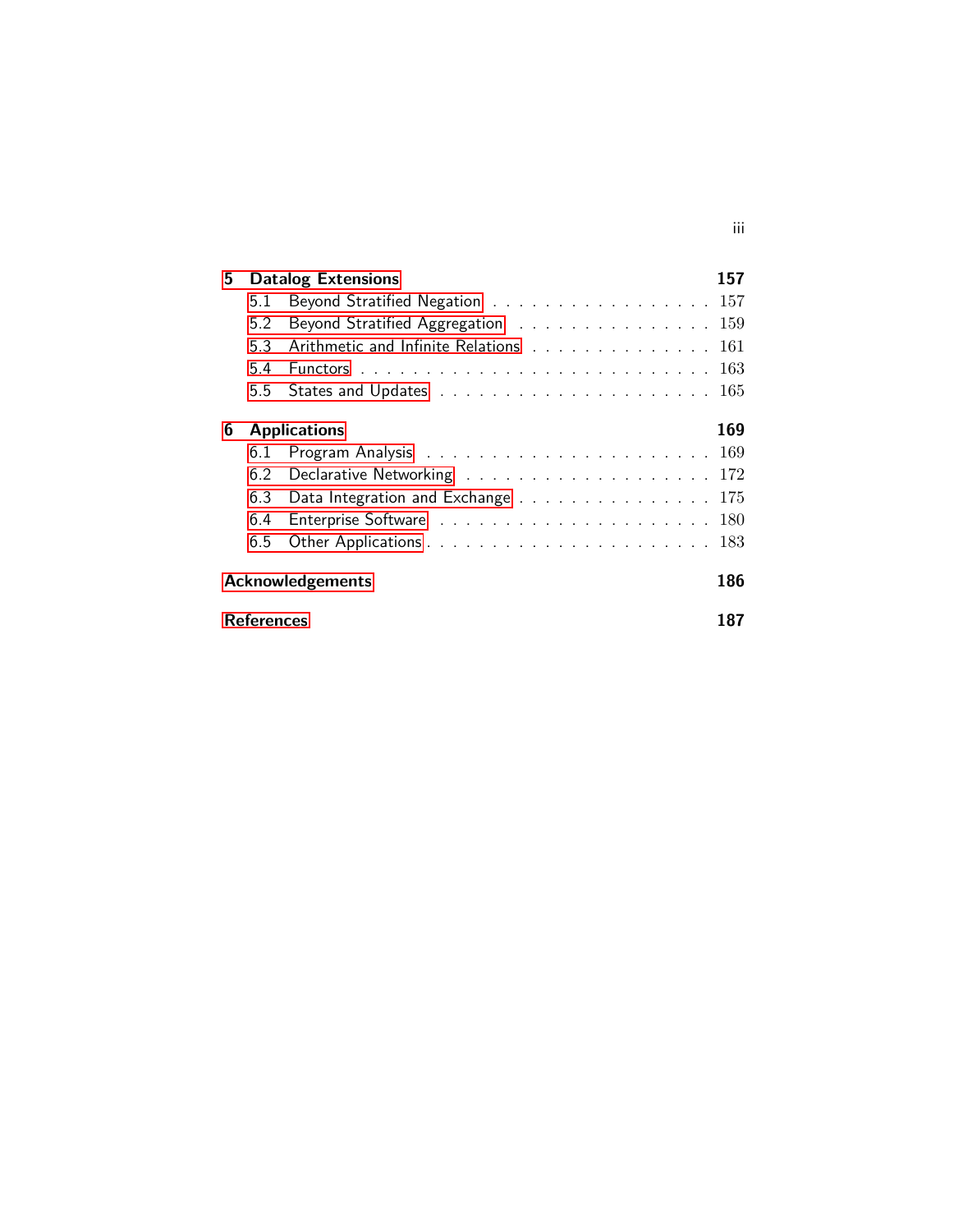**5 Datalog Extensions** — **157**

- 5.1 Beyond Stratified Negation . . . . . . . . . . . . . . . . . 157
- 5.2 Beyond Stratified Aggregation . . . . . . . . . . . . . . . 159
- 5.3 Arithmetic and Infinite Relations . . . . . . . . . . . . . 161
- 5.4 Functors . . . . . . . . . . . . . . . . . . . . . . . . . 163
- 5.5 States and Updates . . . . . . . . . . . . . . . . . . . 165

**6 Applications** — **169**

- 6.1 Program Analysis . . . . . . . . . . . . . . . . . . . . 169
- 6.2 Declarative Networking . . . . . . . . . . . . . . . . . 172
- 6.3 Data Integration and Exchange . . . . . . . . . . . . . . 175
- 6.4 Enterprise Software . . . . . . . . . . . . . . . . . . . 180
- 6.5 Other Applications . . . . . . . . . . . . . . . . . . . . 183

**Acknowledgements** — **186**

**References** — **187**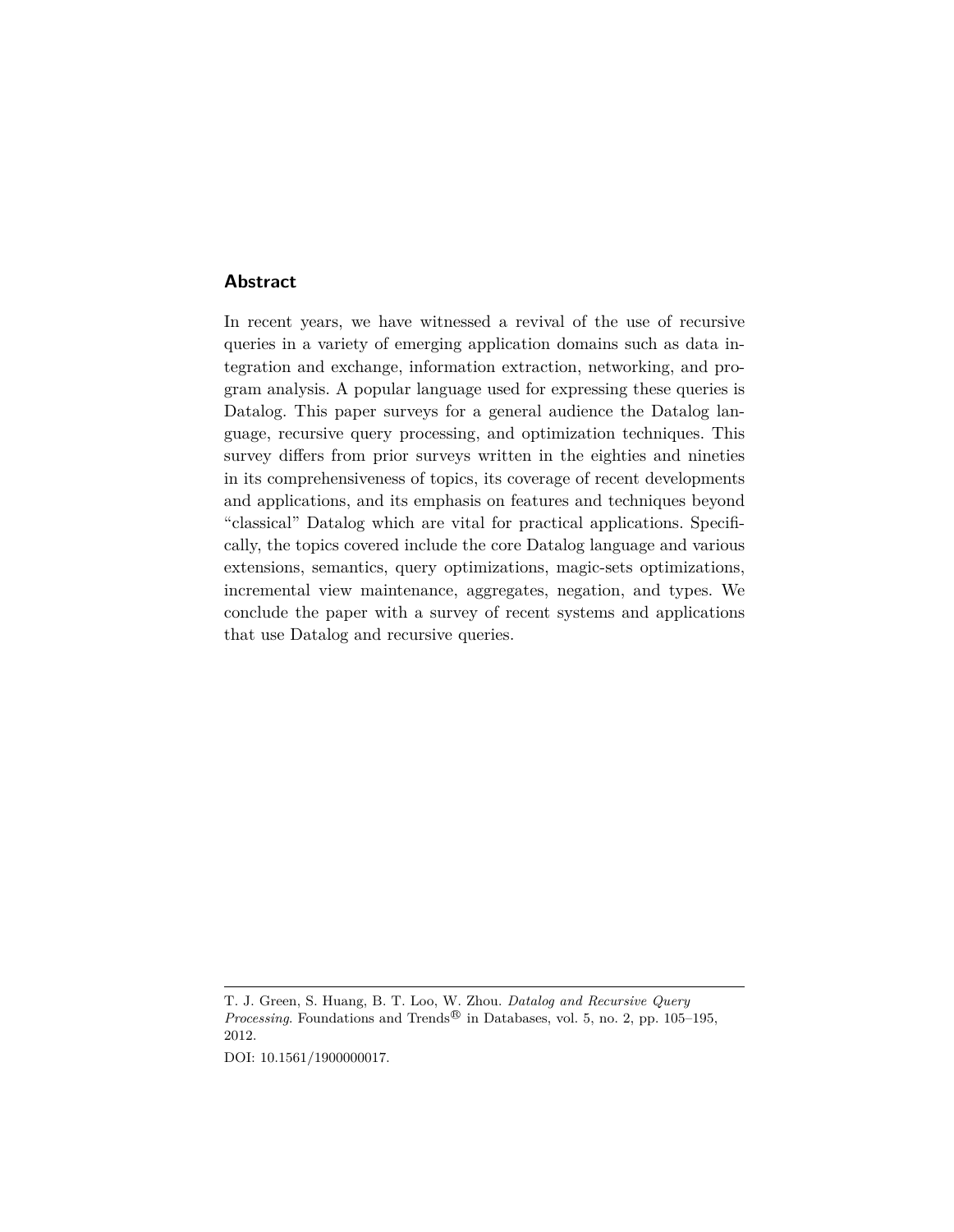## Abstract

In recent years, we have witnessed a revival of the use of recursive queries in a variety of emerging application domains such as data integration and exchange, information extraction, networking, and program analysis. A popular language used for expressing these queries is Datalog. This paper surveys for a general audience the Datalog language, recursive query processing, and optimization techniques. This survey differs from prior surveys written in the eighties and nineties in its comprehensiveness of topics, its coverage of recent developments and applications, and its emphasis on features and techniques beyond "classical" Datalog which are vital for practical applications. Specifically, the topics covered include the core Datalog language and various extensions, semantics, query optimizations, magic-sets optimizations, incremental view maintenance, aggregates, negation, and types. We conclude the paper with a survey of recent systems and applications that use Datalog and recursive queries.

---

T. J. Green, S. Huang, B. T. Loo, W. Zhou. *Datalog and Recursive Query Processing*. Foundations and Trends® in Databases, vol. 5, no. 2, pp. 105–195, 2012.

DOI: 10.1561/1900000017.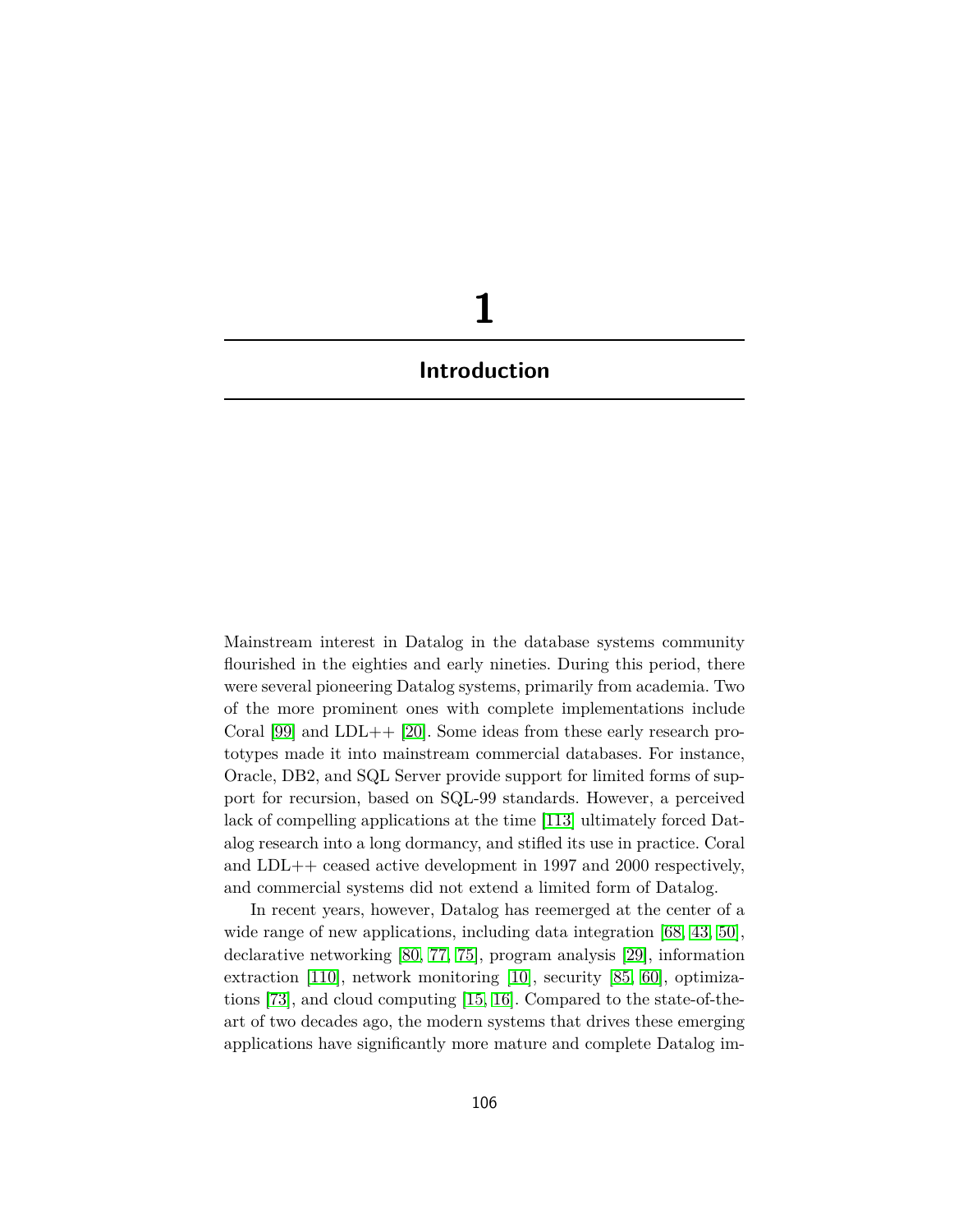# 1

# Introduction

Mainstream interest in Datalog in the database systems community flourished in the eighties and early nineties. During this period, there were several pioneering Datalog systems, primarily from academia. Two of the more prominent ones with complete implementations include Coral [99] and LDL++ [20]. Some ideas from these early research prototypes made it into mainstream commercial databases. For instance, Oracle, DB2, and SQL Server provide support for limited forms of support for recursion, based on SQL-99 standards. However, a perceived lack of compelling applications at the time [113] ultimately forced Datalog research into a long dormancy, and stifled its use in practice. Coral and LDL++ ceased active development in 1997 and 2000 respectively, and commercial systems did not extend a limited form of Datalog.

In recent years, however, Datalog has reemerged at the center of a wide range of new applications, including data integration [68, 43, 50], declarative networking [80, 77, 75], program analysis [29], information extraction [110], network monitoring [10], security [85, 60], optimizations [73], and cloud computing [15, 16]. Compared to the state-of-the-art of two decades ago, the modern systems that drives these emerging applications have significantly more mature and complete Datalog im-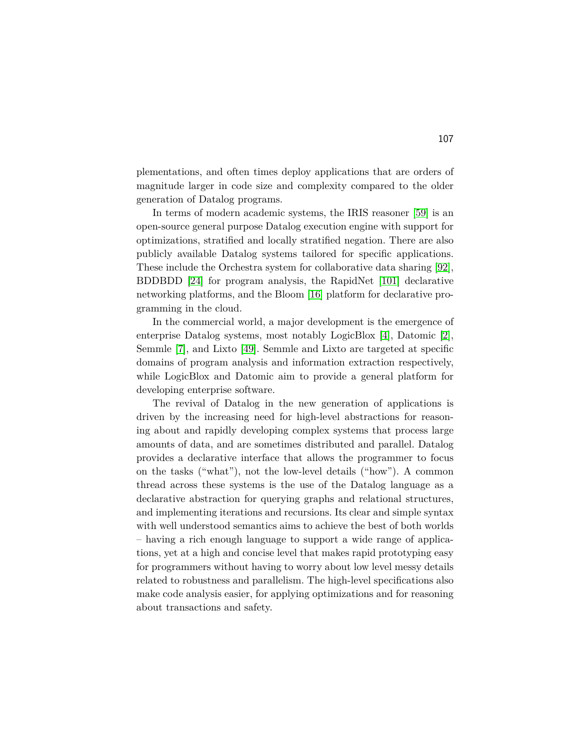plementations, and often times deploy applications that are orders of magnitude larger in code size and complexity compared to the older generation of Datalog programs.

In terms of modern academic systems, the IRIS reasoner [59] is an open-source general purpose Datalog execution engine with support for optimizations, stratified and locally stratified negation. There are also publicly available Datalog systems tailored for specific applications. These include the Orchestra system for collaborative data sharing [92], BDDBDD [24] for program analysis, the RapidNet [101] declarative networking platforms, and the Bloom [16] platform for declarative programming in the cloud.

In the commercial world, a major development is the emergence of enterprise Datalog systems, most notably LogicBlox [4], Datomic [2], Semmle [7], and Lixto [49]. Semmle and Lixto are targeted at specific domains of program analysis and information extraction respectively, while LogicBlox and Datomic aim to provide a general platform for developing enterprise software.

The revival of Datalog in the new generation of applications is driven by the increasing need for high-level abstractions for reasoning about and rapidly developing complex systems that process large amounts of data, and are sometimes distributed and parallel. Datalog provides a declarative interface that allows the programmer to focus on the tasks ("what"), not the low-level details ("how"). A common thread across these systems is the use of the Datalog language as a declarative abstraction for querying graphs and relational structures, and implementing iterations and recursions. Its clear and simple syntax with well understood semantics aims to achieve the best of both worlds – having a rich enough language to support a wide range of applications, yet at a high and concise level that makes rapid prototyping easy for programmers without having to worry about low level messy details related to robustness and parallelism. The high-level specifications also make code analysis easier, for applying optimizations and for reasoning about transactions and safety.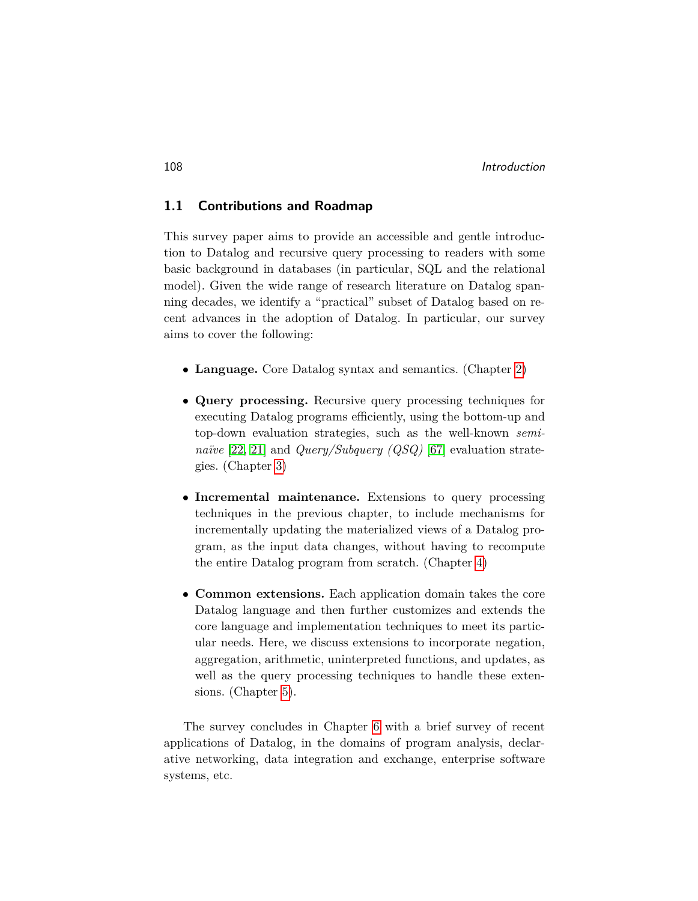## 1.1 Contributions and Roadmap

This survey paper aims to provide an accessible and gentle introduction to Datalog and recursive query processing to readers with some basic background in databases (in particular, SQL and the relational model). Given the wide range of research literature on Datalog spanning decades, we identify a "practical" subset of Datalog based on recent advances in the adoption of Datalog. In particular, our survey aims to cover the following:

- **Language.** Core Datalog syntax and semantics. (Chapter 2)
- **Query processing.** Recursive query processing techniques for executing Datalog programs efficiently, using the bottom-up and top-down evaluation strategies, such as the well-known *semi-naïve* [22, 21] and *Query/Subquery (QSQ)* [67] evaluation strategies. (Chapter 3)
- **Incremental maintenance.** Extensions to query processing techniques in the previous chapter, to include mechanisms for incrementally updating the materialized views of a Datalog program, as the input data changes, without having to recompute the entire Datalog program from scratch. (Chapter 4)
- **Common extensions.** Each application domain takes the core Datalog language and then further customizes and extends the core language and implementation techniques to meet its particular needs. Here, we discuss extensions to incorporate negation, aggregation, arithmetic, uninterpreted functions, and updates, as well as the query processing techniques to handle these extensions. (Chapter 5).

The survey concludes in Chapter 6 with a brief survey of recent applications of Datalog, in the domains of program analysis, declarative networking, data integration and exchange, enterprise software systems, etc.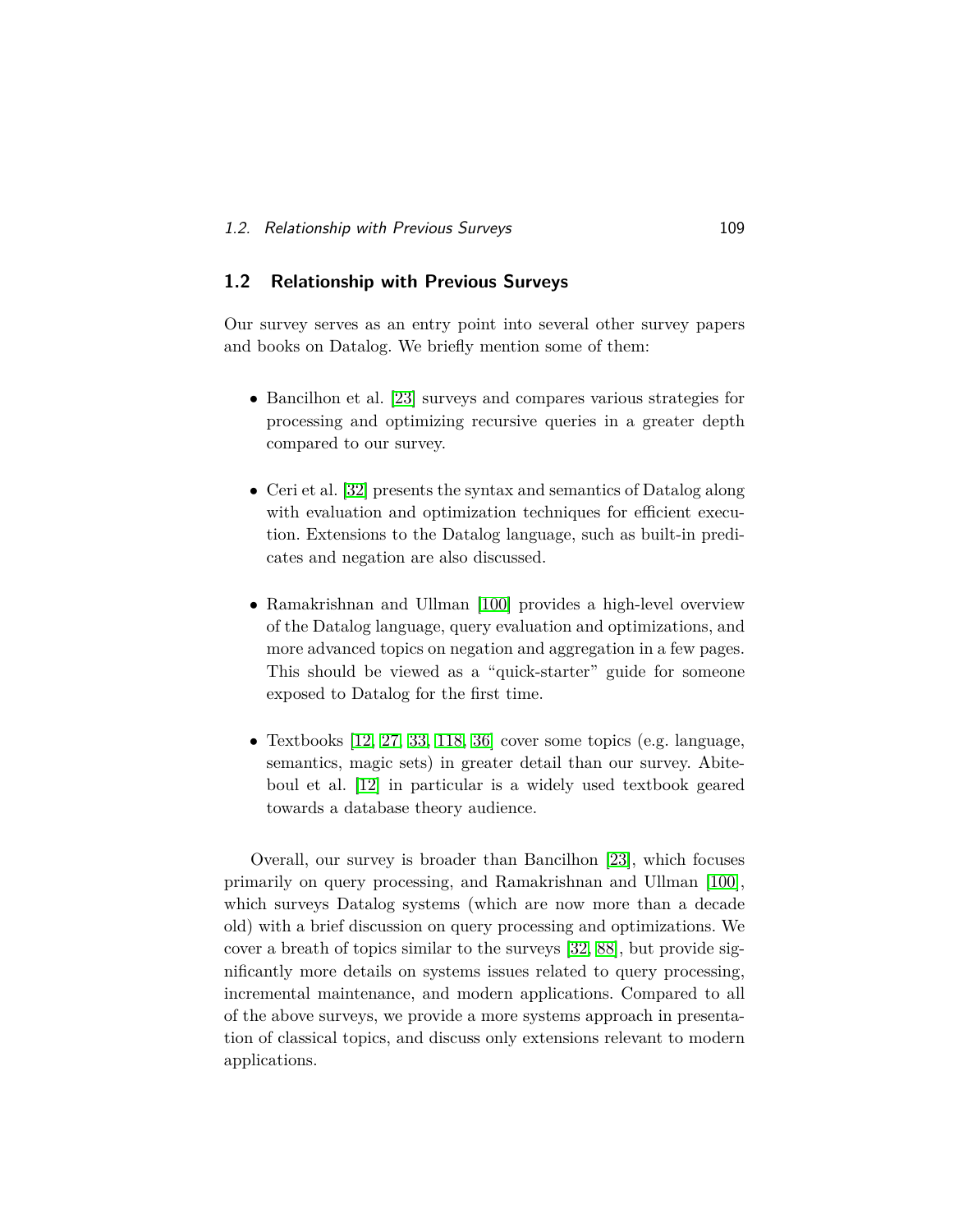## 1.2 Relationship with Previous Surveys

Our survey serves as an entry point into several other survey papers and books on Datalog. We briefly mention some of them:

- Bancilhon et al. [23] surveys and compares various strategies for processing and optimizing recursive queries in a greater depth compared to our survey.
- Ceri et al. [32] presents the syntax and semantics of Datalog along with evaluation and optimization techniques for efficient execution. Extensions to the Datalog language, such as built-in predicates and negation are also discussed.
- Ramakrishnan and Ullman [100] provides a high-level overview of the Datalog language, query evaluation and optimizations, and more advanced topics on negation and aggregation in a few pages. This should be viewed as a "quick-starter" guide for someone exposed to Datalog for the first time.
- Textbooks [12, 27, 33, 118, 36] cover some topics (e.g. language, semantics, magic sets) in greater detail than our survey. Abiteboul et al. [12] in particular is a widely used textbook geared towards a database theory audience.

Overall, our survey is broader than Bancilhon [23], which focuses primarily on query processing, and Ramakrishnan and Ullman [100], which surveys Datalog systems (which are now more than a decade old) with a brief discussion on query processing and optimizations. We cover a breath of topics similar to the surveys [32, 88], but provide significantly more details on systems issues related to query processing, incremental maintenance, and modern applications. Compared to all of the above surveys, we provide a more systems approach in presentation of classical topics, and discuss only extensions relevant to modern applications.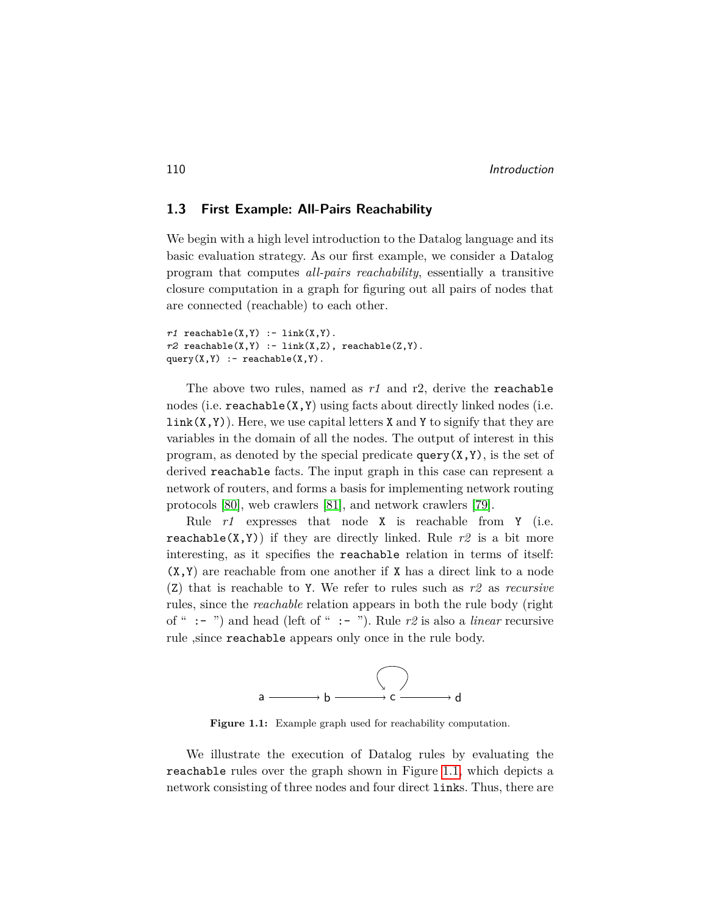## 1.3 First Example: All-Pairs Reachability

We begin with a high level introduction to the Datalog language and its basic evaluation strategy. As our first example, we consider a Datalog program that computes *all-pairs reachability*, essentially a transitive closure computation in a graph for figuring out all pairs of nodes that are connected (reachable) to each other.

```
r1 reachable(X,Y) :- link(X,Y).
r2 reachable(X,Y) :- link(X,Z), reachable(Z,Y).
query(X,Y) :- reachable(X,Y).
```

The above two rules, named as *r1* and r2, derive the `reachable` nodes (i.e. `reachable(X,Y)` using facts about directly linked nodes (i.e. `link(X,Y)`). Here, we use capital letters `X` and `Y` to signify that they are variables in the domain of all the nodes. The output of interest in this program, as denoted by the special predicate `query(X,Y)`, is the set of derived `reachable` facts. The input graph in this case can represent a network of routers, and forms a basis for implementing network routing protocols [80], web crawlers [81], and network crawlers [79].

Rule *r1* expresses that node `X` is reachable from `Y` (i.e. `reachable(X,Y)`) if they are directly linked. Rule *r2* is a bit more interesting, as it specifies the `reachable` relation in terms of itself: `(X,Y)` are reachable from one another if `X` has a direct link to a node (`Z`) that is reachable to `Y`. We refer to rules such as *r2* as *recursive* rules, since the *reachable* relation appears in both the rule body (right of " `:-` ") and head (left of " `:-` "). Rule *r2* is also a *linear* recursive rule ,since `reachable` appears only once in the rule body.

a ⟶ b ⟶ c ⟶ d (with a self-loop on c)

**Figure 1.1:** Example graph used for reachability computation.

We illustrate the execution of Datalog rules by evaluating the `reachable` rules over the graph shown in Figure 1.1, which depicts a network consisting of three nodes and four direct `link`s. Thus, there are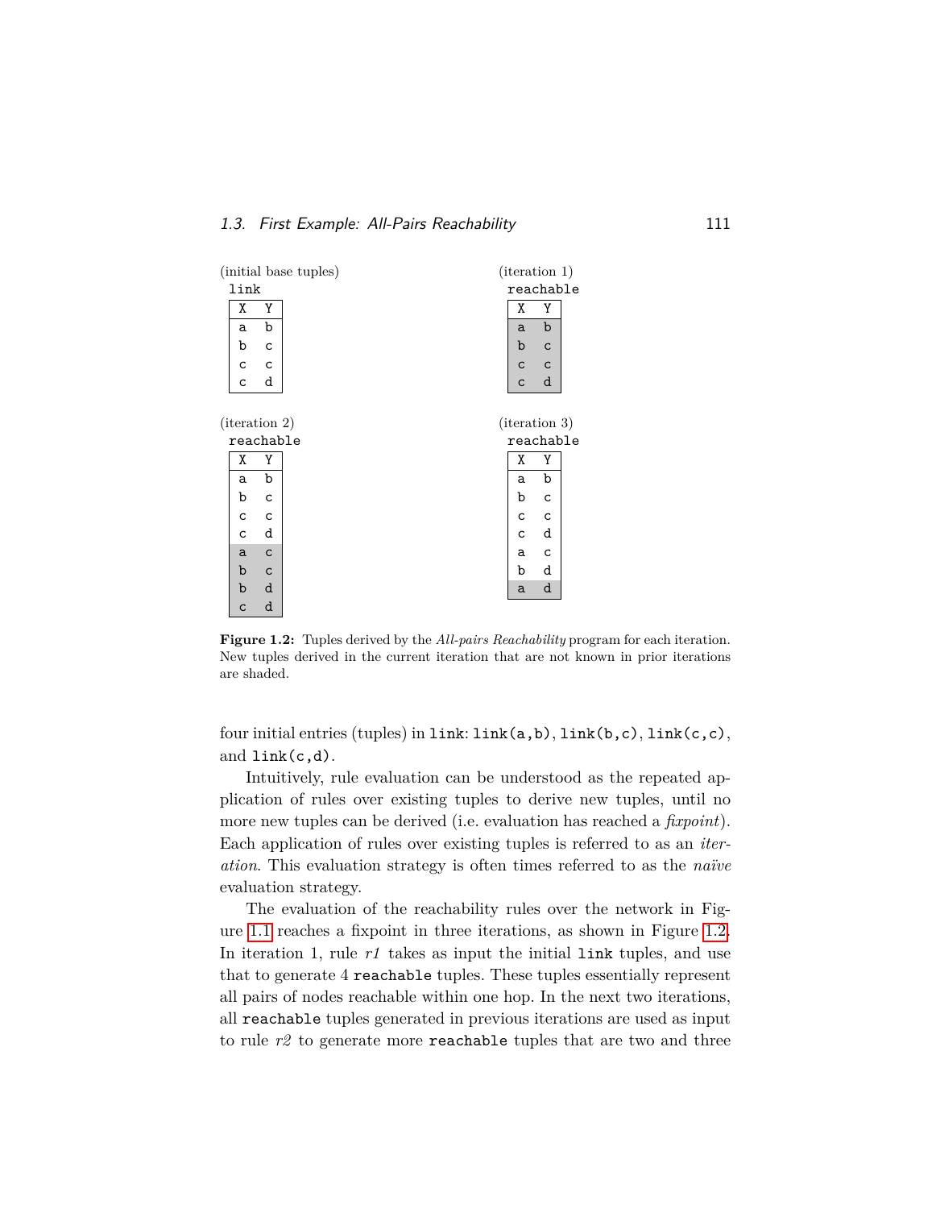(initial base tuples)

link

| X | Y |
|---|---|
| a | b |
| b | c |
| c | c |
| c | d |

(iteration 1)

reachable

| X | Y |
|---|---|
| a | b |
| b | c |
| c | c |
| c | d |

(iteration 2)

reachable

| X | Y |
|---|---|
| a | b |
| b | c |
| c | c |
| c | d |
| a | c |
| b | c |
| b | d |
| c | d |

(iteration 3)

reachable

| X | Y |
|---|---|
| a | b |
| b | c |
| c | c |
| c | d |
| a | c |
| b | d |
| a | d |

**Figure 1.2:** Tuples derived by the *All-pairs Reachability* program for each iteration. New tuples derived in the current iteration that are not known in prior iterations are shaded.

four initial entries (tuples) in `link`: `link(a,b)`, `link(b,c)`, `link(c,c)`, and `link(c,d)`.

Intuitively, rule evaluation can be understood as the repeated application of rules over existing tuples to derive new tuples, until no more new tuples can be derived (i.e. evaluation has reached a *fixpoint*). Each application of rules over existing tuples is referred to as an *iteration*. This evaluation strategy is often times referred to as the *naïve* evaluation strategy.

The evaluation of the reachability rules over the network in Figure 1.1 reaches a fixpoint in three iterations, as shown in Figure 1.2. In iteration 1, rule *r1* takes as input the initial `link` tuples, and use that to generate 4 `reachable` tuples. These tuples essentially represent all pairs of nodes reachable within one hop. In the next two iterations, all `reachable` tuples generated in previous iterations are used as input to rule *r2* to generate more `reachable` tuples that are two and three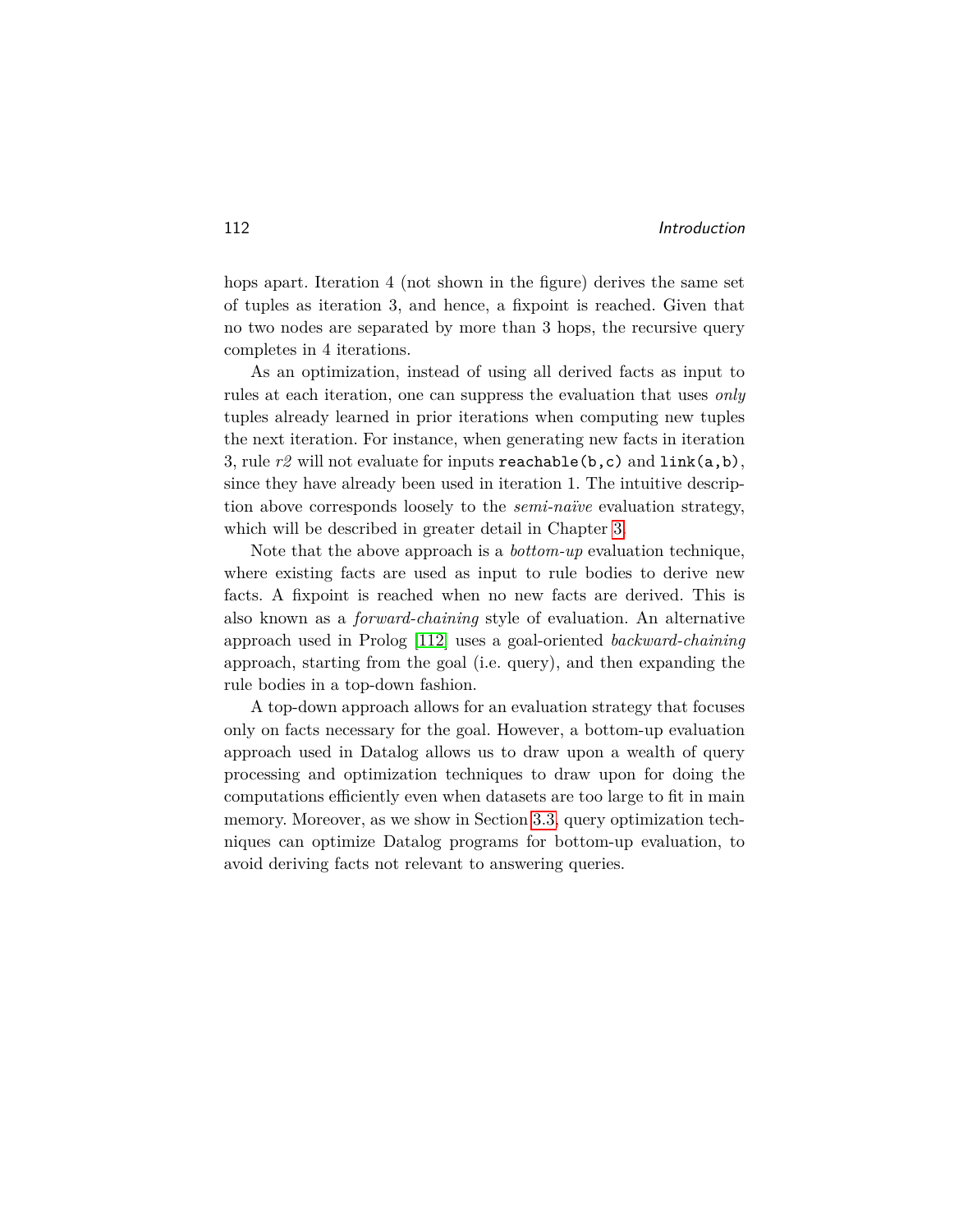hops apart. Iteration 4 (not shown in the figure) derives the same set of tuples as iteration 3, and hence, a fixpoint is reached. Given that no two nodes are separated by more than 3 hops, the recursive query completes in 4 iterations.

As an optimization, instead of using all derived facts as input to rules at each iteration, one can suppress the evaluation that uses *only* tuples already learned in prior iterations when computing new tuples the next iteration. For instance, when generating new facts in iteration 3, rule *r2* will not evaluate for inputs `reachable(b,c)` and `link(a,b)`, since they have already been used in iteration 1. The intuitive description above corresponds loosely to the *semi-naïve* evaluation strategy, which will be described in greater detail in Chapter 3.

Note that the above approach is a *bottom-up* evaluation technique, where existing facts are used as input to rule bodies to derive new facts. A fixpoint is reached when no new facts are derived. This is also known as a *forward-chaining* style of evaluation. An alternative approach used in Prolog [112] uses a goal-oriented *backward-chaining* approach, starting from the goal (i.e. query), and then expanding the rule bodies in a top-down fashion.

A top-down approach allows for an evaluation strategy that focuses only on facts necessary for the goal. However, a bottom-up evaluation approach used in Datalog allows us to draw upon a wealth of query processing and optimization techniques to draw upon for doing the computations efficiently even when datasets are too large to fit in main memory. Moreover, as we show in Section 3.3, query optimization techniques can optimize Datalog programs for bottom-up evaluation, to avoid deriving facts not relevant to answering queries.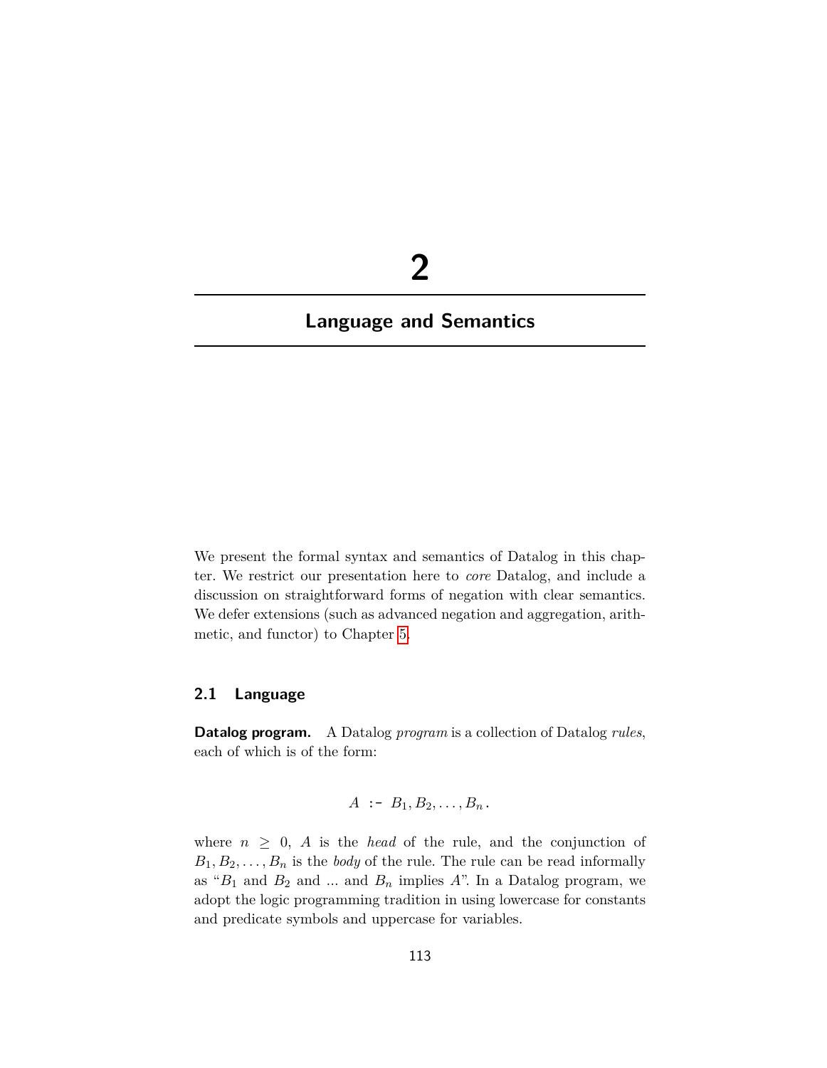# 2

# Language and Semantics

We present the formal syntax and semantics of Datalog in this chapter. We restrict our presentation here to *core* Datalog, and include a discussion on straightforward forms of negation with clear semantics. We defer extensions (such as advanced negation and aggregation, arithmetic, and functor) to Chapter 5.

## 2.1 Language

**Datalog program.** A Datalog *program* is a collection of Datalog *rules*, each of which is of the form:

$$A \texttt{ :- } B_1, B_2, \ldots, B_n \,.$$

where $n \geq 0$, $A$ is the *head* of the rule, and the conjunction of $B_1, B_2, \ldots, B_n$ is the *body* of the rule. The rule can be read informally as "$B_1$ and $B_2$ and ... and $B_n$ implies $A$". In a Datalog program, we adopt the logic programming tradition in using lowercase for constants and predicate symbols and uppercase for variables.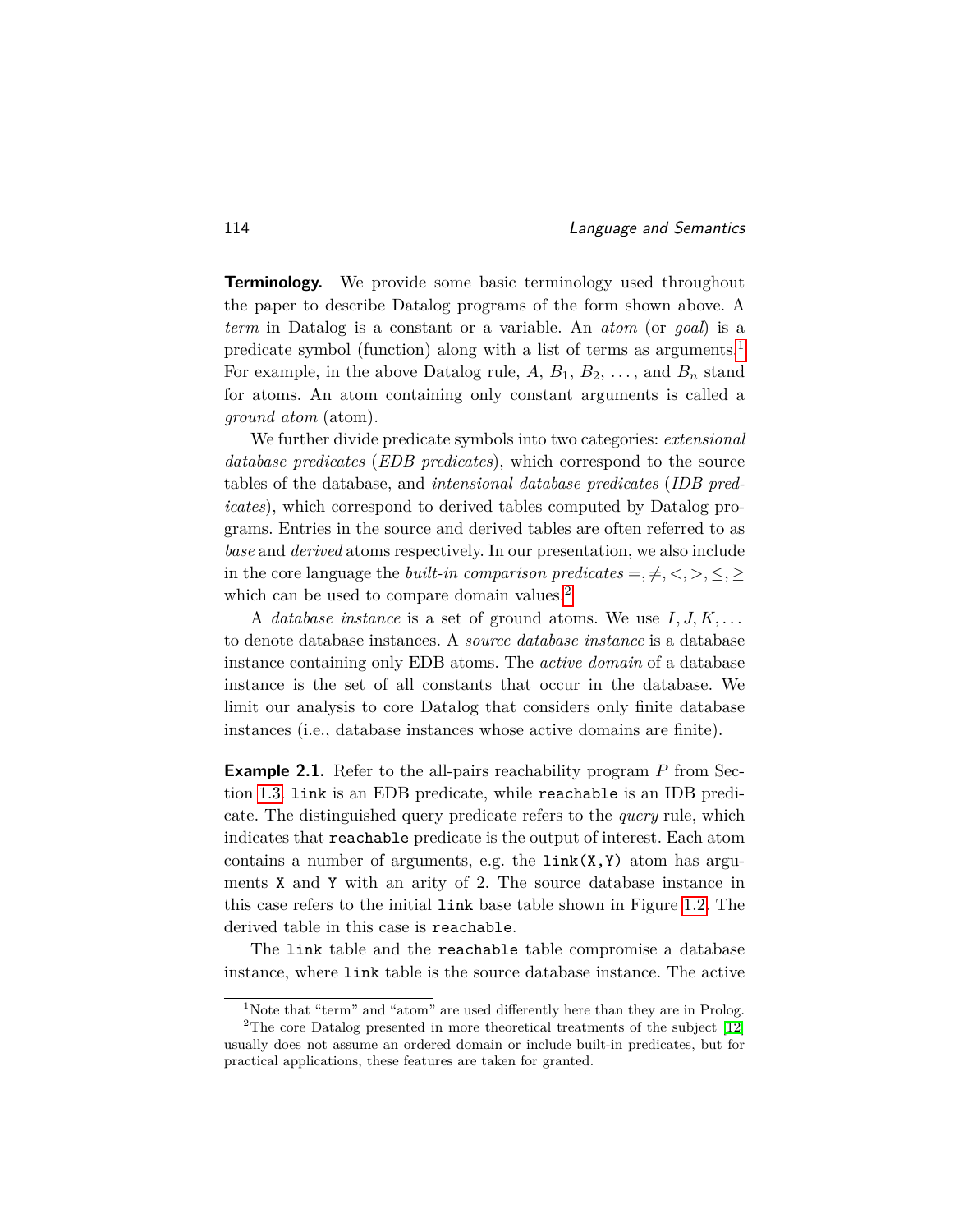**Terminology.** We provide some basic terminology used throughout the paper to describe Datalog programs of the form shown above. A *term* in Datalog is a constant or a variable. An *atom* (or *goal*) is a predicate symbol (function) along with a list of terms as arguments.[1] For example, in the above Datalog rule, $A$, $B_1$, $B_2$, $\ldots$, and $B_n$ stand for atoms. An atom containing only constant arguments is called a *ground atom* (atom).

We further divide predicate symbols into two categories: *extensional database predicates* (*EDB predicates*), which correspond to the source tables of the database, and *intensional database predicates* (*IDB predicates*), which correspond to derived tables computed by Datalog programs. Entries in the source and derived tables are often referred to as *base* and *derived* atoms respectively. In our presentation, we also include in the core language the *built-in comparison predicates* $=, \neq, <, >, \leq, \geq$ which can be used to compare domain values.[2]

A *database instance* is a set of ground atoms. We use $I, J, K, \ldots$ to denote database instances. A *source database instance* is a database instance containing only EDB atoms. The *active domain* of a database instance is the set of all constants that occur in the database. We limit our analysis to core Datalog that considers only finite database instances (i.e., database instances whose active domains are finite).

**Example 2.1.** Refer to the all-pairs reachability program $P$ from Section 1.3. `link` is an EDB predicate, while `reachable` is an IDB predicate. The distinguished query predicate refers to the *query* rule, which indicates that `reachable` predicate is the output of interest. Each atom contains a number of arguments, e.g. the `link(X,Y)` atom has arguments `X` and `Y` with an arity of 2. The source database instance in this case refers to the initial `link` base table shown in Figure 1.2. The derived table in this case is `reachable`.

The `link` table and the `reachable` table compromise a database instance, where `link` table is the source database instance. The active

---

[1] Note that "term" and "atom" are used differently here than they are in Prolog.

[2] The core Datalog presented in more theoretical treatments of the subject [12] usually does not assume an ordered domain or include built-in predicates, but for practical applications, these features are taken for granted.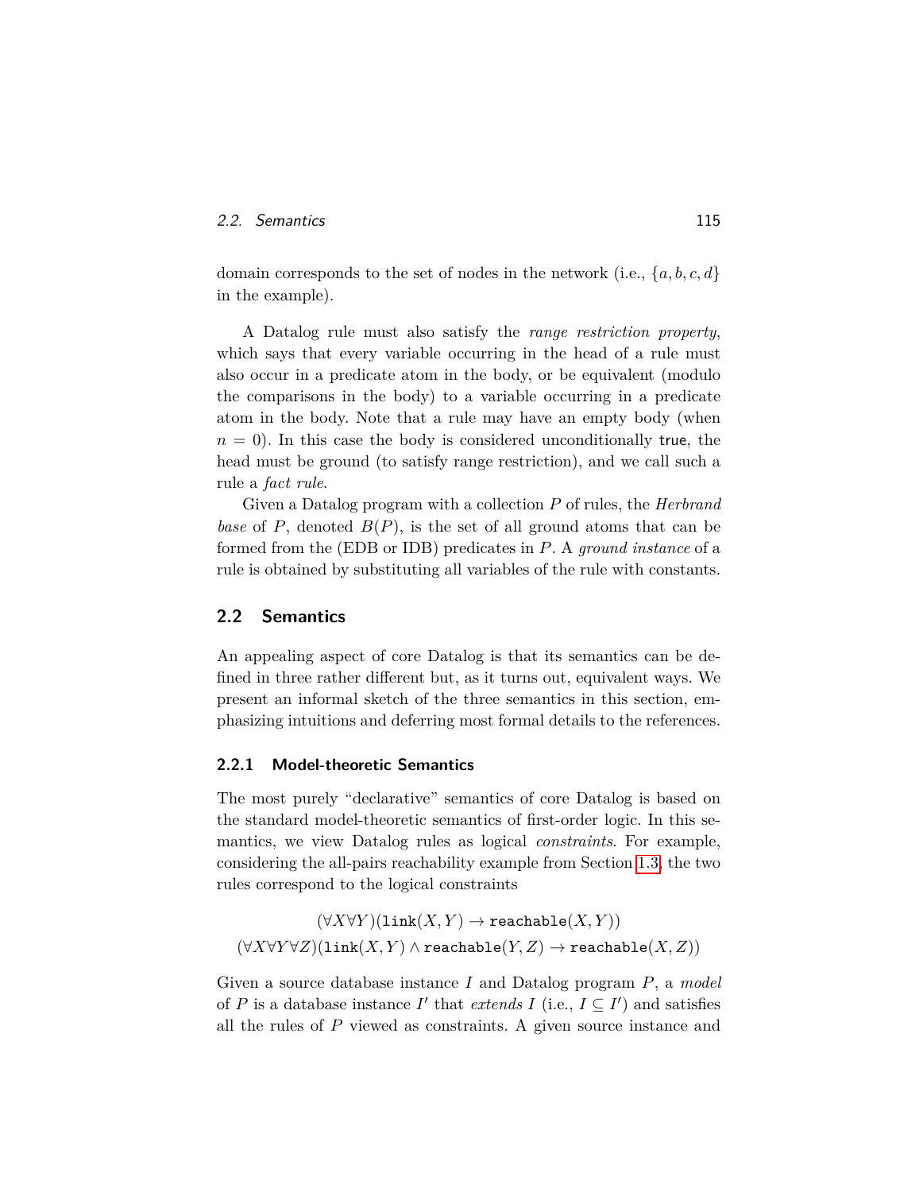domain corresponds to the set of nodes in the network (i.e., $\{a, b, c, d\}$ in the example).

A Datalog rule must also satisfy the *range restriction property*, which says that every variable occurring in the head of a rule must also occur in a predicate atom in the body, or be equivalent (modulo the comparisons in the body) to a variable occurring in a predicate atom in the body. Note that a rule may have an empty body (when $n = 0$). In this case the body is considered unconditionally true, the head must be ground (to satisfy range restriction), and we call such a rule a *fact rule*.

Given a Datalog program with a collection $P$ of rules, the *Herbrand base* of $P$, denoted $B(P)$, is the set of all ground atoms that can be formed from the (EDB or IDB) predicates in $P$. A *ground instance* of a rule is obtained by substituting all variables of the rule with constants.

## 2.2 Semantics

An appealing aspect of core Datalog is that its semantics can be defined in three rather different but, as it turns out, equivalent ways. We present an informal sketch of the three semantics in this section, emphasizing intuitions and deferring most formal details to the references.

### 2.2.1 Model-theoretic Semantics

The most purely "declarative" semantics of core Datalog is based on the standard model-theoretic semantics of first-order logic. In this semantics, we view Datalog rules as logical *constraints*. For example, considering the all-pairs reachability example from Section 1.3, the two rules correspond to the logical constraints

$$(\forall X \forall Y)(\texttt{link}(X, Y) \rightarrow \texttt{reachable}(X, Y))$$
$$(\forall X \forall Y \forall Z)(\texttt{link}(X, Y) \wedge \texttt{reachable}(Y, Z) \rightarrow \texttt{reachable}(X, Z))$$

Given a source database instance $I$ and Datalog program $P$, a *model* of $P$ is a database instance $I'$ that *extends* $I$ (i.e., $I \subseteq I'$) and satisfies all the rules of $P$ viewed as constraints. A given source instance and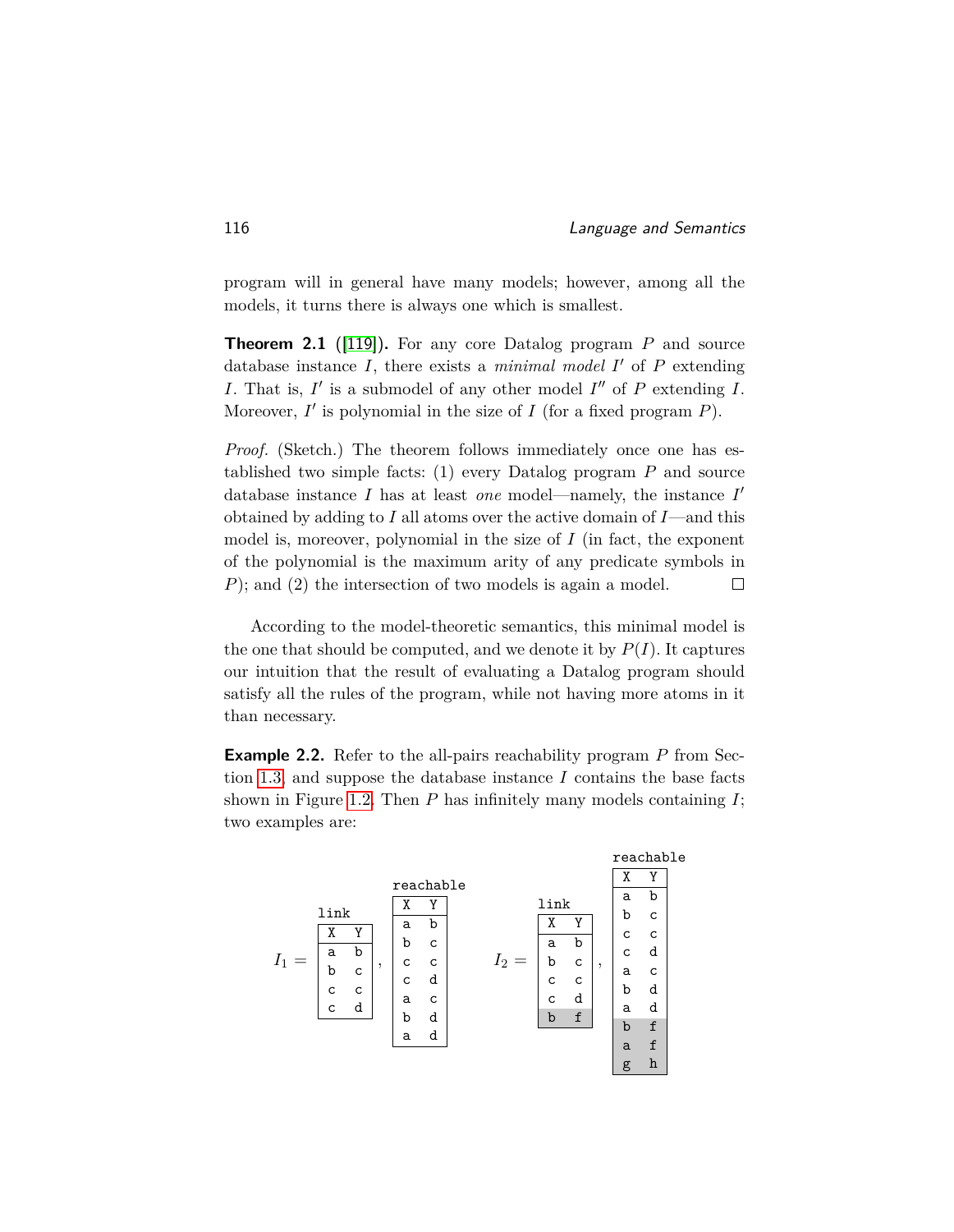program will in general have many models; however, among all the models, it turns there is always one which is smallest.

**Theorem 2.1** ([119]). For any core Datalog program $P$ and source database instance $I$, there exists a *minimal model* $I'$ of $P$ extending $I$. That is, $I'$ is a submodel of any other model $I''$ of $P$ extending $I$. Moreover, $I'$ is polynomial in the size of $I$ (for a fixed program $P$).

*Proof.* (Sketch.) The theorem follows immediately once one has established two simple facts: (1) every Datalog program $P$ and source database instance $I$ has at least *one* model—namely, the instance $I'$ obtained by adding to $I$ all atoms over the active domain of $I$—and this model is, moreover, polynomial in the size of $I$ (in fact, the exponent of the polynomial is the maximum arity of any predicate symbols in $P$); and (2) the intersection of two models is again a model. □

According to the model-theoretic semantics, this minimal model is the one that should be computed, and we denote it by $P(I)$. It captures our intuition that the result of evaluating a Datalog program should satisfy all the rules of the program, while not having more atoms in it than necessary.

**Example 2.2.** Refer to the all-pairs reachability program $P$ from Section 1.3 and suppose the database instance $I$ contains the base facts shown in Figure 1.2. Then $P$ has infinitely many models containing $I$; two examples are:

$I_1 =$

link

| X | Y |
|---|---|
| a | b |
| b | c |
| c | c |
| c | d |

reachable

| X | Y |
|---|---|
| a | b |
| b | c |
| c | c |
| c | d |
| a | c |
| b | d |
| a | d |

$I_2 =$

link

| X | Y |
|---|---|
| a | b |
| b | c |
| c | c |
| c | d |
| b | f |

reachable

| X | Y |
|---|---|
| a | b |
| b | c |
| c | c |
| c | d |
| a | c |
| b | d |
| a | d |
| b | f |
| a | f |
| g | h |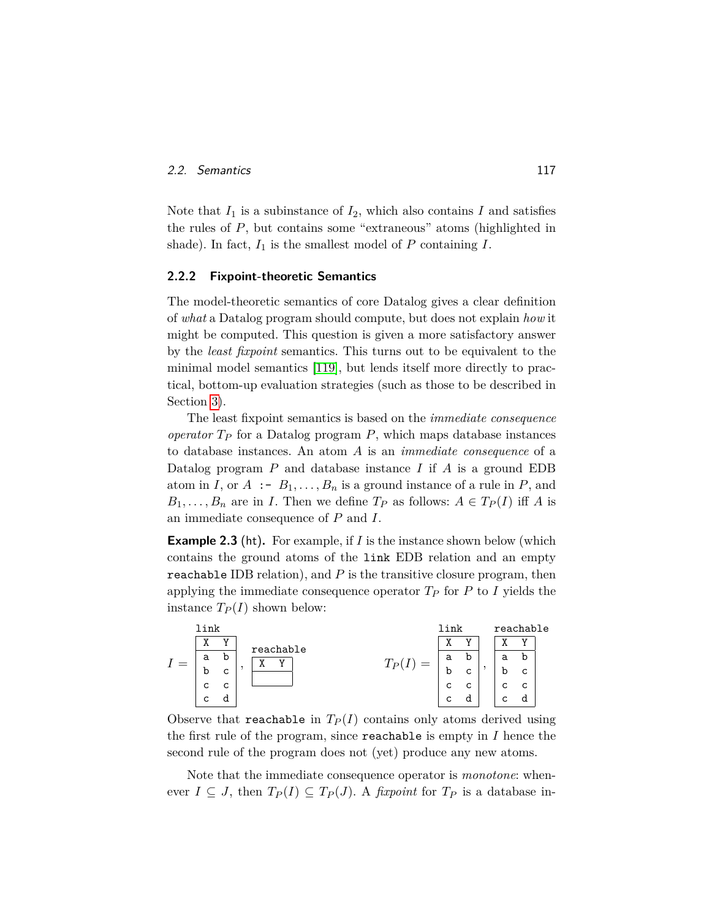Note that $I_1$ is a subinstance of $I_2$, which also contains $I$ and satisfies the rules of $P$, but contains some "extraneous" atoms (highlighted in shade). In fact, $I_1$ is the smallest model of $P$ containing $I$.

### 2.2.2 Fixpoint-theoretic Semantics

The model-theoretic semantics of core Datalog gives a clear definition of *what* a Datalog program should compute, but does not explain *how* it might be computed. This question is given a more satisfactory answer by the *least fixpoint* semantics. This turns out to be equivalent to the minimal model semantics [119], but lends itself more directly to practical, bottom-up evaluation strategies (such as those to be described in Section 3).

The least fixpoint semantics is based on the *immediate consequence operator* $T_P$ for a Datalog program $P$, which maps database instances to database instances. An atom $A$ is an *immediate consequence* of a Datalog program $P$ and database instance $I$ if $A$ is a ground EDB atom in $I$, or $A$ `:-` $B_1, \ldots, B_n$ is a ground instance of a rule in $P$, and $B_1, \ldots, B_n$ are in $I$. Then we define $T_P$ as follows: $A \in T_P(I)$ iff $A$ is an immediate consequence of $P$ and $I$.

**Example 2.3** (ht)**.** For example, if $I$ is the instance shown below (which contains the ground atoms of the `link` EDB relation and an empty `reachable` IDB relation), and $P$ is the transitive closure program, then applying the immediate consequence operator $T_P$ for $P$ to $I$ yields the instance $T_P(I)$ shown below:

$I =$

`link`

| X | Y |
|---|---|
| a | b |
| b | c |
| c | c |
| c | d |

`reachable`

| X | Y |
|---|---|
| | |

$T_P(I) =$

`link`

| X | Y |
|---|---|
| a | b |
| b | c |
| c | c |
| c | d |

`reachable`

| X | Y |
|---|---|
| a | b |
| b | c |
| c | c |
| c | d |

Observe that `reachable` in $T_P(I)$ contains only atoms derived using the first rule of the program, since `reachable` is empty in $I$ hence the second rule of the program does not (yet) produce any new atoms.

Note that the immediate consequence operator is *monotone*: whenever $I \subseteq J$, then $T_P(I) \subseteq T_P(J)$. A *fixpoint* for $T_P$ is a database in-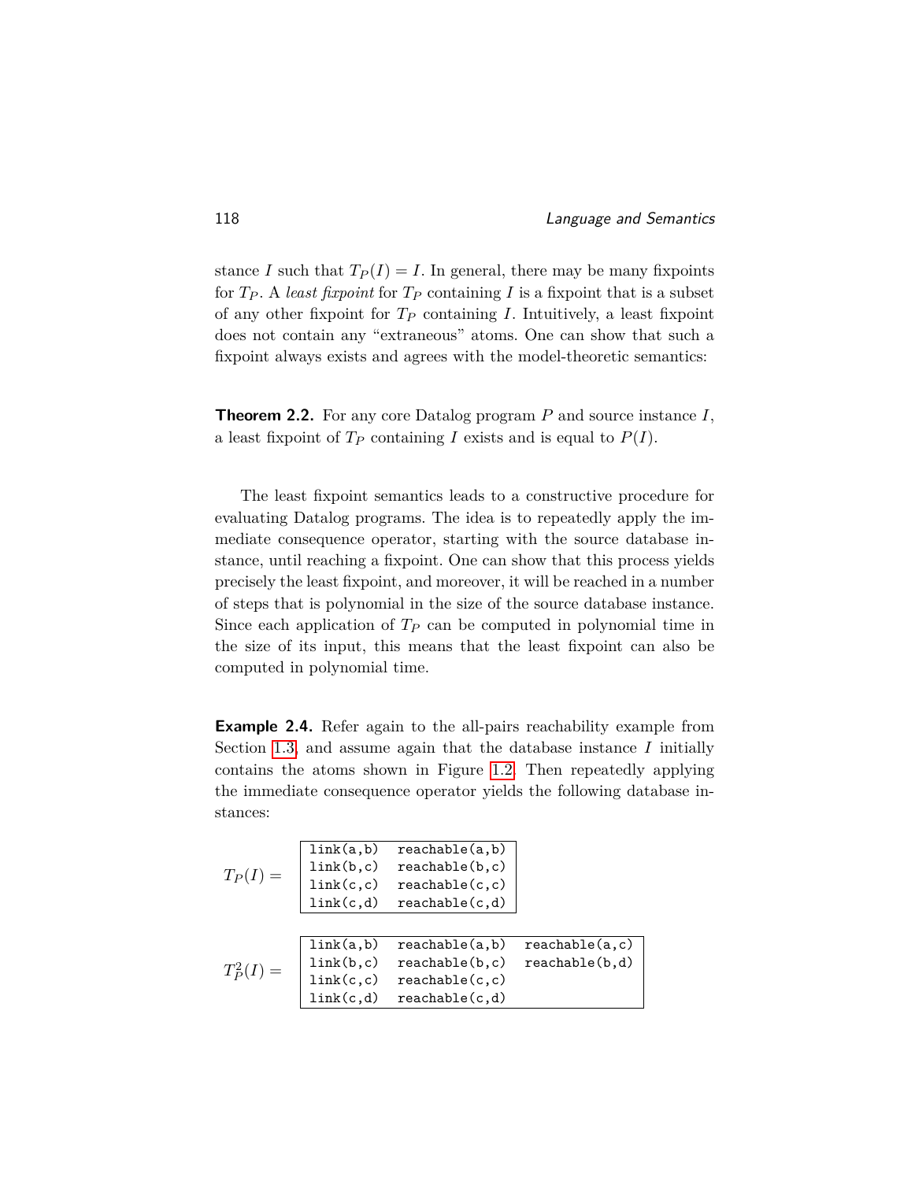stance $I$ such that $T_P(I) = I$. In general, there may be many fixpoints for $T_P$. A *least fixpoint* for $T_P$ containing $I$ is a fixpoint that is a subset of any other fixpoint for $T_P$ containing $I$. Intuitively, a least fixpoint does not contain any "extraneous" atoms. One can show that such a fixpoint always exists and agrees with the model-theoretic semantics:

**Theorem 2.2.** For any core Datalog program $P$ and source instance $I$, a least fixpoint of $T_P$ containing $I$ exists and is equal to $P(I)$.

The least fixpoint semantics leads to a constructive procedure for evaluating Datalog programs. The idea is to repeatedly apply the immediate consequence operator, starting with the source database instance, until reaching a fixpoint. One can show that this process yields precisely the least fixpoint, and moreover, it will be reached in a number of steps that is polynomial in the size of the source database instance. Since each application of $T_P$ can be computed in polynomial time in the size of its input, this means that the least fixpoint can also be computed in polynomial time.

**Example 2.4.** Refer again to the all-pairs reachability example from Section 1.3, and assume again that the database instance $I$ initially contains the atoms shown in Figure 1.2. Then repeatedly applying the immediate consequence operator yields the following database instances:

$T_P(I) =$

```
link(a,b)   reachable(a,b)
link(b,c)   reachable(b,c)
link(c,c)   reachable(c,c)
link(c,d)   reachable(c,d)
```

$T_P^2(I) =$

```
link(a,b)   reachable(a,b)   reachable(a,c)
link(b,c)   reachable(b,c)   reachable(b,d)
link(c,c)   reachable(c,c)
link(c,d)   reachable(c,d)
```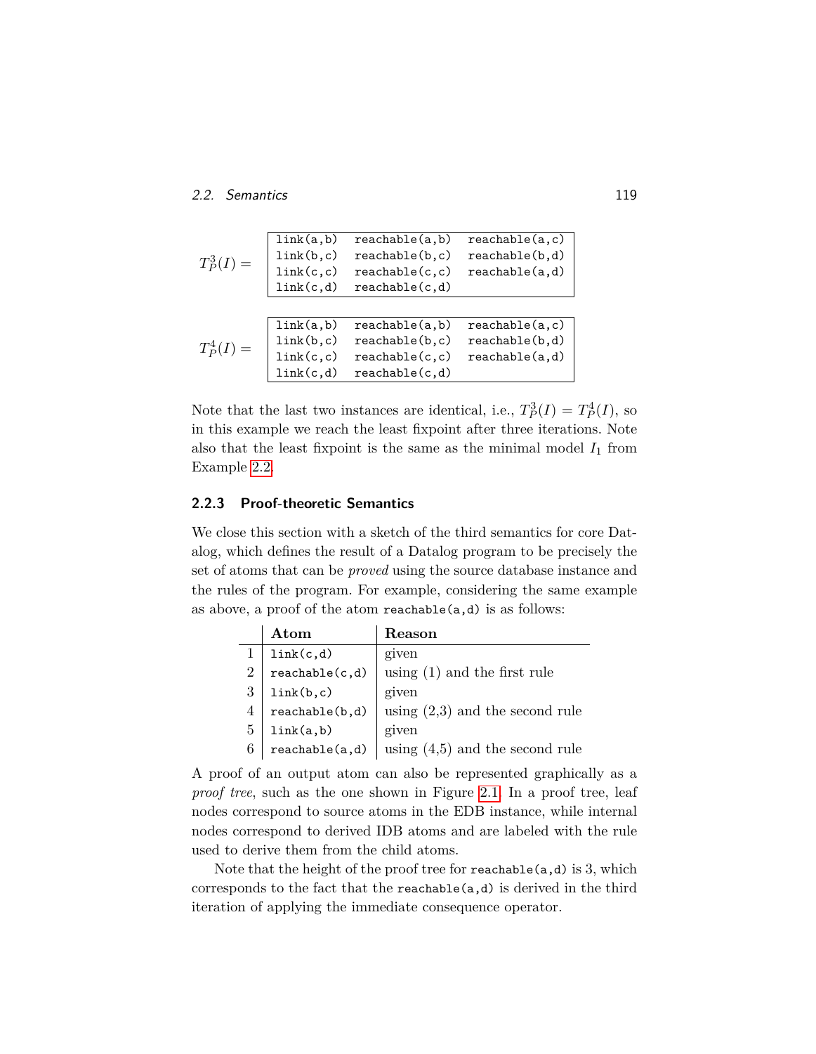$T_P^3(I) =$

| | | |
|---|---|---|
| link(a,b) | reachable(a,b) | reachable(a,c) |
| link(b,c) | reachable(b,c) | reachable(b,d) |
| link(c,c) | reachable(c,c) | reachable(a,d) |
| link(c,d) | reachable(c,d) | |

$T_P^4(I) =$

| | | |
|---|---|---|
| link(a,b) | reachable(a,b) | reachable(a,c) |
| link(b,c) | reachable(b,c) | reachable(b,d) |
| link(c,c) | reachable(c,c) | reachable(a,d) |
| link(c,d) | reachable(c,d) | |

Note that the last two instances are identical, i.e., $T_P^3(I) = T_P^4(I)$, so in this example we reach the least fixpoint after three iterations. Note also that the least fixpoint is the same as the minimal model $I_1$ from Example 2.2.

### 2.2.3 Proof-theoretic Semantics

We close this section with a sketch of the third semantics for core Datalog, which defines the result of a Datalog program to be precisely the set of atoms that can be *proved* using the source database instance and the rules of the program. For example, considering the same example as above, a proof of the atom `reachable(a,d)` is as follows:

| | **Atom** | **Reason** |
|---|---|---|
| 1 | `link(c,d)` | given |
| 2 | `reachable(c,d)` | using (1) and the first rule |
| 3 | `link(b,c)` | given |
| 4 | `reachable(b,d)` | using (2,3) and the second rule |
| 5 | `link(a,b)` | given |
| 6 | `reachable(a,d)` | using (4,5) and the second rule |

A proof of an output atom can also be represented graphically as a *proof tree*, such as the one shown in Figure 2.1. In a proof tree, leaf nodes correspond to source atoms in the EDB instance, while internal nodes correspond to derived IDB atoms and are labeled with the rule used to derive them from the child atoms.

Note that the height of the proof tree for `reachable(a,d)` is 3, which corresponds to the fact that the `reachable(a,d)` is derived in the third iteration of applying the immediate consequence operator.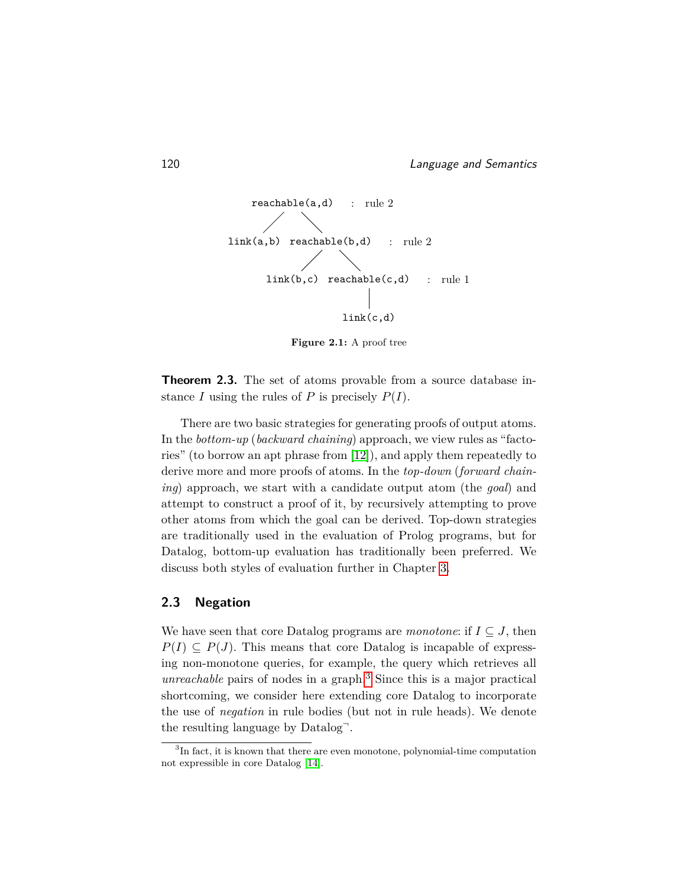```
        reachable(a,d)   :  rule 2
          /       \
   link(a,b)  reachable(b,d)   :  rule 2
                /       \
         link(b,c)  reachable(c,d)   :  rule 1
                         |
                     link(c,d)
```

**Figure 2.1:** A proof tree

**Theorem 2.3.** The set of atoms provable from a source database instance $I$ using the rules of $P$ is precisely $P(I)$.

There are two basic strategies for generating proofs of output atoms. In the *bottom-up* (*backward chaining*) approach, we view rules as "factories" (to borrow an apt phrase from [12]), and apply them repeatedly to derive more and more proofs of atoms. In the *top-down* (*forward chaining*) approach, we start with a candidate output atom (the *goal*) and attempt to construct a proof of it, by recursively attempting to prove other atoms from which the goal can be derived. Top-down strategies are traditionally used in the evaluation of Prolog programs, but for Datalog, bottom-up evaluation has traditionally been preferred. We discuss both styles of evaluation further in Chapter 3.

## 2.3 Negation

We have seen that core Datalog programs are *monotone*: if $I \subseteq J$, then $P(I) \subseteq P(J)$. This means that core Datalog is incapable of expressing non-monotone queries, for example, the query which retrieves all *unreachable* pairs of nodes in a graph.[3] Since this is a major practical shortcoming, we consider here extending core Datalog to incorporate the use of *negation* in rule bodies (but not in rule heads). We denote the resulting language by Datalog$^{\neg}$.

[3] In fact, it is known that there are even monotone, polynomial-time computation not expressible in core Datalog [14].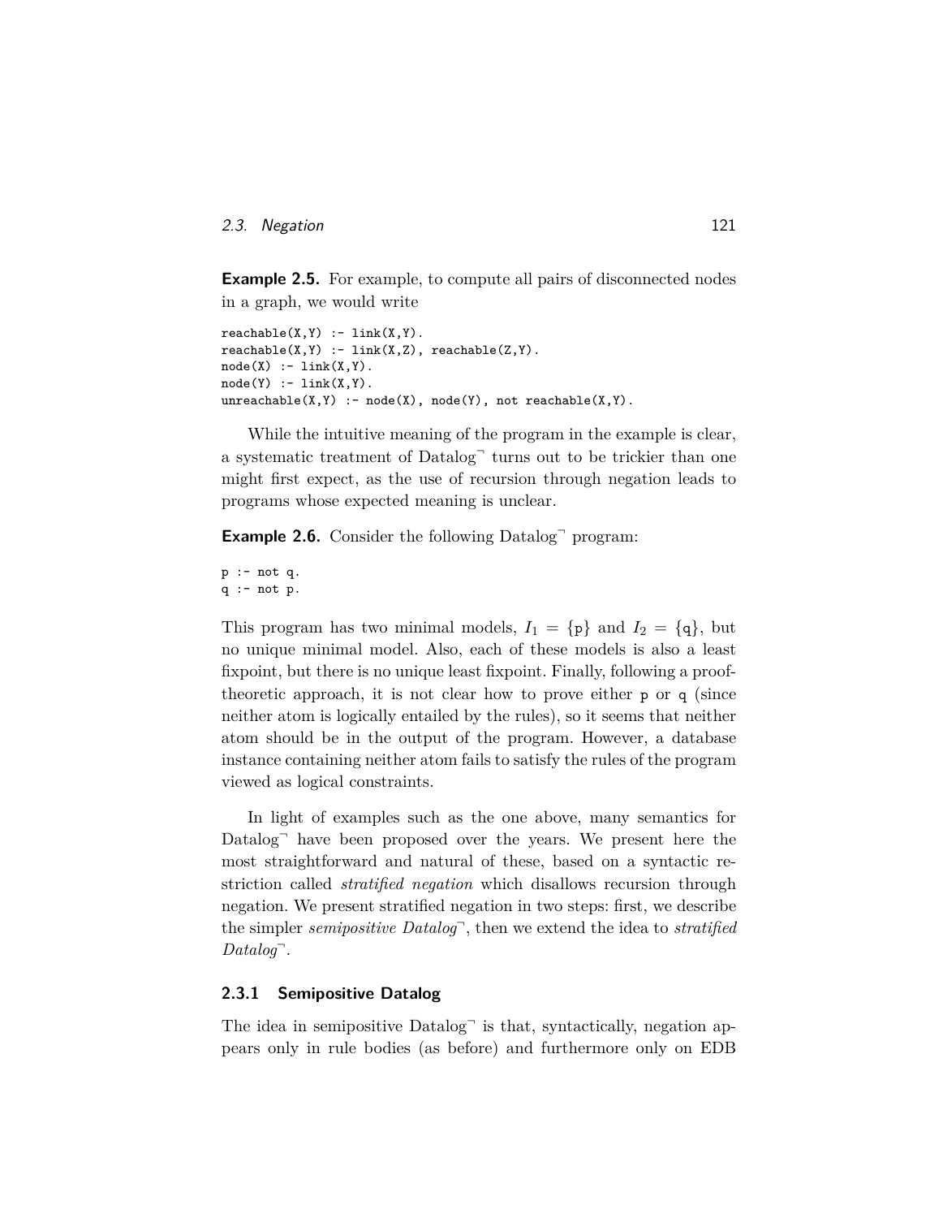**Example 2.5.** For example, to compute all pairs of disconnected nodes in a graph, we would write

```
reachable(X,Y) :- link(X,Y).
reachable(X,Y) :- link(X,Z), reachable(Z,Y).
node(X) :- link(X,Y).
node(Y) :- link(X,Y).
unreachable(X,Y) :- node(X), node(Y), not reachable(X,Y).
```

While the intuitive meaning of the program in the example is clear, a systematic treatment of Datalog$^\neg$ turns out to be trickier than one might first expect, as the use of recursion through negation leads to programs whose expected meaning is unclear.

**Example 2.6.** Consider the following Datalog$^\neg$ program:

```
p :- not q.
q :- not p.
```

This program has two minimal models, $I_1 = \{\mathtt{p}\}$ and $I_2 = \{\mathtt{q}\}$, but no unique minimal model. Also, each of these models is also a least fixpoint, but there is no unique least fixpoint. Finally, following a proof-theoretic approach, it is not clear how to prove either `p` or `q` (since neither atom is logically entailed by the rules), so it seems that neither atom should be in the output of the program. However, a database instance containing neither atom fails to satisfy the rules of the program viewed as logical constraints.

In light of examples such as the one above, many semantics for Datalog$^\neg$ have been proposed over the years. We present here the most straightforward and natural of these, based on a syntactic restriction called *stratified negation* which disallows recursion through negation. We present stratified negation in two steps: first, we describe the simpler *semipositive Datalog*$^\neg$, then we extend the idea to *stratified Datalog*$^\neg$.

### 2.3.1 Semipositive Datalog

The idea in semipositive Datalog$^\neg$ is that, syntactically, negation appears only in rule bodies (as before) and furthermore only on EDB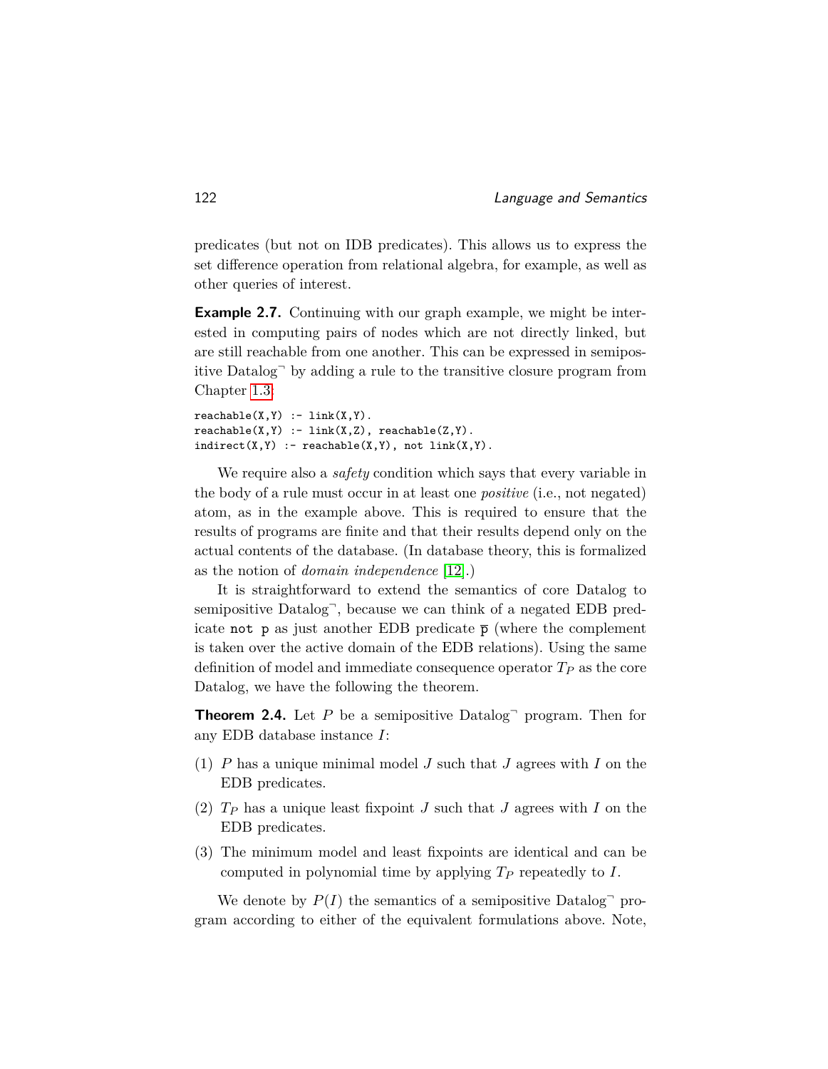predicates (but not on IDB predicates). This allows us to express the set difference operation from relational algebra, for example, as well as other queries of interest.

**Example 2.7.** Continuing with our graph example, we might be interested in computing pairs of nodes which are not directly linked, but are still reachable from one another. This can be expressed in semipositive Datalog$^\neg$ by adding a rule to the transitive closure program from Chapter 1.3:

```
reachable(X,Y) :- link(X,Y).
reachable(X,Y) :- link(X,Z), reachable(Z,Y).
indirect(X,Y) :- reachable(X,Y), not link(X,Y).
```

We require also a *safety* condition which says that every variable in the body of a rule must occur in at least one *positive* (i.e., not negated) atom, as in the example above. This is required to ensure that the results of programs are finite and that their results depend only on the actual contents of the database. (In database theory, this is formalized as the notion of *domain independence* [12].)

It is straightforward to extend the semantics of core Datalog to semipositive Datalog$^\neg$, because we can think of a negated EDB predicate `not p` as just another EDB predicate $\overline{\texttt{p}}$ (where the complement is taken over the active domain of the EDB relations). Using the same definition of model and immediate consequence operator $T_P$ as the core Datalog, we have the following the theorem.

**Theorem 2.4.** Let $P$ be a semipositive Datalog$^\neg$ program. Then for any EDB database instance $I$:

1. $P$ has a unique minimal model $J$ such that $J$ agrees with $I$ on the EDB predicates.
2. $T_P$ has a unique least fixpoint $J$ such that $J$ agrees with $I$ on the EDB predicates.
3. The minimum model and least fixpoints are identical and can be computed in polynomial time by applying $T_P$ repeatedly to $I$.

We denote by $P(I)$ the semantics of a semipositive Datalog$^\neg$ program according to either of the equivalent formulations above. Note,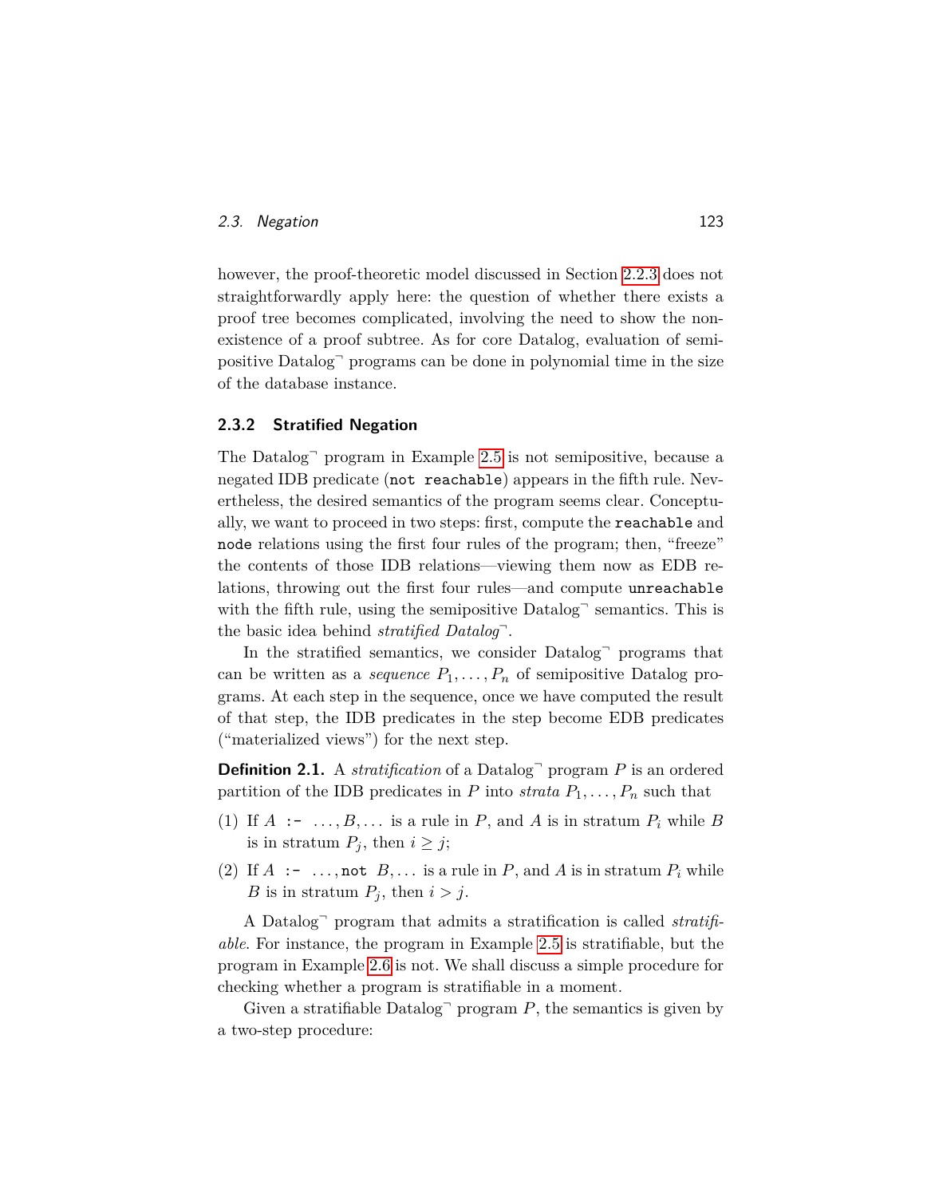however, the proof-theoretic model discussed in Section 2.2.3 does not straightforwardly apply here: the question of whether there exists a proof tree becomes complicated, involving the need to show the non-existence of a proof subtree. As for core Datalog, evaluation of semipositive Datalog$^\neg$ programs can be done in polynomial time in the size of the database instance.

### 2.3.2 Stratified Negation

The Datalog$^\neg$ program in Example 2.5 is not semipositive, because a negated IDB predicate (`not reachable`) appears in the fifth rule. Nevertheless, the desired semantics of the program seems clear. Conceptually, we want to proceed in two steps: first, compute the `reachable` and `node` relations using the first four rules of the program; then, "freeze" the contents of those IDB relations—viewing them now as EDB relations, throwing out the first four rules—and compute `unreachable` with the fifth rule, using the semipositive Datalog$^\neg$ semantics. This is the basic idea behind *stratified Datalog*$^\neg$.

In the stratified semantics, we consider Datalog$^\neg$ programs that can be written as a *sequence* $P_1, \ldots, P_n$ of semipositive Datalog programs. At each step in the sequence, once we have computed the result of that step, the IDB predicates in the step become EDB predicates ("materialized views") for the next step.

**Definition 2.1.** A *stratification* of a Datalog$^\neg$ program $P$ is an ordered partition of the IDB predicates in $P$ into *strata* $P_1, \ldots, P_n$ such that

(1) If $A$ `:-` $\ldots, B, \ldots$ is a rule in $P$, and $A$ is in stratum $P_i$ while $B$ is in stratum $P_j$, then $i \geq j$;

(2) If $A$ `:-` $\ldots,$ `not` $B, \ldots$ is a rule in $P$, and $A$ is in stratum $P_i$ while $B$ is in stratum $P_j$, then $i > j$.

A Datalog$^\neg$ program that admits a stratification is called *stratifiable*. For instance, the program in Example 2.5 is stratifiable, but the program in Example 2.6 is not. We shall discuss a simple procedure for checking whether a program is stratifiable in a moment.

Given a stratifiable Datalog$^\neg$ program $P$, the semantics is given by a two-step procedure: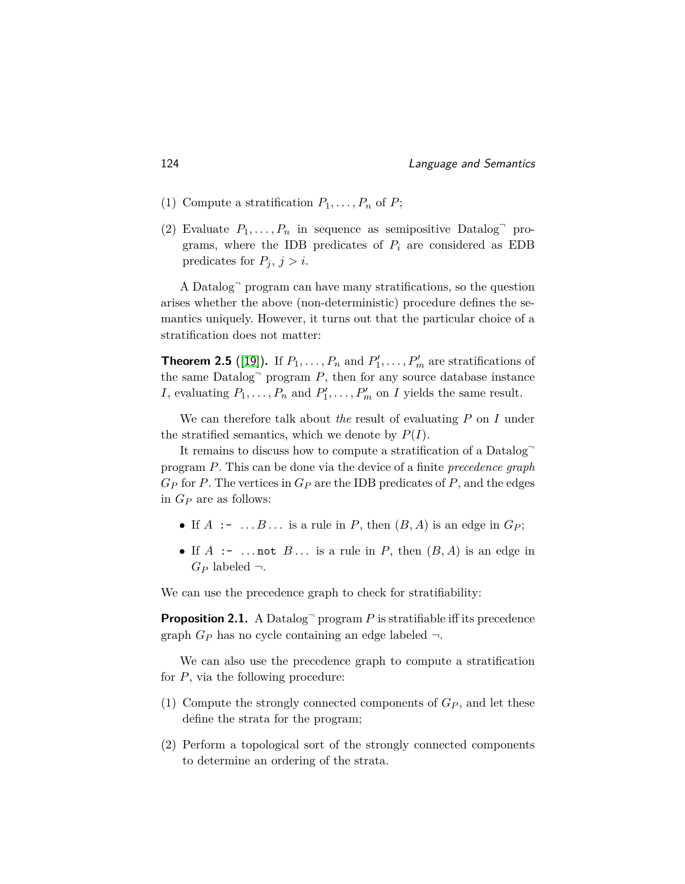(1) Compute a stratification $P_1, \ldots, P_n$ of $P$;

(2) Evaluate $P_1, \ldots, P_n$ in sequence as semipositive Datalog$^\neg$ programs, where the IDB predicates of $P_i$ are considered as EDB predicates for $P_j$, $j > i$.

A Datalog$^\neg$ program can have many stratifications, so the question arises whether the above (non-deterministic) procedure defines the semantics uniquely. However, it turns out that the particular choice of a stratification does not matter:

**Theorem 2.5** ([19])**.** If $P_1, \ldots, P_n$ and $P'_1, \ldots, P'_m$ are stratifications of the same Datalog$^\neg$ program $P$, then for any source database instance $I$, evaluating $P_1, \ldots, P_n$ and $P'_1, \ldots, P'_m$ on $I$ yields the same result.

We can therefore talk about *the* result of evaluating $P$ on $I$ under the stratified semantics, which we denote by $P(I)$.

It remains to discuss how to compute a stratification of a Datalog$^\neg$ program $P$. This can be done via the device of a finite *precedence graph* $G_P$ for $P$. The vertices in $G_P$ are the IDB predicates of $P$, and the edges in $G_P$ are as follows:

- If $A$ `:-` $\ldots B \ldots$ is a rule in $P$, then $(B, A)$ is an edge in $G_P$;
- If $A$ `:-` $\ldots$`not` $B \ldots$ is a rule in $P$, then $(B, A)$ is an edge in $G_P$ labeled $\neg$.

We can use the precedence graph to check for stratifiability:

**Proposition 2.1.** A Datalog$^\neg$ program $P$ is stratifiable iff its precedence graph $G_P$ has no cycle containing an edge labeled $\neg$.

We can also use the precedence graph to compute a stratification for $P$, via the following procedure:

(1) Compute the strongly connected components of $G_P$, and let these define the strata for the program;

(2) Perform a topological sort of the strongly connected components to determine an ordering of the strata.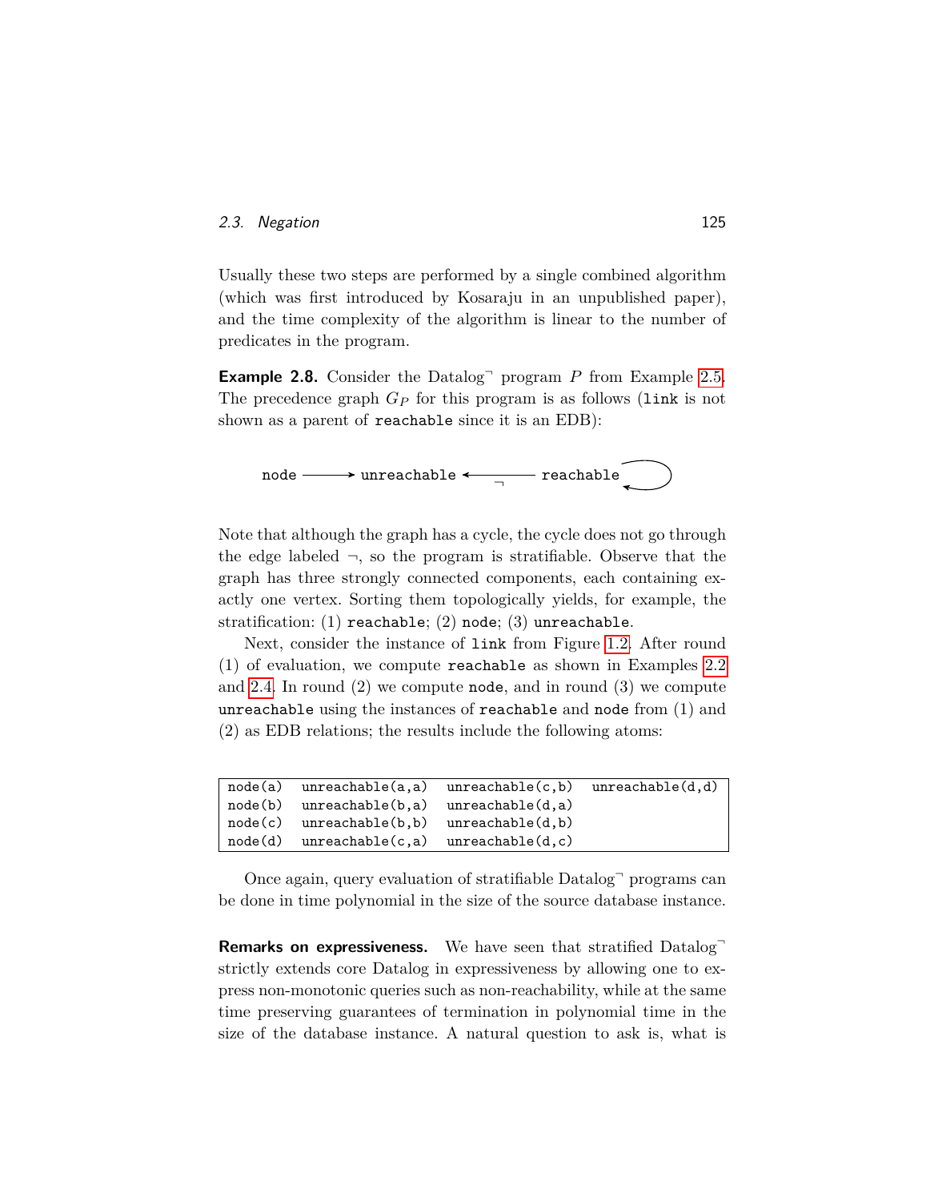Usually these two steps are performed by a single combined algorithm (which was first introduced by Kosaraju in an unpublished paper), and the time complexity of the algorithm is linear to the number of predicates in the program.

**Example 2.8.** Consider the Datalog$^\neg$ program $P$ from Example 2.5. The precedence graph $G_P$ for this program is as follows (`link` is not shown as a parent of `reachable` since it is an EDB):

```
node ───────> unreachable <──¬──── reachable ⟲
```

Note that although the graph has a cycle, the cycle does not go through the edge labeled $\neg$, so the program is stratifiable. Observe that the graph has three strongly connected components, each containing exactly one vertex. Sorting them topologically yields, for example, the stratification: (1) `reachable`; (2) `node`; (3) `unreachable`.

Next, consider the instance of `link` from Figure 1.2. After round (1) of evaluation, we compute `reachable` as shown in Examples 2.2 and 2.4. In round (2) we compute `node`, and in round (3) we compute `unreachable` using the instances of `reachable` and `node` from (1) and (2) as EDB relations; the results include the following atoms:

| | | | |
|---|---|---|---|
| node(a) | unreachable(a,a) | unreachable(c,b) | unreachable(d,d) |
| node(b) | unreachable(b,a) | unreachable(d,a) | |
| node(c) | unreachable(b,b) | unreachable(d,b) | |
| node(d) | unreachable(c,a) | unreachable(d,c) | |

Once again, query evaluation of stratifiable Datalog$^\neg$ programs can be done in time polynomial in the size of the source database instance.

**Remarks on expressiveness.** We have seen that stratified Datalog$^\neg$ strictly extends core Datalog in expressiveness by allowing one to express non-monotonic queries such as non-reachability, while at the same time preserving guarantees of termination in polynomial time in the size of the database instance. A natural question to ask is, what is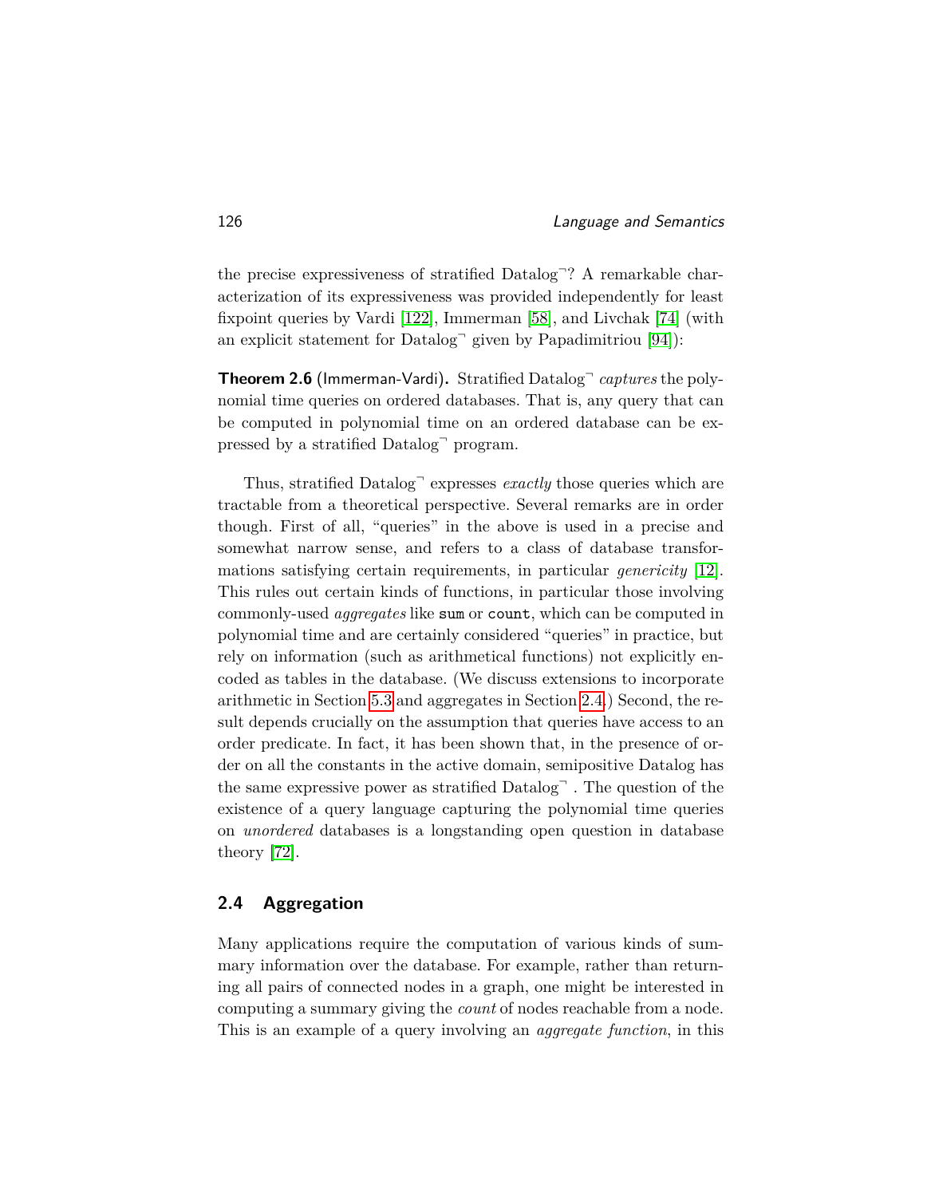the precise expressiveness of stratified Datalog$^{\neg}$? A remarkable characterization of its expressiveness was provided independently for least fixpoint queries by Vardi [122], Immerman [58], and Livchak [74] (with an explicit statement for Datalog$^{\neg}$ given by Papadimitriou [94]):

**Theorem 2.6** (Immerman-Vardi)**.** Stratified Datalog$^{\neg}$ *captures* the polynomial time queries on ordered databases. That is, any query that can be computed in polynomial time on an ordered database can be expressed by a stratified Datalog$^{\neg}$ program.

Thus, stratified Datalog$^{\neg}$ expresses *exactly* those queries which are tractable from a theoretical perspective. Several remarks are in order though. First of all, "queries" in the above is used in a precise and somewhat narrow sense, and refers to a class of database transformations satisfying certain requirements, in particular *genericity* [12]. This rules out certain kinds of functions, in particular those involving commonly-used *aggregates* like `sum` or `count`, which can be computed in polynomial time and are certainly considered "queries" in practice, but rely on information (such as arithmetical functions) not explicitly encoded as tables in the database. (We discuss extensions to incorporate arithmetic in Section 5.3 and aggregates in Section 2.4.) Second, the result depends crucially on the assumption that queries have access to an order predicate. In fact, it has been shown that, in the presence of order on all the constants in the active domain, semipositive Datalog has the same expressive power as stratified Datalog$^{\neg}$ . The question of the existence of a query language capturing the polynomial time queries on *unordered* databases is a longstanding open question in database theory [72].

## 2.4 Aggregation

Many applications require the computation of various kinds of summary information over the database. For example, rather than returning all pairs of connected nodes in a graph, one might be interested in computing a summary giving the *count* of nodes reachable from a node. This is an example of a query involving an *aggregate function*, in this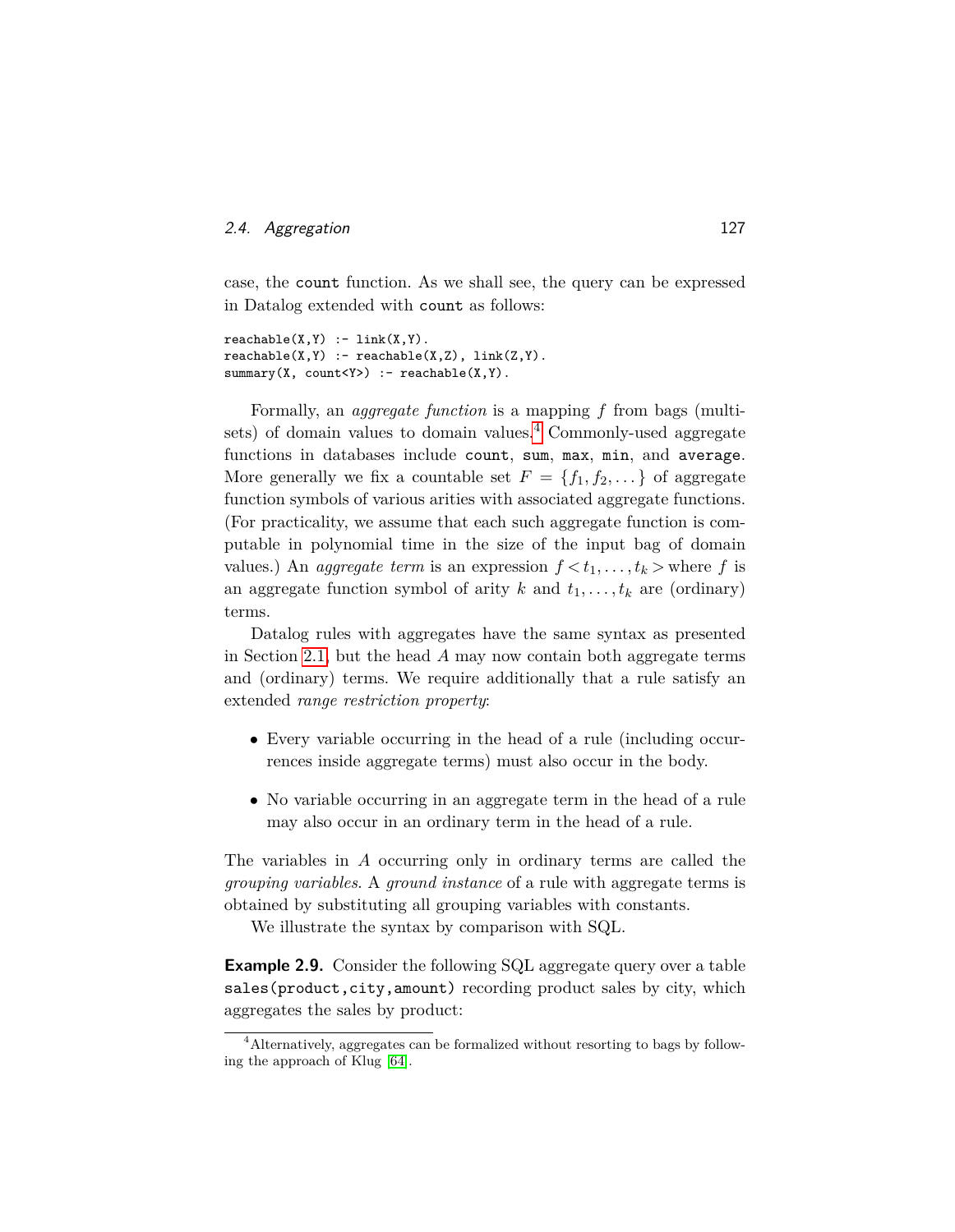case, the `count` function. As we shall see, the query can be expressed in Datalog extended with `count` as follows:

```
reachable(X,Y) :- link(X,Y).
reachable(X,Y) :- reachable(X,Z), link(Z,Y).
summary(X, count<Y>) :- reachable(X,Y).
```

Formally, an *aggregate function* is a mapping $f$ from bags (multisets) of domain values to domain values.[4] Commonly-used aggregate functions in databases include `count`, `sum`, `max`, `min`, and `average`. More generally we fix a countable set $F = \{f_1, f_2, \dots\}$ of aggregate function symbols of various arities with associated aggregate functions. (For practicality, we assume that each such aggregate function is computable in polynomial time in the size of the input bag of domain values.) An *aggregate term* is an expression $f < t_1, \dots, t_k >$ where $f$ is an aggregate function symbol of arity $k$ and $t_1, \dots, t_k$ are (ordinary) terms.

Datalog rules with aggregates have the same syntax as presented in Section 2.1, but the head $A$ may now contain both aggregate terms and (ordinary) terms. We require additionally that a rule satisfy an extended *range restriction property*:

- Every variable occurring in the head of a rule (including occurrences inside aggregate terms) must also occur in the body.
- No variable occurring in an aggregate term in the head of a rule may also occur in an ordinary term in the head of a rule.

The variables in $A$ occurring only in ordinary terms are called the *grouping variables*. A *ground instance* of a rule with aggregate terms is obtained by substituting all grouping variables with constants.

We illustrate the syntax by comparison with SQL.

**Example 2.9.** Consider the following SQL aggregate query over a table `sales(product,city,amount)` recording product sales by city, which aggregates the sales by product:

[4] Alternatively, aggregates can be formalized without resorting to bags by following the approach of Klug [64].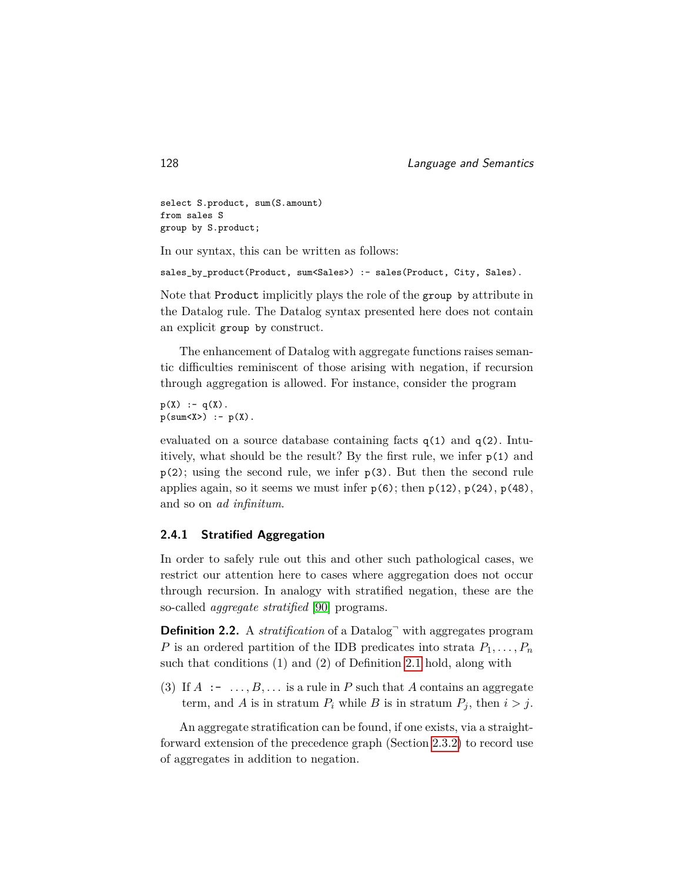```
select S.product, sum(S.amount)
from sales S
group by S.product;
```

In our syntax, this can be written as follows:

```
sales_by_product(Product, sum<Sales>) :- sales(Product, City, Sales).
```

Note that `Product` implicitly plays the role of the `group by` attribute in the Datalog rule. The Datalog syntax presented here does not contain an explicit `group by` construct.

The enhancement of Datalog with aggregate functions raises semantic difficulties reminiscent of those arising with negation, if recursion through aggregation is allowed. For instance, consider the program

```
p(X) :- q(X).
p(sum<X>) :- p(X).
```

evaluated on a source database containing facts `q(1)` and `q(2)`. Intuitively, what should be the result? By the first rule, we infer `p(1)` and `p(2)`; using the second rule, we infer `p(3)`. But then the second rule applies again, so it seems we must infer `p(6)`; then `p(12)`, `p(24)`, `p(48)`, and so on *ad infinitum*.

### 2.4.1 Stratified Aggregation

In order to safely rule out this and other such pathological cases, we restrict our attention here to cases where aggregation does not occur through recursion. In analogy with stratified negation, these are the so-called *aggregate stratified* [90] programs.

**Definition 2.2.** A *stratification* of a Datalog$^\neg$ with aggregates program $P$ is an ordered partition of the IDB predicates into strata $P_1, \ldots, P_n$ such that conditions (1) and (2) of Definition 2.1 hold, along with

(3) If $A$ `:-` $\ldots, B, \ldots$ is a rule in $P$ such that $A$ contains an aggregate term, and $A$ is in stratum $P_i$ while $B$ is in stratum $P_j$, then $i > j$.

An aggregate stratification can be found, if one exists, via a straightforward extension of the precedence graph (Section 2.3.2) to record use of aggregates in addition to negation.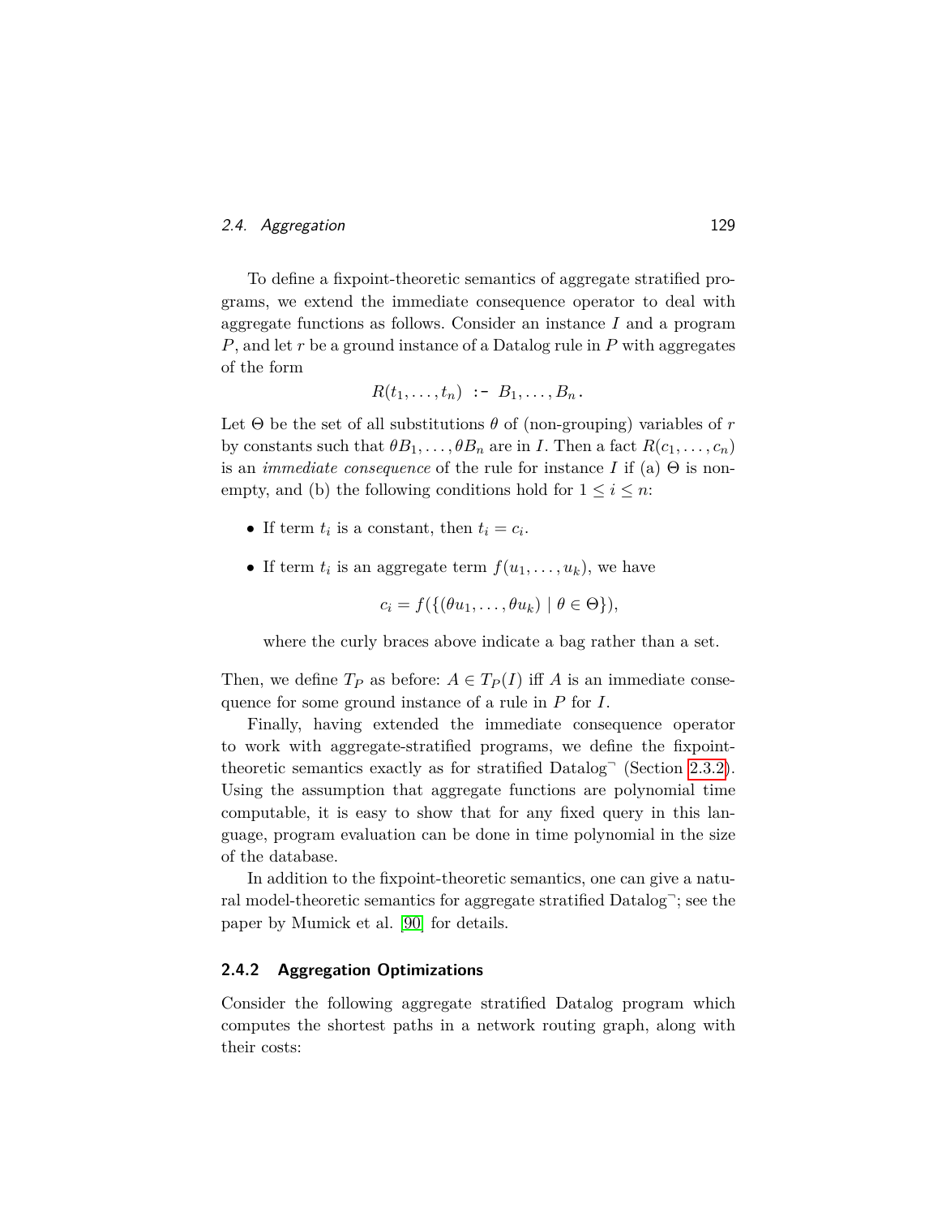To define a fixpoint-theoretic semantics of aggregate stratified programs, we extend the immediate consequence operator to deal with aggregate functions as follows. Consider an instance $I$ and a program $P$, and let $r$ be a ground instance of a Datalog rule in $P$ with aggregates of the form

$$R(t_1, \ldots, t_n) \texttt{ :- } B_1, \ldots, B_n.$$

Let $\Theta$ be the set of all substitutions $\theta$ of (non-grouping) variables of $r$ by constants such that $\theta B_1, \ldots, \theta B_n$ are in $I$. Then a fact $R(c_1, \ldots, c_n)$ is an *immediate consequence* of the rule for instance $I$ if (a) $\Theta$ is non-empty, and (b) the following conditions hold for $1 \leq i \leq n$:

- If term $t_i$ is a constant, then $t_i = c_i$.
- If term $t_i$ is an aggregate term $f(u_1, \ldots, u_k)$, we have

  $$c_i = f(\{(\theta u_1, \ldots, \theta u_k) \mid \theta \in \Theta\}),$$

  where the curly braces above indicate a bag rather than a set.

Then, we define $T_P$ as before: $A \in T_P(I)$ iff $A$ is an immediate consequence for some ground instance of a rule in $P$ for $I$.

Finally, having extended the immediate consequence operator to work with aggregate-stratified programs, we define the fixpoint-theoretic semantics exactly as for stratified Datalog$^\neg$ (Section 2.3.2). Using the assumption that aggregate functions are polynomial time computable, it is easy to show that for any fixed query in this language, program evaluation can be done in time polynomial in the size of the database.

In addition to the fixpoint-theoretic semantics, one can give a natural model-theoretic semantics for aggregate stratified Datalog$^\neg$; see the paper by Mumick et al. [90] for details.

### 2.4.2 Aggregation Optimizations

Consider the following aggregate stratified Datalog program which computes the shortest paths in a network routing graph, along with their costs: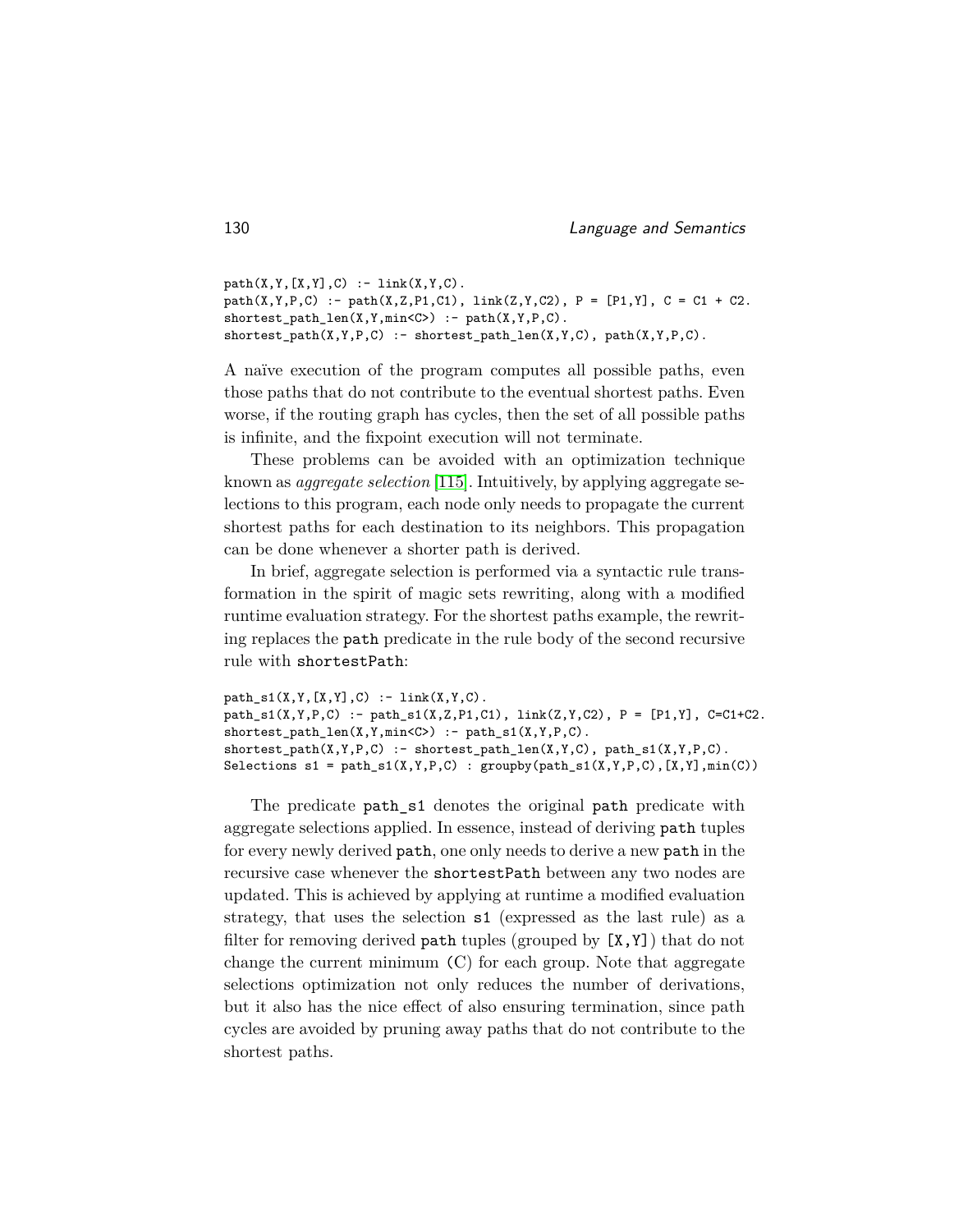```
path(X,Y,[X,Y],C) :- link(X,Y,C).
path(X,Y,P,C) :- path(X,Z,P1,C1), link(Z,Y,C2), P = [P1,Y], C = C1 + C2.
shortest_path_len(X,Y,min<C>) :- path(X,Y,P,C).
shortest_path(X,Y,P,C) :- shortest_path_len(X,Y,C), path(X,Y,P,C).
```

A naïve execution of the program computes all possible paths, even those paths that do not contribute to the eventual shortest paths. Even worse, if the routing graph has cycles, then the set of all possible paths is infinite, and the fixpoint execution will not terminate.

These problems can be avoided with an optimization technique known as *aggregate selection* [115]. Intuitively, by applying aggregate selections to this program, each node only needs to propagate the current shortest paths for each destination to its neighbors. This propagation can be done whenever a shorter path is derived.

In brief, aggregate selection is performed via a syntactic rule transformation in the spirit of magic sets rewriting, along with a modified runtime evaluation strategy. For the shortest paths example, the rewriting replaces the `path` predicate in the rule body of the second recursive rule with `shortestPath`:

```
path_s1(X,Y,[X,Y],C) :- link(X,Y,C).
path_s1(X,Y,P,C) :- path_s1(X,Z,P1,C1), link(Z,Y,C2), P = [P1,Y], C=C1+C2.
shortest_path_len(X,Y,min<C>) :- path_s1(X,Y,P,C).
shortest_path(X,Y,P,C) :- shortest_path_len(X,Y,C), path_s1(X,Y,P,C).
Selections s1 = path_s1(X,Y,P,C) : groupby(path_s1(X,Y,P,C),[X,Y],min(C))
```

The predicate `path_s1` denotes the original `path` predicate with aggregate selections applied. In essence, instead of deriving `path` tuples for every newly derived `path`, one only needs to derive a new `path` in the recursive case whenever the `shortestPath` between any two nodes are updated. This is achieved by applying at runtime a modified evaluation strategy, that uses the selection `s1` (expressed as the last rule) as a filter for removing derived `path` tuples (grouped by `[X,Y]`) that do not change the current minimum (C) for each group. Note that aggregate selections optimization not only reduces the number of derivations, but it also has the nice effect of also ensuring termination, since path cycles are avoided by pruning away paths that do not contribute to the shortest paths.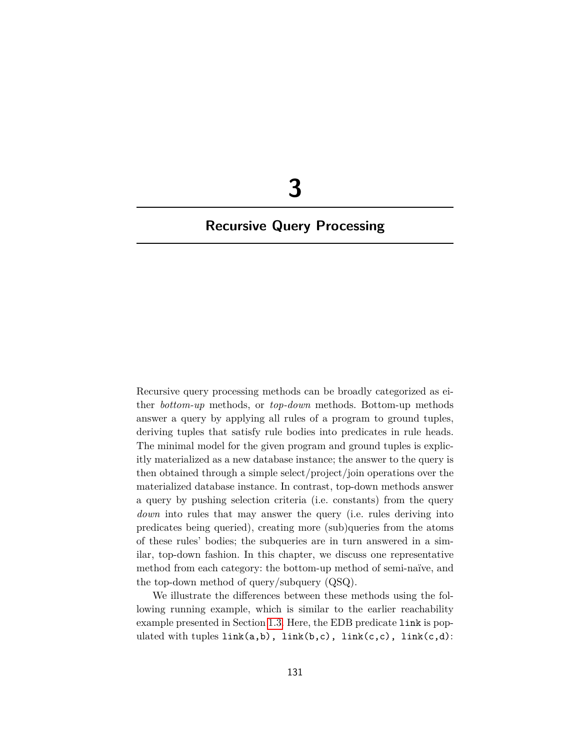# 3

## Recursive Query Processing

Recursive query processing methods can be broadly categorized as either *bottom-up* methods, or *top-down* methods. Bottom-up methods answer a query by applying all rules of a program to ground tuples, deriving tuples that satisfy rule bodies into predicates in rule heads. The minimal model for the given program and ground tuples is explicitly materialized as a new database instance; the answer to the query is then obtained through a simple select/project/join operations over the materialized database instance. In contrast, top-down methods answer a query by pushing selection criteria (i.e. constants) from the query *down* into rules that may answer the query (i.e. rules deriving into predicates being queried), creating more (sub)queries from the atoms of these rules' bodies; the subqueries are in turn answered in a similar, top-down fashion. In this chapter, we discuss one representative method from each category: the bottom-up method of semi-naïve, and the top-down method of query/subquery (QSQ).

We illustrate the differences between these methods using the following running example, which is similar to the earlier reachability example presented in Section 1.3. Here, the EDB predicate `link` is populated with tuples `link(a,b), link(b,c), link(c,c), link(c,d)`: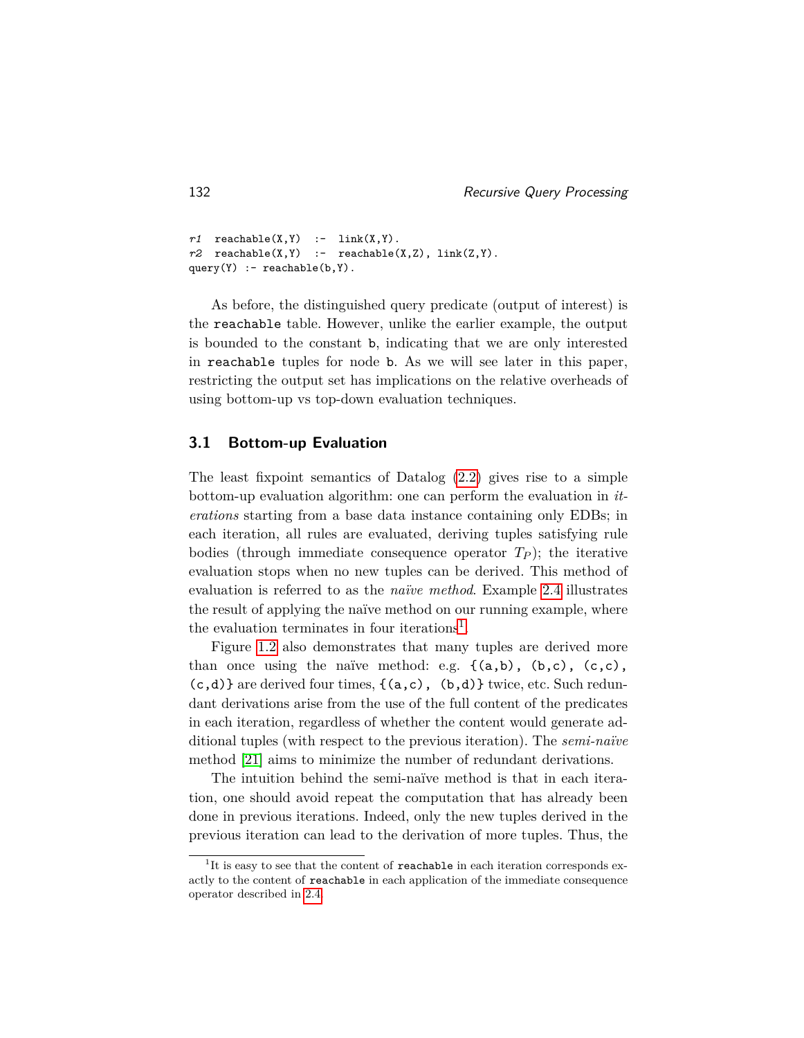```
r1  reachable(X,Y)  :-  link(X,Y).
r2  reachable(X,Y)  :-  reachable(X,Z), link(Z,Y).
query(Y) :- reachable(b,Y).
```

As before, the distinguished query predicate (output of interest) is the `reachable` table. However, unlike the earlier example, the output is bounded to the constant `b`, indicating that we are only interested in `reachable` tuples for node `b`. As we will see later in this paper, restricting the output set has implications on the relative overheads of using bottom-up vs top-down evaluation techniques.

## 3.1 Bottom-up Evaluation

The least fixpoint semantics of Datalog (2.2) gives rise to a simple bottom-up evaluation algorithm: one can perform the evaluation in *iterations* starting from a base data instance containing only EDBs; in each iteration, all rules are evaluated, deriving tuples satisfying rule bodies (through immediate consequence operator $T_P$); the iterative evaluation stops when no new tuples can be derived. This method of evaluation is referred to as the *naïve method*. Example 2.4 illustrates the result of applying the naïve method on our running example, where the evaluation terminates in four iterations[1].

Figure 1.2 also demonstrates that many tuples are derived more than once using the naïve method: e.g. `{(a,b), (b,c), (c,c), (c,d)}` are derived four times, `{(a,c), (b,d)}` twice, etc. Such redundant derivations arise from the use of the full content of the predicates in each iteration, regardless of whether the content would generate additional tuples (with respect to the previous iteration). The *semi-naïve* method [21] aims to minimize the number of redundant derivations.

The intuition behind the semi-naïve method is that in each iteration, one should avoid repeat the computation that has already been done in previous iterations. Indeed, only the new tuples derived in the previous iteration can lead to the derivation of more tuples. Thus, the

[1] It is easy to see that the content of `reachable` in each iteration corresponds exactly to the content of `reachable` in each application of the immediate consequence operator described in 2.4.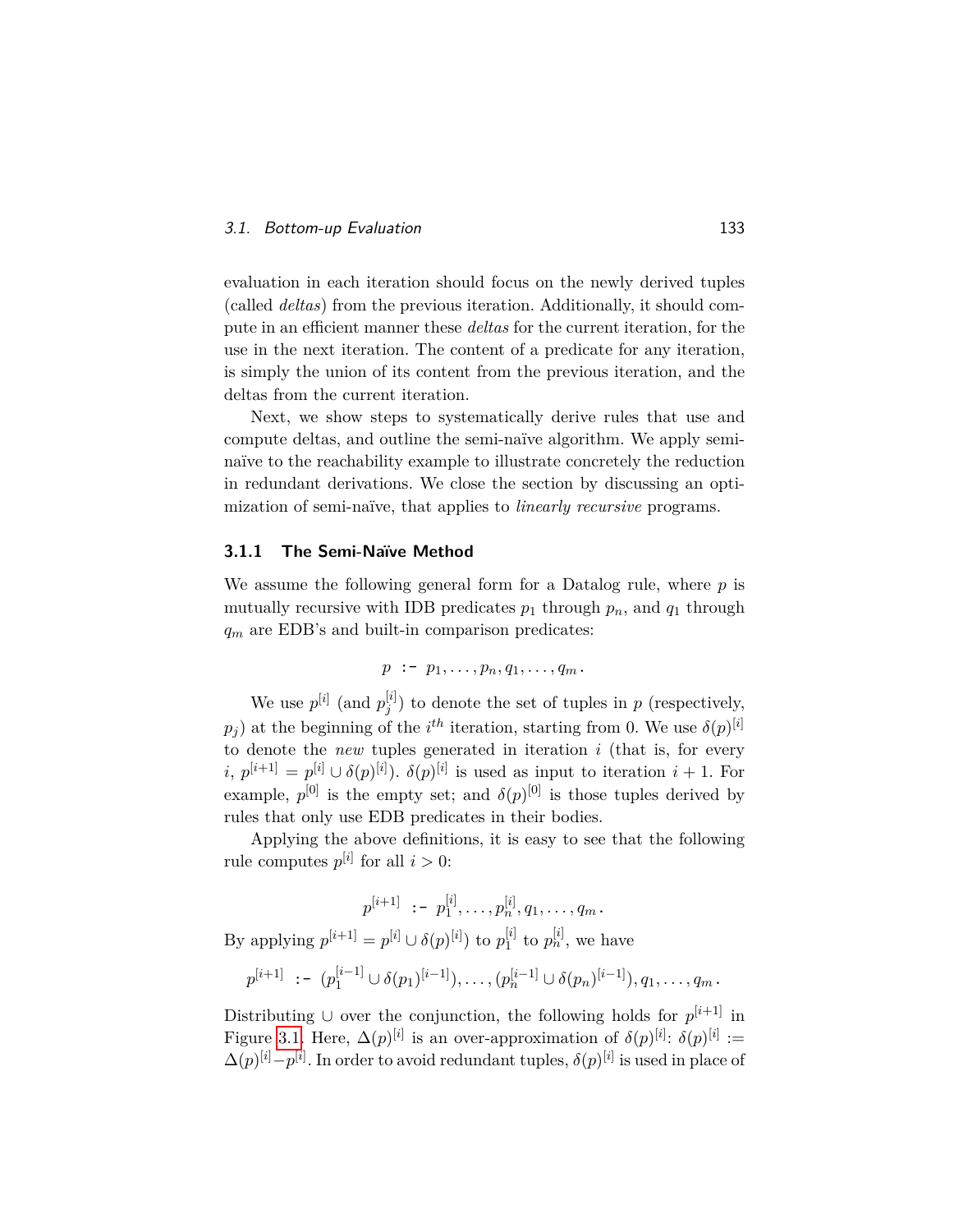evaluation in each iteration should focus on the newly derived tuples (called *deltas*) from the previous iteration. Additionally, it should compute in an efficient manner these *deltas* for the current iteration, for the use in the next iteration. The content of a predicate for any iteration, is simply the union of its content from the previous iteration, and the deltas from the current iteration.

Next, we show steps to systematically derive rules that use and compute deltas, and outline the semi-naïve algorithm. We apply semi-naïve to the reachability example to illustrate concretely the reduction in redundant derivations. We close the section by discussing an optimization of semi-naïve, that applies to *linearly recursive* programs.

### 3.1.1 The Semi-Naïve Method

We assume the following general form for a Datalog rule, where $p$ is mutually recursive with IDB predicates $p_1$ through $p_n$, and $q_1$ through $q_m$ are EDB's and built-in comparison predicates:

$$p \texttt{ :- } p_1, \ldots, p_n, q_1, \ldots, q_m.$$

We use $p^{[i]}$ (and $p_j^{[i]}$) to denote the set of tuples in $p$ (respectively, $p_j$) at the beginning of the $i^{th}$ iteration, starting from 0. We use $\delta(p)^{[i]}$ to denote the *new* tuples generated in iteration $i$ (that is, for every $i$, $p^{[i+1]} = p^{[i]} \cup \delta(p)^{[i]}$). $\delta(p)^{[i]}$ is used as input to iteration $i+1$. For example, $p^{[0]}$ is the empty set; and $\delta(p)^{[0]}$ is those tuples derived by rules that only use EDB predicates in their bodies.

Applying the above definitions, it is easy to see that the following rule computes $p^{[i]}$ for all $i > 0$:

$$p^{[i+1]} \texttt{ :- } p_1^{[i]}, \ldots, p_n^{[i]}, q_1, \ldots, q_m.$$

By applying $p^{[i+1]} = p^{[i]} \cup \delta(p)^{[i]}$) to $p_1^{[i]}$ to $p_n^{[i]}$, we have

$$p^{[i+1]} \texttt{ :- } (p_1^{[i-1]} \cup \delta(p_1)^{[i-1]}), \ldots, (p_n^{[i-1]} \cup \delta(p_n)^{[i-1]}), q_1, \ldots, q_m.$$

Distributing $\cup$ over the conjunction, the following holds for $p^{[i+1]}$ in Figure 3.1. Here, $\Delta(p)^{[i]}$ is an over-approximation of $\delta(p)^{[i]}$: $\delta(p)^{[i]} := \Delta(p)^{[i]} - p^{[i]}$. In order to avoid redundant tuples, $\delta(p)^{[i]}$ is used in place of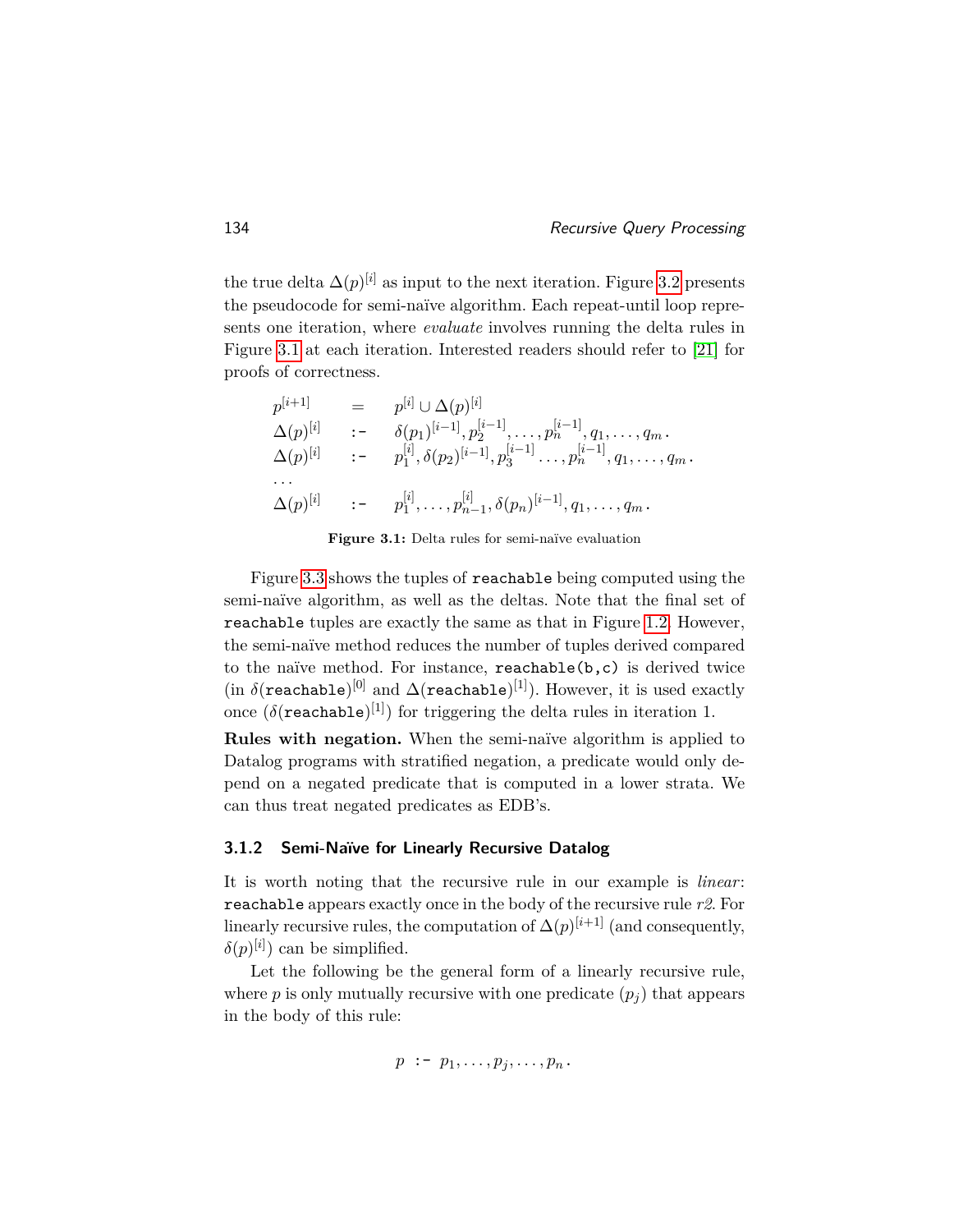the true delta $\Delta(p)^{[i]}$ as input to the next iteration. Figure 3.2 presents the pseudocode for semi-naïve algorithm. Each repeat-until loop represents one iteration, where *evaluate* involves running the delta rules in Figure 3.1 at each iteration. Interested readers should refer to [21] for proofs of correctness.

$$
\begin{array}{lll}
p^{[i+1]} & = & p^{[i]} \cup \Delta(p)^{[i]} \\
\Delta(p)^{[i]} & \texttt{:-} & \delta(p_1)^{[i-1]}, p_2^{[i-1]}, \ldots, p_n^{[i-1]}, q_1, \ldots, q_m. \\
\Delta(p)^{[i]} & \texttt{:-} & p_1^{[i]}, \delta(p_2)^{[i-1]}, p_3^{[i-1]} \ldots, p_n^{[i-1]}, q_1, \ldots, q_m. \\
\ldots & & \\
\Delta(p)^{[i]} & \texttt{:-} & p_1^{[i]}, \ldots, p_{n-1}^{[i]}, \delta(p_n)^{[i-1]}, q_1, \ldots, q_m.
\end{array}
$$

**Figure 3.1:** Delta rules for semi-naïve evaluation

Figure 3.3 shows the tuples of `reachable` being computed using the semi-naïve algorithm, as well as the deltas. Note that the final set of `reachable` tuples are exactly the same as that in Figure 1.2. However, the semi-naïve method reduces the number of tuples derived compared to the naïve method. For instance, `reachable(b,c)` is derived twice (in $\delta(\texttt{reachable})^{[0]}$ and $\Delta(\texttt{reachable})^{[1]}$). However, it is used exactly once ($\delta(\texttt{reachable})^{[1]}$) for triggering the delta rules in iteration 1.

**Rules with negation.** When the semi-naïve algorithm is applied to Datalog programs with stratified negation, a predicate would only depend on a negated predicate that is computed in a lower strata. We can thus treat negated predicates as EDB's.

### 3.1.2 Semi-Naïve for Linearly Recursive Datalog

It is worth noting that the recursive rule in our example is *linear*: `reachable` appears exactly once in the body of the recursive rule *r2*. For linearly recursive rules, the computation of $\Delta(p)^{[i+1]}$ (and consequently, $\delta(p)^{[i]}$) can be simplified.

Let the following be the general form of a linearly recursive rule, where $p$ is only mutually recursive with one predicate ($p_j$) that appears in the body of this rule:

$$p \;\texttt{:-}\; p_1, \ldots, p_j, \ldots, p_n.$$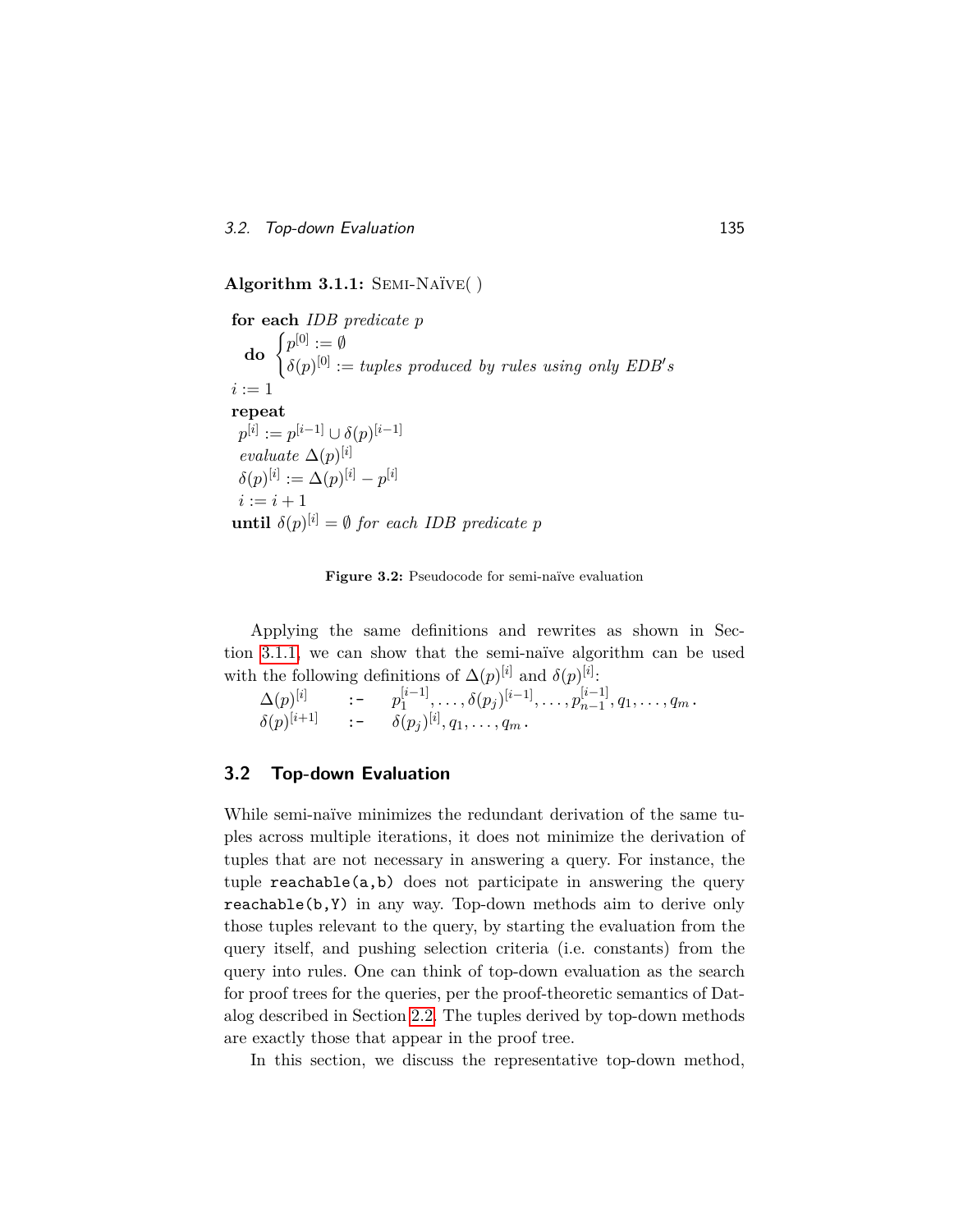**Algorithm 3.1.1:** SEMI-NAÏVE( )

**for each** *IDB predicate p*

  **do** $\begin{cases} p^{[0]} := \emptyset \\ \delta(p)^{[0]} := \textit{tuples produced by rules using only EDB's} \end{cases}$

$i := 1$

**repeat**

  $p^{[i]} := p^{[i-1]} \cup \delta(p)^{[i-1]}$

  *evaluate* $\Delta(p)^{[i]}$

  $\delta(p)^{[i]} := \Delta(p)^{[i]} - p^{[i]}$

  $i := i + 1$

**until** $\delta(p)^{[i]} = \emptyset$ *for each IDB predicate p*

**Figure 3.2:** Pseudocode for semi-naïve evaluation

Applying the same definitions and rewrites as shown in Section 3.1.1, we can show that the semi-naïve algorithm can be used with the following definitions of $\Delta(p)^{[i]}$ and $\delta(p)^{[i]}$:

$$\Delta(p)^{[i]} \quad \texttt{:-} \quad p_1^{[i-1]}, \ldots, \delta(p_j)^{[i-1]}, \ldots, p_{n-1}^{[i-1]}, q_1, \ldots, q_m\,.$$

$$\delta(p)^{[i+1]} \quad \texttt{:-} \quad \delta(p_j)^{[i]}, q_1, \ldots, q_m\,.$$

## 3.2 Top-down Evaluation

While semi-naïve minimizes the redundant derivation of the same tuples across multiple iterations, it does not minimize the derivation of tuples that are not necessary in answering a query. For instance, the tuple `reachable(a,b)` does not participate in answering the query `reachable(b,Y)` in any way. Top-down methods aim to derive only those tuples relevant to the query, by starting the evaluation from the query itself, and pushing selection criteria (i.e. constants) from the query into rules. One can think of top-down evaluation as the search for proof trees for the queries, per the proof-theoretic semantics of Datalog described in Section 2.2. The tuples derived by top-down methods are exactly those that appear in the proof tree.

In this section, we discuss the representative top-down method,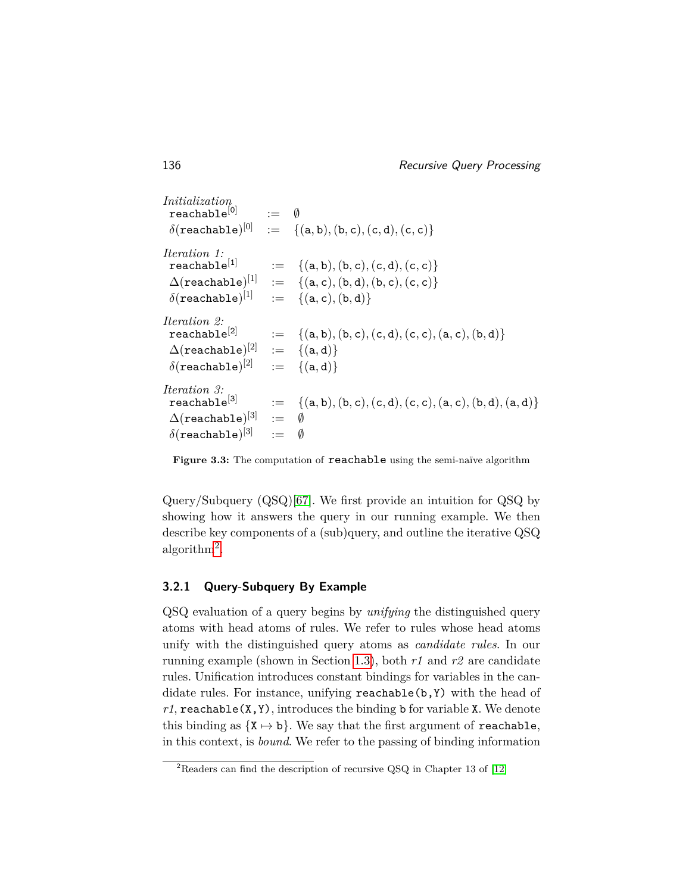*Initialization*

$$\begin{aligned}
\texttt{reachable}^{[0]} &:= \emptyset \\
\delta(\texttt{reachable})^{[0]} &:= \{(\texttt{a},\texttt{b}),(\texttt{b},\texttt{c}),(\texttt{c},\texttt{d}),(\texttt{c},\texttt{c})\}
\end{aligned}$$

*Iteration 1:*

$$\begin{aligned}
\texttt{reachable}^{[1]} &:= \{(\texttt{a},\texttt{b}),(\texttt{b},\texttt{c}),(\texttt{c},\texttt{d}),(\texttt{c},\texttt{c})\} \\
\Delta(\texttt{reachable})^{[1]} &:= \{(\texttt{a},\texttt{c}),(\texttt{b},\texttt{d}),(\texttt{b},\texttt{c}),(\texttt{c},\texttt{c})\} \\
\delta(\texttt{reachable})^{[1]} &:= \{(\texttt{a},\texttt{c}),(\texttt{b},\texttt{d})\}
\end{aligned}$$

*Iteration 2:*

$$\begin{aligned}
\texttt{reachable}^{[2]} &:= \{(\texttt{a},\texttt{b}),(\texttt{b},\texttt{c}),(\texttt{c},\texttt{d}),(\texttt{c},\texttt{c}),(\texttt{a},\texttt{c}),(\texttt{b},\texttt{d})\} \\
\Delta(\texttt{reachable})^{[2]} &:= \{(\texttt{a},\texttt{d})\} \\
\delta(\texttt{reachable})^{[2]} &:= \{(\texttt{a},\texttt{d})\}
\end{aligned}$$

*Iteration 3:*

$$\begin{aligned}
\texttt{reachable}^{[3]} &:= \{(\texttt{a},\texttt{b}),(\texttt{b},\texttt{c}),(\texttt{c},\texttt{d}),(\texttt{c},\texttt{c}),(\texttt{a},\texttt{c}),(\texttt{b},\texttt{d}),(\texttt{a},\texttt{d})\} \\
\Delta(\texttt{reachable})^{[3]} &:= \emptyset \\
\delta(\texttt{reachable})^{[3]} &:= \emptyset
\end{aligned}$$

**Figure 3.3:** The computation of `reachable` using the semi-naïve algorithm

Query/Subquery (QSQ)[67]. We first provide an intuition for QSQ by showing how it answers the query in our running example. We then describe key components of a (sub)query, and outline the iterative QSQ algorithm[2].

### 3.2.1 Query-Subquery By Example

QSQ evaluation of a query begins by *unifying* the distinguished query atoms with head atoms of rules. We refer to rules whose head atoms unify with the distinguished query atoms as *candidate rules*. In our running example (shown in Section 1.3), both *r1* and *r2* are candidate rules. Unification introduces constant bindings for variables in the candidate rules. For instance, unifying `reachable(b,Y)` with the head of *r1*, `reachable(X,Y)`, introduces the binding `b` for variable `X`. We denote this binding as $\{\texttt{X} \mapsto \texttt{b}\}$. We say that the first argument of `reachable`, in this context, is *bound*. We refer to the passing of binding information

[2]Readers can find the description of recursive QSQ in Chapter 13 of [12]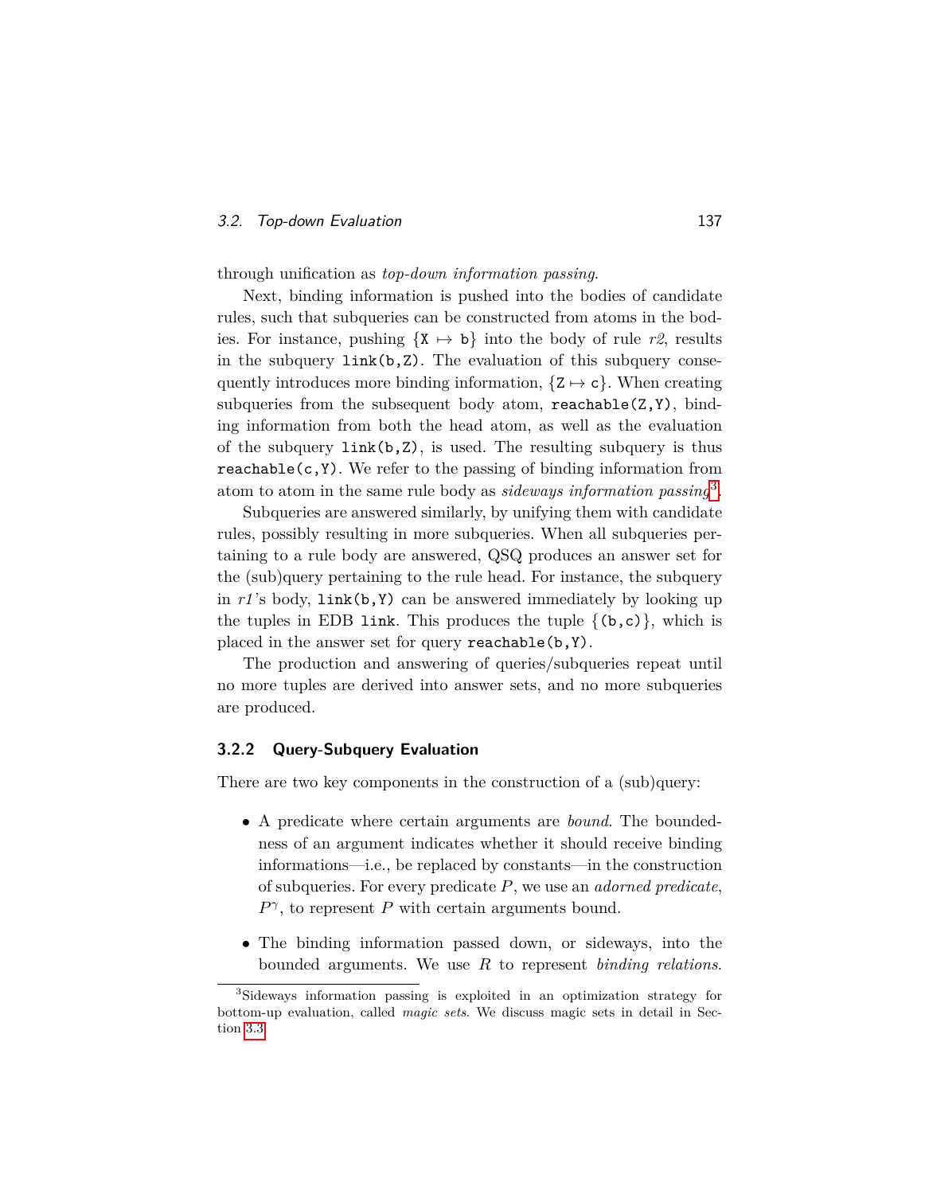through unification as *top-down information passing*.

Next, binding information is pushed into the bodies of candidate rules, such that subqueries can be constructed from atoms in the bodies. For instance, pushing $\{\texttt{X} \mapsto \texttt{b}\}$ into the body of rule *r2*, results in the subquery `link(b,Z)`. The evaluation of this subquery consequently introduces more binding information, $\{\texttt{Z} \mapsto \texttt{c}\}$. When creating subqueries from the subsequent body atom, `reachable(Z,Y)`, binding information from both the head atom, as well as the evaluation of the subquery `link(b,Z)`, is used. The resulting subquery is thus `reachable(c,Y)`. We refer to the passing of binding information from atom to atom in the same rule body as *sideways information passing*[3].

Subqueries are answered similarly, by unifying them with candidate rules, possibly resulting in more subqueries. When all subqueries pertaining to a rule body are answered, QSQ produces an answer set for the (sub)query pertaining to the rule head. For instance, the subquery in *r1*'s body, `link(b,Y)` can be answered immediately by looking up the tuples in EDB `link`. This produces the tuple $\{$`(b,c)`$\}$, which is placed in the answer set for query `reachable(b,Y)`.

The production and answering of queries/subqueries repeat until no more tuples are derived into answer sets, and no more subqueries are produced.

### 3.2.2 Query-Subquery Evaluation

There are two key components in the construction of a (sub)query:

- A predicate where certain arguments are *bound*. The boundedness of an argument indicates whether it should receive binding informations—i.e., be replaced by constants—in the construction of subqueries. For every predicate $P$, we use an *adorned predicate*, $P^{\gamma}$, to represent $P$ with certain arguments bound.
- The binding information passed down, or sideways, into the bounded arguments. We use $R$ to represent *binding relations*.

[3]Sideways information passing is exploited in an optimization strategy for bottom-up evaluation, called *magic sets*. We discuss magic sets in detail in Section 3.3.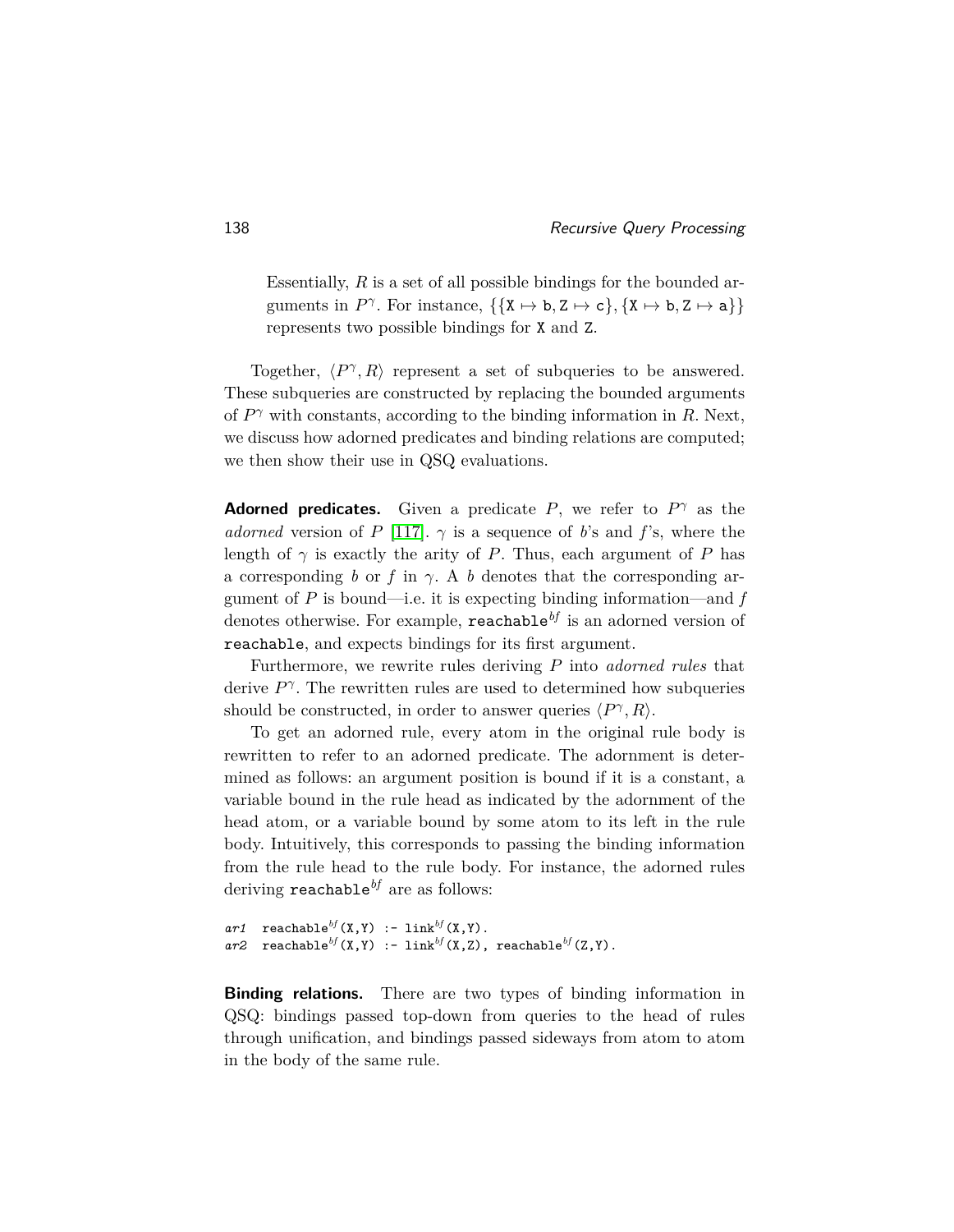Essentially, $R$ is a set of all possible bindings for the bounded arguments in $P^\gamma$. For instance, $\{\{\mathtt{X} \mapsto \mathtt{b}, \mathtt{Z} \mapsto \mathtt{c}\}, \{\mathtt{X} \mapsto \mathtt{b}, \mathtt{Z} \mapsto \mathtt{a}\}\}$ represents two possible bindings for `X` and `Z`.

Together, $\langle P^\gamma, R\rangle$ represent a set of subqueries to be answered. These subqueries are constructed by replacing the bounded arguments of $P^\gamma$ with constants, according to the binding information in $R$. Next, we discuss how adorned predicates and binding relations are computed; we then show their use in QSQ evaluations.

**Adorned predicates.** Given a predicate $P$, we refer to $P^\gamma$ as the *adorned* version of $P$ [117]. $\gamma$ is a sequence of $b$'s and $f$'s, where the length of $\gamma$ is exactly the arity of $P$. Thus, each argument of $P$ has a corresponding $b$ or $f$ in $\gamma$. A $b$ denotes that the corresponding argument of $P$ is bound—i.e. it is expecting binding information—and $f$ denotes otherwise. For example, $\mathtt{reachable}^{bf}$ is an adorned version of `reachable`, and expects bindings for its first argument.

Furthermore, we rewrite rules deriving $P$ into *adorned rules* that derive $P^\gamma$. The rewritten rules are used to determined how subqueries should be constructed, in order to answer queries $\langle P^\gamma, R\rangle$.

To get an adorned rule, every atom in the original rule body is rewritten to refer to an adorned predicate. The adornment is determined as follows: an argument position is bound if it is a constant, a variable bound in the rule head as indicated by the adornment of the head atom, or a variable bound by some atom to its left in the rule body. Intuitively, this corresponds to passing the binding information from the rule head to the rule body. For instance, the adorned rules deriving $\mathtt{reachable}^{bf}$ are as follows:

```
ar1  reachable^bf(X,Y) :- link^bf(X,Y).
ar2  reachable^bf(X,Y) :- link^bf(X,Z), reachable^bf(Z,Y).
```

**Binding relations.** There are two types of binding information in QSQ: bindings passed top-down from queries to the head of rules through unification, and bindings passed sideways from atom to atom in the body of the same rule.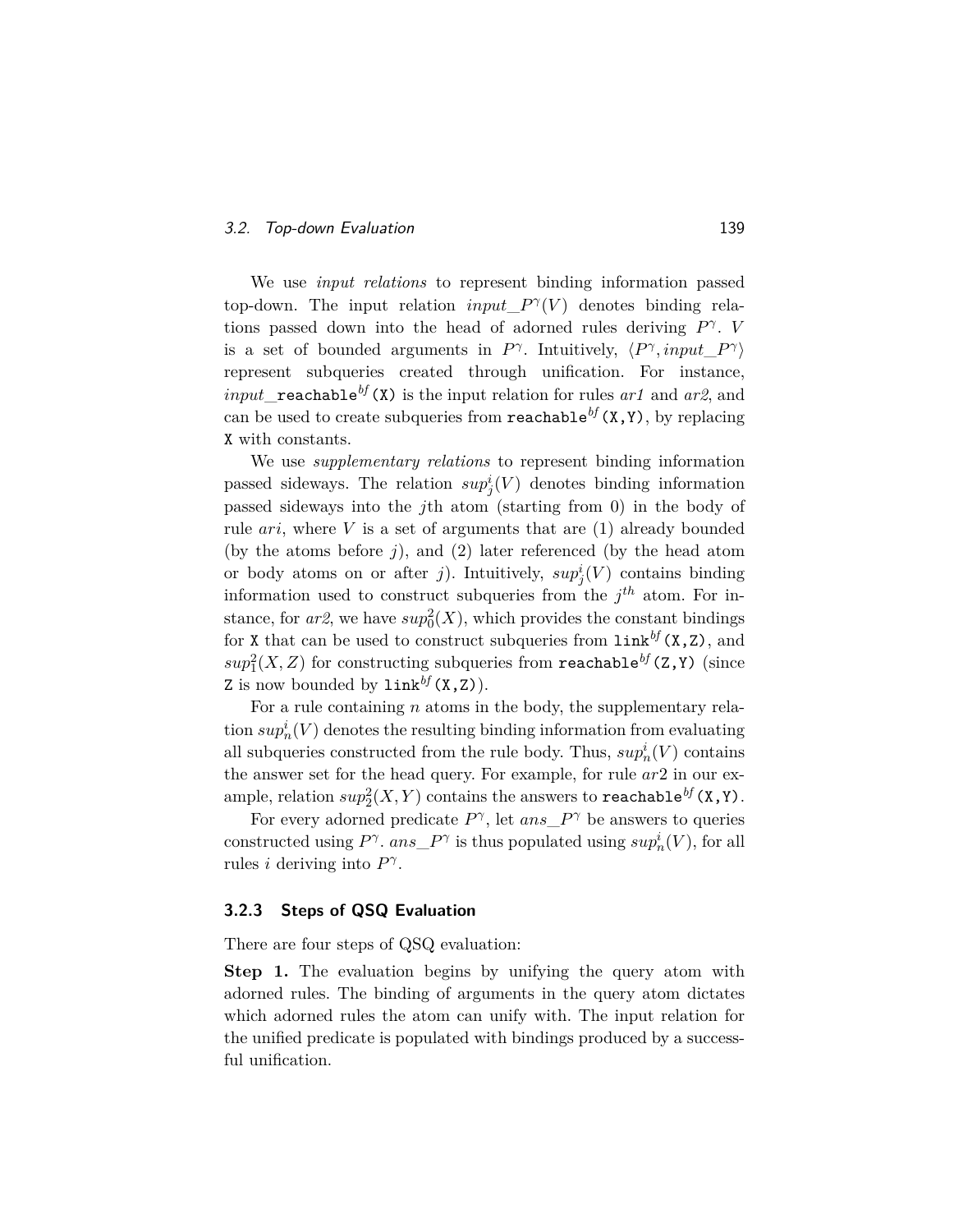We use *input relations* to represent binding information passed top-down. The input relation $input\_P^{\gamma}(V)$ denotes binding relations passed down into the head of adorned rules deriving $P^{\gamma}$. $V$ is a set of bounded arguments in $P^{\gamma}$. Intuitively, $\langle P^{\gamma}, input\_P^{\gamma}\rangle$ represent subqueries created through unification. For instance, $input\_$`reachable`$^{bf}$`(X)` is the input relation for rules *ar1* and *ar2*, and can be used to create subqueries from `reachable`$^{bf}$`(X,Y)`, by replacing `X` with constants.

We use *supplementary relations* to represent binding information passed sideways. The relation $sup^i_j(V)$ denotes binding information passed sideways into the $j$th atom (starting from 0) in the body of rule $ari$, where $V$ is a set of arguments that are (1) already bounded (by the atoms before $j$), and (2) later referenced (by the head atom or body atoms on or after $j$). Intuitively, $sup^i_j(V)$ contains binding information used to construct subqueries from the $j^{th}$ atom. For instance, for *ar2*, we have $sup^2_0(X)$, which provides the constant bindings for `X` that can be used to construct subqueries from `link`$^{bf}$`(X,Z)`, and $sup^2_1(X,Z)$ for constructing subqueries from `reachable`$^{bf}$`(Z,Y)` (since `Z` is now bounded by `link`$^{bf}$`(X,Z)`).

For a rule containing $n$ atoms in the body, the supplementary relation $sup^i_n(V)$ denotes the resulting binding information from evaluating all subqueries constructed from the rule body. Thus, $sup^i_n(V)$ contains the answer set for the head query. For example, for rule $ar2$ in our example, relation $sup^2_2(X,Y)$ contains the answers to `reachable`$^{bf}$`(X,Y)`.

For every adorned predicate $P^{\gamma}$, let $ans\_P^{\gamma}$ be answers to queries constructed using $P^{\gamma}$. $ans\_P^{\gamma}$ is thus populated using $sup^i_n(V)$, for all rules $i$ deriving into $P^{\gamma}$.

### 3.2.3 Steps of QSQ Evaluation

There are four steps of QSQ evaluation:

**Step 1.** The evaluation begins by unifying the query atom with adorned rules. The binding of arguments in the query atom dictates which adorned rules the atom can unify with. The input relation for the unified predicate is populated with bindings produced by a successful unification.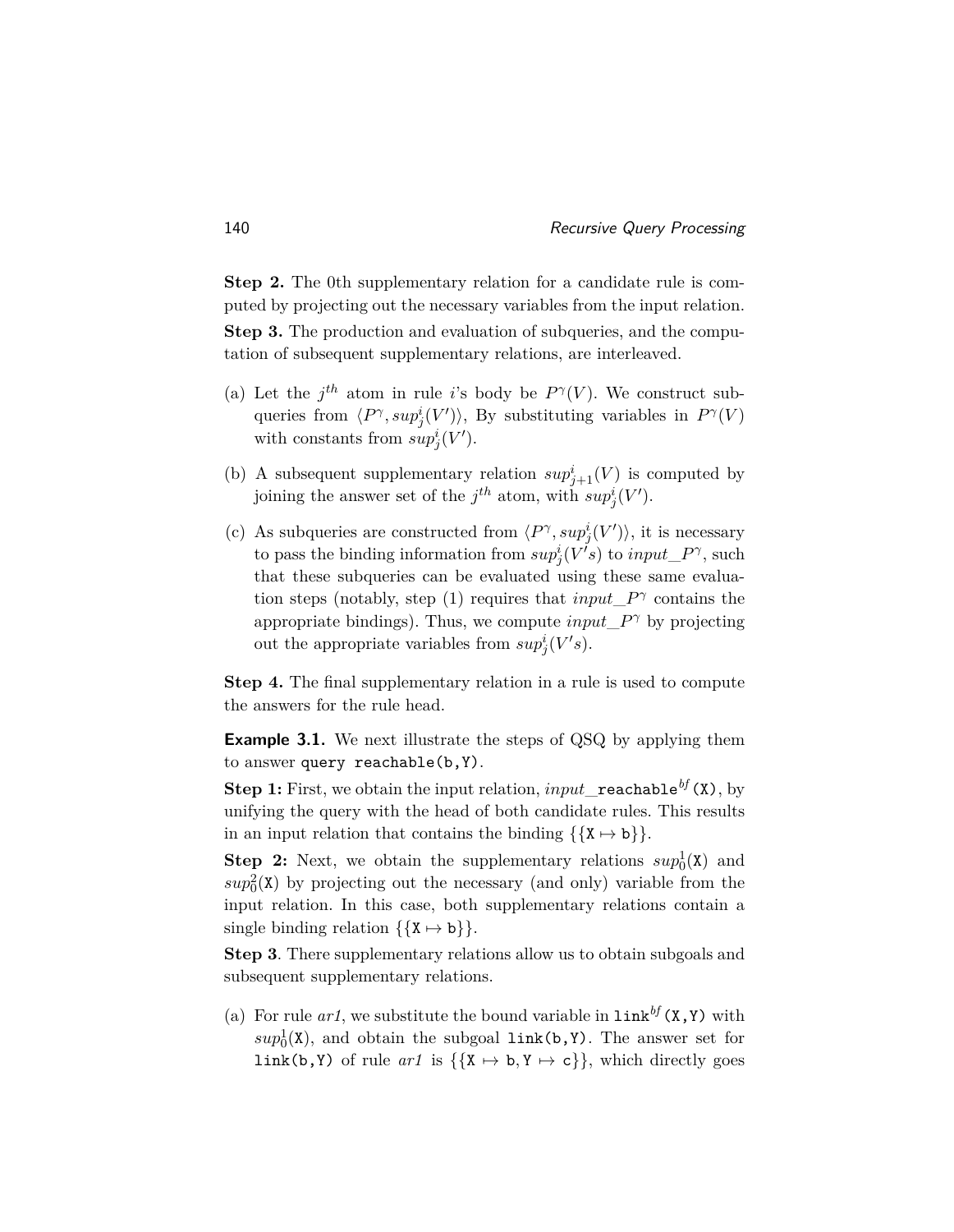**Step 2.** The 0th supplementary relation for a candidate rule is computed by projecting out the necessary variables from the input relation.

**Step 3.** The production and evaluation of subqueries, and the computation of subsequent supplementary relations, are interleaved.

(a) Let the $j^{th}$ atom in rule $i$'s body be $P^{\gamma}(V)$. We construct subqueries from $\langle P^{\gamma}, sup_j^i(V')\rangle$, By substituting variables in $P^{\gamma}(V)$ with constants from $sup_j^i(V')$.

(b) A subsequent supplementary relation $sup_{j+1}^i(V)$ is computed by joining the answer set of the $j^{th}$ atom, with $sup_j^i(V')$.

(c) As subqueries are constructed from $\langle P^{\gamma}, sup_j^i(V')\rangle$, it is necessary to pass the binding information from $sup_j^i(V's)$ to $input\_P^{\gamma}$, such that these subqueries can be evaluated using these same evaluation steps (notably, step (1) requires that $input\_P^{\gamma}$ contains the appropriate bindings). Thus, we compute $input\_P^{\gamma}$ by projecting out the appropriate variables from $sup_j^i(V's)$.

**Step 4.** The final supplementary relation in a rule is used to compute the answers for the rule head.

**Example 3.1.** We next illustrate the steps of QSQ by applying them to answer `query reachable(b,Y)`.

**Step 1:** First, we obtain the input relation, $input\_$`reachable`$^{bf}$`(X)`, by unifying the query with the head of both candidate rules. This results in an input relation that contains the binding $\{\{\texttt{X} \mapsto \texttt{b}\}\}$.

**Step 2:** Next, we obtain the supplementary relations $sup_0^1(\texttt{X})$ and $sup_0^2(\texttt{X})$ by projecting out the necessary (and only) variable from the input relation. In this case, both supplementary relations contain a single binding relation $\{\{\texttt{X} \mapsto \texttt{b}\}\}$.

**Step 3**. There supplementary relations allow us to obtain subgoals and subsequent supplementary relations.

(a) For rule *ar1*, we substitute the bound variable in `link`$^{bf}$`(X,Y)` with $sup_0^1(\texttt{X})$, and obtain the subgoal `link(b,Y)`. The answer set for `link(b,Y)` of rule *ar1* is $\{\{\texttt{X} \mapsto \texttt{b}, \texttt{Y} \mapsto \texttt{c}\}\}$, which directly goes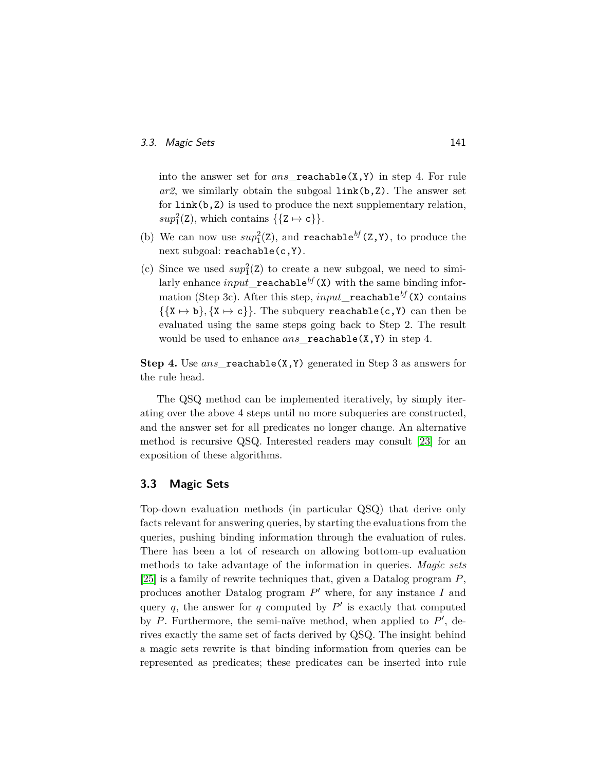into the answer set for *ans*_`reachable(X,Y)` in step 4. For rule *ar2*, we similarly obtain the subgoal `link(b,Z)`. The answer set for `link(b,Z)` is used to produce the next supplementary relation, $sup_1^2$(`Z`), which contains $\{\{$`Z` $\mapsto$ `c`$\}\}$.

(b) We can now use $sup_1^2$(`Z`), and `reachable`$^{bf}$`(Z,Y)`, to produce the next subgoal: `reachable(c,Y)`.

(c) Since we used $sup_1^2$(`Z`) to create a new subgoal, we need to similarly enhance *input*_`reachable`$^{bf}$`(X)` with the same binding information (Step 3c). After this step, *input*_`reachable`$^{bf}$`(X)` contains $\{\{$`X` $\mapsto$ `b`$\}, \{$`X` $\mapsto$ `c`$\}\}$. The subquery `reachable(c,Y)` can then be evaluated using the same steps going back to Step 2. The result would be used to enhance *ans*_`reachable(X,Y)` in step 4.

**Step 4.** Use *ans*_`reachable(X,Y)` generated in Step 3 as answers for the rule head.

The QSQ method can be implemented iteratively, by simply iterating over the above 4 steps until no more subqueries are constructed, and the answer set for all predicates no longer change. An alternative method is recursive QSQ. Interested readers may consult [23] for an exposition of these algorithms.

## 3.3 Magic Sets

Top-down evaluation methods (in particular QSQ) that derive only facts relevant for answering queries, by starting the evaluations from the queries, pushing binding information through the evaluation of rules. There has been a lot of research on allowing bottom-up evaluation methods to take advantage of the information in queries. *Magic sets* [25] is a family of rewrite techniques that, given a Datalog program $P$, produces another Datalog program $P'$ where, for any instance $I$ and query $q$, the answer for $q$ computed by $P'$ is exactly that computed by $P$. Furthermore, the semi-naïve method, when applied to $P'$, derives exactly the same set of facts derived by QSQ. The insight behind a magic sets rewrite is that binding information from queries can be represented as predicates; these predicates can be inserted into rule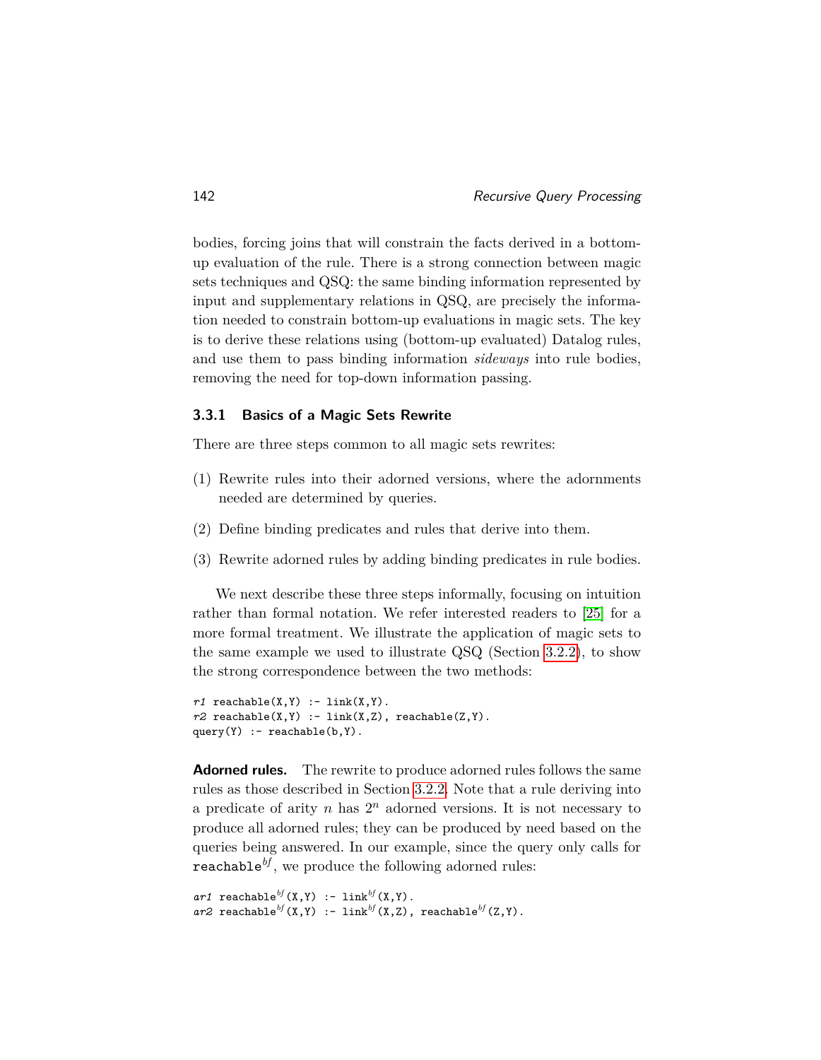bodies, forcing joins that will constrain the facts derived in a bottom-up evaluation of the rule. There is a strong connection between magic sets techniques and QSQ: the same binding information represented by input and supplementary relations in QSQ, are precisely the information needed to constrain bottom-up evaluations in magic sets. The key is to derive these relations using (bottom-up evaluated) Datalog rules, and use them to pass binding information *sideways* into rule bodies, removing the need for top-down information passing.

### 3.3.1 Basics of a Magic Sets Rewrite

There are three steps common to all magic sets rewrites:

(1) Rewrite rules into their adorned versions, where the adornments needed are determined by queries.

(2) Define binding predicates and rules that derive into them.

(3) Rewrite adorned rules by adding binding predicates in rule bodies.

We next describe these three steps informally, focusing on intuition rather than formal notation. We refer interested readers to [25] for a more formal treatment. We illustrate the application of magic sets to the same example we used to illustrate QSQ (Section 3.2.2), to show the strong correspondence between the two methods:

```
r1 reachable(X,Y) :- link(X,Y).
r2 reachable(X,Y) :- link(X,Z), reachable(Z,Y).
query(Y) :- reachable(b,Y).
```

**Adorned rules.** The rewrite to produce adorned rules follows the same rules as those described in Section 3.2.2. Note that a rule deriving into a predicate of arity $n$ has $2^n$ adorned versions. It is not necessary to produce all adorned rules; they can be produced by need based on the queries being answered. In our example, since the query only calls for $\texttt{reachable}^{bf}$, we produce the following adorned rules:

```
ar1 reachable^bf(X,Y) :- link^bf(X,Y).
ar2 reachable^bf(X,Y) :- link^bf(X,Z), reachable^bf(Z,Y).
```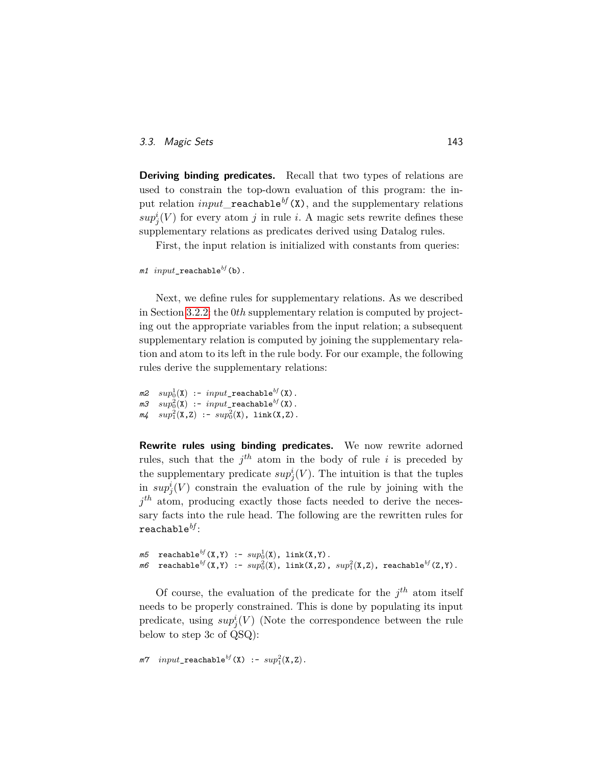**Deriving binding predicates.** Recall that two types of relations are used to constrain the top-down evaluation of this program: the input relation $input\_$`reachable`$^{bf}$`(X)`, and the supplementary relations $sup^i_j(V)$ for every atom $j$ in rule $i$. A magic sets rewrite defines these supplementary relations as predicates derived using Datalog rules.

First, the input relation is initialized with constants from queries:

```
m1  input_reachable^bf(b).
```

Next, we define rules for supplementary relations. As we described in Section 3.2.2, the $0th$ supplementary relation is computed by projecting out the appropriate variables from the input relation; a subsequent supplementary relation is computed by joining the supplementary relation and atom to its left in the rule body. For our example, the following rules derive the supplementary relations:

```
m2  sup^1_0(X) :- input_reachable^bf(X).
m3  sup^2_0(X) :- input_reachable^bf(X).
m4  sup^2_1(X,Z) :- sup^2_0(X), link(X,Z).
```

**Rewrite rules using binding predicates.** We now rewrite adorned rules, such that the $j^{th}$ atom in the body of rule $i$ is preceded by the supplementary predicate $sup^i_j(V)$. The intuition is that the tuples in $sup^i_j(V)$ constrain the evaluation of the rule by joining with the $j^{th}$ atom, producing exactly those facts needed to derive the necessary facts into the rule head. The following are the rewritten rules for `reachable`$^{bf}$:

```
m5  reachable^bf(X,Y) :- sup^1_0(X), link(X,Y).
m6  reachable^bf(X,Y) :- sup^2_0(X), link(X,Z), sup^2_1(X,Z), reachable^bf(Z,Y).
```

Of course, the evaluation of the predicate for the $j^{th}$ atom itself needs to be properly constrained. This is done by populating its input predicate, using $sup^i_j(V)$ (Note the correspondence between the rule below to step 3c of QSQ):

```
m7  input_reachable^bf(X) :- sup^2_1(X,Z).
```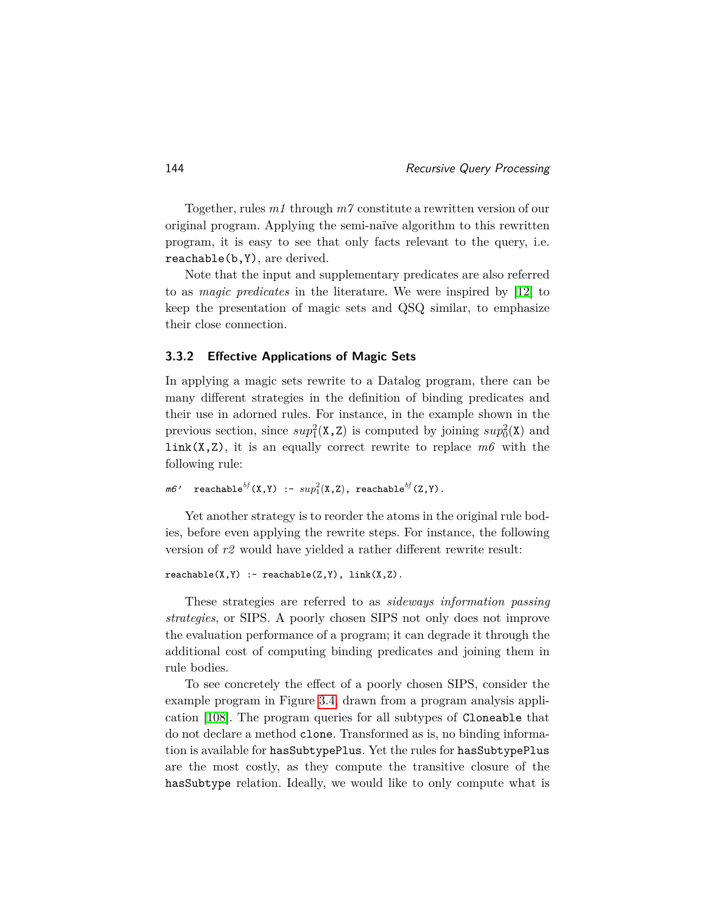Together, rules *m1* through *m7* constitute a rewritten version of our original program. Applying the semi-naïve algorithm to this rewritten program, it is easy to see that only facts relevant to the query, i.e. `reachable(b,Y)`, are derived.

Note that the input and supplementary predicates are also referred to as *magic predicates* in the literature. We were inspired by [12] to keep the presentation of magic sets and QSQ similar, to emphasize their close connection.

### 3.3.2 Effective Applications of Magic Sets

In applying a magic sets rewrite to a Datalog program, there can be many different strategies in the definition of binding predicates and their use in adorned rules. For instance, in the example shown in the previous section, since $sup_1^2$(`X,Z`) is computed by joining $sup_0^2$(`X`) and `link(X,Z)`, it is an equally correct rewrite to replace *m6* with the following rule:

*m6'* $\texttt{reachable}^{bf}\texttt{(X,Y) :- }sup_1^2\texttt{(X,Z), reachable}^{bf}\texttt{(Z,Y).}$

Yet another strategy is to reorder the atoms in the original rule bodies, before even applying the rewrite steps. For instance, the following version of *r2* would have yielded a rather different rewrite result:

```
reachable(X,Y) :- reachable(Z,Y), link(X,Z).
```

These strategies are referred to as *sideways information passing strategies*, or SIPS. A poorly chosen SIPS not only does not improve the evaluation performance of a program; it can degrade it through the additional cost of computing binding predicates and joining them in rule bodies.

To see concretely the effect of a poorly chosen SIPS, consider the example program in Figure 3.4, drawn from a program analysis application [108]. The program queries for all subtypes of `Cloneable` that do not declare a method `clone`. Transformed as is, no binding information is available for `hasSubtypePlus`. Yet the rules for `hasSubtypePlus` are the most costly, as they compute the transitive closure of the `hasSubtype` relation. Ideally, we would like to only compute what is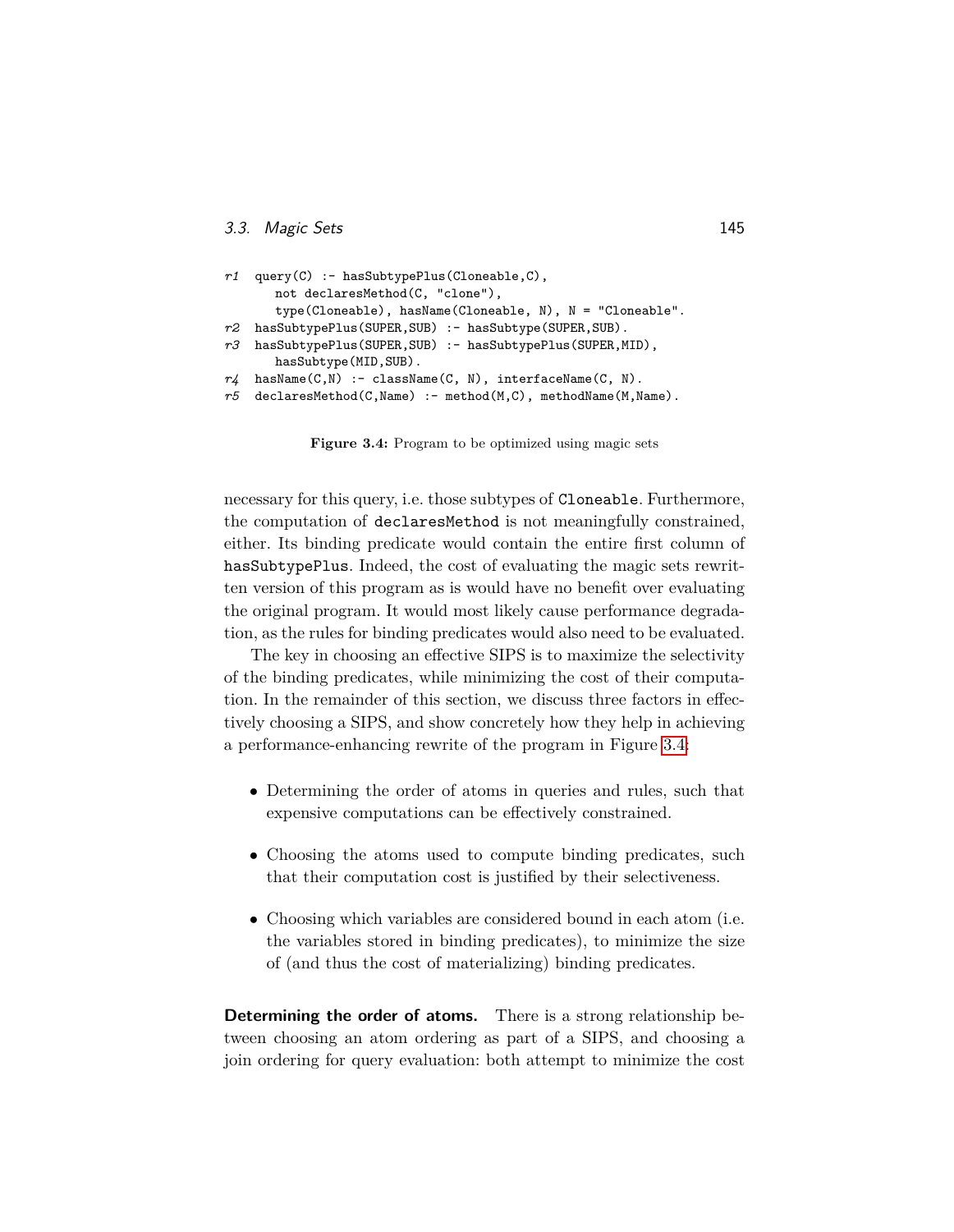```
r1  query(C) :- hasSubtypePlus(Cloneable,C),
       not declaresMethod(C, "clone"),
       type(Cloneable), hasName(Cloneable, N), N = "Cloneable".
r2  hasSubtypePlus(SUPER,SUB) :- hasSubtype(SUPER,SUB).
r3  hasSubtypePlus(SUPER,SUB) :- hasSubtypePlus(SUPER,MID),
       hasSubtype(MID,SUB).
r4  hasName(C,N) :- className(C, N), interfaceName(C, N).
r5  declaresMethod(C,Name) :- method(M,C), methodName(M,Name).
```

**Figure 3.4:** Program to be optimized using magic sets

necessary for this query, i.e. those subtypes of `Cloneable`. Furthermore, the computation of `declaresMethod` is not meaningfully constrained, either. Its binding predicate would contain the entire first column of `hasSubtypePlus`. Indeed, the cost of evaluating the magic sets rewritten version of this program as is would have no benefit over evaluating the original program. It would most likely cause performance degradation, as the rules for binding predicates would also need to be evaluated.

The key in choosing an effective SIPS is to maximize the selectivity of the binding predicates, while minimizing the cost of their computation. In the remainder of this section, we discuss three factors in effectively choosing a SIPS, and show concretely how they help in achieving a performance-enhancing rewrite of the program in Figure 3.4:

- Determining the order of atoms in queries and rules, such that expensive computations can be effectively constrained.
- Choosing the atoms used to compute binding predicates, such that their computation cost is justified by their selectiveness.
- Choosing which variables are considered bound in each atom (i.e. the variables stored in binding predicates), to minimize the size of (and thus the cost of materializing) binding predicates.

**Determining the order of atoms.** There is a strong relationship between choosing an atom ordering as part of a SIPS, and choosing a join ordering for query evaluation: both attempt to minimize the cost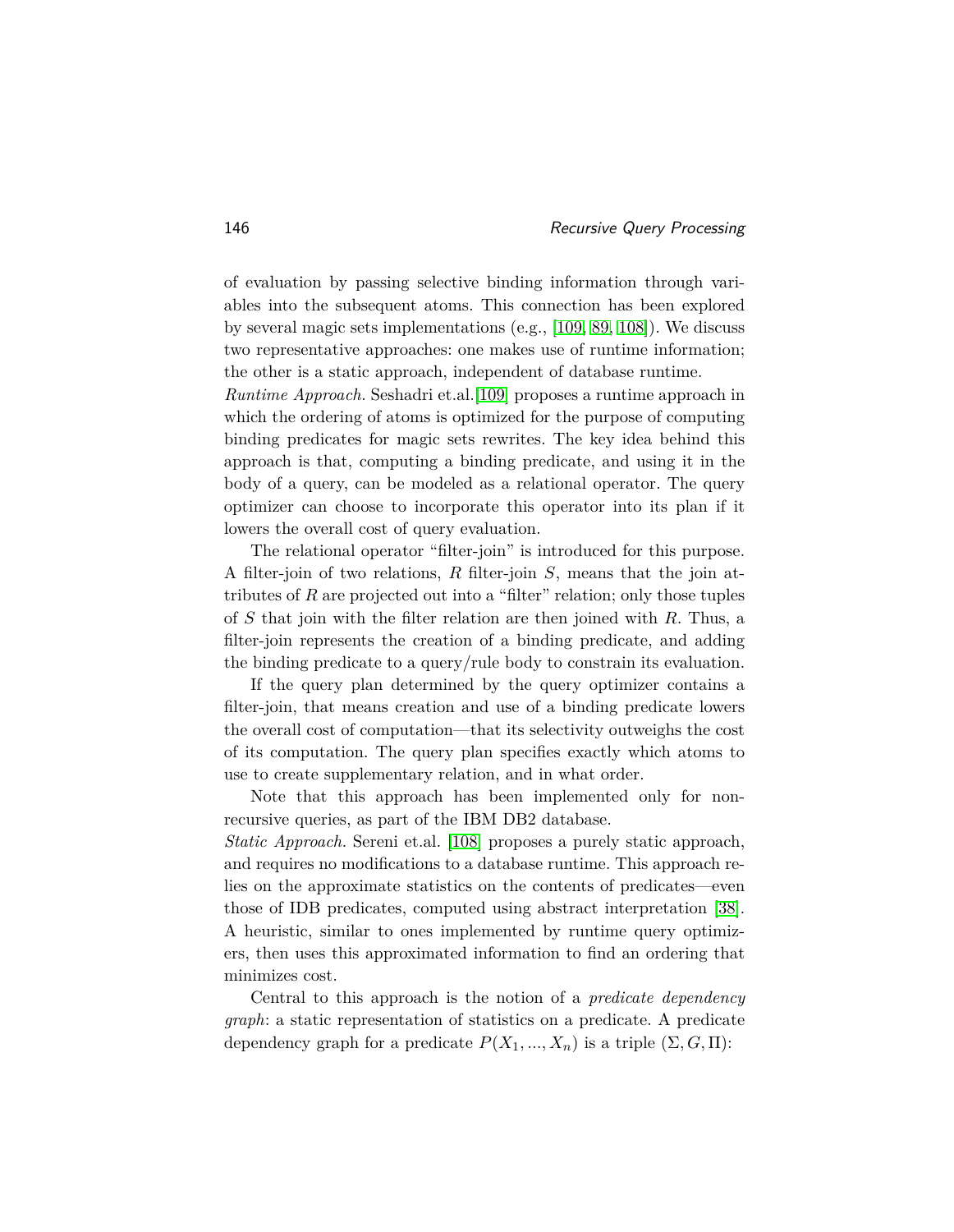of evaluation by passing selective binding information through variables into the subsequent atoms. This connection has been explored by several magic sets implementations (e.g., [109, 89, 108]). We discuss two representative approaches: one makes use of runtime information; the other is a static approach, independent of database runtime.

*Runtime Approach.* Seshadri et.al.[109] proposes a runtime approach in which the ordering of atoms is optimized for the purpose of computing binding predicates for magic sets rewrites. The key idea behind this approach is that, computing a binding predicate, and using it in the body of a query, can be modeled as a relational operator. The query optimizer can choose to incorporate this operator into its plan if it lowers the overall cost of query evaluation.

The relational operator "filter-join" is introduced for this purpose. A filter-join of two relations, $R$ filter-join $S$, means that the join attributes of $R$ are projected out into a "filter" relation; only those tuples of $S$ that join with the filter relation are then joined with $R$. Thus, a filter-join represents the creation of a binding predicate, and adding the binding predicate to a query/rule body to constrain its evaluation.

If the query plan determined by the query optimizer contains a filter-join, that means creation and use of a binding predicate lowers the overall cost of computation—that its selectivity outweighs the cost of its computation. The query plan specifies exactly which atoms to use to create supplementary relation, and in what order.

Note that this approach has been implemented only for non-recursive queries, as part of the IBM DB2 database.

*Static Approach.* Sereni et.al. [108] proposes a purely static approach, and requires no modifications to a database runtime. This approach relies on the approximate statistics on the contents of predicates—even those of IDB predicates, computed using abstract interpretation [38]. A heuristic, similar to ones implemented by runtime query optimizers, then uses this approximated information to find an ordering that minimizes cost.

Central to this approach is the notion of a *predicate dependency graph*: a static representation of statistics on a predicate. A predicate dependency graph for a predicate $P(X_1, ..., X_n)$ is a triple $(\Sigma, G, \Pi)$: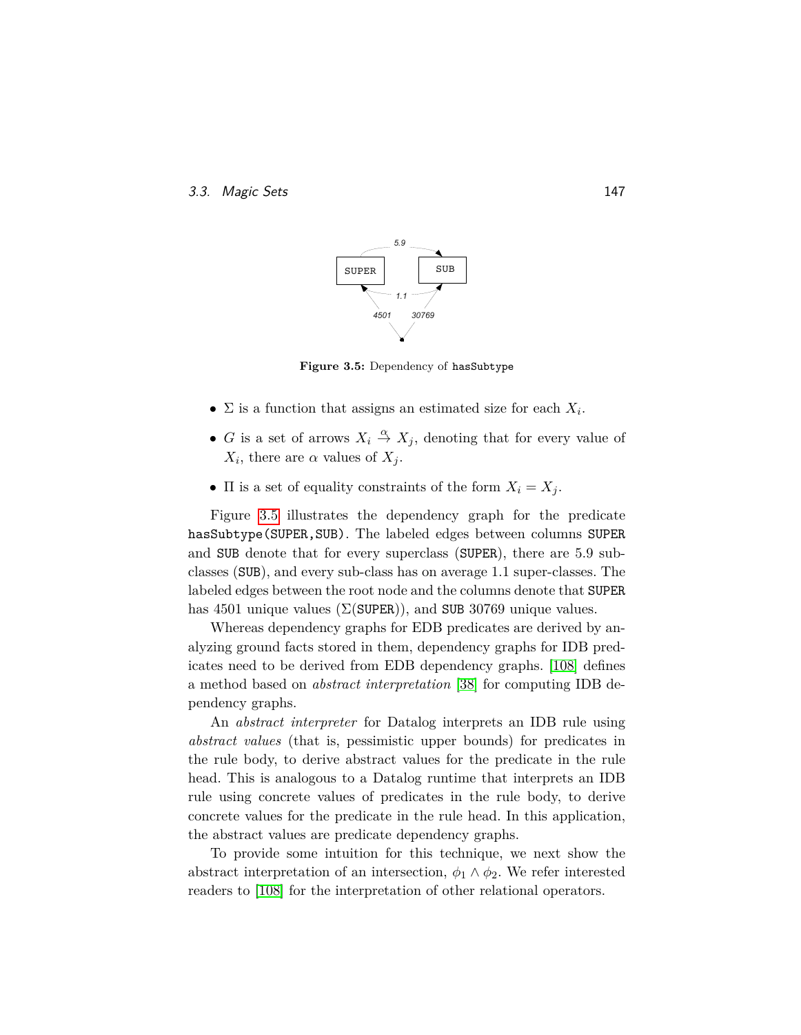**Figure 3.5:** Dependency of `hasSubtype`

- $\Sigma$ is a function that assigns an estimated size for each $X_i$.
- $G$ is a set of arrows $X_i \stackrel{\alpha}{\to} X_j$, denoting that for every value of $X_i$, there are $\alpha$ values of $X_j$.
- $\Pi$ is a set of equality constraints of the form $X_i = X_j$.

Figure 3.5 illustrates the dependency graph for the predicate `hasSubtype(SUPER,SUB)`. The labeled edges between columns `SUPER` and `SUB` denote that for every superclass (`SUPER`), there are 5.9 subclasses (`SUB`), and every sub-class has on average 1.1 super-classes. The labeled edges between the root node and the columns denote that `SUPER` has 4501 unique values ($\Sigma$(`SUPER`)), and `SUB` 30769 unique values.

Whereas dependency graphs for EDB predicates are derived by analyzing ground facts stored in them, dependency graphs for IDB predicates need to be derived from EDB dependency graphs. [108] defines a method based on *abstract interpretation* [38] for computing IDB dependency graphs.

An *abstract interpreter* for Datalog interprets an IDB rule using *abstract values* (that is, pessimistic upper bounds) for predicates in the rule body, to derive abstract values for the predicate in the rule head. This is analogous to a Datalog runtime that interprets an IDB rule using concrete values of predicates in the rule body, to derive concrete values for the predicate in the rule head. In this application, the abstract values are predicate dependency graphs.

To provide some intuition for this technique, we next show the abstract interpretation of an intersection, $\phi_1 \wedge \phi_2$. We refer interested readers to [108] for the interpretation of other relational operators.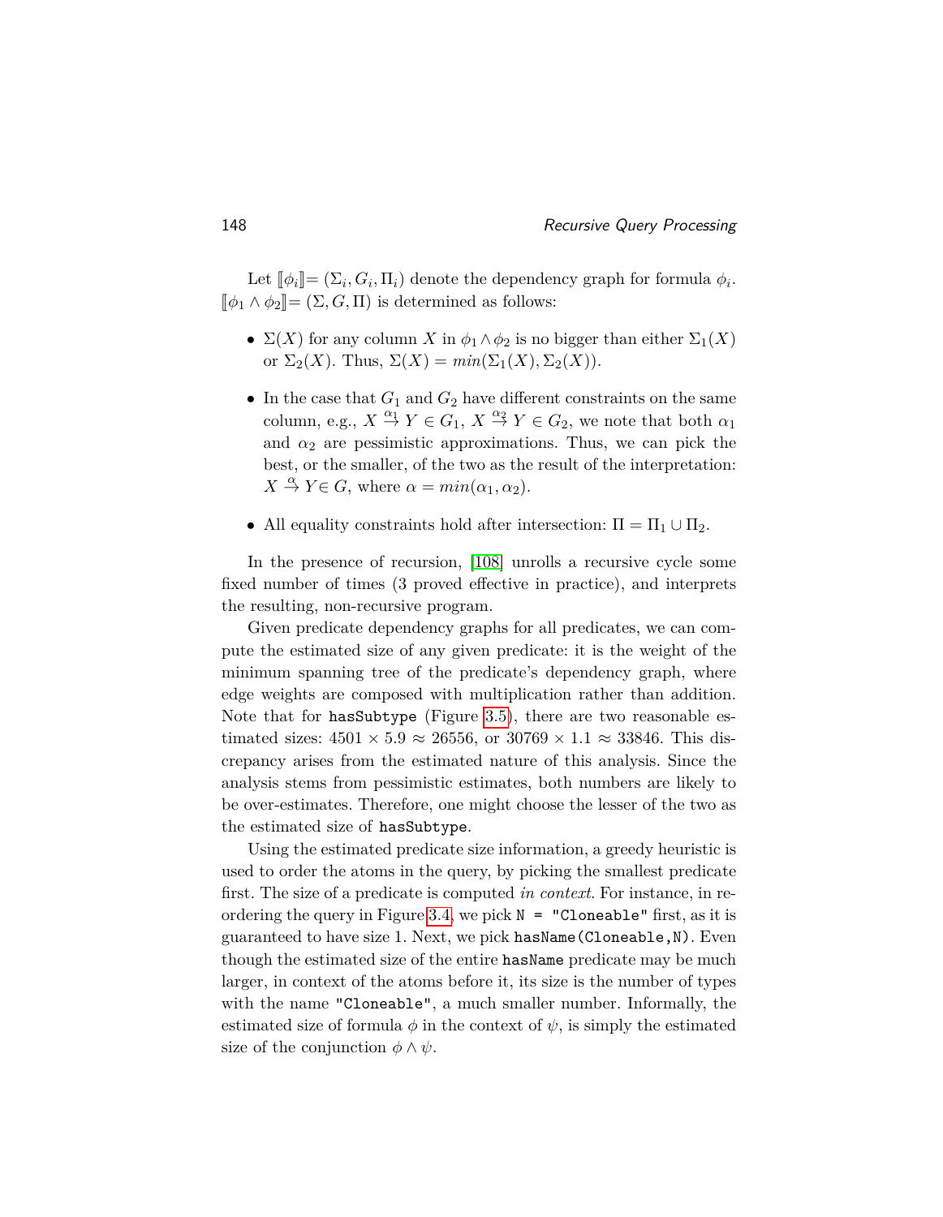Let $[\![\phi_i]\!] = (\Sigma_i, G_i, \Pi_i)$ denote the dependency graph for formula $\phi_i$. $[\![\phi_1 \wedge \phi_2]\!] = (\Sigma, G, \Pi)$ is determined as follows:

- $\Sigma(X)$ for any column $X$ in $\phi_1 \wedge \phi_2$ is no bigger than either $\Sigma_1(X)$ or $\Sigma_2(X)$. Thus, $\Sigma(X) = min(\Sigma_1(X), \Sigma_2(X))$.

- In the case that $G_1$ and $G_2$ have different constraints on the same column, e.g., $X \overset{\alpha_1}{\to} Y \in G_1$, $X \overset{\alpha_2}{\to} Y \in G_2$, we note that both $\alpha_1$ and $\alpha_2$ are pessimistic approximations. Thus, we can pick the best, or the smaller, of the two as the result of the interpretation: $X \overset{\alpha}{\to} Y \in G$, where $\alpha = min(\alpha_1, \alpha_2)$.

- All equality constraints hold after intersection: $\Pi = \Pi_1 \cup \Pi_2$.

In the presence of recursion, [108] unrolls a recursive cycle some fixed number of times (3 proved effective in practice), and interprets the resulting, non-recursive program.

Given predicate dependency graphs for all predicates, we can compute the estimated size of any given predicate: it is the weight of the minimum spanning tree of the predicate's dependency graph, where edge weights are composed with multiplication rather than addition. Note that for `hasSubtype` (Figure 3.5), there are two reasonable estimated sizes: $4501 \times 5.9 \approx 26556$, or $30769 \times 1.1 \approx 33846$. This discrepancy arises from the estimated nature of this analysis. Since the analysis stems from pessimistic estimates, both numbers are likely to be over-estimates. Therefore, one might choose the lesser of the two as the estimated size of `hasSubtype`.

Using the estimated predicate size information, a greedy heuristic is used to order the atoms in the query, by picking the smallest predicate first. The size of a predicate is computed *in context*. For instance, in reordering the query in Figure 3.4, we pick `N = "Cloneable"` first, as it is guaranteed to have size 1. Next, we pick `hasName(Cloneable,N)`. Even though the estimated size of the entire `hasName` predicate may be much larger, in context of the atoms before it, its size is the number of types with the name `"Cloneable"`, a much smaller number. Informally, the estimated size of formula $\phi$ in the context of $\psi$, is simply the estimated size of the conjunction $\phi \wedge \psi$.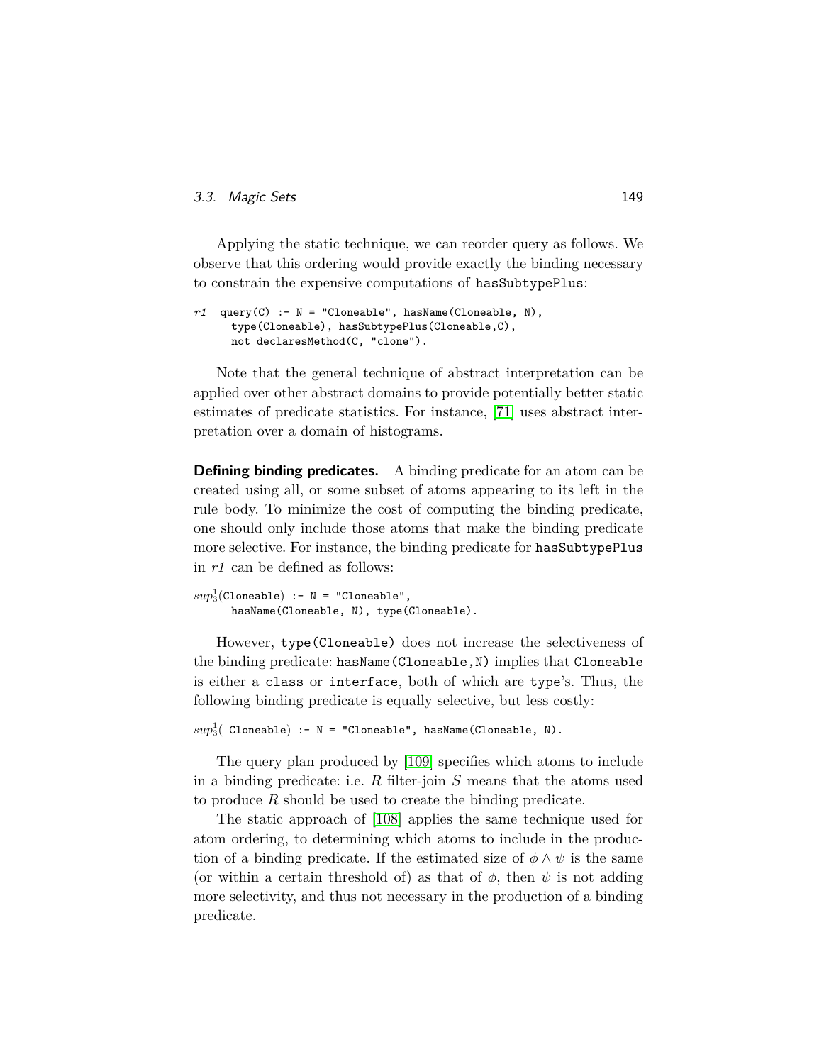Applying the static technique, we can reorder query as follows. We observe that this ordering would provide exactly the binding necessary to constrain the expensive computations of `hasSubtypePlus`:

```
r1  query(C) :- N = "Cloneable", hasName(Cloneable, N),
      type(Cloneable), hasSubtypePlus(Cloneable,C),
      not declaresMethod(C, "clone").
```

Note that the general technique of abstract interpretation can be applied over other abstract domains to provide potentially better static estimates of predicate statistics. For instance, [71] uses abstract interpretation over a domain of histograms.

**Defining binding predicates.** A binding predicate for an atom can be created using all, or some subset of atoms appearing to its left in the rule body. To minimize the cost of computing the binding predicate, one should only include those atoms that make the binding predicate more selective. For instance, the binding predicate for `hasSubtypePlus` in *r1* can be defined as follows:

$sup_3^1$`(Cloneable) :- N = "Cloneable",`
`hasName(Cloneable, N), type(Cloneable).`

However, `type(Cloneable)` does not increase the selectiveness of the binding predicate: `hasName(Cloneable,N)` implies that `Cloneable` is either a `class` or `interface`, both of which are `type`'s. Thus, the following binding predicate is equally selective, but less costly:

$sup_3^1$`( Cloneable) :- N = "Cloneable", hasName(Cloneable, N).`

The query plan produced by [109] specifies which atoms to include in a binding predicate: i.e. $R$ filter-join $S$ means that the atoms used to produce $R$ should be used to create the binding predicate.

The static approach of [108] applies the same technique used for atom ordering, to determining which atoms to include in the production of a binding predicate. If the estimated size of $\phi \wedge \psi$ is the same (or within a certain threshold of) as that of $\phi$, then $\psi$ is not adding more selectivity, and thus not necessary in the production of a binding predicate.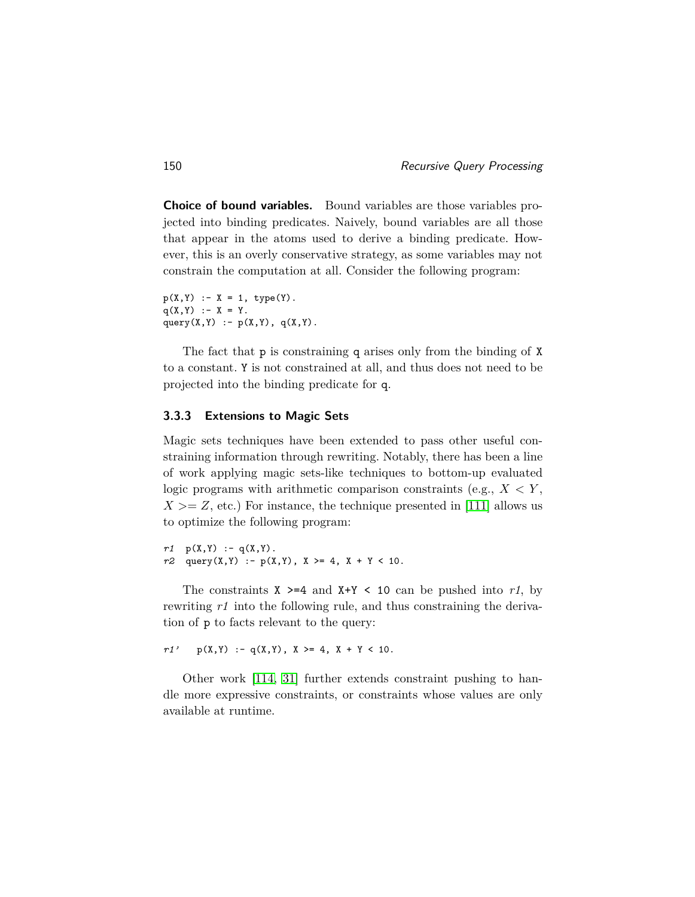**Choice of bound variables.** Bound variables are those variables projected into binding predicates. Naively, bound variables are all those that appear in the atoms used to derive a binding predicate. However, this is an overly conservative strategy, as some variables may not constrain the computation at all. Consider the following program:

```
p(X,Y) :- X = 1, type(Y).
q(X,Y) :- X = Y.
query(X,Y) :- p(X,Y), q(X,Y).
```

The fact that p is constraining q arises only from the binding of X to a constant. Y is not constrained at all, and thus does not need to be projected into the binding predicate for q.

### 3.3.3 Extensions to Magic Sets

Magic sets techniques have been extended to pass other useful constraining information through rewriting. Notably, there has been a line of work applying magic sets-like techniques to bottom-up evaluated logic programs with arithmetic comparison constraints (e.g., $X < Y$, $X >= Z$, etc.) For instance, the technique presented in [111] allows us to optimize the following program:

```
r1  p(X,Y) :- q(X,Y).
r2  query(X,Y) :- p(X,Y), X >= 4, X + Y < 10.
```

The constraints X >=4 and X+Y < 10 can be pushed into *r1*, by rewriting *r1* into the following rule, and thus constraining the derivation of p to facts relevant to the query:

```
r1'   p(X,Y) :- q(X,Y), X >= 4, X + Y < 10.
```

Other work [114, 31] further extends constraint pushing to handle more expressive constraints, or constraints whose values are only available at runtime.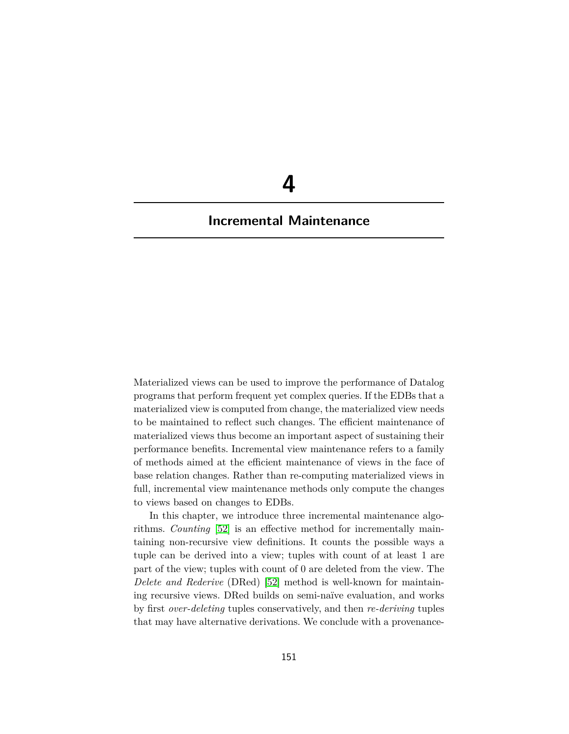# 4

## Incremental Maintenance

Materialized views can be used to improve the performance of Datalog programs that perform frequent yet complex queries. If the EDBs that a materialized view is computed from change, the materialized view needs to be maintained to reflect such changes. The efficient maintenance of materialized views thus become an important aspect of sustaining their performance benefits. Incremental view maintenance refers to a family of methods aimed at the efficient maintenance of views in the face of base relation changes. Rather than re-computing materialized views in full, incremental view maintenance methods only compute the changes to views based on changes to EDBs.

In this chapter, we introduce three incremental maintenance algorithms. *Counting* [52] is an effective method for incrementally maintaining non-recursive view definitions. It counts the possible ways a tuple can be derived into a view; tuples with count of at least 1 are part of the view; tuples with count of 0 are deleted from the view. The *Delete and Rederive* (DRed) [52] method is well-known for maintaining recursive views. DRed builds on semi-naïve evaluation, and works by first *over-deleting* tuples conservatively, and then *re-deriving* tuples that may have alternative derivations. We conclude with a provenance-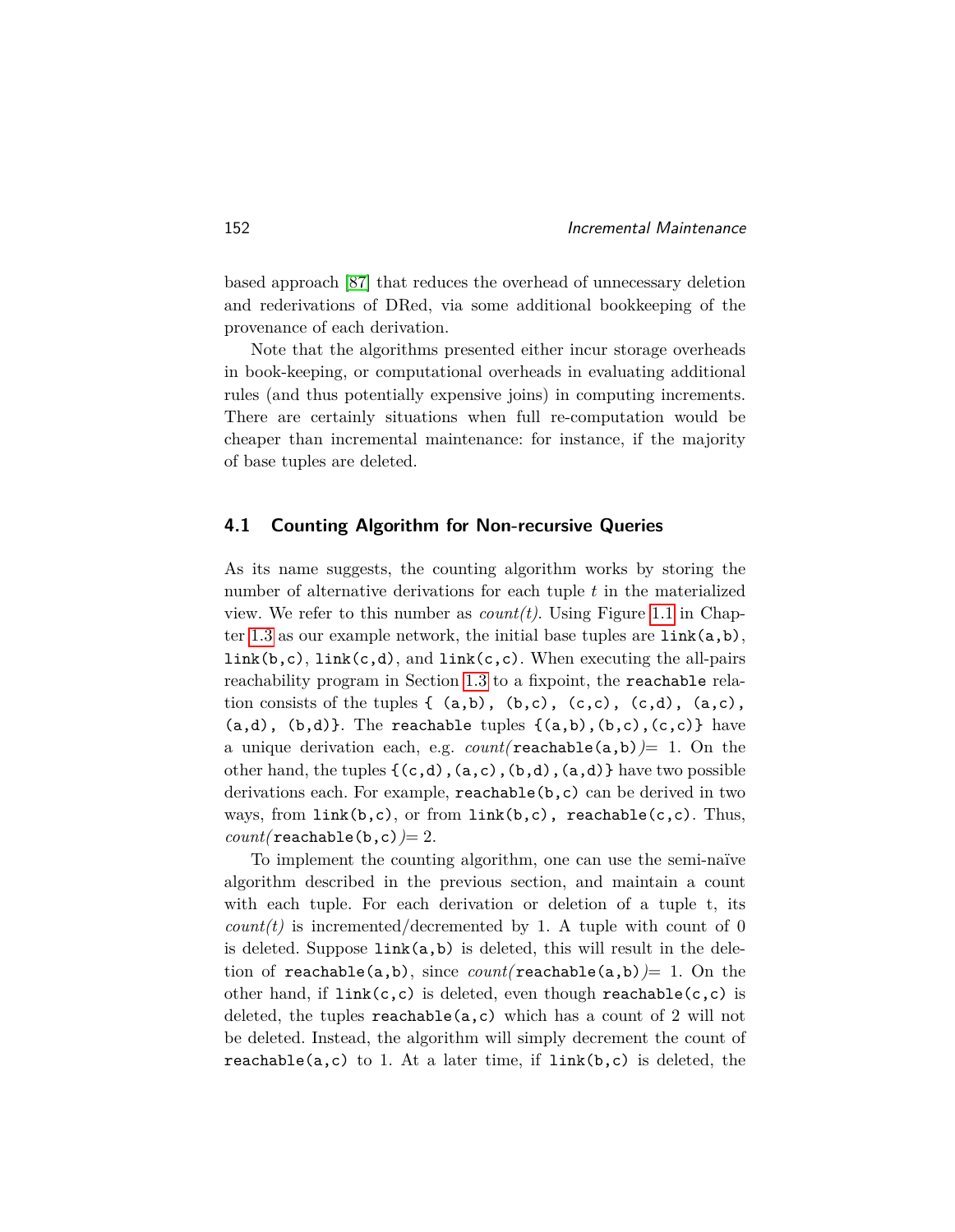based approach [87] that reduces the overhead of unnecessary deletion and rederivations of DRed, via some additional bookkeeping of the provenance of each derivation.

Note that the algorithms presented either incur storage overheads in book-keeping, or computational overheads in evaluating additional rules (and thus potentially expensive joins) in computing increments. There are certainly situations when full re-computation would be cheaper than incremental maintenance: for instance, if the majority of base tuples are deleted.

## 4.1 Counting Algorithm for Non-recursive Queries

As its name suggests, the counting algorithm works by storing the number of alternative derivations for each tuple $t$ in the materialized view. We refer to this number as *count(t)*. Using Figure 1.1 in Chapter 1.3 as our example network, the initial base tuples are `link(a,b)`, `link(b,c)`, `link(c,d)`, and `link(c,c)`. When executing the all-pairs reachability program in Section 1.3 to a fixpoint, the `reachable` relation consists of the tuples `{ (a,b), (b,c), (c,c), (c,d), (a,c), (a,d), (b,d)}`. The `reachable` tuples `{(a,b),(b,c),(c,c)}` have a unique derivation each, e.g. *count(*`reachable(a,b)`*)*= 1. On the other hand, the tuples `{(c,d),(a,c),(b,d),(a,d)}` have two possible derivations each. For example, `reachable(b,c)` can be derived in two ways, from `link(b,c)`, or from `link(b,c), reachable(c,c)`. Thus, *count(*`reachable(b,c)`*)*= 2.

To implement the counting algorithm, one can use the semi-naïve algorithm described in the previous section, and maintain a count with each tuple. For each derivation or deletion of a tuple t, its *count(t)* is incremented/decremented by 1. A tuple with count of 0 is deleted. Suppose `link(a,b)` is deleted, this will result in the deletion of `reachable(a,b)`, since *count(*`reachable(a,b)`*)*= 1. On the other hand, if `link(c,c)` is deleted, even though `reachable(c,c)` is deleted, the tuples `reachable(a,c)` which has a count of 2 will not be deleted. Instead, the algorithm will simply decrement the count of `reachable(a,c)` to 1. At a later time, if `link(b,c)` is deleted, the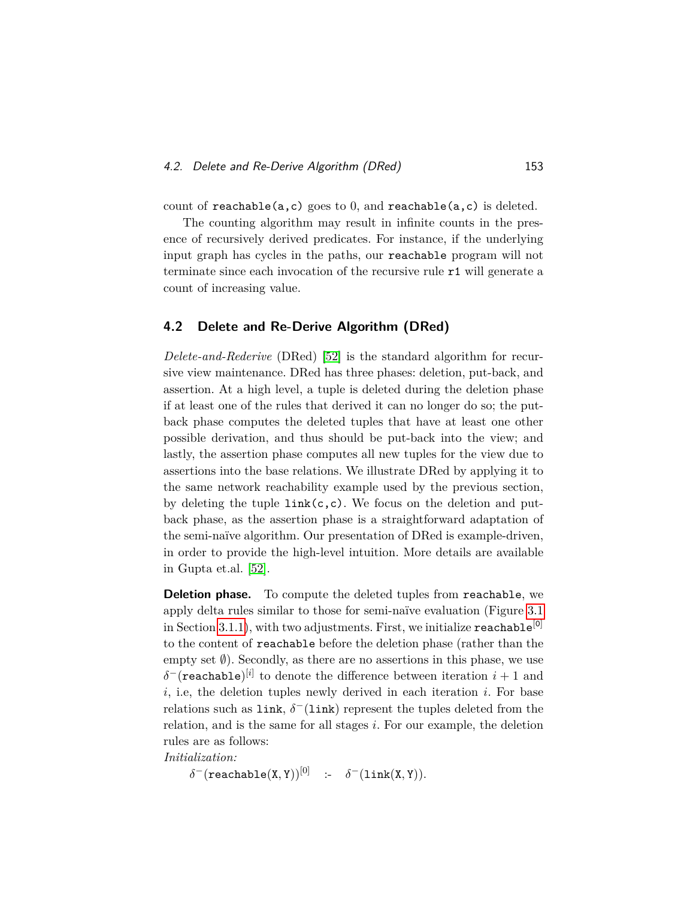count of `reachable(a,c)` goes to 0, and `reachable(a,c)` is deleted.

The counting algorithm may result in infinite counts in the presence of recursively derived predicates. For instance, if the underlying input graph has cycles in the paths, our `reachable` program will not terminate since each invocation of the recursive rule `r1` will generate a count of increasing value.

## 4.2 Delete and Re-Derive Algorithm (DRed)

*Delete-and-Rederive* (DRed) [52] is the standard algorithm for recursive view maintenance. DRed has three phases: deletion, put-back, and assertion. At a high level, a tuple is deleted during the deletion phase if at least one of the rules that derived it can no longer do so; the put-back phase computes the deleted tuples that have at least one other possible derivation, and thus should be put-back into the view; and lastly, the assertion phase computes all new tuples for the view due to assertions into the base relations. We illustrate DRed by applying it to the same network reachability example used by the previous section, by deleting the tuple `link(c,c)`. We focus on the deletion and put-back phase, as the assertion phase is a straightforward adaptation of the semi-naïve algorithm. Our presentation of DRed is example-driven, in order to provide the high-level intuition. More details are available in Gupta et.al. [52].

**Deletion phase.** To compute the deleted tuples from `reachable`, we apply delta rules similar to those for semi-naïve evaluation (Figure 3.1 in Section 3.1.1), with two adjustments. First, we initialize $\texttt{reachable}^{[0]}$ to the content of `reachable` before the deletion phase (rather than the empty set $\emptyset$). Secondly, as there are no assertions in this phase, we use $\delta^{-}(\texttt{reachable})^{[i]}$ to denote the difference between iteration $i+1$ and $i$, i.e, the deletion tuples newly derived in each iteration $i$. For base relations such as `link`, $\delta^{-}(\texttt{link})$ represent the tuples deleted from the relation, and is the same for all stages $i$. For our example, the deletion rules are as follows:

*Initialization:*

$$\delta^{-}(\texttt{reachable(X,Y)})^{[0]} \quad \text{:-} \quad \delta^{-}(\texttt{link(X,Y)}).$$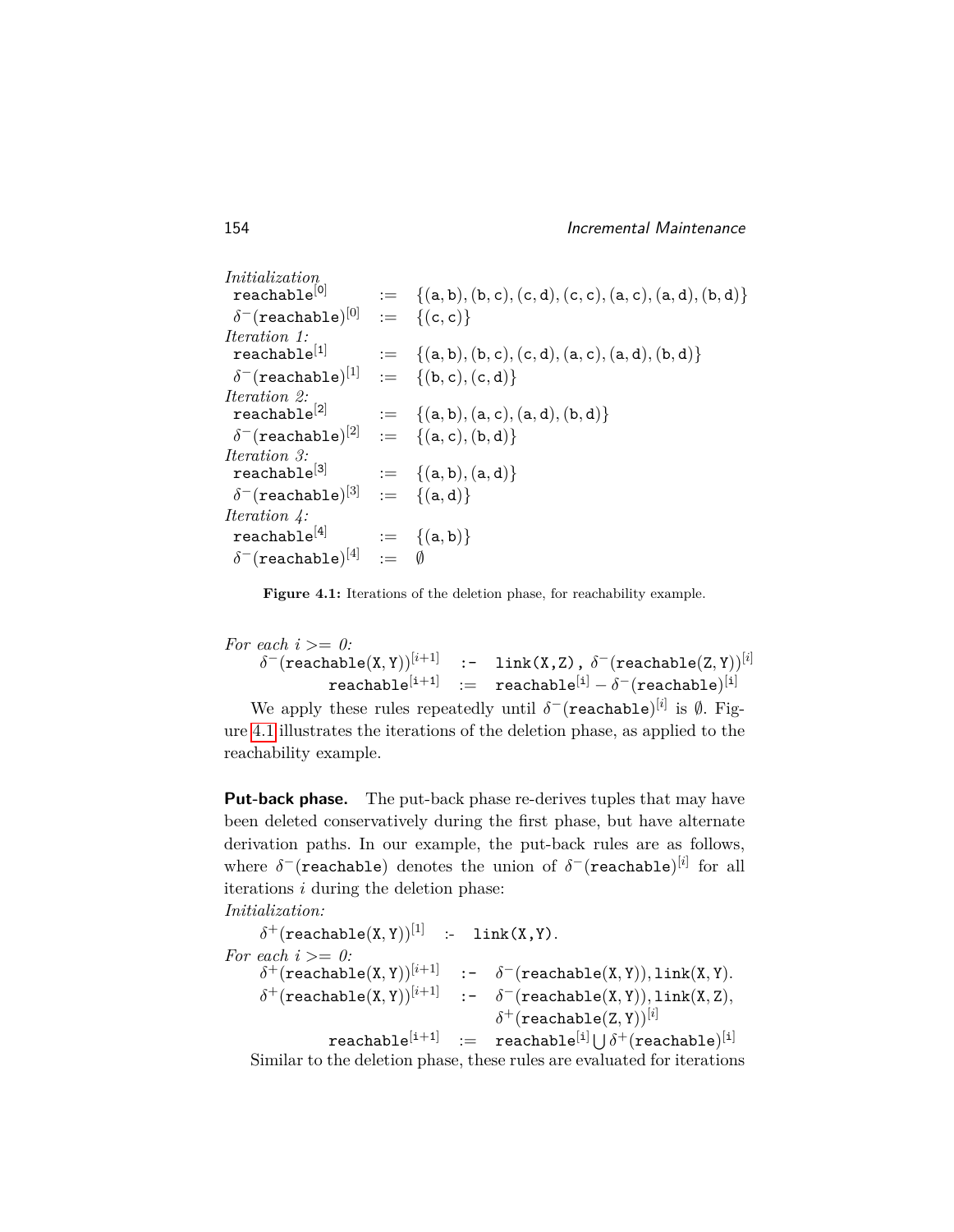*Initialization*

$$\texttt{reachable}^{[0]} := \{(\texttt{a},\texttt{b}),(\texttt{b},\texttt{c}),(\texttt{c},\texttt{d}),(\texttt{c},\texttt{c}),(\texttt{a},\texttt{c}),(\texttt{a},\texttt{d}),(\texttt{b},\texttt{d})\}$$

$$\delta^-(\texttt{reachable})^{[0]} := \{(\texttt{c},\texttt{c})\}$$

*Iteration 1:*

$$\texttt{reachable}^{[1]} := \{(\texttt{a},\texttt{b}),(\texttt{b},\texttt{c}),(\texttt{c},\texttt{d}),(\texttt{a},\texttt{c}),(\texttt{a},\texttt{d}),(\texttt{b},\texttt{d})\}$$

$$\delta^-(\texttt{reachable})^{[1]} := \{(\texttt{b},\texttt{c}),(\texttt{c},\texttt{d})\}$$

*Iteration 2:*

$$\texttt{reachable}^{[2]} := \{(\texttt{a},\texttt{b}),(\texttt{a},\texttt{c}),(\texttt{a},\texttt{d}),(\texttt{b},\texttt{d})\}$$

$$\delta^-(\texttt{reachable})^{[2]} := \{(\texttt{a},\texttt{c}),(\texttt{b},\texttt{d})\}$$

*Iteration 3:*

$$\texttt{reachable}^{[3]} := \{(\texttt{a},\texttt{b}),(\texttt{a},\texttt{d})\}$$

$$\delta^-(\texttt{reachable})^{[3]} := \{(\texttt{a},\texttt{d})\}$$

*Iteration 4:*

$$\texttt{reachable}^{[4]} := \{(\texttt{a},\texttt{b})\}$$

$$\delta^-(\texttt{reachable})^{[4]} := \emptyset$$

**Figure 4.1:** Iterations of the deletion phase, for reachability example.

*For each $i >= 0$:*

$$\delta^-(\texttt{reachable(X,Y)})^{[i+1]} \;\texttt{:-}\; \texttt{link(X,Z)},\ \delta^-(\texttt{reachable(Z,Y)})^{[i]}$$

$$\texttt{reachable}^{[i+1]} := \texttt{reachable}^{[i]} - \delta^-(\texttt{reachable})^{[i]}$$

We apply these rules repeatedly until $\delta^-(\texttt{reachable})^{[i]}$ is $\emptyset$. Figure 4.1 illustrates the iterations of the deletion phase, as applied to the reachability example.

**Put-back phase.** The put-back phase re-derives tuples that may have been deleted conservatively during the first phase, but have alternate derivation paths. In our example, the put-back rules are as follows, where $\delta^-(\texttt{reachable})$ denotes the union of $\delta^-(\texttt{reachable})^{[i]}$ for all iterations $i$ during the deletion phase:

*Initialization:*

$$\delta^+(\texttt{reachable(X,Y)})^{[1]} \;\texttt{:-}\; \texttt{link(X,Y)}.$$

*For each $i >= 0$:*

$$\delta^+(\texttt{reachable(X,Y)})^{[i+1]} \;\texttt{:-}\; \delta^-(\texttt{reachable(X,Y)}), \texttt{link(X,Y)}.$$

$$\delta^+(\texttt{reachable(X,Y)})^{[i+1]} \;\texttt{:-}\; \delta^-(\texttt{reachable(X,Y)}), \texttt{link(X,Z)}, \delta^+(\texttt{reachable(Z,Y)})^{[i]}$$

$$\texttt{reachable}^{[i+1]} := \texttt{reachable}^{[i]} \bigcup \delta^+(\texttt{reachable})^{[i]}$$

Similar to the deletion phase, these rules are evaluated for iterations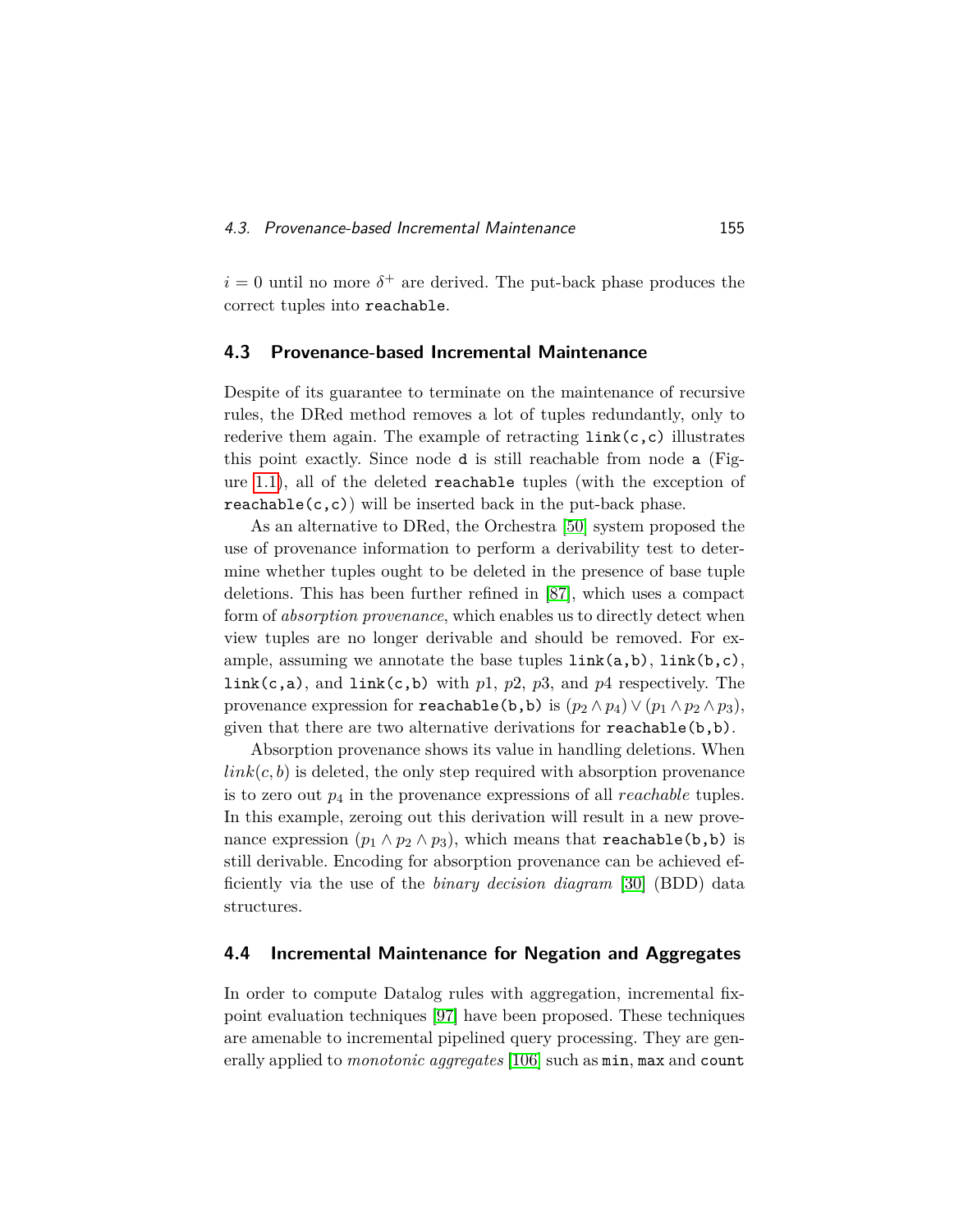$i = 0$ until no more $\delta^+$ are derived. The put-back phase produces the correct tuples into `reachable`.

## 4.3 Provenance-based Incremental Maintenance

Despite of its guarantee to terminate on the maintenance of recursive rules, the DRed method removes a lot of tuples redundantly, only to rederive them again. The example of retracting `link(c,c)` illustrates this point exactly. Since node `d` is still reachable from node `a` (Figure 1.1), all of the deleted `reachable` tuples (with the exception of `reachable(c,c)`) will be inserted back in the put-back phase.

As an alternative to DRed, the Orchestra [50] system proposed the use of provenance information to perform a derivability test to determine whether tuples ought to be deleted in the presence of base tuple deletions. This has been further refined in [87], which uses a compact form of *absorption provenance*, which enables us to directly detect when view tuples are no longer derivable and should be removed. For example, assuming we annotate the base tuples `link(a,b)`, `link(b,c)`, `link(c,a)`, and `link(c,b)` with $p1$, $p2$, $p3$, and $p4$ respectively. The provenance expression for `reachable(b,b)` is $(p_2 \wedge p_4) \vee (p_1 \wedge p_2 \wedge p_3)$, given that there are two alternative derivations for `reachable(b,b)`.

Absorption provenance shows its value in handling deletions. When $link(c, b)$ is deleted, the only step required with absorption provenance is to zero out $p_4$ in the provenance expressions of all *reachable* tuples. In this example, zeroing out this derivation will result in a new provenance expression $(p_1 \wedge p_2 \wedge p_3)$, which means that `reachable(b,b)` is still derivable. Encoding for absorption provenance can be achieved efficiently via the use of the *binary decision diagram* [30] (BDD) data structures.

## 4.4 Incremental Maintenance for Negation and Aggregates

In order to compute Datalog rules with aggregation, incremental fixpoint evaluation techniques [97] have been proposed. These techniques are amenable to incremental pipelined query processing. They are generally applied to *monotonic aggregates* [106] such as `min`, `max` and `count`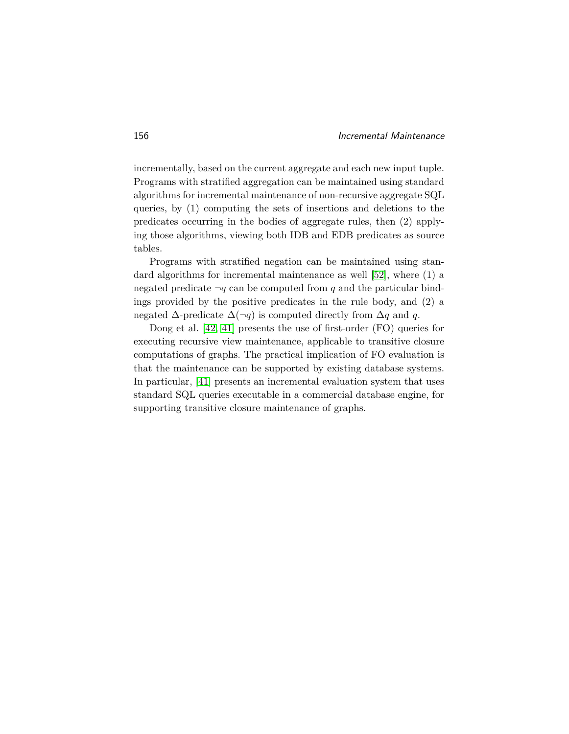incrementally, based on the current aggregate and each new input tuple. Programs with stratified aggregation can be maintained using standard algorithms for incremental maintenance of non-recursive aggregate SQL queries, by (1) computing the sets of insertions and deletions to the predicates occurring in the bodies of aggregate rules, then (2) applying those algorithms, viewing both IDB and EDB predicates as source tables.

Programs with stratified negation can be maintained using standard algorithms for incremental maintenance as well [52], where (1) a negated predicate $\neg q$ can be computed from $q$ and the particular bindings provided by the positive predicates in the rule body, and (2) a negated $\Delta$-predicate $\Delta(\neg q)$ is computed directly from $\Delta q$ and $q$.

Dong et al. [42, 41] presents the use of first-order (FO) queries for executing recursive view maintenance, applicable to transitive closure computations of graphs. The practical implication of FO evaluation is that the maintenance can be supported by existing database systems. In particular, [41] presents an incremental evaluation system that uses standard SQL queries executable in a commercial database engine, for supporting transitive closure maintenance of graphs.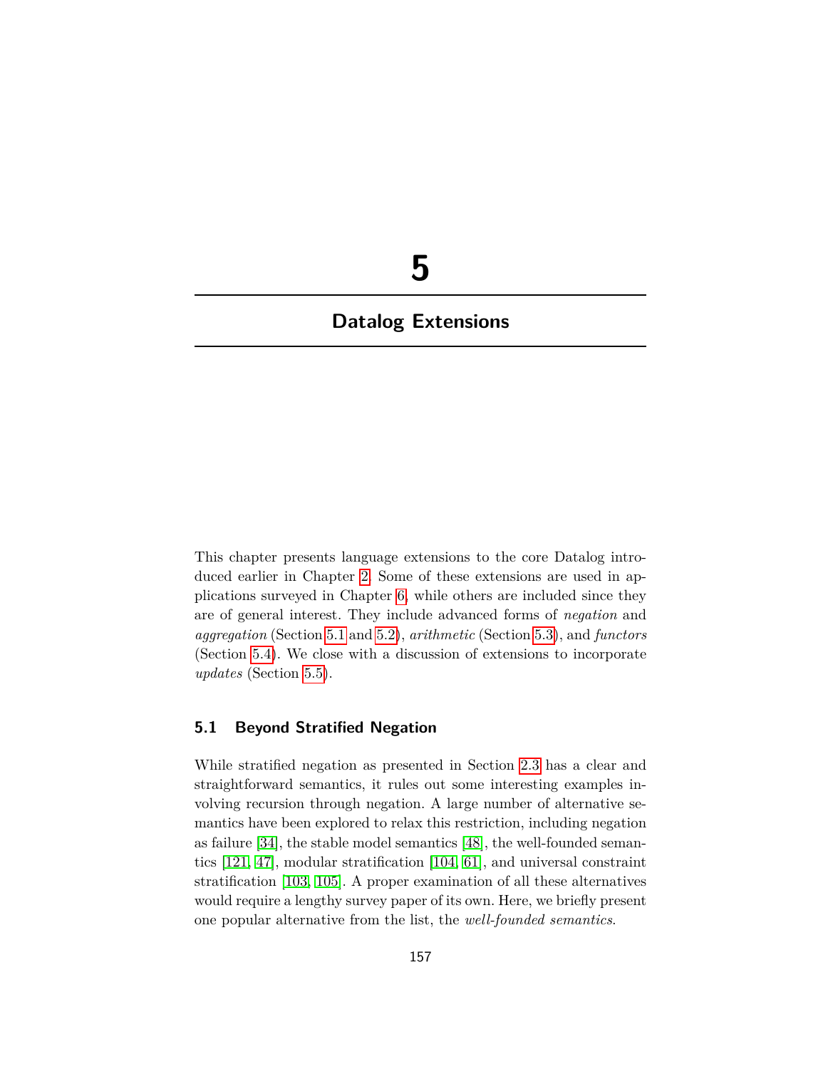# 5

## Datalog Extensions

This chapter presents language extensions to the core Datalog introduced earlier in Chapter 2. Some of these extensions are used in applications surveyed in Chapter 6, while others are included since they are of general interest. They include advanced forms of *negation* and *aggregation* (Section 5.1 and 5.2), *arithmetic* (Section 5.3), and *functors* (Section 5.4). We close with a discussion of extensions to incorporate *updates* (Section 5.5).

### 5.1 Beyond Stratified Negation

While stratified negation as presented in Section 2.3 has a clear and straightforward semantics, it rules out some interesting examples involving recursion through negation. A large number of alternative semantics have been explored to relax this restriction, including negation as failure [34], the stable model semantics [48], the well-founded semantics [121, 47], modular stratification [104, 61], and universal constraint stratification [103, 105]. A proper examination of all these alternatives would require a lengthy survey paper of its own. Here, we briefly present one popular alternative from the list, the *well-founded semantics*.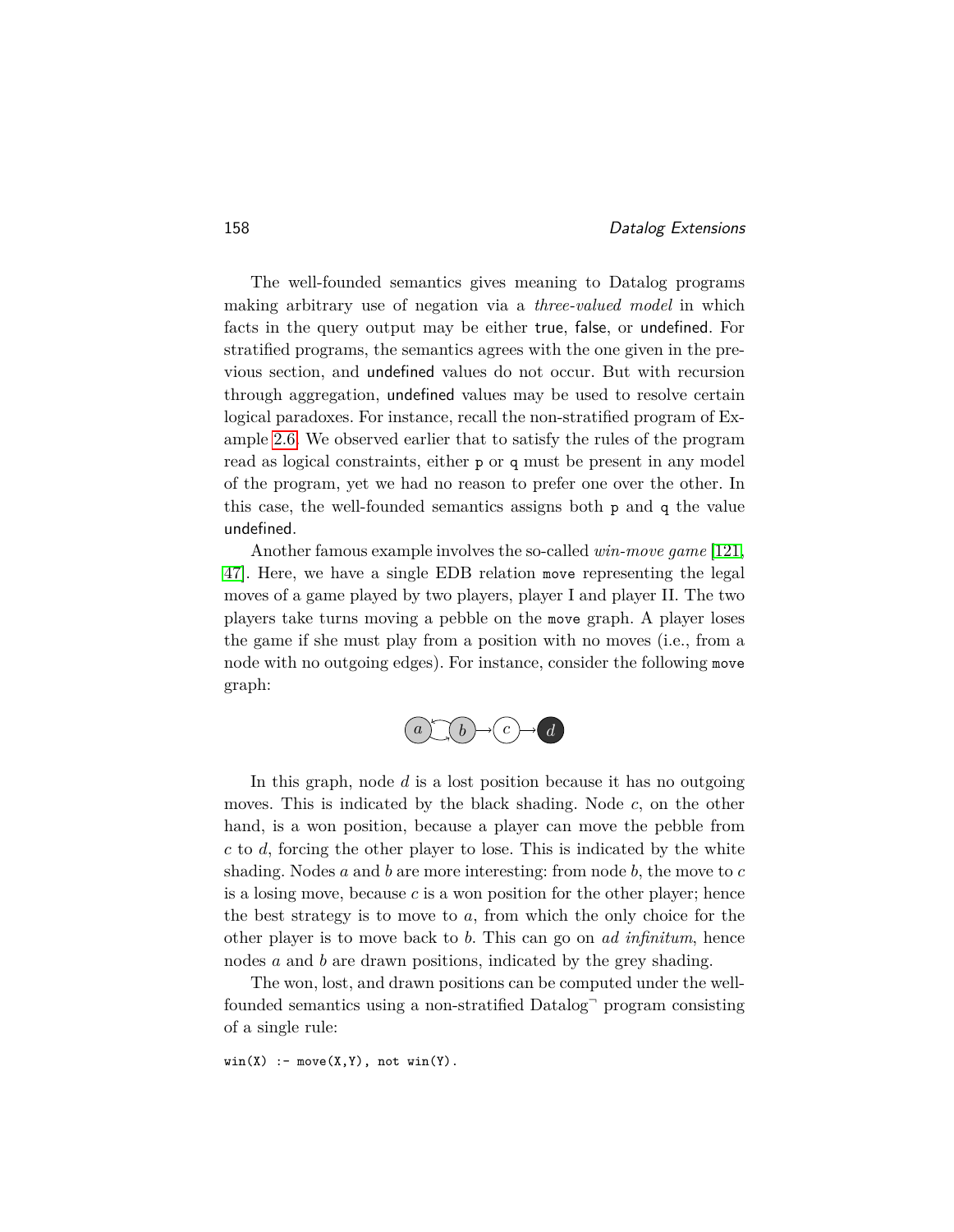The well-founded semantics gives meaning to Datalog programs making arbitrary use of negation via a *three-valued model* in which facts in the query output may be either true, false, or undefined. For stratified programs, the semantics agrees with the one given in the previous section, and undefined values do not occur. But with recursion through aggregation, undefined values may be used to resolve certain logical paradoxes. For instance, recall the non-stratified program of Example 2.6. We observed earlier that to satisfy the rules of the program read as logical constraints, either p or q must be present in any model of the program, yet we had no reason to prefer one over the other. In this case, the well-founded semantics assigns both p and q the value undefined.

Another famous example involves the so-called *win-move game* [121, 47]. Here, we have a single EDB relation move representing the legal moves of a game played by two players, player I and player II. The two players take turns moving a pebble on the move graph. A player loses the game if she must play from a position with no moves (i.e., from a node with no outgoing edges). For instance, consider the following move graph:

In this graph, node $d$ is a lost position because it has no outgoing moves. This is indicated by the black shading. Node $c$, on the other hand, is a won position, because a player can move the pebble from $c$ to $d$, forcing the other player to lose. This is indicated by the white shading. Nodes $a$ and $b$ are more interesting: from node $b$, the move to $c$ is a losing move, because $c$ is a won position for the other player; hence the best strategy is to move to $a$, from which the only choice for the other player is to move back to $b$. This can go on *ad infinitum*, hence nodes $a$ and $b$ are drawn positions, indicated by the grey shading.

The won, lost, and drawn positions can be computed under the well-founded semantics using a non-stratified Datalog$^\neg$ program consisting of a single rule:

```
win(X) :- move(X,Y), not win(Y).
```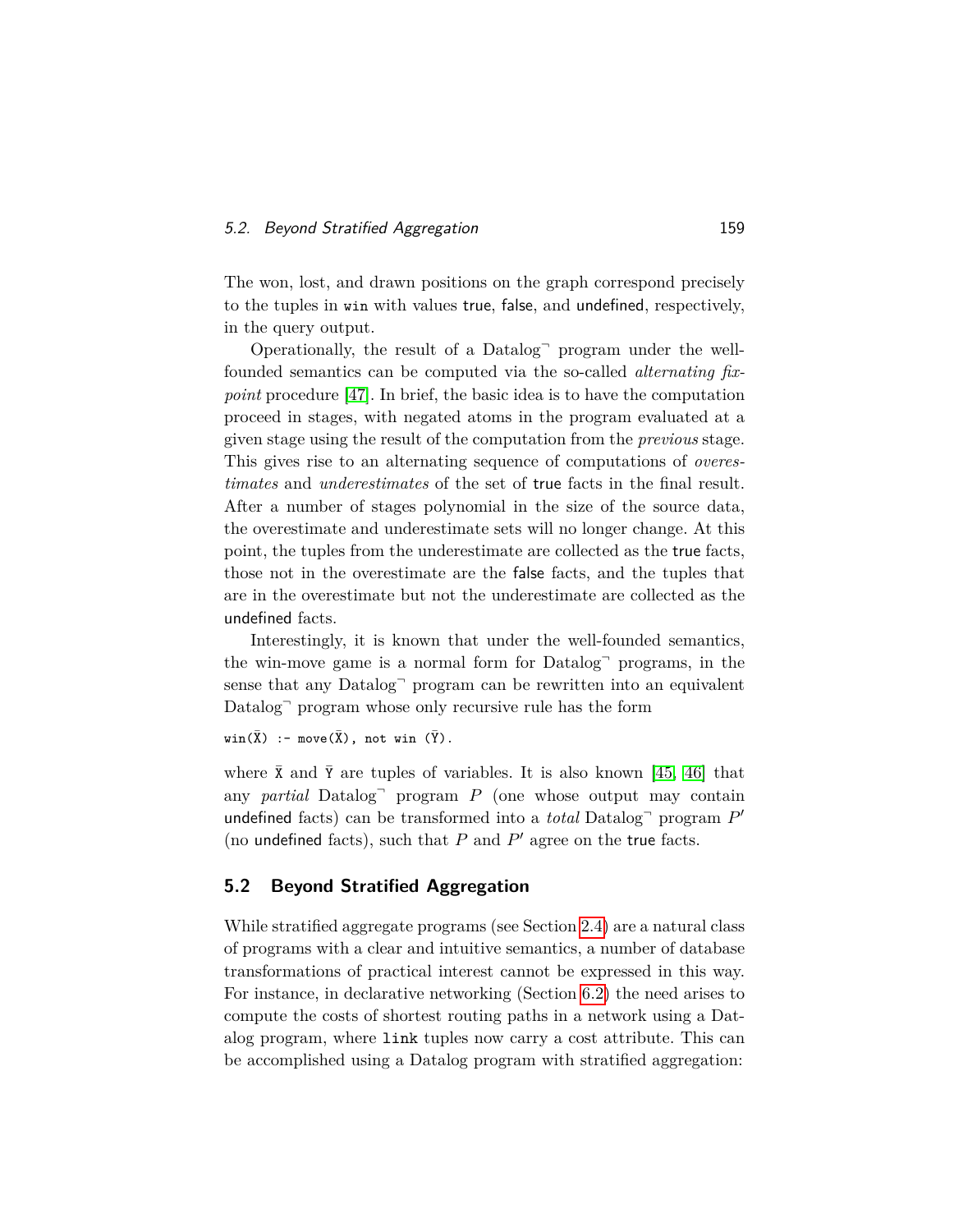The won, lost, and drawn positions on the graph correspond precisely to the tuples in `win` with values true, false, and undefined, respectively, in the query output.

Operationally, the result of a Datalog$^\neg$ program under the well-founded semantics can be computed via the so-called *alternating fixpoint* procedure [47]. In brief, the basic idea is to have the computation proceed in stages, with negated atoms in the program evaluated at a given stage using the result of the computation from the *previous* stage. This gives rise to an alternating sequence of computations of *overestimates* and *underestimates* of the set of true facts in the final result. After a number of stages polynomial in the size of the source data, the overestimate and underestimate sets will no longer change. At this point, the tuples from the underestimate are collected as the true facts, those not in the overestimate are the false facts, and the tuples that are in the overestimate but not the underestimate are collected as the undefined facts.

Interestingly, it is known that under the well-founded semantics, the win-move game is a normal form for Datalog$^\neg$ programs, in the sense that any Datalog$^\neg$ program can be rewritten into an equivalent Datalog$^\neg$ program whose only recursive rule has the form

```
win(X̄) :- move(X̄), not win (Ȳ).
```

where $\bar{X}$ and $\bar{Y}$ are tuples of variables. It is also known [45, 46] that any *partial* Datalog$^\neg$ program $P$ (one whose output may contain undefined facts) can be transformed into a *total* Datalog$^\neg$ program $P'$ (no undefined facts), such that $P$ and $P'$ agree on the true facts.

## 5.2 Beyond Stratified Aggregation

While stratified aggregate programs (see Section 2.4) are a natural class of programs with a clear and intuitive semantics, a number of database transformations of practical interest cannot be expressed in this way. For instance, in declarative networking (Section 6.2) the need arises to compute the costs of shortest routing paths in a network using a Datalog program, where `link` tuples now carry a cost attribute. This can be accomplished using a Datalog program with stratified aggregation: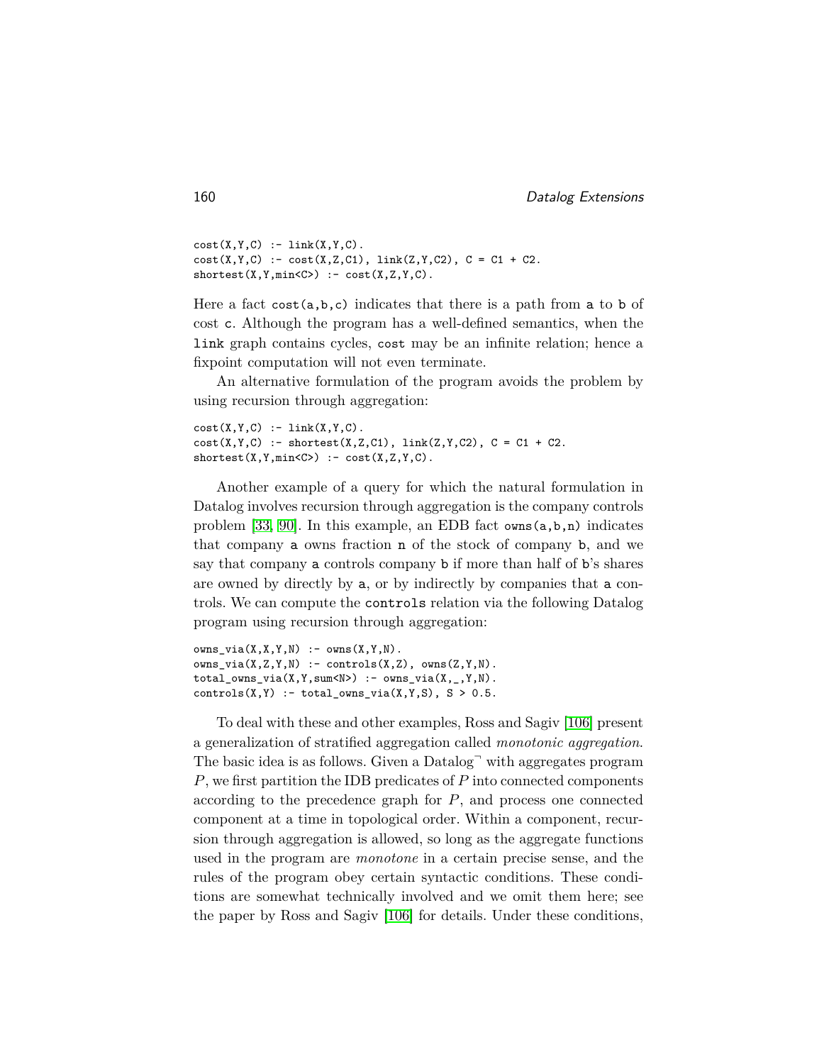```
cost(X,Y,C) :- link(X,Y,C).
cost(X,Y,C) :- cost(X,Z,C1), link(Z,Y,C2), C = C1 + C2.
shortest(X,Y,min<C>) :- cost(X,Z,Y,C).
```

Here a fact `cost(a,b,c)` indicates that there is a path from `a` to `b` of cost `c`. Although the program has a well-defined semantics, when the `link` graph contains cycles, `cost` may be an infinite relation; hence a fixpoint computation will not even terminate.

An alternative formulation of the program avoids the problem by using recursion through aggregation:

```
cost(X,Y,C) :- link(X,Y,C).
cost(X,Y,C) :- shortest(X,Z,C1), link(Z,Y,C2), C = C1 + C2.
shortest(X,Y,min<C>) :- cost(X,Z,Y,C).
```

Another example of a query for which the natural formulation in Datalog involves recursion through aggregation is the company controls problem [33, 90]. In this example, an EDB fact `owns(a,b,n)` indicates that company `a` owns fraction `n` of the stock of company `b`, and we say that company `a` controls company `b` if more than half of `b`'s shares are owned by directly by `a`, or by indirectly by companies that `a` controls. We can compute the `controls` relation via the following Datalog program using recursion through aggregation:

```
owns_via(X,X,Y,N) :- owns(X,Y,N).
owns_via(X,Z,Y,N) :- controls(X,Z), owns(Z,Y,N).
total_owns_via(X,Y,sum<N>) :- owns_via(X,_,Y,N).
controls(X,Y) :- total_owns_via(X,Y,S), S > 0.5.
```

To deal with these and other examples, Ross and Sagiv [106] present a generalization of stratified aggregation called *monotonic aggregation*. The basic idea is as follows. Given a Datalog$^\neg$ with aggregates program $P$, we first partition the IDB predicates of $P$ into connected components according to the precedence graph for $P$, and process one connected component at a time in topological order. Within a component, recursion through aggregation is allowed, so long as the aggregate functions used in the program are *monotone* in a certain precise sense, and the rules of the program obey certain syntactic conditions. These conditions are somewhat technically involved and we omit them here; see the paper by Ross and Sagiv [106] for details. Under these conditions,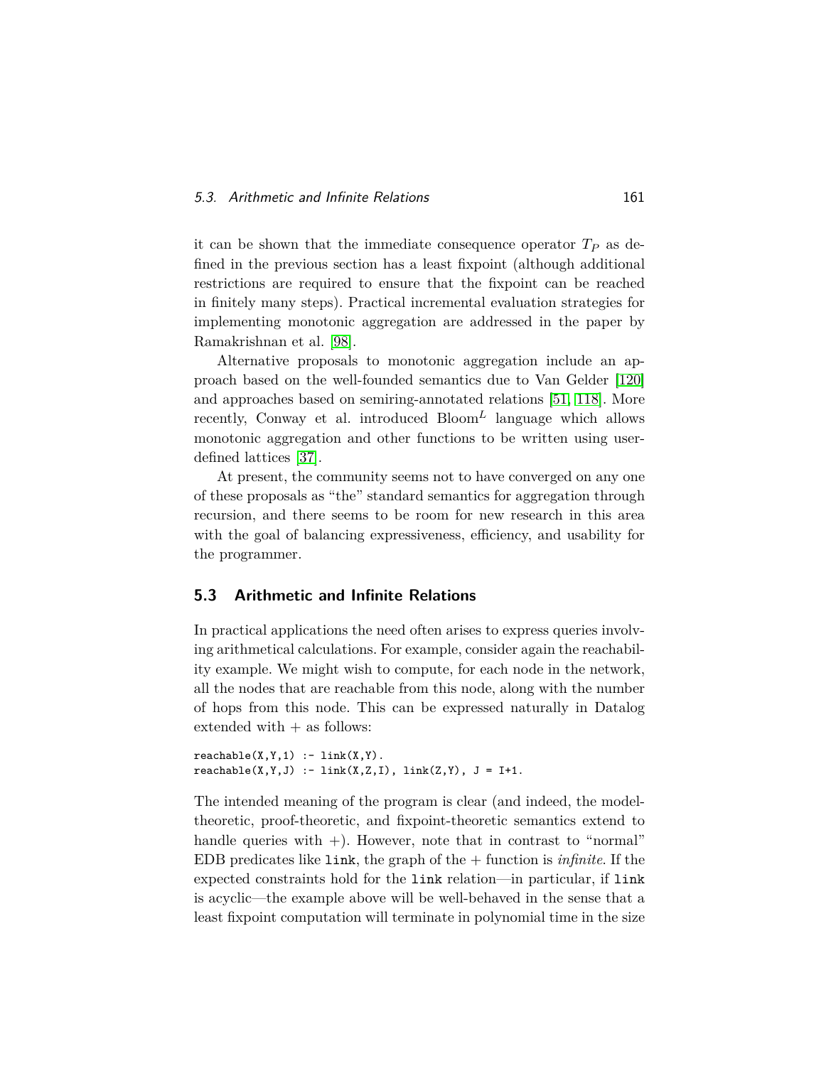it can be shown that the immediate consequence operator $T_P$ as defined in the previous section has a least fixpoint (although additional restrictions are required to ensure that the fixpoint can be reached in finitely many steps). Practical incremental evaluation strategies for implementing monotonic aggregation are addressed in the paper by Ramakrishnan et al. [98].

Alternative proposals to monotonic aggregation include an approach based on the well-founded semantics due to Van Gelder [120] and approaches based on semiring-annotated relations [51, 118]. More recently, Conway et al. introduced Bloom$^L$ language which allows monotonic aggregation and other functions to be written using user-defined lattices [37].

At present, the community seems not to have converged on any one of these proposals as "the" standard semantics for aggregation through recursion, and there seems to be room for new research in this area with the goal of balancing expressiveness, efficiency, and usability for the programmer.

## 5.3 Arithmetic and Infinite Relations

In practical applications the need often arises to express queries involving arithmetical calculations. For example, consider again the reachability example. We might wish to compute, for each node in the network, all the nodes that are reachable from this node, along with the number of hops from this node. This can be expressed naturally in Datalog extended with + as follows:

```
reachable(X,Y,1) :- link(X,Y).
reachable(X,Y,J) :- link(X,Z,I), link(Z,Y), J = I+1.
```

The intended meaning of the program is clear (and indeed, the model-theoretic, proof-theoretic, and fixpoint-theoretic semantics extend to handle queries with +). However, note that in contrast to "normal" EDB predicates like `link`, the graph of the + function is *infinite*. If the expected constraints hold for the `link` relation—in particular, if `link` is acyclic—the example above will be well-behaved in the sense that a least fixpoint computation will terminate in polynomial time in the size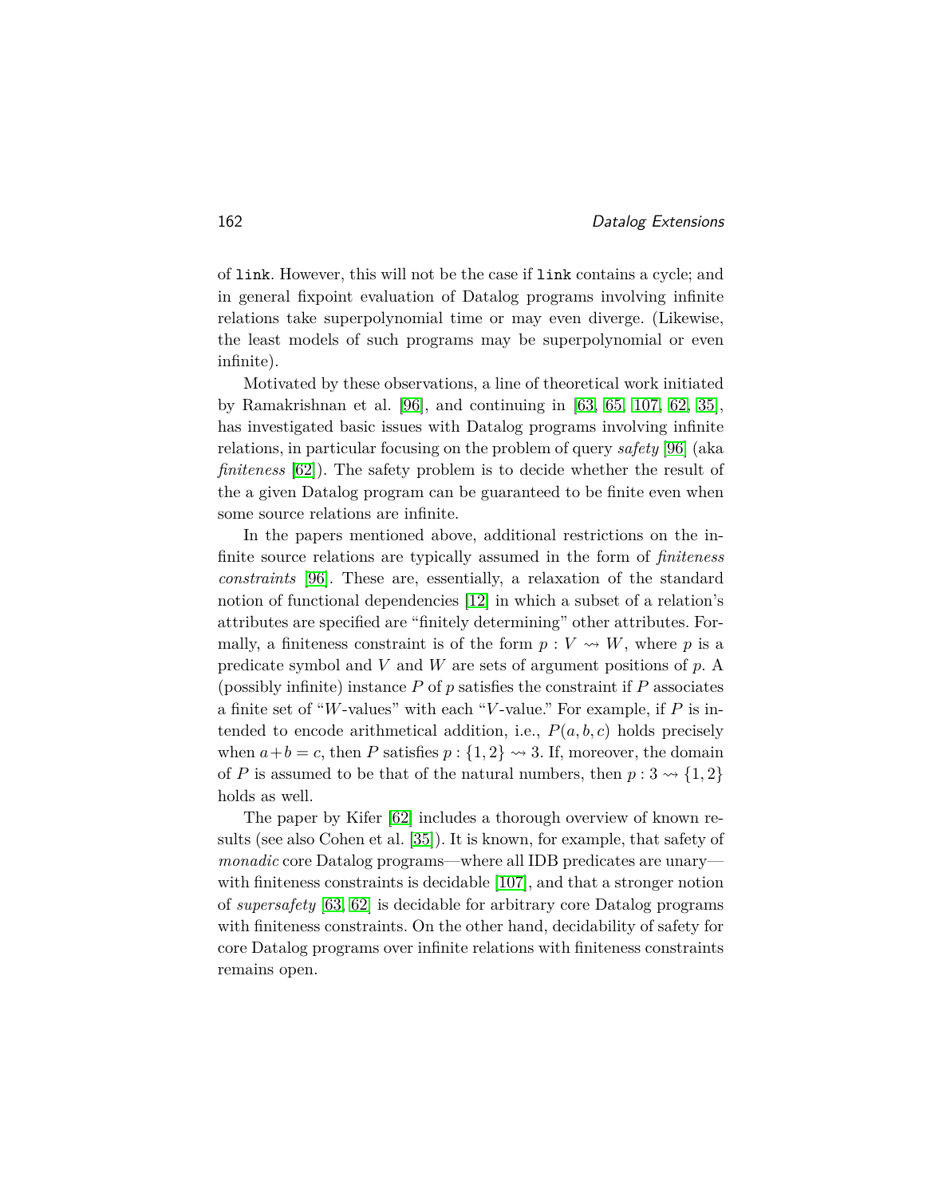of `link`. However, this will not be the case if `link` contains a cycle; and in general fixpoint evaluation of Datalog programs involving infinite relations take superpolynomial time or may even diverge. (Likewise, the least models of such programs may be superpolynomial or even infinite).

Motivated by these observations, a line of theoretical work initiated by Ramakrishnan et al. [96], and continuing in [63, 65, 107, 62, 35], has investigated basic issues with Datalog programs involving infinite relations, in particular focusing on the problem of query *safety* [96] (aka *finiteness* [62]). The safety problem is to decide whether the result of the a given Datalog program can be guaranteed to be finite even when some source relations are infinite.

In the papers mentioned above, additional restrictions on the infinite source relations are typically assumed in the form of *finiteness constraints* [96]. These are, essentially, a relaxation of the standard notion of functional dependencies [12] in which a subset of a relation's attributes are specified are "finitely determining" other attributes. Formally, a finiteness constraint is of the form $p : V \rightsquigarrow W$, where $p$ is a predicate symbol and $V$ and $W$ are sets of argument positions of $p$. A (possibly infinite) instance $P$ of $p$ satisfies the constraint if $P$ associates a finite set of "$W$-values" with each "$V$-value." For example, if $P$ is intended to encode arithmetical addition, i.e., $P(a, b, c)$ holds precisely when $a + b = c$, then $P$ satisfies $p : \{1, 2\} \rightsquigarrow 3$. If, moreover, the domain of $P$ is assumed to be that of the natural numbers, then $p : 3 \rightsquigarrow \{1, 2\}$ holds as well.

The paper by Kifer [62] includes a thorough overview of known results (see also Cohen et al. [35]). It is known, for example, that safety of *monadic* core Datalog programs—where all IDB predicates are unary—with finiteness constraints is decidable [107], and that a stronger notion of *supersafety* [63, 62] is decidable for arbitrary core Datalog programs with finiteness constraints. On the other hand, decidability of safety for core Datalog programs over infinite relations with finiteness constraints remains open.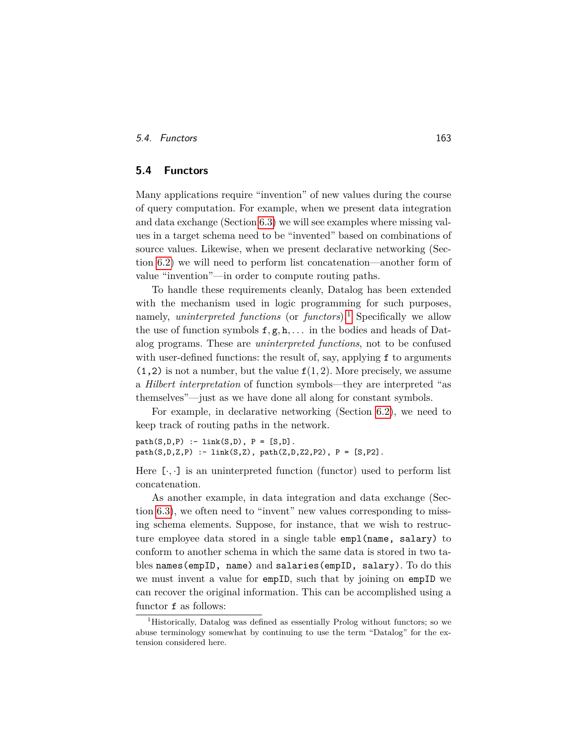## 5.4 Functors

Many applications require "invention" of new values during the course of query computation. For example, when we present data integration and data exchange (Section 6.3) we will see examples where missing values in a target schema need to be "invented" based on combinations of source values. Likewise, when we present declarative networking (Section 6.2) we will need to perform list concatenation—another form of value "invention"—in order to compute routing paths.

To handle these requirements cleanly, Datalog has been extended with the mechanism used in logic programming for such purposes, namely, *uninterpreted functions* (or *functors*).[1] Specifically we allow the use of function symbols `f`, `g`, `h`, ... in the bodies and heads of Datalog programs. These are *uninterpreted functions*, not to be confused with user-defined functions: the result of, say, applying `f` to arguments `(1,2)` is not a number, but the value $\mathtt{f}(1,2)$. More precisely, we assume a *Hilbert interpretation* of function symbols—they are interpreted "as themselves"—just as we have done all along for constant symbols.

For example, in declarative networking (Section 6.2), we need to keep track of routing paths in the network.

```
path(S,D,P) :- link(S,D), P = [S,D].
path(S,D,Z,P) :- link(S,Z), path(Z,D,Z2,P2), P = [S,P2].
```

Here `[·,·]` is an uninterpreted function (functor) used to perform list concatenation.

As another example, in data integration and data exchange (Section 6.3), we often need to "invent" new values corresponding to missing schema elements. Suppose, for instance, that we wish to restructure employee data stored in a single table `empl(name, salary)` to conform to another schema in which the same data is stored in two tables `names(empID, name)` and `salaries(empID, salary)`. To do this we must invent a value for `empID`, such that by joining on `empID` we can recover the original information. This can be accomplished using a functor `f` as follows:

[1] Historically, Datalog was defined as essentially Prolog without functors; so we abuse terminology somewhat by continuing to use the term "Datalog" for the extension considered here.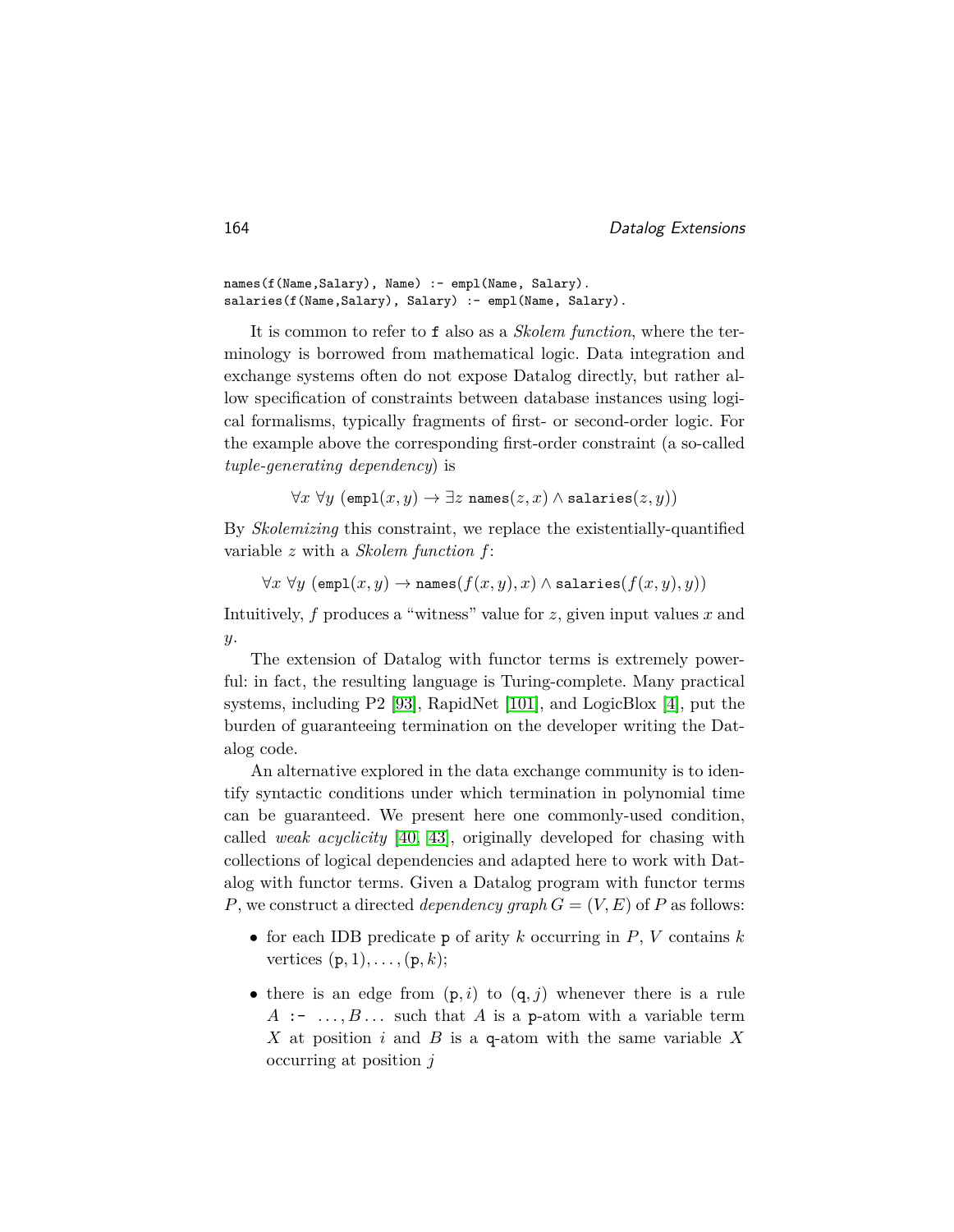```
names(f(Name,Salary), Name) :- empl(Name, Salary).
salaries(f(Name,Salary), Salary) :- empl(Name, Salary).
```

It is common to refer to `f` also as a *Skolem function*, where the terminology is borrowed from mathematical logic. Data integration and exchange systems often do not expose Datalog directly, but rather allow specification of constraints between database instances using logical formalisms, typically fragments of first- or second-order logic. For the example above the corresponding first-order constraint (a so-called *tuple-generating dependency*) is

$$\forall x\ \forall y\ (\texttt{empl}(x, y) \rightarrow \exists z\ \texttt{names}(z, x) \wedge \texttt{salaries}(z, y))$$

By *Skolemizing* this constraint, we replace the existentially-quantified variable $z$ with a *Skolem function* $f$:

$$\forall x\ \forall y\ (\texttt{empl}(x, y) \rightarrow \texttt{names}(f(x, y), x) \wedge \texttt{salaries}(f(x, y), y))$$

Intuitively, $f$ produces a "witness" value for $z$, given input values $x$ and $y$.

The extension of Datalog with functor terms is extremely powerful: in fact, the resulting language is Turing-complete. Many practical systems, including P2 [93], RapidNet [101], and LogicBlox [4], put the burden of guaranteeing termination on the developer writing the Datalog code.

An alternative explored in the data exchange community is to identify syntactic conditions under which termination in polynomial time can be guaranteed. We present here one commonly-used condition, called *weak acyclicity* [40, 43], originally developed for chasing with collections of logical dependencies and adapted here to work with Datalog with functor terms. Given a Datalog program with functor terms $P$, we construct a directed *dependency graph* $G = (V, E)$ of $P$ as follows:

- for each IDB predicate `p` of arity $k$ occurring in $P$, $V$ contains $k$ vertices $(\texttt{p}, 1), \ldots, (\texttt{p}, k)$;
- there is an edge from $(\texttt{p}, i)$ to $(\texttt{q}, j)$ whenever there is a rule $A$ `:-` $\ldots, B \ldots$ such that $A$ is a `p`-atom with a variable term $X$ at position $i$ and $B$ is a `q`-atom with the same variable $X$ occurring at position $j$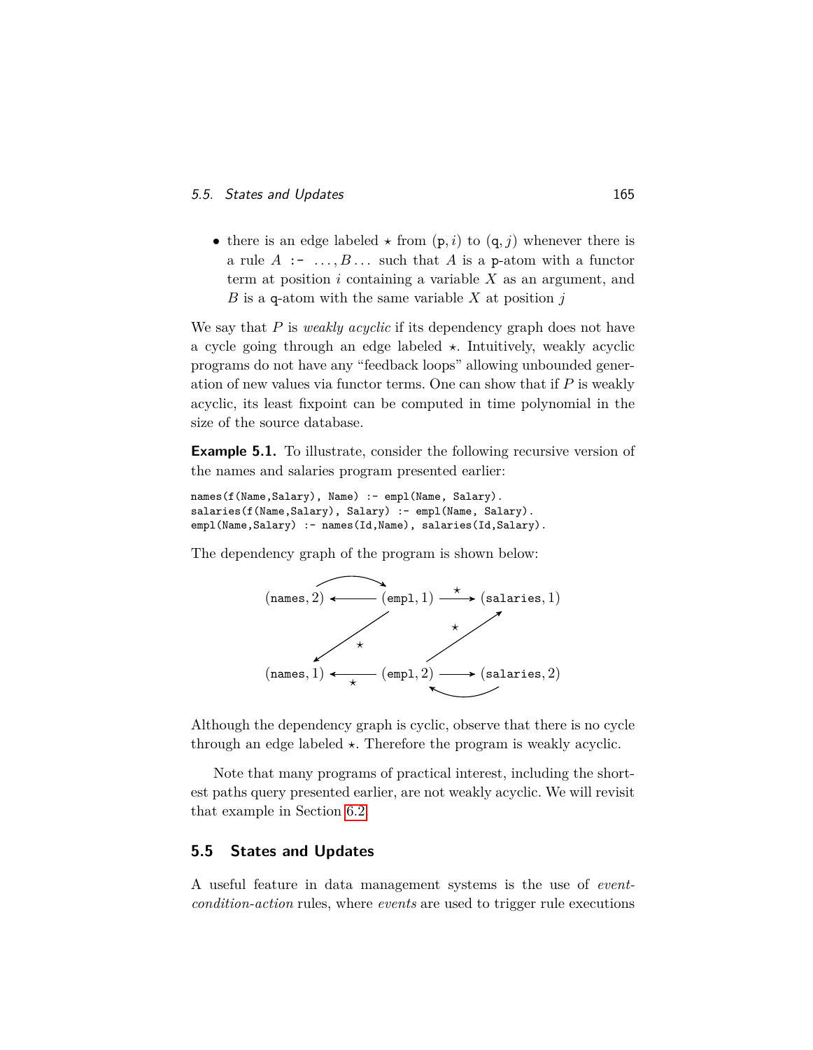- there is an edge labeled $\star$ from $(\texttt{p}, i)$ to $(\texttt{q}, j)$ whenever there is a rule $A$ `:-` $\ldots, B \ldots$ such that $A$ is a p-atom with a functor term at position $i$ containing a variable $X$ as an argument, and $B$ is a q-atom with the same variable $X$ at position $j$

We say that $P$ is *weakly acyclic* if its dependency graph does not have a cycle going through an edge labeled $\star$. Intuitively, weakly acyclic programs do not have any "feedback loops" allowing unbounded generation of new values via functor terms. One can show that if $P$ is weakly acyclic, its least fixpoint can be computed in time polynomial in the size of the source database.

**Example 5.1.** To illustrate, consider the following recursive version of the names and salaries program presented earlier:

```
names(f(Name,Salary), Name) :- empl(Name, Salary).
salaries(f(Name,Salary), Salary) :- empl(Name, Salary).
empl(Name,Salary) :- names(Id,Name), salaries(Id,Salary).
```

The dependency graph of the program is shown below:

$(\texttt{names}, 2) \leftrightarrows (\texttt{empl}, 1) \xrightarrow{\star} (\texttt{salaries}, 1)$

$(\texttt{empl}, 1) \xrightarrow{\star} (\texttt{names}, 1)$, $(\texttt{empl}, 2) \xrightarrow{\star} (\texttt{salaries}, 1)$

$(\texttt{names}, 1) \xleftarrow{\star} (\texttt{empl}, 2) \leftrightarrows (\texttt{salaries}, 2)$

Although the dependency graph is cyclic, observe that there is no cycle through an edge labeled $\star$. Therefore the program is weakly acyclic.

Note that many programs of practical interest, including the shortest paths query presented earlier, are not weakly acyclic. We will revisit that example in Section 6.2.

## 5.5 States and Updates

A useful feature in data management systems is the use of *event-condition-action* rules, where *events* are used to trigger rule executions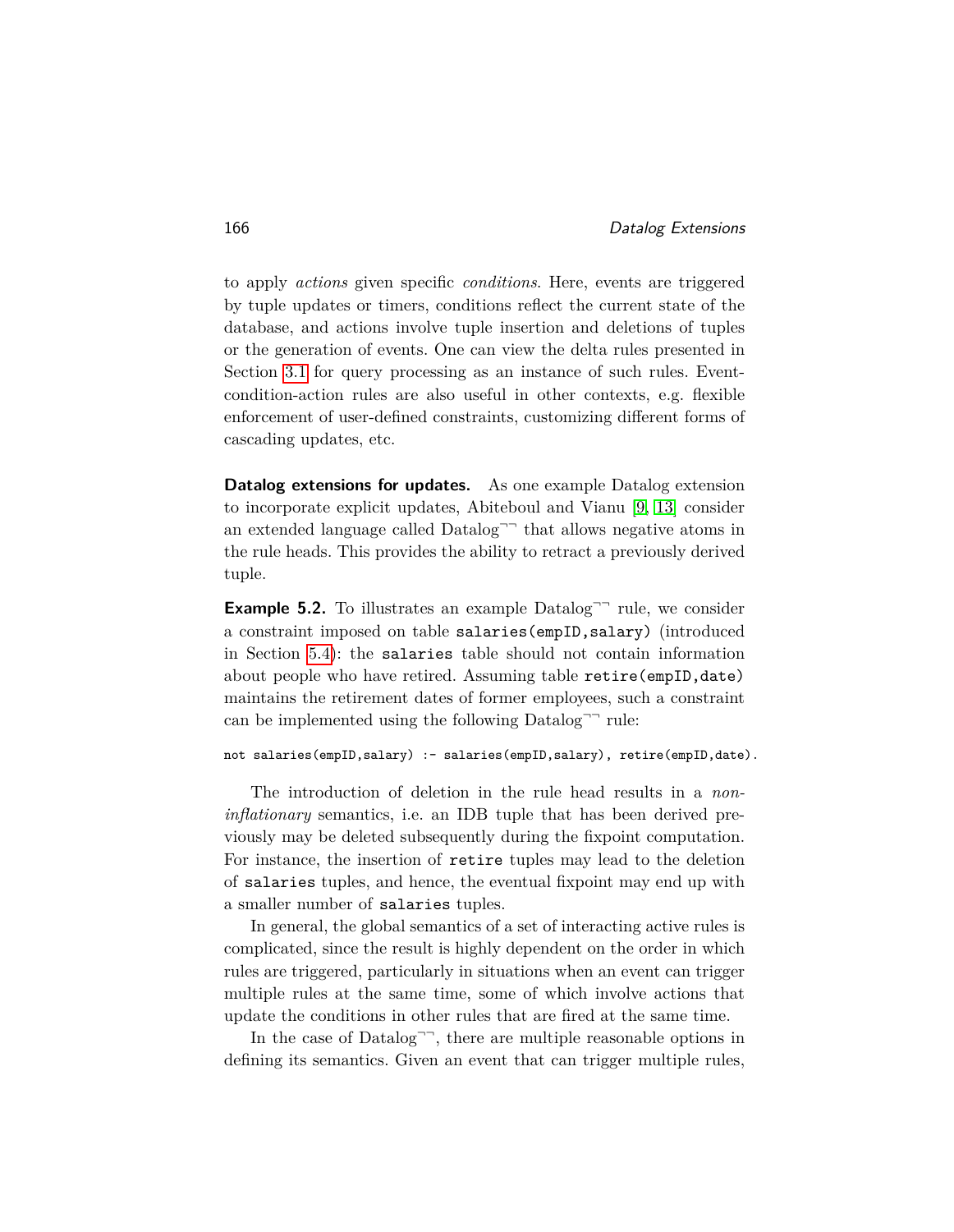to apply *actions* given specific *conditions*. Here, events are triggered by tuple updates or timers, conditions reflect the current state of the database, and actions involve tuple insertion and deletions of tuples or the generation of events. One can view the delta rules presented in Section 3.1 for query processing as an instance of such rules. Event-condition-action rules are also useful in other contexts, e.g. flexible enforcement of user-defined constraints, customizing different forms of cascading updates, etc.

**Datalog extensions for updates.** As one example Datalog extension to incorporate explicit updates, Abiteboul and Vianu [9, 13] consider an extended language called Datalog$^{\neg\neg}$ that allows negative atoms in the rule heads. This provides the ability to retract a previously derived tuple.

**Example 5.2.** To illustrates an example Datalog$^{\neg\neg}$ rule, we consider a constraint imposed on table `salaries(empID,salary)` (introduced in Section 5.4): the `salaries` table should not contain information about people who have retired. Assuming table `retire(empID,date)` maintains the retirement dates of former employees, such a constraint can be implemented using the following Datalog$^{\neg\neg}$ rule:

```
not salaries(empID,salary) :- salaries(empID,salary), retire(empID,date).
```

The introduction of deletion in the rule head results in a *non-inflationary* semantics, i.e. an IDB tuple that has been derived previously may be deleted subsequently during the fixpoint computation. For instance, the insertion of `retire` tuples may lead to the deletion of `salaries` tuples, and hence, the eventual fixpoint may end up with a smaller number of `salaries` tuples.

In general, the global semantics of a set of interacting active rules is complicated, since the result is highly dependent on the order in which rules are triggered, particularly in situations when an event can trigger multiple rules at the same time, some of which involve actions that update the conditions in other rules that are fired at the same time.

In the case of Datalog$^{\neg\neg}$, there are multiple reasonable options in defining its semantics. Given an event that can trigger multiple rules,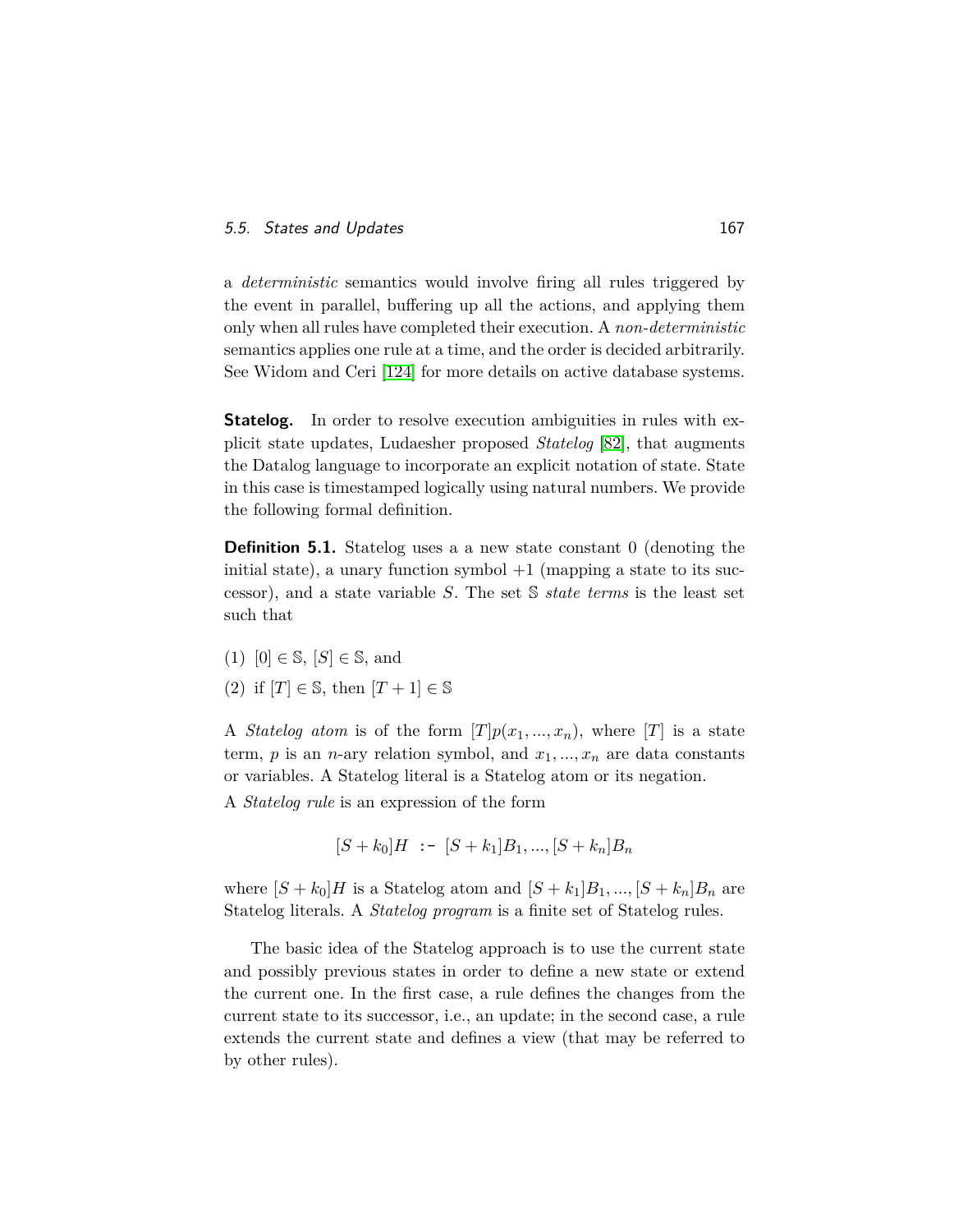a *deterministic* semantics would involve firing all rules triggered by the event in parallel, buffering up all the actions, and applying them only when all rules have completed their execution. A *non-deterministic* semantics applies one rule at a time, and the order is decided arbitrarily. See Widom and Ceri [124] for more details on active database systems.

**Statelog.** In order to resolve execution ambiguities in rules with explicit state updates, Ludaesher proposed *Statelog* [82], that augments the Datalog language to incorporate an explicit notation of state. State in this case is timestamped logically using natural numbers. We provide the following formal definition.

**Definition 5.1.** Statelog uses a a new state constant 0 (denoting the initial state), a unary function symbol $+1$ (mapping a state to its successor), and a state variable $S$. The set $\mathbb{S}$ *state terms* is the least set such that

(1) $[0] \in \mathbb{S}$, $[S] \in \mathbb{S}$, and

(2) if $[T] \in \mathbb{S}$, then $[T+1] \in \mathbb{S}$

A *Statelog atom* is of the form $[T]p(x_1, ..., x_n)$, where $[T]$ is a state term, $p$ is an $n$-ary relation symbol, and $x_1, ..., x_n$ are data constants or variables. A Statelog literal is a Statelog atom or its negation.

A *Statelog rule* is an expression of the form

$$[S+k_0]H \;\; \texttt{:-} \;\; [S+k_1]B_1, ..., [S+k_n]B_n$$

where $[S+k_0]H$ is a Statelog atom and $[S+k_1]B_1, ..., [S+k_n]B_n$ are Statelog literals. A *Statelog program* is a finite set of Statelog rules.

The basic idea of the Statelog approach is to use the current state and possibly previous states in order to define a new state or extend the current one. In the first case, a rule defines the changes from the current state to its successor, i.e., an update; in the second case, a rule extends the current state and defines a view (that may be referred to by other rules).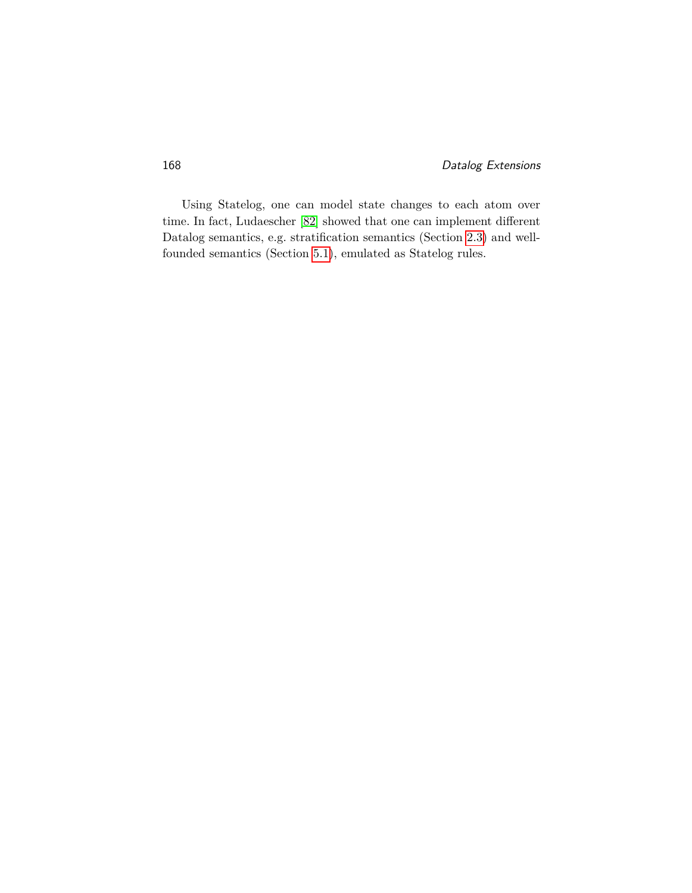Using Statelog, one can model state changes to each atom over time. In fact, Ludaescher [82] showed that one can implement different Datalog semantics, e.g. stratification semantics (Section 2.3) and well-founded semantics (Section 5.1), emulated as Statelog rules.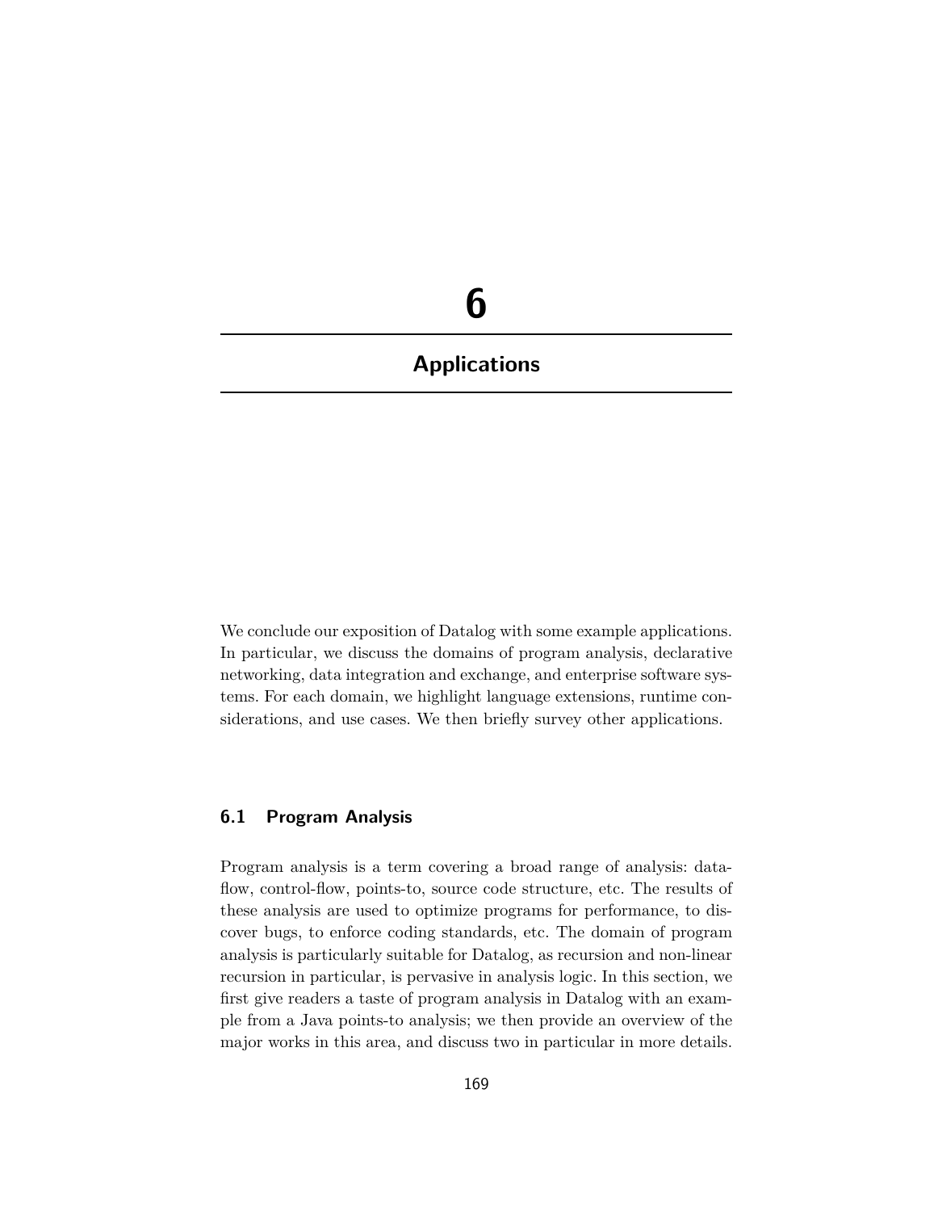# 6

# Applications

We conclude our exposition of Datalog with some example applications. In particular, we discuss the domains of program analysis, declarative networking, data integration and exchange, and enterprise software systems. For each domain, we highlight language extensions, runtime considerations, and use cases. We then briefly survey other applications.

## 6.1 Program Analysis

Program analysis is a term covering a broad range of analysis: data-flow, control-flow, points-to, source code structure, etc. The results of these analysis are used to optimize programs for performance, to discover bugs, to enforce coding standards, etc. The domain of program analysis is particularly suitable for Datalog, as recursion and non-linear recursion in particular, is pervasive in analysis logic. In this section, we first give readers a taste of program analysis in Datalog with an example from a Java points-to analysis; we then provide an overview of the major works in this area, and discuss two in particular in more details.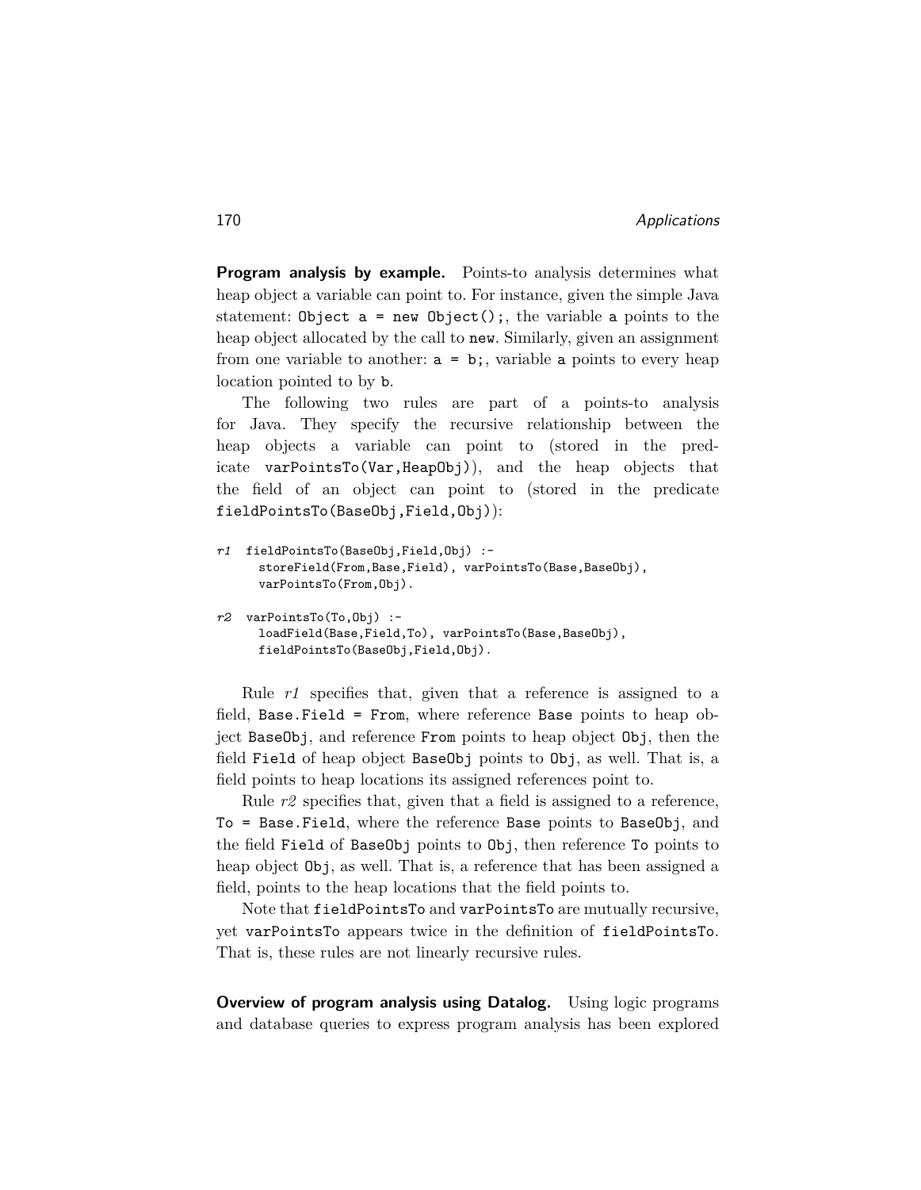**Program analysis by example.** Points-to analysis determines what heap object a variable can point to. For instance, given the simple Java statement: `Object a = new Object();`, the variable `a` points to the heap object allocated by the call to `new`. Similarly, given an assignment from one variable to another: `a = b;`, variable `a` points to every heap location pointed to by `b`.

The following two rules are part of a points-to analysis for Java. They specify the recursive relationship between the heap objects a variable can point to (stored in the predicate `varPointsTo(Var,HeapObj)`), and the heap objects that the field of an object can point to (stored in the predicate `fieldPointsTo(BaseObj,Field,Obj)`):

```
r1  fieldPointsTo(BaseObj,Field,Obj) :-
      storeField(From,Base,Field), varPointsTo(Base,BaseObj),
      varPointsTo(From,Obj).

r2  varPointsTo(To,Obj) :-
      loadField(Base,Field,To), varPointsTo(Base,BaseObj),
      fieldPointsTo(BaseObj,Field,Obj).
```

Rule *r1* specifies that, given that a reference is assigned to a field, `Base.Field = From`, where reference `Base` points to heap object `BaseObj`, and reference `From` points to heap object `Obj`, then the field `Field` of heap object `BaseObj` points to `Obj`, as well. That is, a field points to heap locations its assigned references point to.

Rule *r2* specifies that, given that a field is assigned to a reference, `To = Base.Field`, where the reference `Base` points to `BaseObj`, and the field `Field` of `BaseObj` points to `Obj`, then reference `To` points to heap object `Obj`, as well. That is, a reference that has been assigned a field, points to the heap locations that the field points to.

Note that `fieldPointsTo` and `varPointsTo` are mutually recursive, yet `varPointsTo` appears twice in the definition of `fieldPointsTo`. That is, these rules are not linearly recursive rules.

**Overview of program analysis using Datalog.** Using logic programs and database queries to express program analysis has been explored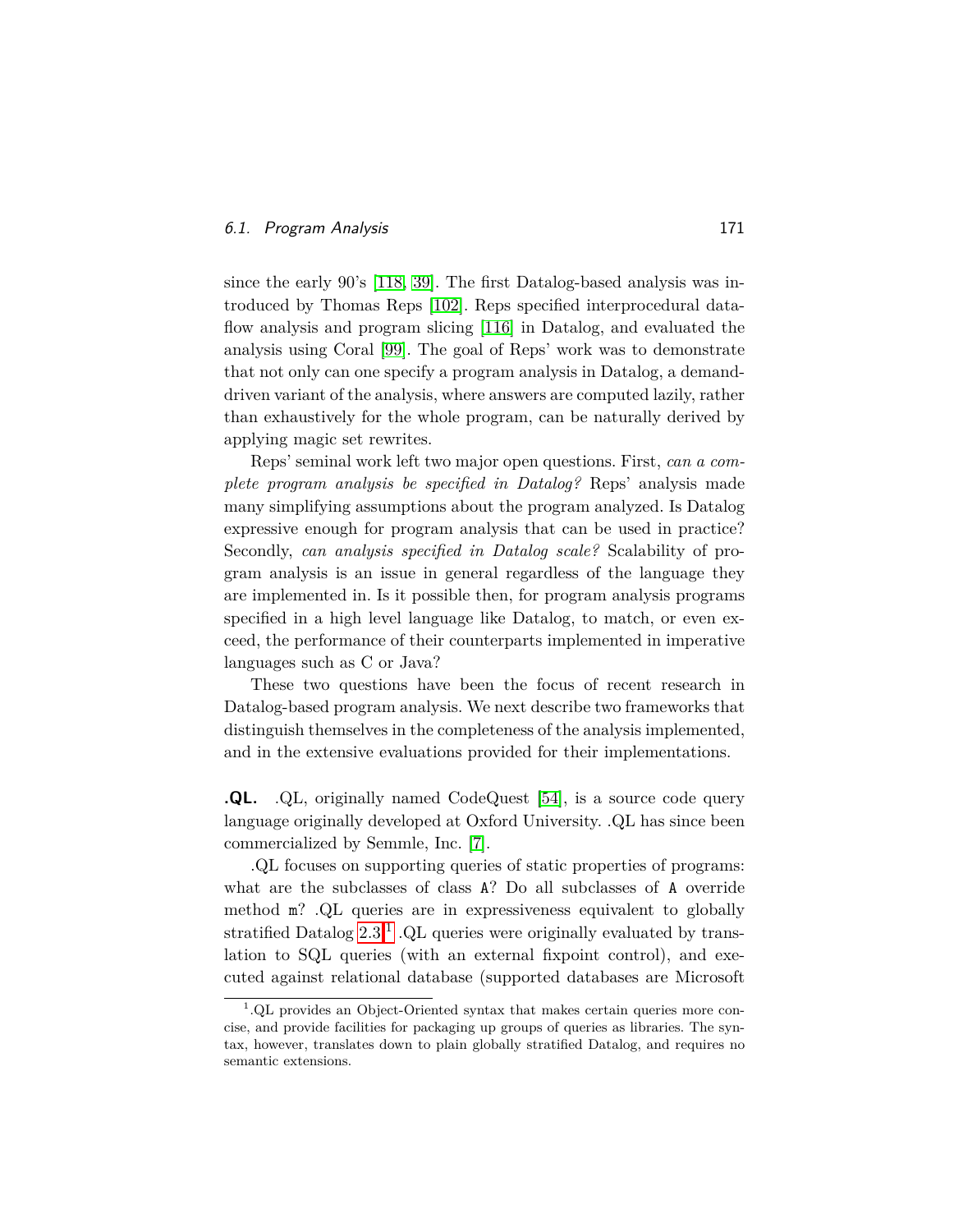since the early 90's [118, 39]. The first Datalog-based analysis was introduced by Thomas Reps [102]. Reps specified interprocedural dataflow analysis and program slicing [116] in Datalog, and evaluated the analysis using Coral [99]. The goal of Reps' work was to demonstrate that not only can one specify a program analysis in Datalog, a demand-driven variant of the analysis, where answers are computed lazily, rather than exhaustively for the whole program, can be naturally derived by applying magic set rewrites.

Reps' seminal work left two major open questions. First, *can a complete program analysis be specified in Datalog?* Reps' analysis made many simplifying assumptions about the program analyzed. Is Datalog expressive enough for program analysis that can be used in practice? Secondly, *can analysis specified in Datalog scale?* Scalability of program analysis is an issue in general regardless of the language they are implemented in. Is it possible then, for program analysis programs specified in a high level language like Datalog, to match, or even exceed, the performance of their counterparts implemented in imperative languages such as C or Java?

These two questions have been the focus of recent research in Datalog-based program analysis. We next describe two frameworks that distinguish themselves in the completeness of the analysis implemented, and in the extensive evaluations provided for their implementations.

**.QL.** .QL, originally named CodeQuest [54], is a source code query language originally developed at Oxford University. .QL has since been commercialized by Semmle, Inc. [7].

.QL focuses on supporting queries of static properties of programs: what are the subclasses of class `A`? Do all subclasses of `A` override method `m`? .QL queries are in expressiveness equivalent to globally stratified Datalog 2.3.[1] .QL queries were originally evaluated by translation to SQL queries (with an external fixpoint control), and executed against relational database (supported databases are Microsoft

[1] .QL provides an Object-Oriented syntax that makes certain queries more concise, and provide facilities for packaging up groups of queries as libraries. The syntax, however, translates down to plain globally stratified Datalog, and requires no semantic extensions.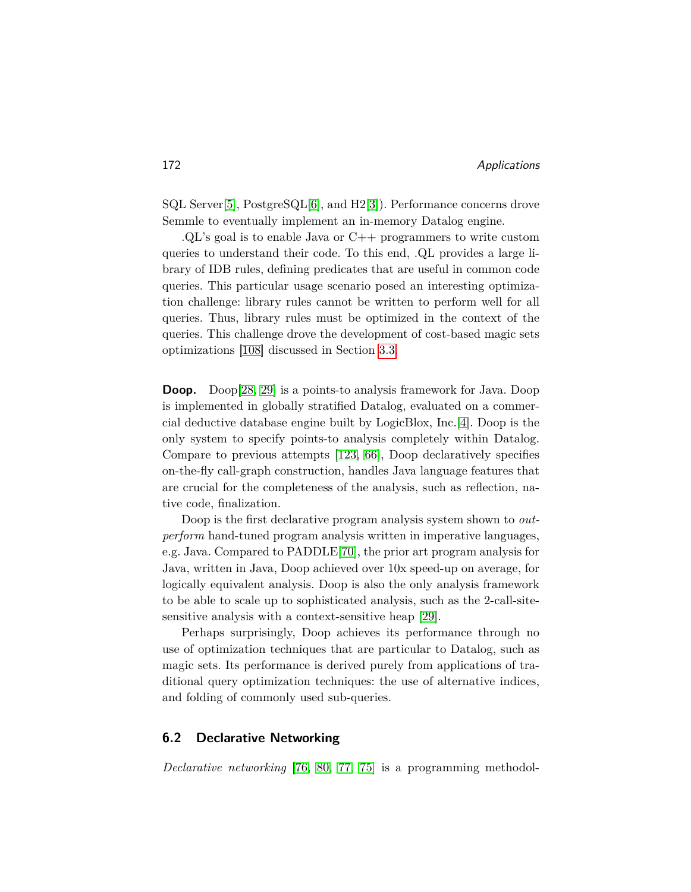SQL Server[5], PostgreSQL[6], and H2[3]). Performance concerns drove Semmle to eventually implement an in-memory Datalog engine.

.QL's goal is to enable Java or C++ programmers to write custom queries to understand their code. To this end, .QL provides a large library of IDB rules, defining predicates that are useful in common code queries. This particular usage scenario posed an interesting optimization challenge: library rules cannot be written to perform well for all queries. Thus, library rules must be optimized in the context of the queries. This challenge drove the development of cost-based magic sets optimizations [108] discussed in Section 3.3.

**Doop.** Doop[28, 29] is a points-to analysis framework for Java. Doop is implemented in globally stratified Datalog, evaluated on a commercial deductive database engine built by LogicBlox, Inc.[4]. Doop is the only system to specify points-to analysis completely within Datalog. Compare to previous attempts [123, 66], Doop declaratively specifies on-the-fly call-graph construction, handles Java language features that are crucial for the completeness of the analysis, such as reflection, native code, finalization.

Doop is the first declarative program analysis system shown to *outperform* hand-tuned program analysis written in imperative languages, e.g. Java. Compared to PADDLE[70], the prior art program analysis for Java, written in Java, Doop achieved over 10x speed-up on average, for logically equivalent analysis. Doop is also the only analysis framework to be able to scale up to sophisticated analysis, such as the 2-call-site-sensitive analysis with a context-sensitive heap [29].

Perhaps surprisingly, Doop achieves its performance through no use of optimization techniques that are particular to Datalog, such as magic sets. Its performance is derived purely from applications of traditional query optimization techniques: the use of alternative indices, and folding of commonly used sub-queries.

## 6.2 Declarative Networking

*Declarative networking* [76, 80, 77, 75] is a programming methodol-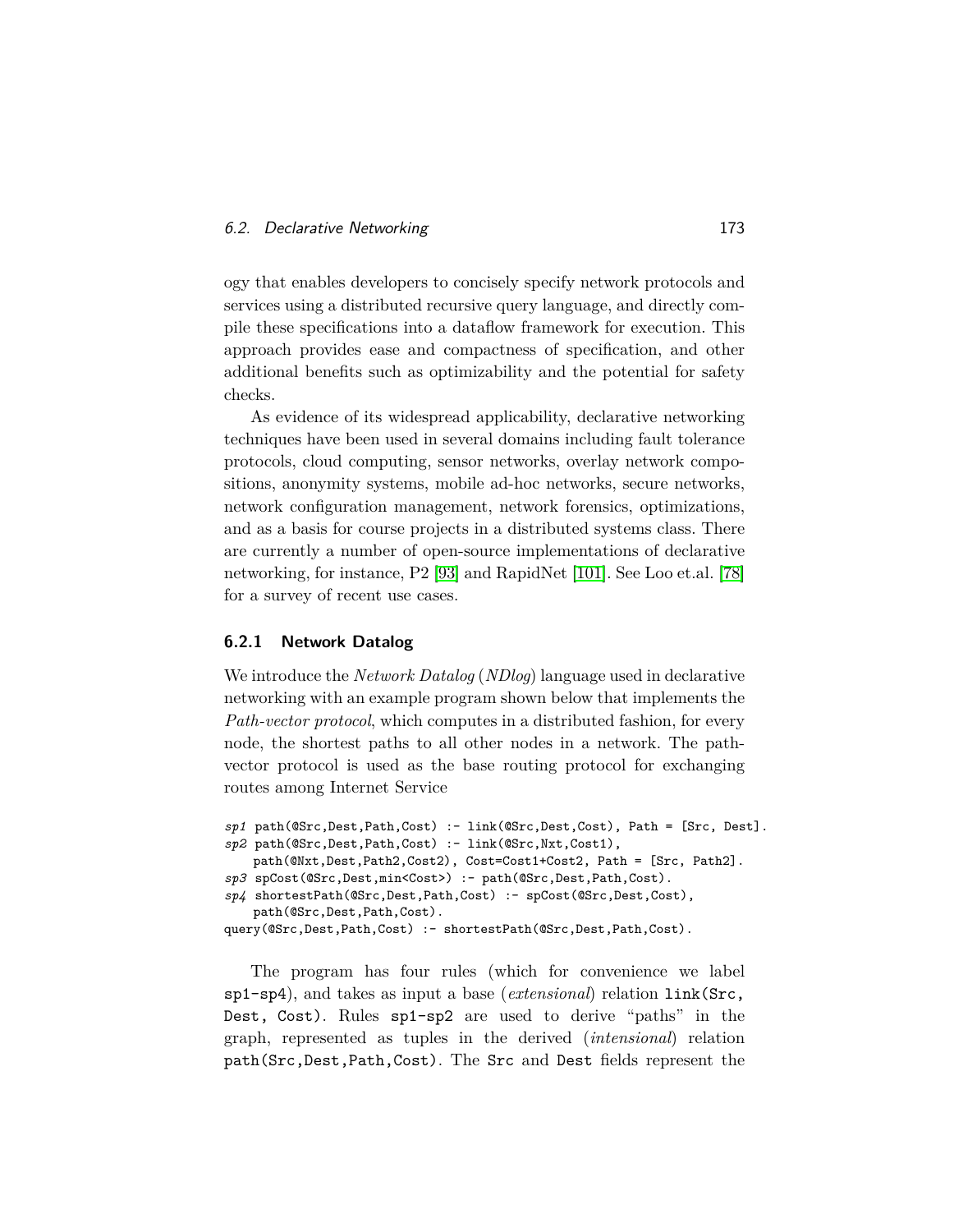ogy that enables developers to concisely specify network protocols and services using a distributed recursive query language, and directly compile these specifications into a dataflow framework for execution. This approach provides ease and compactness of specification, and other additional benefits such as optimizability and the potential for safety checks.

As evidence of its widespread applicability, declarative networking techniques have been used in several domains including fault tolerance protocols, cloud computing, sensor networks, overlay network compositions, anonymity systems, mobile ad-hoc networks, secure networks, network configuration management, network forensics, optimizations, and as a basis for course projects in a distributed systems class. There are currently a number of open-source implementations of declarative networking, for instance, P2 [93] and RapidNet [101]. See Loo et.al. [78] for a survey of recent use cases.

### 6.2.1 Network Datalog

We introduce the *Network Datalog* (*NDlog*) language used in declarative networking with an example program shown below that implements the *Path-vector protocol*, which computes in a distributed fashion, for every node, the shortest paths to all other nodes in a network. The path-vector protocol is used as the base routing protocol for exchanging routes among Internet Service

```
sp1 path(@Src,Dest,Path,Cost) :- link(@Src,Dest,Cost), Path = [Src, Dest].
sp2 path(@Src,Dest,Path,Cost) :- link(@Src,Nxt,Cost1),
    path(@Nxt,Dest,Path2,Cost2), Cost=Cost1+Cost2, Path = [Src, Path2].
sp3 spCost(@Src,Dest,min<Cost>) :- path(@Src,Dest,Path,Cost).
sp4 shortestPath(@Src,Dest,Path,Cost) :- spCost(@Src,Dest,Cost),
    path(@Src,Dest,Path,Cost).
query(@Src,Dest,Path,Cost) :- shortestPath(@Src,Dest,Path,Cost).
```

The program has four rules (which for convenience we label `sp1-sp4`), and takes as input a base (*extensional*) relation `link(Src, Dest, Cost)`. Rules `sp1-sp2` are used to derive "paths" in the graph, represented as tuples in the derived (*intensional*) relation `path(Src,Dest,Path,Cost)`. The `Src` and `Dest` fields represent the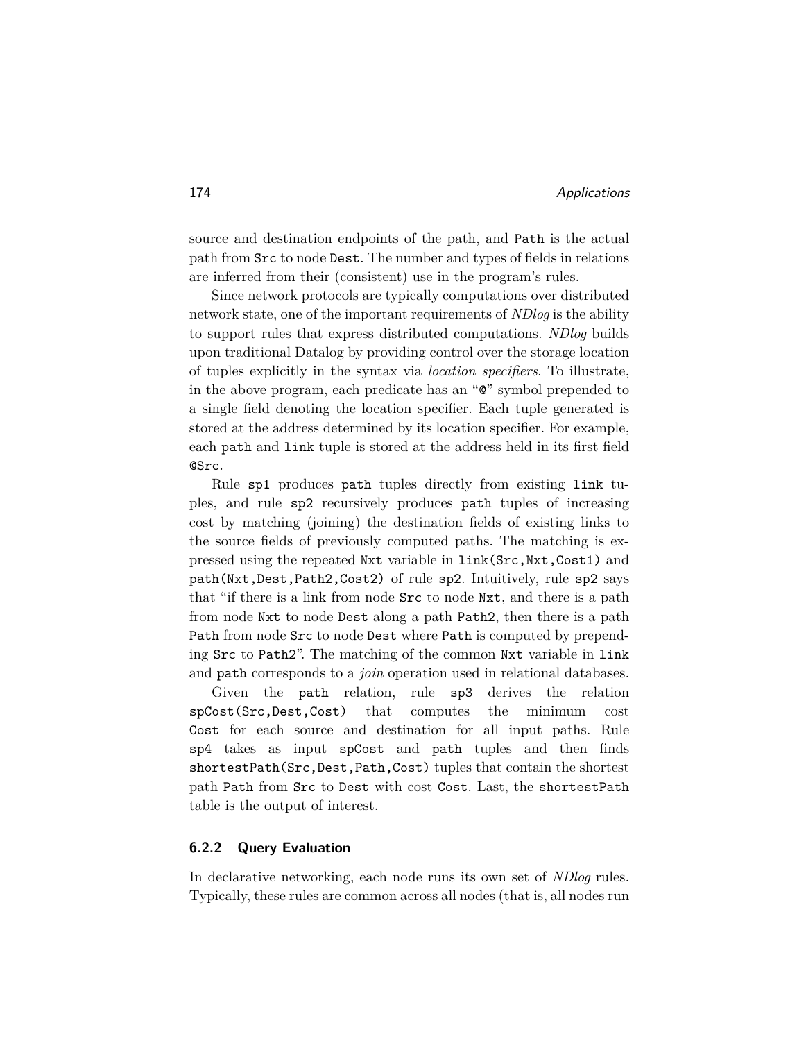source and destination endpoints of the path, and `Path` is the actual path from `Src` to node `Dest`. The number and types of fields in relations are inferred from their (consistent) use in the program's rules.

Since network protocols are typically computations over distributed network state, one of the important requirements of *NDlog* is the ability to support rules that express distributed computations. *NDlog* builds upon traditional Datalog by providing control over the storage location of tuples explicitly in the syntax via *location specifiers*. To illustrate, in the above program, each predicate has an "`@`" symbol prepended to a single field denoting the location specifier. Each tuple generated is stored at the address determined by its location specifier. For example, each `path` and `link` tuple is stored at the address held in its first field `@Src`.

Rule `sp1` produces `path` tuples directly from existing `link` tuples, and rule `sp2` recursively produces `path` tuples of increasing cost by matching (joining) the destination fields of existing links to the source fields of previously computed paths. The matching is expressed using the repeated `Nxt` variable in `link(Src,Nxt,Cost1)` and `path(Nxt,Dest,Path2,Cost2)` of rule `sp2`. Intuitively, rule `sp2` says that "if there is a link from node `Src` to node `Nxt`, and there is a path from node `Nxt` to node `Dest` along a path `Path2`, then there is a path `Path` from node `Src` to node `Dest` where `Path` is computed by prepending `Src` to `Path2`". The matching of the common `Nxt` variable in `link` and `path` corresponds to a *join* operation used in relational databases.

Given the `path` relation, rule `sp3` derives the relation `spCost(Src,Dest,Cost)` that computes the minimum cost `Cost` for each source and destination for all input paths. Rule `sp4` takes as input `spCost` and `path` tuples and then finds `shortestPath(Src,Dest,Path,Cost)` tuples that contain the shortest path `Path` from `Src` to `Dest` with cost `Cost`. Last, the `shortestPath` table is the output of interest.

### 6.2.2 Query Evaluation

In declarative networking, each node runs its own set of *NDlog* rules. Typically, these rules are common across all nodes (that is, all nodes run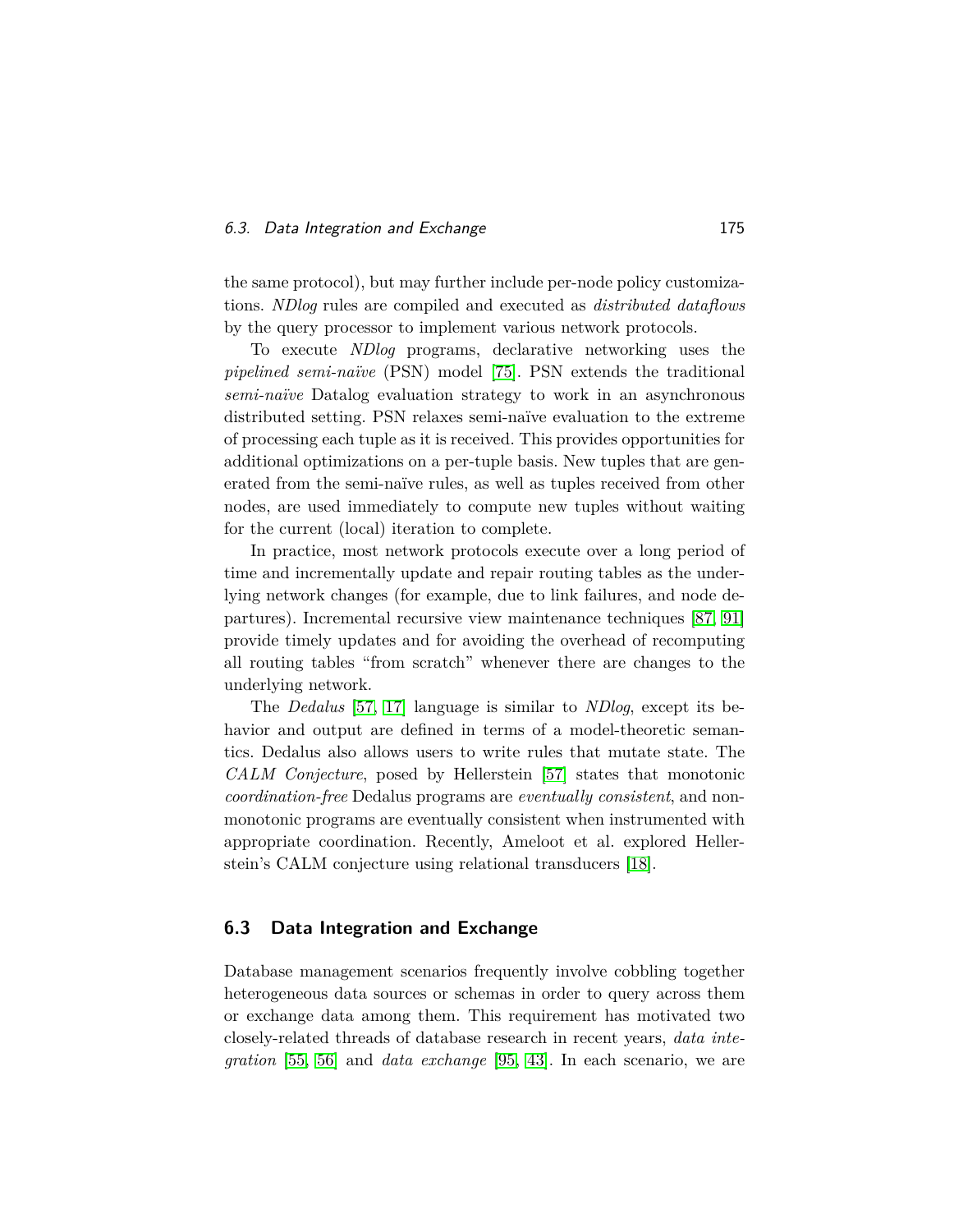the same protocol), but may further include per-node policy customizations. *NDlog* rules are compiled and executed as *distributed dataflows* by the query processor to implement various network protocols.

To execute *NDlog* programs, declarative networking uses the *pipelined semi-naïve* (PSN) model [75]. PSN extends the traditional *semi-naïve* Datalog evaluation strategy to work in an asynchronous distributed setting. PSN relaxes semi-naïve evaluation to the extreme of processing each tuple as it is received. This provides opportunities for additional optimizations on a per-tuple basis. New tuples that are generated from the semi-naïve rules, as well as tuples received from other nodes, are used immediately to compute new tuples without waiting for the current (local) iteration to complete.

In practice, most network protocols execute over a long period of time and incrementally update and repair routing tables as the underlying network changes (for example, due to link failures, and node departures). Incremental recursive view maintenance techniques [87, 91] provide timely updates and for avoiding the overhead of recomputing all routing tables "from scratch" whenever there are changes to the underlying network.

The *Dedalus* [57, 17] language is similar to *NDlog*, except its behavior and output are defined in terms of a model-theoretic semantics. Dedalus also allows users to write rules that mutate state. The *CALM Conjecture*, posed by Hellerstein [57] states that monotonic *coordination-free* Dedalus programs are *eventually consistent*, and non-monotonic programs are eventually consistent when instrumented with appropriate coordination. Recently, Ameloot et al. explored Hellerstein's CALM conjecture using relational transducers [18].

## 6.3 Data Integration and Exchange

Database management scenarios frequently involve cobbling together heterogeneous data sources or schemas in order to query across them or exchange data among them. This requirement has motivated two closely-related threads of database research in recent years, *data integration* [55, 56] and *data exchange* [95, 43]. In each scenario, we are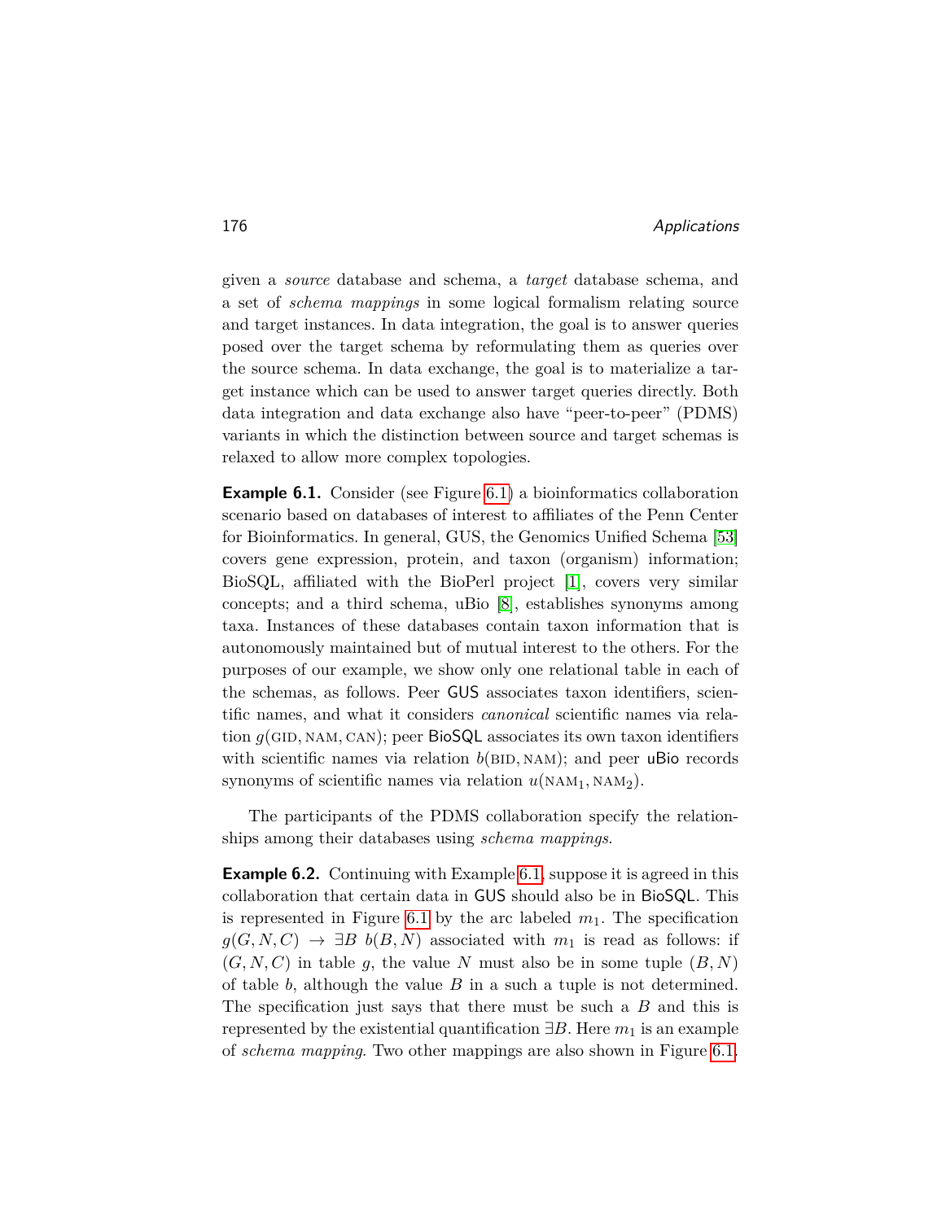given a *source* database and schema, a *target* database schema, and a set of *schema mappings* in some logical formalism relating source and target instances. In data integration, the goal is to answer queries posed over the target schema by reformulating them as queries over the source schema. In data exchange, the goal is to materialize a target instance which can be used to answer target queries directly. Both data integration and data exchange also have "peer-to-peer" (PDMS) variants in which the distinction between source and target schemas is relaxed to allow more complex topologies.

**Example 6.1.** Consider (see Figure 6.1) a bioinformatics collaboration scenario based on databases of interest to affiliates of the Penn Center for Bioinformatics. In general, GUS, the Genomics Unified Schema [53] covers gene expression, protein, and taxon (organism) information; BioSQL, affiliated with the BioPerl project [1], covers very similar concepts; and a third schema, uBio [8], establishes synonyms among taxa. Instances of these databases contain taxon information that is autonomously maintained but of mutual interest to the others. For the purposes of our example, we show only one relational table in each of the schemas, as follows. Peer GUS associates taxon identifiers, scientific names, and what it considers *canonical* scientific names via relation $g(\text{GID}, \text{NAM}, \text{CAN})$; peer BioSQL associates its own taxon identifiers with scientific names via relation $b(\text{BID}, \text{NAM})$; and peer uBio records synonyms of scientific names via relation $u(\text{NAM}_1, \text{NAM}_2)$.

The participants of the PDMS collaboration specify the relationships among their databases using *schema mappings*.

**Example 6.2.** Continuing with Example 6.1, suppose it is agreed in this collaboration that certain data in GUS should also be in BioSQL. This is represented in Figure 6.1 by the arc labeled $m_1$. The specification $g(G, N, C) \rightarrow \exists B\ b(B, N)$ associated with $m_1$ is read as follows: if $(G, N, C)$ in table $g$, the value $N$ must also be in some tuple $(B, N)$ of table $b$, although the value $B$ in a such a tuple is not determined. The specification just says that there must be such a $B$ and this is represented by the existential quantification $\exists B$. Here $m_1$ is an example of *schema mapping*. Two other mappings are also shown in Figure 6.1.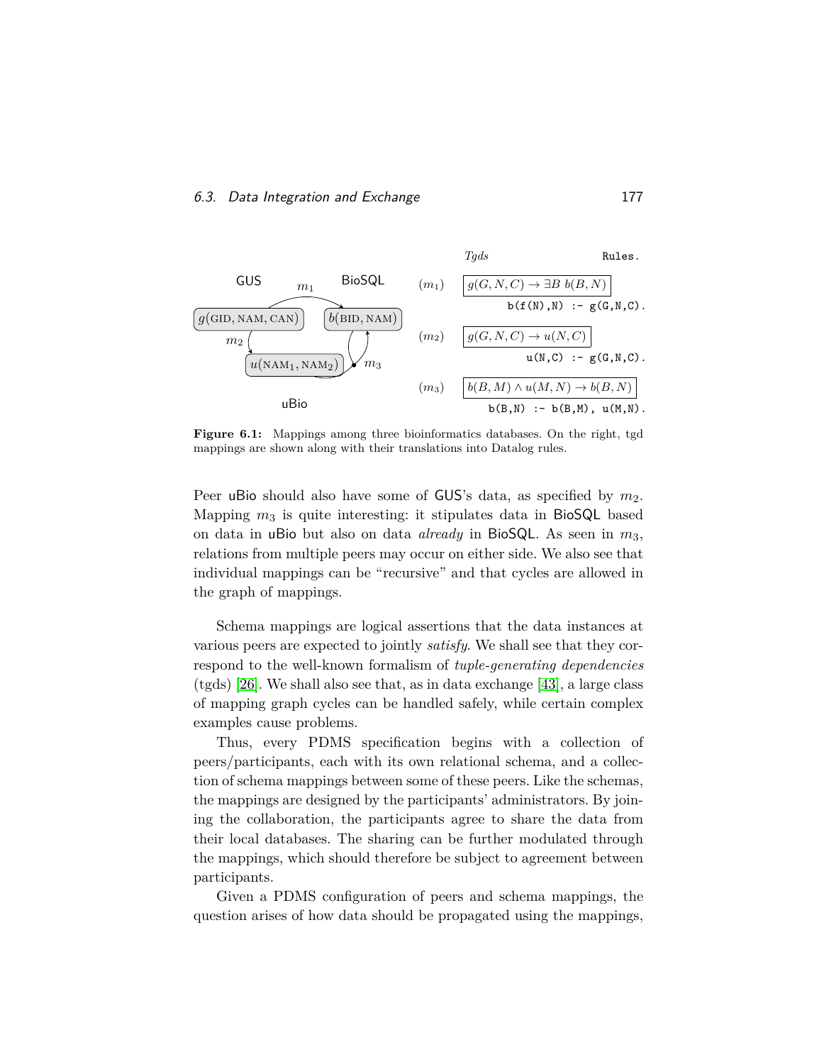| | *Tgds* | `Rules.` |
|---|---|---|
| $(m_1)$ | $g(G, N, C) \rightarrow \exists B\ b(B, N)$ | `b(f(N),N) :- g(G,N,C).` |
| $(m_2)$ | $g(G, N, C) \rightarrow u(N, C)$ | `u(N,C) :- g(G,N,C).` |
| $(m_3)$ | $b(B, M) \wedge u(M, N) \rightarrow b(B, N)$ | `b(B,N) :- b(B,M), u(M,N).` |

**Figure 6.1:** Mappings among three bioinformatics databases. On the right, tgd mappings are shown along with their translations into Datalog rules.

Peer uBio should also have some of GUS's data, as specified by $m_2$. Mapping $m_3$ is quite interesting: it stipulates data in BioSQL based on data in uBio but also on data *already* in BioSQL. As seen in $m_3$, relations from multiple peers may occur on either side. We also see that individual mappings can be "recursive" and that cycles are allowed in the graph of mappings.

Schema mappings are logical assertions that the data instances at various peers are expected to jointly *satisfy*. We shall see that they correspond to the well-known formalism of *tuple-generating dependencies* (tgds) [26]. We shall also see that, as in data exchange [43], a large class of mapping graph cycles can be handled safely, while certain complex examples cause problems.

Thus, every PDMS specification begins with a collection of peers/participants, each with its own relational schema, and a collection of schema mappings between some of these peers. Like the schemas, the mappings are designed by the participants' administrators. By joining the collaboration, the participants agree to share the data from their local databases. The sharing can be further modulated through the mappings, which should therefore be subject to agreement between participants.

Given a PDMS configuration of peers and schema mappings, the question arises of how data should be propagated using the mappings,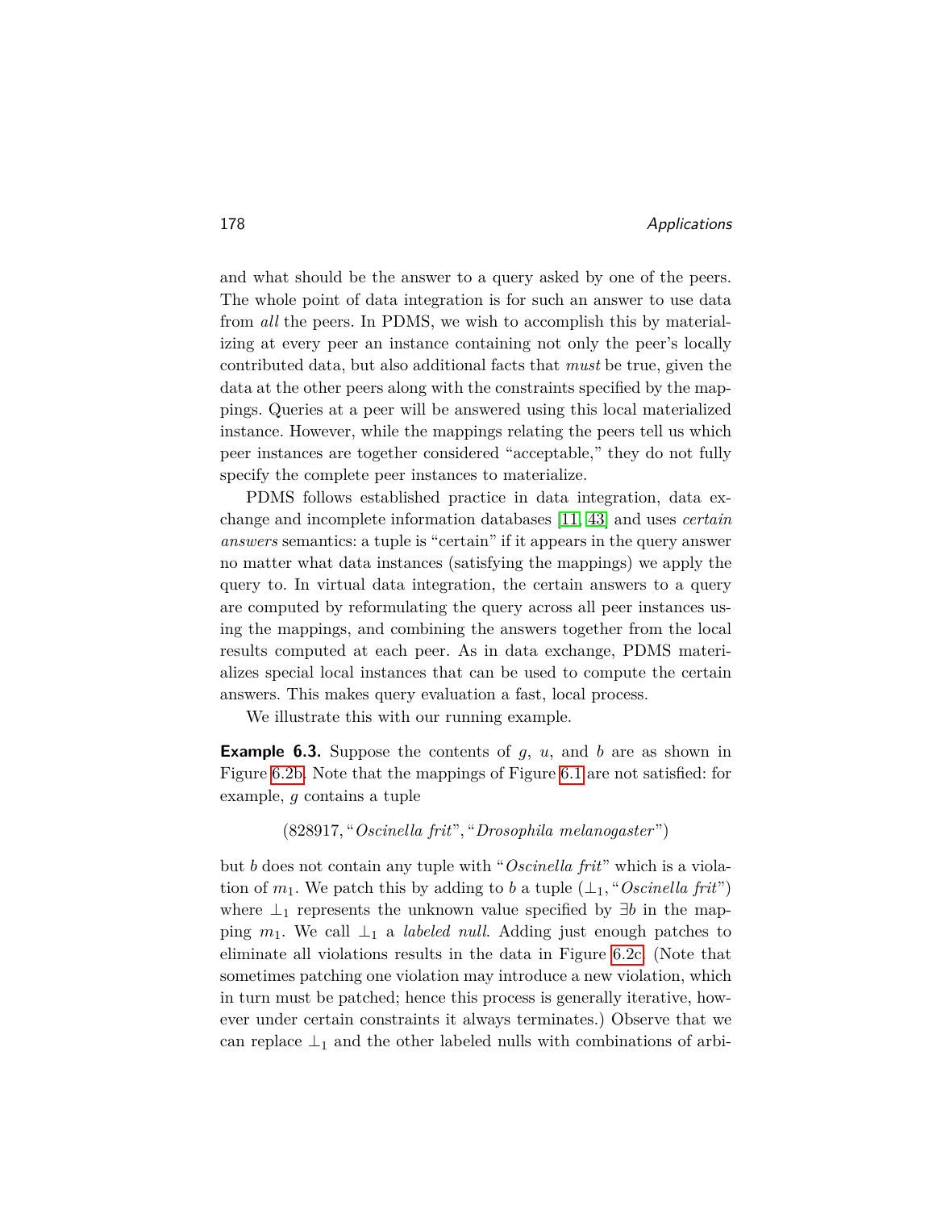and what should be the answer to a query asked by one of the peers. The whole point of data integration is for such an answer to use data from *all* the peers. In PDMS, we wish to accomplish this by materializing at every peer an instance containing not only the peer's locally contributed data, but also additional facts that *must* be true, given the data at the other peers along with the constraints specified by the mappings. Queries at a peer will be answered using this local materialized instance. However, while the mappings relating the peers tell us which peer instances are together considered "acceptable," they do not fully specify the complete peer instances to materialize.

PDMS follows established practice in data integration, data exchange and incomplete information databases [11, 43] and uses *certain answers* semantics: a tuple is "certain" if it appears in the query answer no matter what data instances (satisfying the mappings) we apply the query to. In virtual data integration, the certain answers to a query are computed by reformulating the query across all peer instances using the mappings, and combining the answers together from the local results computed at each peer. As in data exchange, PDMS materializes special local instances that can be used to compute the certain answers. This makes query evaluation a fast, local process.

We illustrate this with our running example.

**Example 6.3.** Suppose the contents of $g$, $u$, and $b$ are as shown in Figure 6.2b. Note that the mappings of Figure 6.1 are not satisfied: for example, $g$ contains a tuple

$$(828917, \text{"}\textit{Oscinella frit}\text{"}, \text{"}\textit{Drosophila melanogaster}\text{"})$$

but $b$ does not contain any tuple with "*Oscinella frit*" which is a violation of $m_1$. We patch this by adding to $b$ a tuple ($\perp_1$, "*Oscinella frit*") where $\perp_1$ represents the unknown value specified by $\exists b$ in the mapping $m_1$. We call $\perp_1$ a *labeled null*. Adding just enough patches to eliminate all violations results in the data in Figure 6.2c. (Note that sometimes patching one violation may introduce a new violation, which in turn must be patched; hence this process is generally iterative, however under certain constraints it always terminates.) Observe that we can replace $\perp_1$ and the other labeled nulls with combinations of arbi-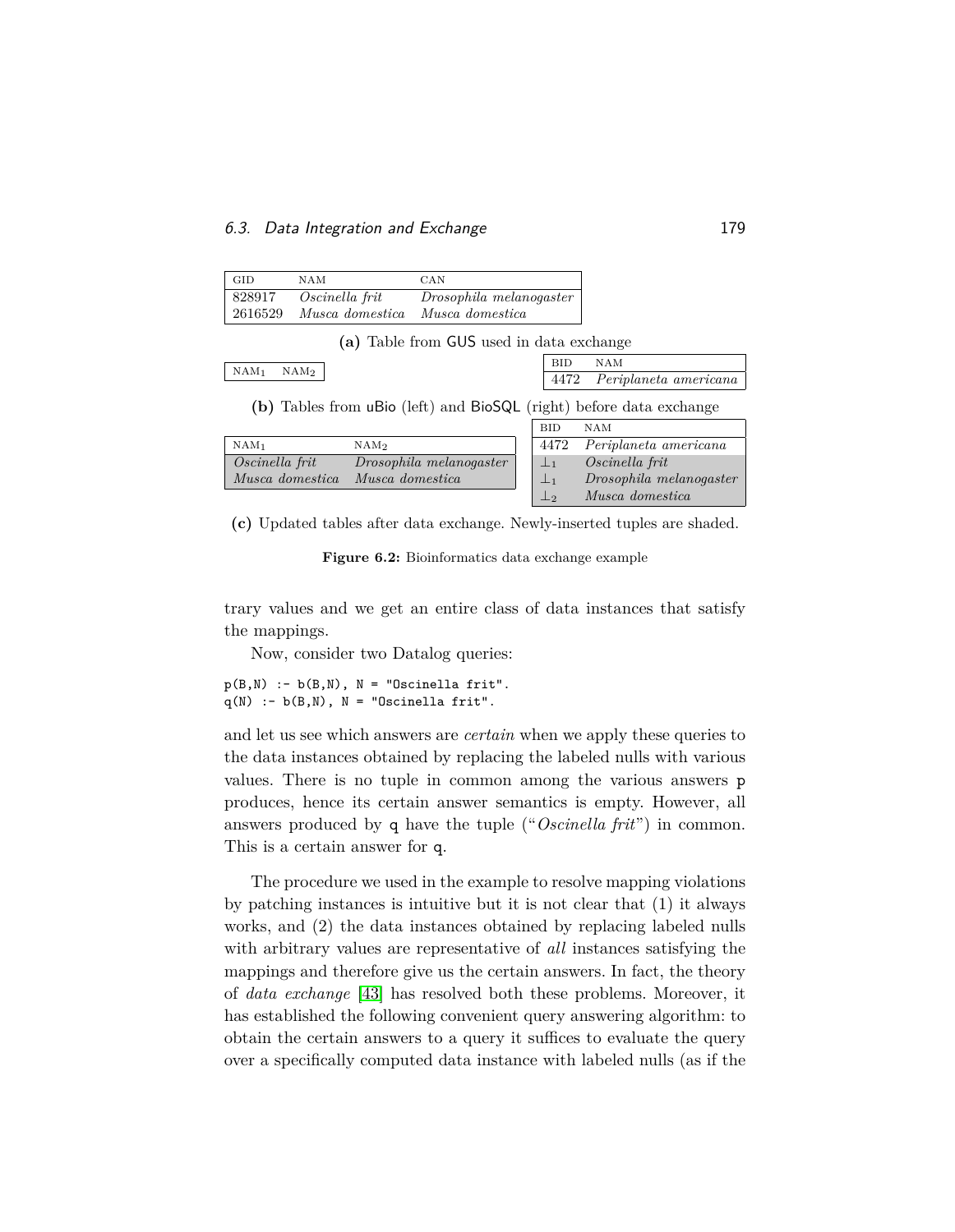| GID | NAM | CAN |
| --- | --- | --- |
| 828917 | *Oscinella frit* | *Drosophila melanogaster* |
| 2616529 | *Musca domestica* | *Musca domestica* |

**(a)** Table from GUS used in data exchange

| NAM$_1$ | NAM$_2$ |
| --- | --- |

| BID | NAM |
| --- | --- |
| 4472 | *Periplaneta americana* |

**(b)** Tables from uBio (left) and BioSQL (right) before data exchange

| NAM$_1$ | NAM$_2$ |
| --- | --- |
| *Oscinella frit* | *Drosophila melanogaster* |
| *Musca domestica* | *Musca domestica* |

| BID | NAM |
| --- | --- |
| 4472 | *Periplaneta americana* |
| $\perp_1$ | *Oscinella frit* |
| $\perp_1$ | *Drosophila melanogaster* |
| $\perp_2$ | *Musca domestica* |

**(c)** Updated tables after data exchange. Newly-inserted tuples are shaded.

**Figure 6.2:** Bioinformatics data exchange example

trary values and we get an entire class of data instances that satisfy the mappings.

Now, consider two Datalog queries:

```
p(B,N) :- b(B,N), N = "Oscinella frit".
q(N) :- b(B,N), N = "Oscinella frit".
```

and let us see which answers are *certain* when we apply these queries to the data instances obtained by replacing the labeled nulls with various values. There is no tuple in common among the various answers p produces, hence its certain answer semantics is empty. However, all answers produced by q have the tuple ("*Oscinella frit*") in common. This is a certain answer for q.

The procedure we used in the example to resolve mapping violations by patching instances is intuitive but it is not clear that (1) it always works, and (2) the data instances obtained by replacing labeled nulls with arbitrary values are representative of *all* instances satisfying the mappings and therefore give us the certain answers. In fact, the theory of *data exchange* [43] has resolved both these problems. Moreover, it has established the following convenient query answering algorithm: to obtain the certain answers to a query it suffices to evaluate the query over a specifically computed data instance with labeled nulls (as if the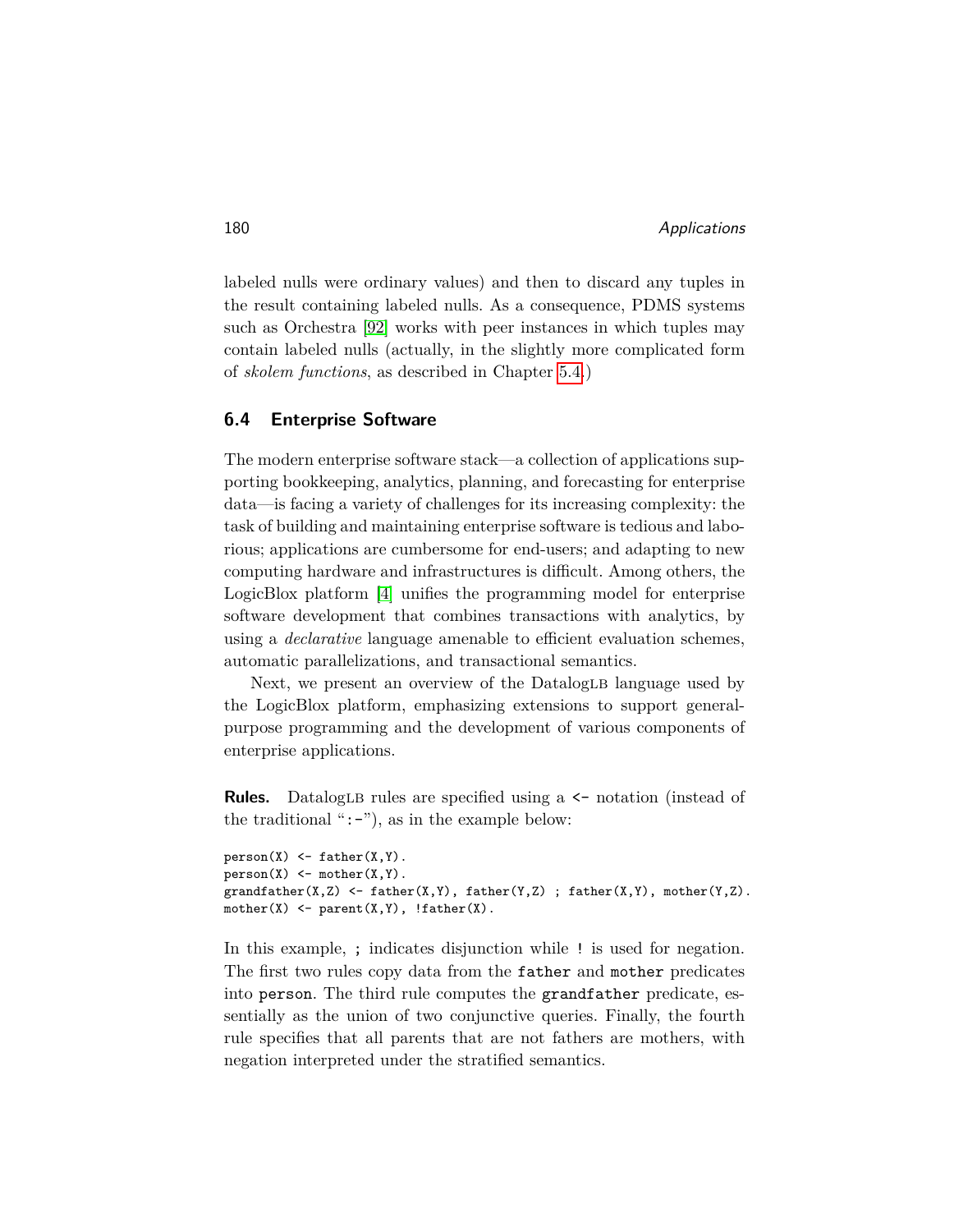labeled nulls were ordinary values) and then to discard any tuples in the result containing labeled nulls. As a consequence, PDMS systems such as Orchestra [92] works with peer instances in which tuples may contain labeled nulls (actually, in the slightly more complicated form of *skolem functions*, as described in Chapter 5.4.)

## 6.4 Enterprise Software

The modern enterprise software stack—a collection of applications supporting bookkeeping, analytics, planning, and forecasting for enterprise data—is facing a variety of challenges for its increasing complexity: the task of building and maintaining enterprise software is tedious and laborious; applications are cumbersome for end-users; and adapting to new computing hardware and infrastructures is difficult. Among others, the LogicBlox platform [4] unifies the programming model for enterprise software development that combines transactions with analytics, by using a *declarative* language amenable to efficient evaluation schemes, automatic parallelizations, and transactional semantics.

Next, we present an overview of the DatalogLB language used by the LogicBlox platform, emphasizing extensions to support general-purpose programming and the development of various components of enterprise applications.

**Rules.** DatalogLB rules are specified using a `<-` notation (instead of the traditional “`:-`”), as in the example below:

```
person(X) <- father(X,Y).
person(X) <- mother(X,Y).
grandfather(X,Z) <- father(X,Y), father(Y,Z) ; father(X,Y), mother(Y,Z).
mother(X) <- parent(X,Y), !father(X).
```

In this example, `;` indicates disjunction while `!` is used for negation. The first two rules copy data from the `father` and `mother` predicates into `person`. The third rule computes the `grandfather` predicate, essentially as the union of two conjunctive queries. Finally, the fourth rule specifies that all parents that are not fathers are mothers, with negation interpreted under the stratified semantics.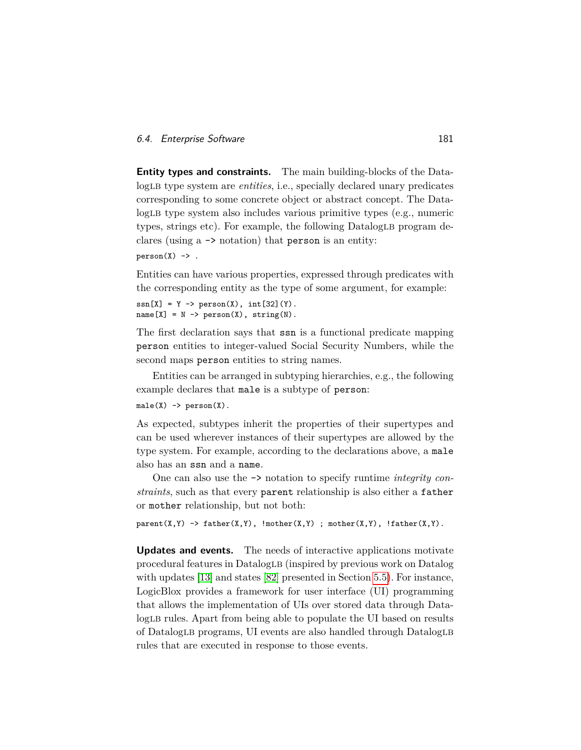**Entity types and constraints.** The main building-blocks of the DatalogLB type system are *entities*, i.e., specially declared unary predicates corresponding to some concrete object or abstract concept. The DatalogLB type system also includes various primitive types (e.g., numeric types, strings etc). For example, the following DatalogLB program declares (using a `->` notation) that `person` is an entity:

```
person(X) -> .
```

Entities can have various properties, expressed through predicates with the corresponding entity as the type of some argument, for example:

```
ssn[X] = Y -> person(X), int[32](Y).
name[X] = N -> person(X), string(N).
```

The first declaration says that `ssn` is a functional predicate mapping `person` entities to integer-valued Social Security Numbers, while the second maps `person` entities to string names.

Entities can be arranged in subtyping hierarchies, e.g., the following example declares that `male` is a subtype of `person`:

```
male(X) -> person(X).
```

As expected, subtypes inherit the properties of their supertypes and can be used wherever instances of their supertypes are allowed by the type system. For example, according to the declarations above, a `male` also has an `ssn` and a `name`.

One can also use the `->` notation to specify runtime *integrity constraints*, such as that every `parent` relationship is also either a `father` or `mother` relationship, but not both:

```
parent(X,Y) -> father(X,Y), !mother(X,Y) ; mother(X,Y), !father(X,Y).
```

**Updates and events.** The needs of interactive applications motivate procedural features in DatalogLB (inspired by previous work on Datalog with updates [13] and states [82] presented in Section 5.5). For instance, LogicBlox provides a framework for user interface (UI) programming that allows the implementation of UIs over stored data through DatalogLB rules. Apart from being able to populate the UI based on results of DatalogLB programs, UI events are also handled through DatalogLB rules that are executed in response to those events.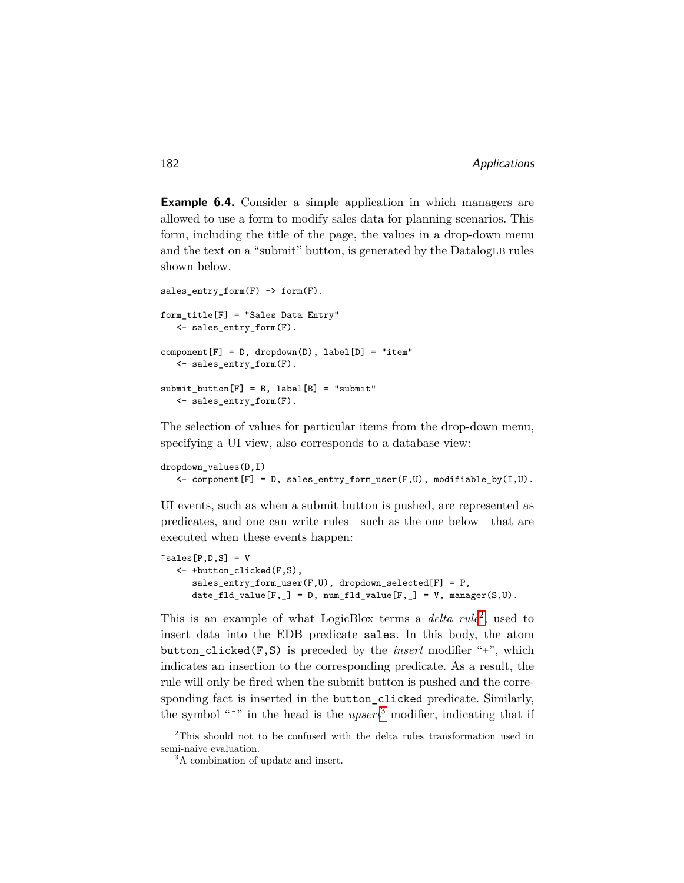**Example 6.4.** Consider a simple application in which managers are allowed to use a form to modify sales data for planning scenarios. This form, including the title of the page, the values in a drop-down menu and the text on a "submit" button, is generated by the DatalogLB rules shown below.

```
sales_entry_form(F) -> form(F).

form_title[F] = "Sales Data Entry"
   <- sales_entry_form(F).

component[F] = D, dropdown(D), label[D] = "item"
   <- sales_entry_form(F).

submit_button[F] = B, label[B] = "submit"
   <- sales_entry_form(F).
```

The selection of values for particular items from the drop-down menu, specifying a UI view, also corresponds to a database view:

```
dropdown_values(D,I)
   <- component[F] = D, sales_entry_form_user(F,U), modifiable_by(I,U).
```

UI events, such as when a submit button is pushed, are represented as predicates, and one can write rules—such as the one below—that are executed when these events happen:

```
^sales[P,D,S] = V
   <- +button_clicked(F,S),
      sales_entry_form_user(F,U), dropdown_selected[F] = P,
      date_fld_value[F,_] = D, num_fld_value[F,_] = V, manager(S,U).
```

This is an example of what LogicBlox terms a *delta rule*[2], used to insert data into the EDB predicate `sales`. In this body, the atom `button_clicked(F,S)` is preceded by the *insert* modifier "+", which indicates an insertion to the corresponding predicate. As a result, the rule will only be fired when the submit button is pushed and the corresponding fact is inserted in the `button_clicked` predicate. Similarly, the symbol "^" in the head is the *upsert*[3] modifier, indicating that if

[2] This should not to be confused with the delta rules transformation used in semi-naive evaluation.

[3] A combination of update and insert.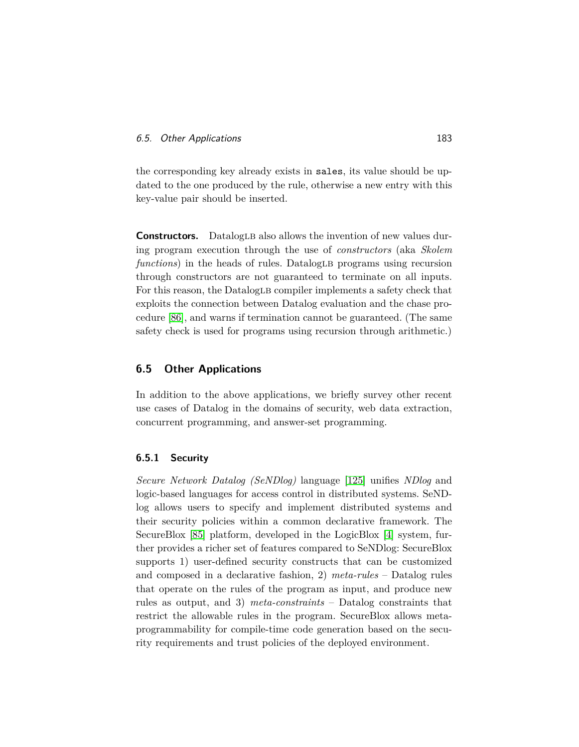the corresponding key already exists in `sales`, its value should be updated to the one produced by the rule, otherwise a new entry with this key-value pair should be inserted.

**Constructors.** DatalogLB also allows the invention of new values during program execution through the use of *constructors* (aka *Skolem functions*) in the heads of rules. DatalogLB programs using recursion through constructors are not guaranteed to terminate on all inputs. For this reason, the DatalogLB compiler implements a safety check that exploits the connection between Datalog evaluation and the chase procedure [86], and warns if termination cannot be guaranteed. (The same safety check is used for programs using recursion through arithmetic.)

## 6.5 Other Applications

In addition to the above applications, we briefly survey other recent use cases of Datalog in the domains of security, web data extraction, concurrent programming, and answer-set programming.

### 6.5.1 Security

*Secure Network Datalog (SeNDlog)* language [125] unifies *NDlog* and logic-based languages for access control in distributed systems. SeNDlog allows users to specify and implement distributed systems and their security policies within a common declarative framework. The SecureBlox [85] platform, developed in the LogicBlox [4] system, further provides a richer set of features compared to SeNDlog: SecureBlox supports 1) user-defined security constructs that can be customized and composed in a declarative fashion, 2) *meta-rules* – Datalog rules that operate on the rules of the program as input, and produce new rules as output, and 3) *meta-constraints* – Datalog constraints that restrict the allowable rules in the program. SecureBlox allows meta-programmability for compile-time code generation based on the security requirements and trust policies of the deployed environment.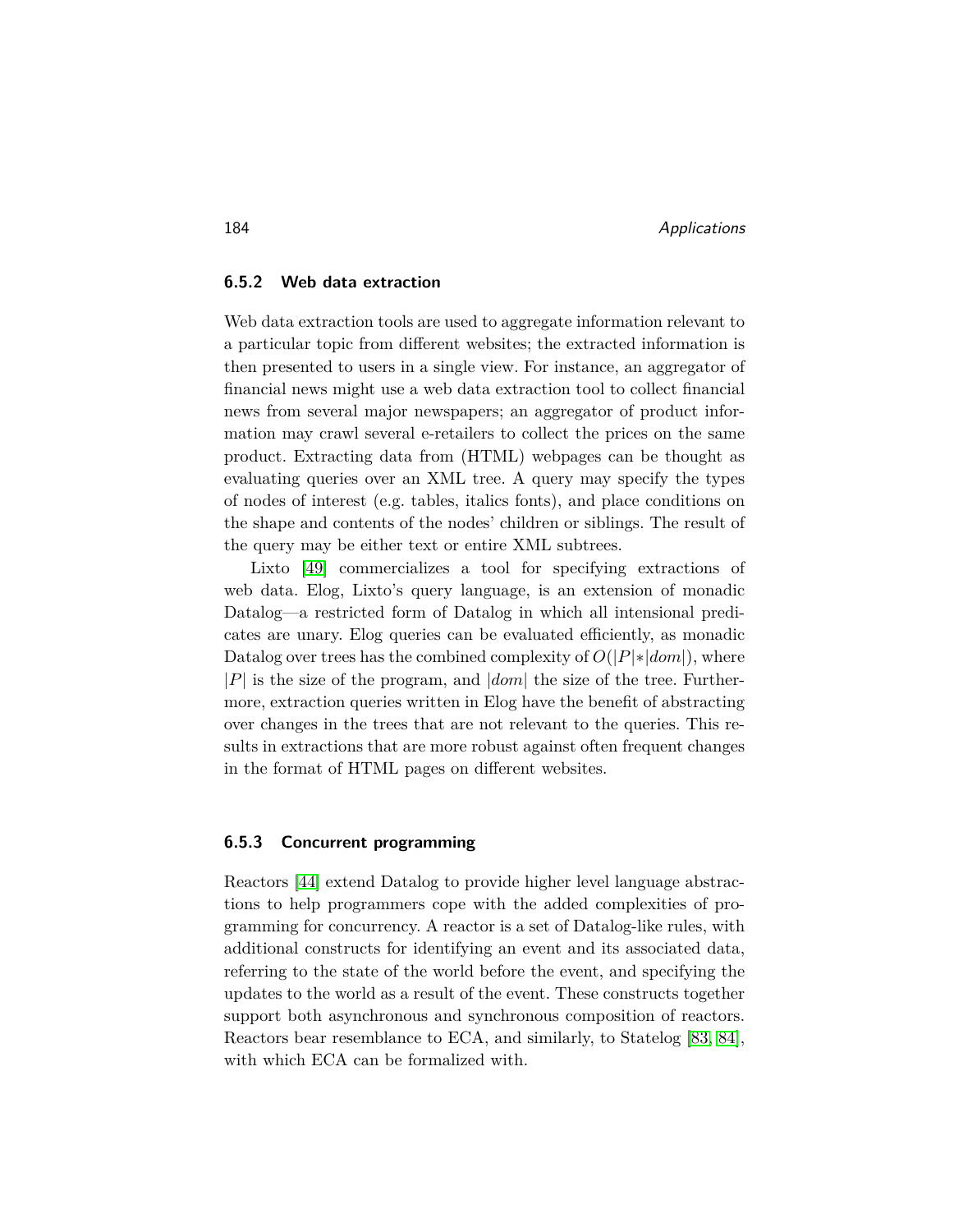### 6.5.2 Web data extraction

Web data extraction tools are used to aggregate information relevant to a particular topic from different websites; the extracted information is then presented to users in a single view. For instance, an aggregator of financial news might use a web data extraction tool to collect financial news from several major newspapers; an aggregator of product information may crawl several e-retailers to collect the prices on the same product. Extracting data from (HTML) webpages can be thought as evaluating queries over an XML tree. A query may specify the types of nodes of interest (e.g. tables, italics fonts), and place conditions on the shape and contents of the nodes' children or siblings. The result of the query may be either text or entire XML subtrees.

Lixto [49] commercializes a tool for specifying extractions of web data. Elog, Lixto's query language, is an extension of monadic Datalog—a restricted form of Datalog in which all intensional predicates are unary. Elog queries can be evaluated efficiently, as monadic Datalog over trees has the combined complexity of $O(|P| * |dom|)$, where $|P|$ is the size of the program, and $|dom|$ the size of the tree. Furthermore, extraction queries written in Elog have the benefit of abstracting over changes in the trees that are not relevant to the queries. This results in extractions that are more robust against often frequent changes in the format of HTML pages on different websites.

### 6.5.3 Concurrent programming

Reactors [44] extend Datalog to provide higher level language abstractions to help programmers cope with the added complexities of programming for concurrency. A reactor is a set of Datalog-like rules, with additional constructs for identifying an event and its associated data, referring to the state of the world before the event, and specifying the updates to the world as a result of the event. These constructs together support both asynchronous and synchronous composition of reactors. Reactors bear resemblance to ECA, and similarly, to Statelog [83, 84], with which ECA can be formalized with.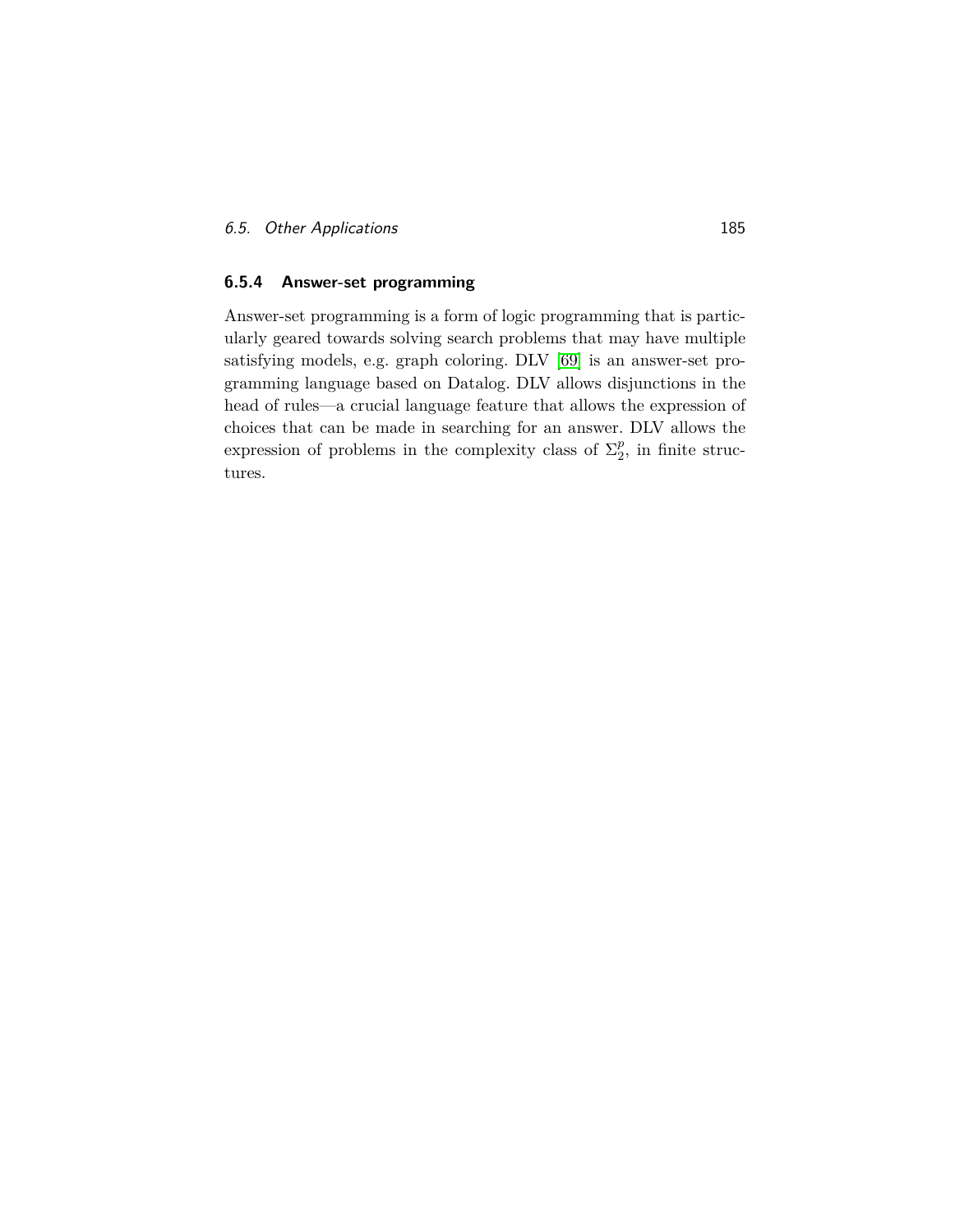### 6.5.4 Answer-set programming

Answer-set programming is a form of logic programming that is particularly geared towards solving search problems that may have multiple satisfying models, e.g. graph coloring. DLV [69] is an answer-set programming language based on Datalog. DLV allows disjunctions in the head of rules—a crucial language feature that allows the expression of choices that can be made in searching for an answer. DLV allows the expression of problems in the complexity class of $\Sigma_2^p$, in finite structures.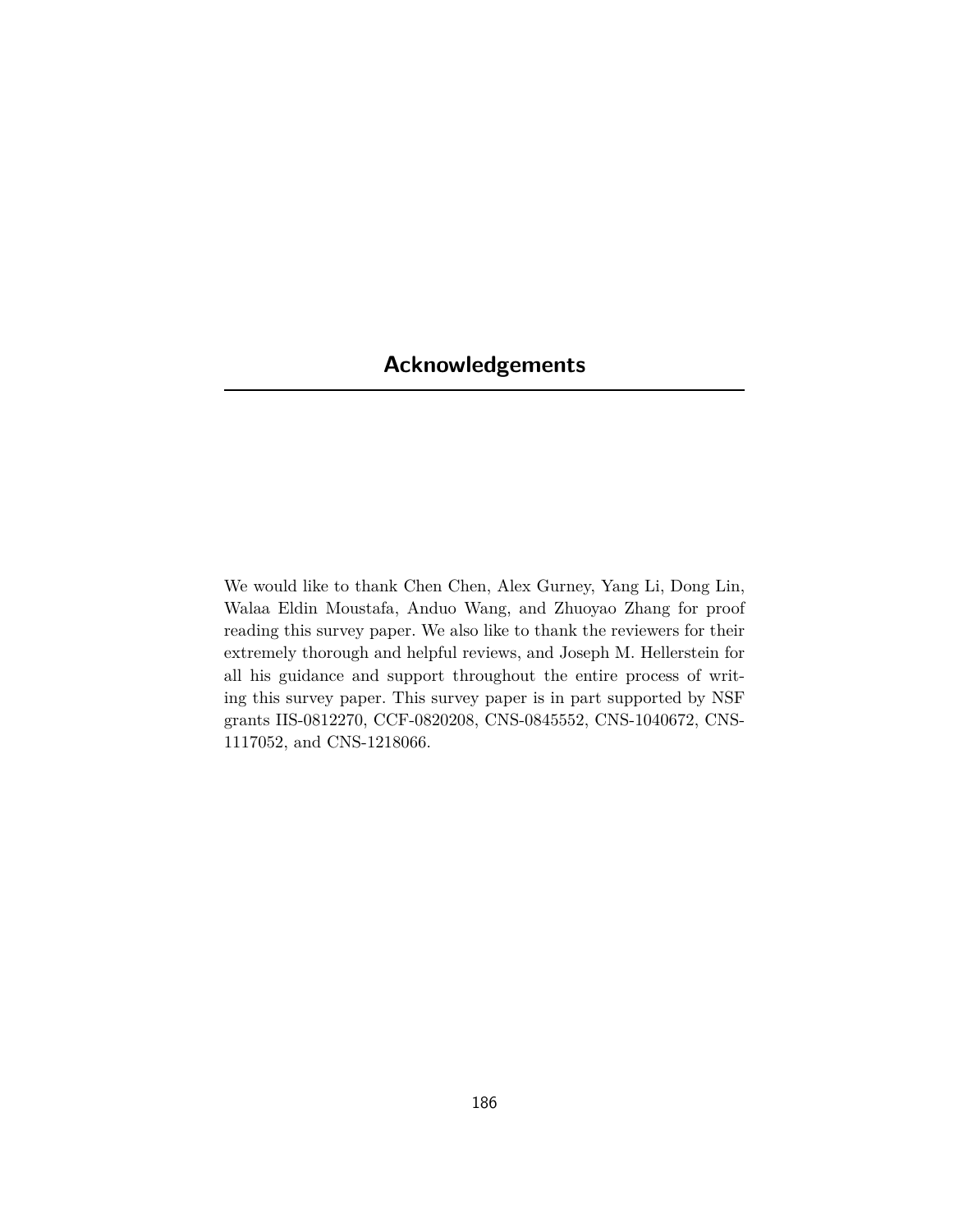# Acknowledgements

We would like to thank Chen Chen, Alex Gurney, Yang Li, Dong Lin, Walaa Eldin Moustafa, Anduo Wang, and Zhuoyao Zhang for proof reading this survey paper. We also like to thank the reviewers for their extremely thorough and helpful reviews, and Joseph M. Hellerstein for all his guidance and support throughout the entire process of writing this survey paper. This survey paper is in part supported by NSF grants IIS-0812270, CCF-0820208, CNS-0845552, CNS-1040672, CNS-1117052, and CNS-1218066.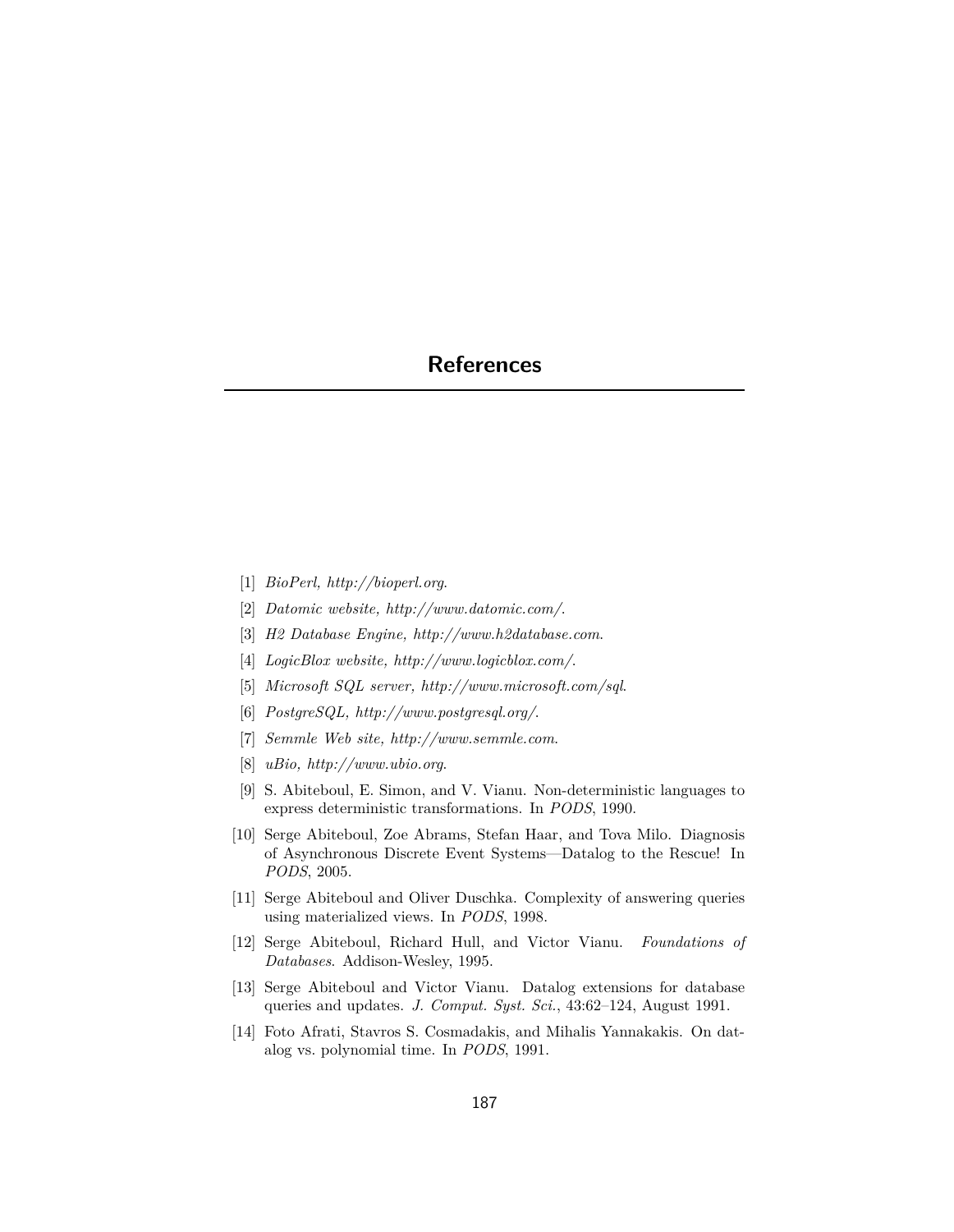# References

[1] *BioPerl, http://bioperl.org.*

[2] *Datomic website, http://www.datomic.com/.*

[3] *H2 Database Engine, http://www.h2database.com.*

[4] *LogicBlox website, http://www.logicblox.com/.*

[5] *Microsoft SQL server, http://www.microsoft.com/sql.*

[6] *PostgreSQL, http://www.postgresql.org/.*

[7] *Semmle Web site, http://www.semmle.com.*

[8] *uBio, http://www.ubio.org.*

[9] S. Abiteboul, E. Simon, and V. Vianu. Non-deterministic languages to express deterministic transformations. In *PODS*, 1990.

[10] Serge Abiteboul, Zoe Abrams, Stefan Haar, and Tova Milo. Diagnosis of Asynchronous Discrete Event Systems—Datalog to the Rescue! In *PODS*, 2005.

[11] Serge Abiteboul and Oliver Duschka. Complexity of answering queries using materialized views. In *PODS*, 1998.

[12] Serge Abiteboul, Richard Hull, and Victor Vianu. *Foundations of Databases*. Addison-Wesley, 1995.

[13] Serge Abiteboul and Victor Vianu. Datalog extensions for database queries and updates. *J. Comput. Syst. Sci.*, 43:62–124, August 1991.

[14] Foto Afrati, Stavros S. Cosmadakis, and Mihalis Yannakakis. On datalog vs. polynomial time. In *PODS*, 1991.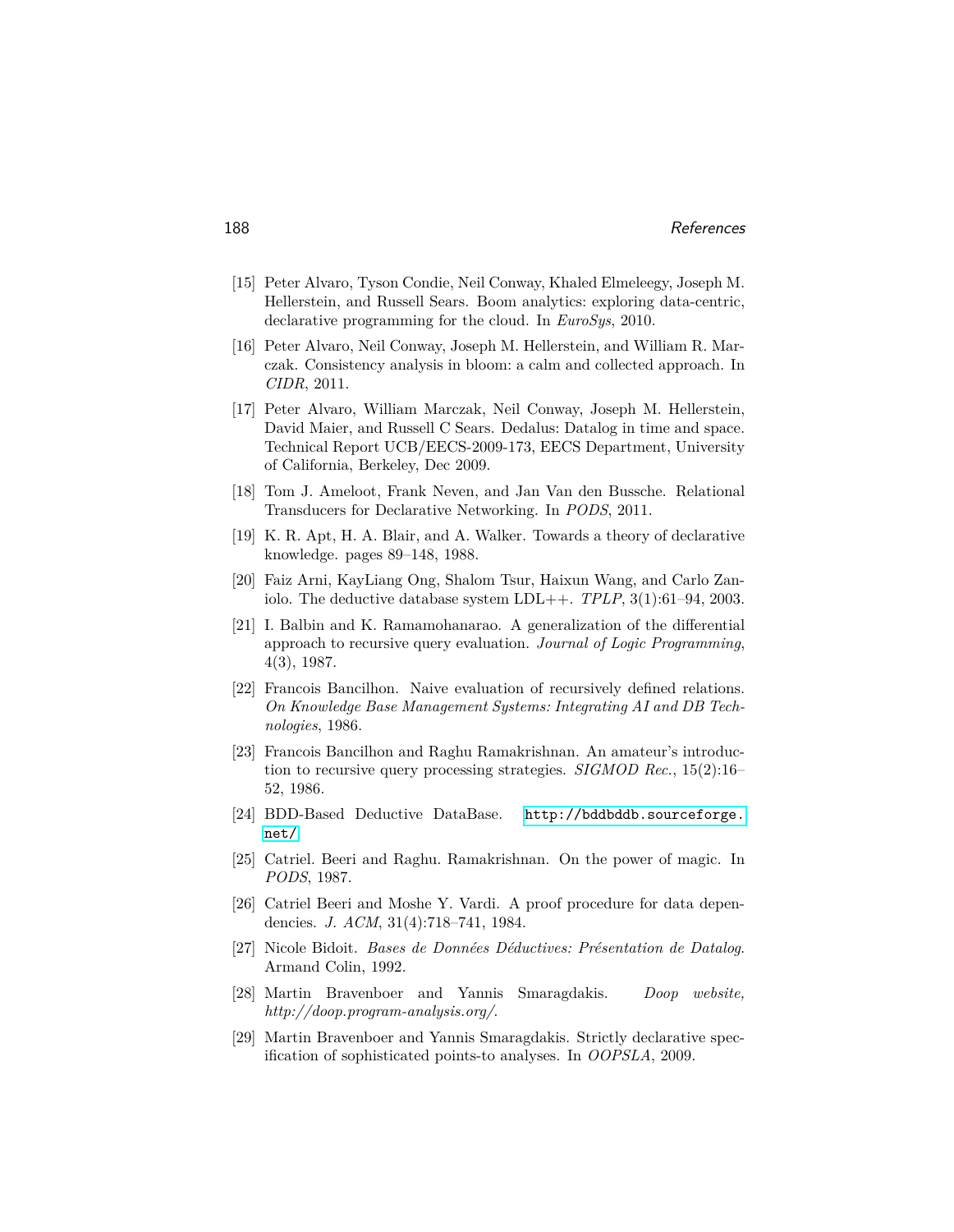[15] Peter Alvaro, Tyson Condie, Neil Conway, Khaled Elmeleegy, Joseph M. Hellerstein, and Russell Sears. Boom analytics: exploring data-centric, declarative programming for the cloud. In *EuroSys*, 2010.

[16] Peter Alvaro, Neil Conway, Joseph M. Hellerstein, and William R. Marczak. Consistency analysis in bloom: a calm and collected approach. In *CIDR*, 2011.

[17] Peter Alvaro, William Marczak, Neil Conway, Joseph M. Hellerstein, David Maier, and Russell C Sears. Dedalus: Datalog in time and space. Technical Report UCB/EECS-2009-173, EECS Department, University of California, Berkeley, Dec 2009.

[18] Tom J. Ameloot, Frank Neven, and Jan Van den Bussche. Relational Transducers for Declarative Networking. In *PODS*, 2011.

[19] K. R. Apt, H. A. Blair, and A. Walker. Towards a theory of declarative knowledge. pages 89–148, 1988.

[20] Faiz Arni, KayLiang Ong, Shalom Tsur, Haixun Wang, and Carlo Zaniolo. The deductive database system LDL++. *TPLP*, 3(1):61–94, 2003.

[21] I. Balbin and K. Ramamohanarao. A generalization of the differential approach to recursive query evaluation. *Journal of Logic Programming*, 4(3), 1987.

[22] Francois Bancilhon. Naive evaluation of recursively defined relations. *On Knowledge Base Management Systems: Integrating AI and DB Technologies*, 1986.

[23] Francois Bancilhon and Raghu Ramakrishnan. An amateur's introduction to recursive query processing strategies. *SIGMOD Rec.*, 15(2):16–52, 1986.

[24] BDD-Based Deductive DataBase. http://bddbddb.sourceforge.net/

[25] Catriel. Beeri and Raghu. Ramakrishnan. On the power of magic. In *PODS*, 1987.

[26] Catriel Beeri and Moshe Y. Vardi. A proof procedure for data dependencies. *J. ACM*, 31(4):718–741, 1984.

[27] Nicole Bidoit. *Bases de Données Déductives: Présentation de Datalog*. Armand Colin, 1992.

[28] Martin Bravenboer and Yannis Smaragdakis. *Doop website, http://doop.program-analysis.org/*.

[29] Martin Bravenboer and Yannis Smaragdakis. Strictly declarative specification of sophisticated points-to analyses. In *OOPSLA*, 2009.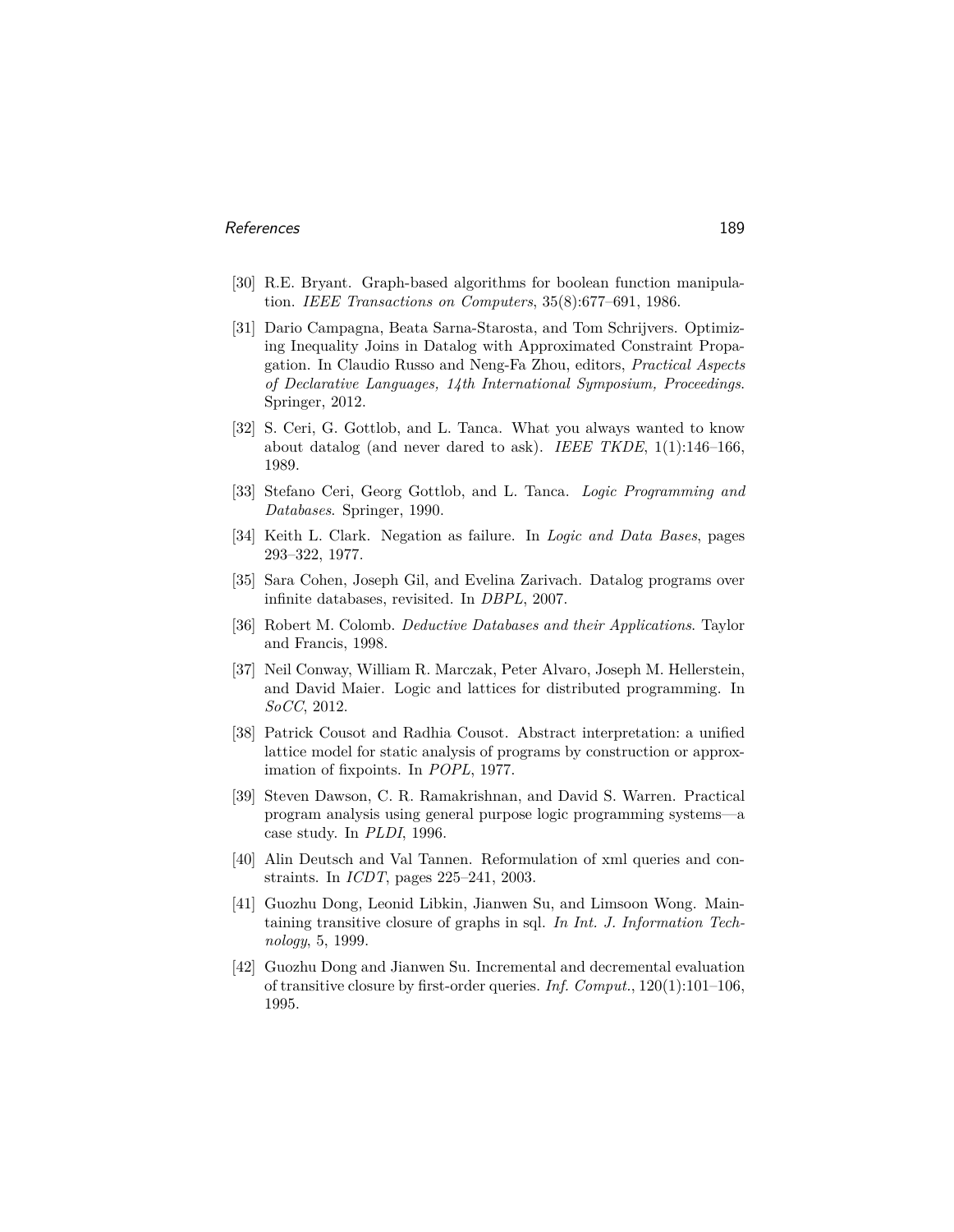[30] R.E. Bryant. Graph-based algorithms for boolean function manipulation. *IEEE Transactions on Computers*, 35(8):677–691, 1986.

[31] Dario Campagna, Beata Sarna-Starosta, and Tom Schrijvers. Optimizing Inequality Joins in Datalog with Approximated Constraint Propagation. In Claudio Russo and Neng-Fa Zhou, editors, *Practical Aspects of Declarative Languages, 14th International Symposium, Proceedings*. Springer, 2012.

[32] S. Ceri, G. Gottlob, and L. Tanca. What you always wanted to know about datalog (and never dared to ask). *IEEE TKDE*, 1(1):146–166, 1989.

[33] Stefano Ceri, Georg Gottlob, and L. Tanca. *Logic Programming and Databases*. Springer, 1990.

[34] Keith L. Clark. Negation as failure. In *Logic and Data Bases*, pages 293–322, 1977.

[35] Sara Cohen, Joseph Gil, and Evelina Zarivach. Datalog programs over infinite databases, revisited. In *DBPL*, 2007.

[36] Robert M. Colomb. *Deductive Databases and their Applications*. Taylor and Francis, 1998.

[37] Neil Conway, William R. Marczak, Peter Alvaro, Joseph M. Hellerstein, and David Maier. Logic and lattices for distributed programming. In *SoCC*, 2012.

[38] Patrick Cousot and Radhia Cousot. Abstract interpretation: a unified lattice model for static analysis of programs by construction or approximation of fixpoints. In *POPL*, 1977.

[39] Steven Dawson, C. R. Ramakrishnan, and David S. Warren. Practical program analysis using general purpose logic programming systems—a case study. In *PLDI*, 1996.

[40] Alin Deutsch and Val Tannen. Reformulation of xml queries and constraints. In *ICDT*, pages 225–241, 2003.

[41] Guozhu Dong, Leonid Libkin, Jianwen Su, and Limsoon Wong. Maintaining transitive closure of graphs in sql. *In Int. J. Information Technology*, 5, 1999.

[42] Guozhu Dong and Jianwen Su. Incremental and decremental evaluation of transitive closure by first-order queries. *Inf. Comput.*, 120(1):101–106, 1995.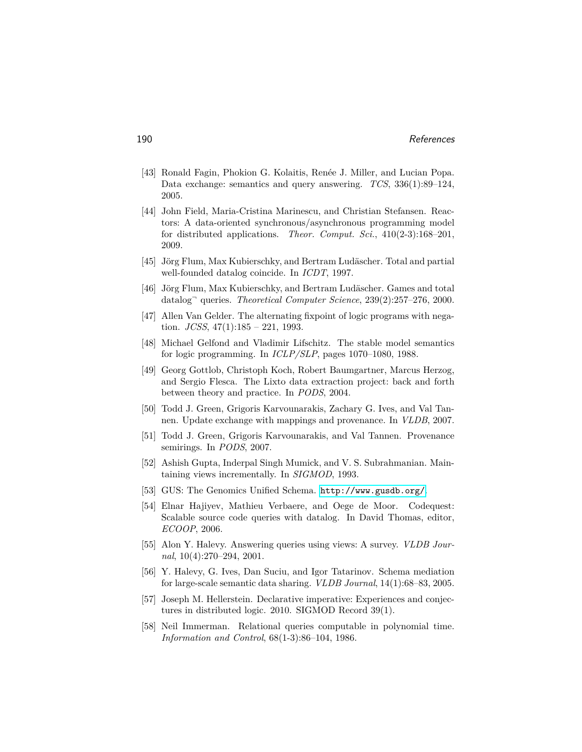[43] Ronald Fagin, Phokion G. Kolaitis, Renée J. Miller, and Lucian Popa. Data exchange: semantics and query answering. *TCS*, 336(1):89–124, 2005.

[44] John Field, Maria-Cristina Marinescu, and Christian Stefansen. Reactors: A data-oriented synchronous/asynchronous programming model for distributed applications. *Theor. Comput. Sci.*, 410(2-3):168–201, 2009.

[45] Jörg Flum, Max Kubierschky, and Bertram Ludäscher. Total and partial well-founded datalog coincide. In *ICDT*, 1997.

[46] Jörg Flum, Max Kubierschky, and Bertram Ludäscher. Games and total datalog$^{\neg}$ queries. *Theoretical Computer Science*, 239(2):257–276, 2000.

[47] Allen Van Gelder. The alternating fixpoint of logic programs with negation. *JCSS*, 47(1):185 – 221, 1993.

[48] Michael Gelfond and Vladimir Lifschitz. The stable model semantics for logic programming. In *ICLP/SLP*, pages 1070–1080, 1988.

[49] Georg Gottlob, Christoph Koch, Robert Baumgartner, Marcus Herzog, and Sergio Flesca. The Lixto data extraction project: back and forth between theory and practice. In *PODS*, 2004.

[50] Todd J. Green, Grigoris Karvounarakis, Zachary G. Ives, and Val Tannen. Update exchange with mappings and provenance. In *VLDB*, 2007.

[51] Todd J. Green, Grigoris Karvounarakis, and Val Tannen. Provenance semirings. In *PODS*, 2007.

[52] Ashish Gupta, Inderpal Singh Mumick, and V. S. Subrahmanian. Maintaining views incrementally. In *SIGMOD*, 1993.

[53] GUS: The Genomics Unified Schema. http://www.gusdb.org/.

[54] Elnar Hajiyev, Mathieu Verbaere, and Oege de Moor. Codequest: Scalable source code queries with datalog. In David Thomas, editor, *ECOOP*, 2006.

[55] Alon Y. Halevy. Answering queries using views: A survey. *VLDB Journal*, 10(4):270–294, 2001.

[56] Y. Halevy, G. Ives, Dan Suciu, and Igor Tatarinov. Schema mediation for large-scale semantic data sharing. *VLDB Journal*, 14(1):68–83, 2005.

[57] Joseph M. Hellerstein. Declarative imperative: Experiences and conjectures in distributed logic. 2010. SIGMOD Record 39(1).

[58] Neil Immerman. Relational queries computable in polynomial time. *Information and Control*, 68(1-3):86–104, 1986.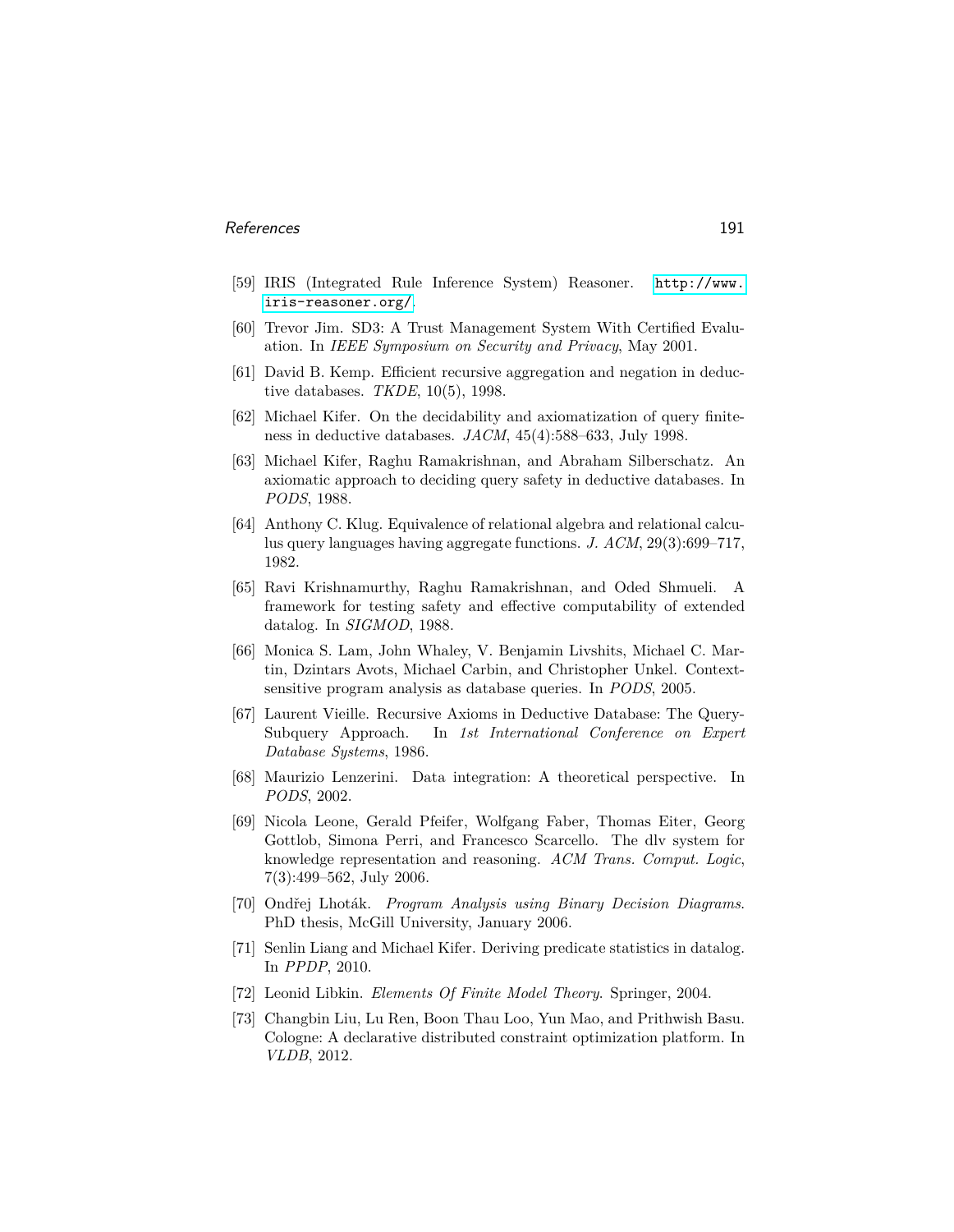[59] IRIS (Integrated Rule Inference System) Reasoner. http://www.iris-reasoner.org/.

[60] Trevor Jim. SD3: A Trust Management System With Certified Evaluation. In *IEEE Symposium on Security and Privacy*, May 2001.

[61] David B. Kemp. Efficient recursive aggregation and negation in deductive databases. *TKDE*, 10(5), 1998.

[62] Michael Kifer. On the decidability and axiomatization of query finiteness in deductive databases. *JACM*, 45(4):588–633, July 1998.

[63] Michael Kifer, Raghu Ramakrishnan, and Abraham Silberschatz. An axiomatic approach to deciding query safety in deductive databases. In *PODS*, 1988.

[64] Anthony C. Klug. Equivalence of relational algebra and relational calculus query languages having aggregate functions. *J. ACM*, 29(3):699–717, 1982.

[65] Ravi Krishnamurthy, Raghu Ramakrishnan, and Oded Shmueli. A framework for testing safety and effective computability of extended datalog. In *SIGMOD*, 1988.

[66] Monica S. Lam, John Whaley, V. Benjamin Livshits, Michael C. Martin, Dzintars Avots, Michael Carbin, and Christopher Unkel. Context-sensitive program analysis as database queries. In *PODS*, 2005.

[67] Laurent Vieille. Recursive Axioms in Deductive Database: The Query-Subquery Approach. In *1st International Conference on Expert Database Systems*, 1986.

[68] Maurizio Lenzerini. Data integration: A theoretical perspective. In *PODS*, 2002.

[69] Nicola Leone, Gerald Pfeifer, Wolfgang Faber, Thomas Eiter, Georg Gottlob, Simona Perri, and Francesco Scarcello. The dlv system for knowledge representation and reasoning. *ACM Trans. Comput. Logic*, 7(3):499–562, July 2006.

[70] Ondřej Lhoták. *Program Analysis using Binary Decision Diagrams*. PhD thesis, McGill University, January 2006.

[71] Senlin Liang and Michael Kifer. Deriving predicate statistics in datalog. In *PPDP*, 2010.

[72] Leonid Libkin. *Elements Of Finite Model Theory*. Springer, 2004.

[73] Changbin Liu, Lu Ren, Boon Thau Loo, Yun Mao, and Prithwish Basu. Cologne: A declarative distributed constraint optimization platform. In *VLDB*, 2012.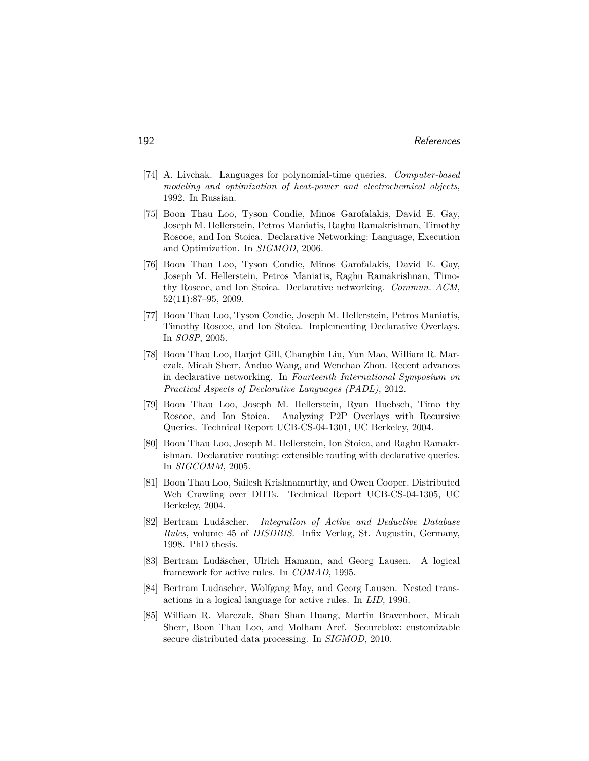[74] A. Livchak. Languages for polynomial-time queries. *Computer-based modeling and optimization of heat-power and electrochemical objects*, 1992. In Russian.

[75] Boon Thau Loo, Tyson Condie, Minos Garofalakis, David E. Gay, Joseph M. Hellerstein, Petros Maniatis, Raghu Ramakrishnan, Timothy Roscoe, and Ion Stoica. Declarative Networking: Language, Execution and Optimization. In *SIGMOD*, 2006.

[76] Boon Thau Loo, Tyson Condie, Minos Garofalakis, David E. Gay, Joseph M. Hellerstein, Petros Maniatis, Raghu Ramakrishnan, Timothy Roscoe, and Ion Stoica. Declarative networking. *Commun. ACM*, 52(11):87–95, 2009.

[77] Boon Thau Loo, Tyson Condie, Joseph M. Hellerstein, Petros Maniatis, Timothy Roscoe, and Ion Stoica. Implementing Declarative Overlays. In *SOSP*, 2005.

[78] Boon Thau Loo, Harjot Gill, Changbin Liu, Yun Mao, William R. Marczak, Micah Sherr, Anduo Wang, and Wenchao Zhou. Recent advances in declarative networking. In *Fourteenth International Symposium on Practical Aspects of Declarative Languages (PADL)*, 2012.

[79] Boon Thau Loo, Joseph M. Hellerstein, Ryan Huebsch, Timo thy Roscoe, and Ion Stoica. Analyzing P2P Overlays with Recursive Queries. Technical Report UCB-CS-04-1301, UC Berkeley, 2004.

[80] Boon Thau Loo, Joseph M. Hellerstein, Ion Stoica, and Raghu Ramakrishnan. Declarative routing: extensible routing with declarative queries. In *SIGCOMM*, 2005.

[81] Boon Thau Loo, Sailesh Krishnamurthy, and Owen Cooper. Distributed Web Crawling over DHTs. Technical Report UCB-CS-04-1305, UC Berkeley, 2004.

[82] Bertram Ludäscher. *Integration of Active and Deductive Database Rules*, volume 45 of *DISDBIS*. Infix Verlag, St. Augustin, Germany, 1998. PhD thesis.

[83] Bertram Ludäscher, Ulrich Hamann, and Georg Lausen. A logical framework for active rules. In *COMAD*, 1995.

[84] Bertram Ludäscher, Wolfgang May, and Georg Lausen. Nested transactions in a logical language for active rules. In *LID*, 1996.

[85] William R. Marczak, Shan Shan Huang, Martin Bravenboer, Micah Sherr, Boon Thau Loo, and Molham Aref. Secureblox: customizable secure distributed data processing. In *SIGMOD*, 2010.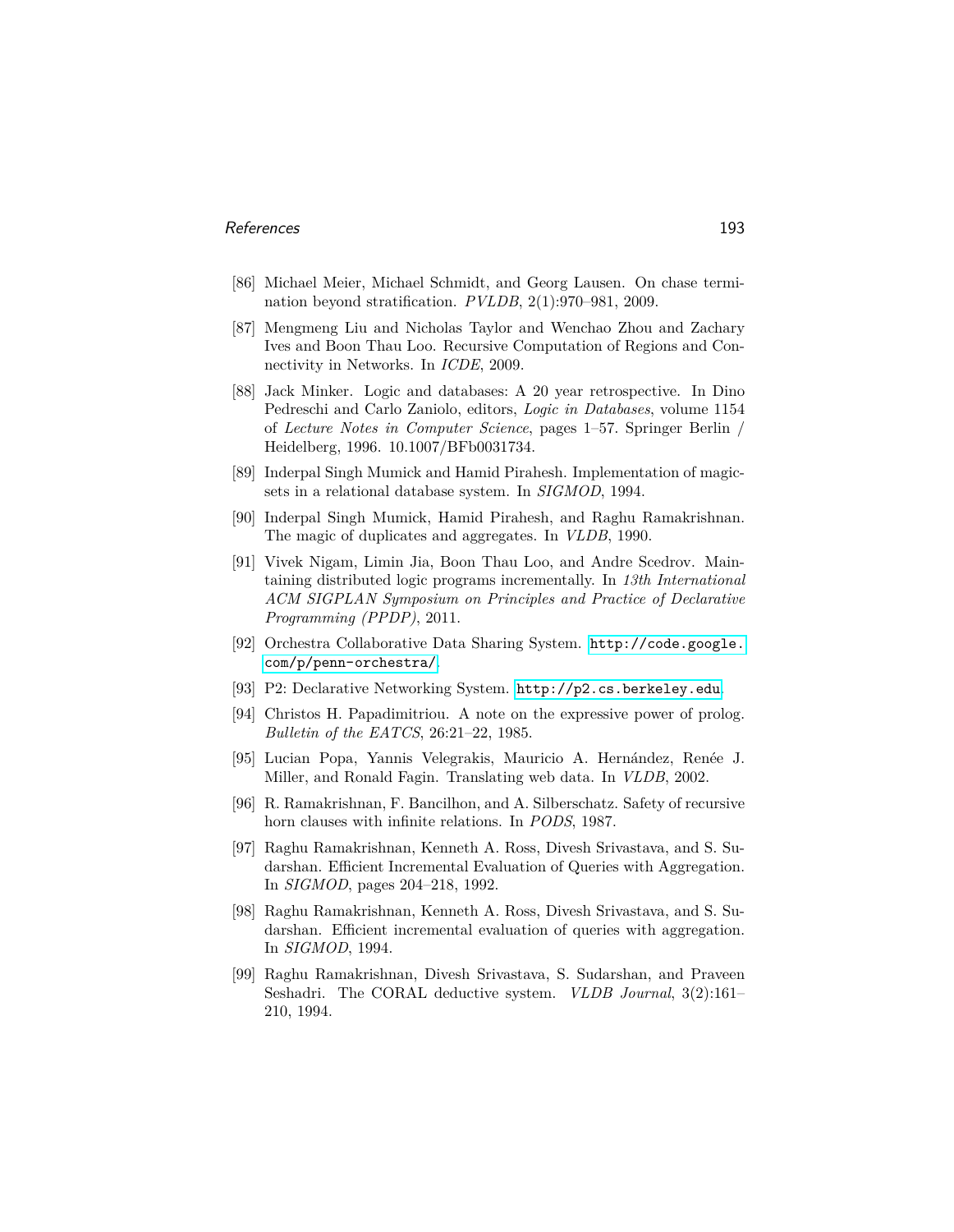[86] Michael Meier, Michael Schmidt, and Georg Lausen. On chase termination beyond stratification. *PVLDB*, 2(1):970–981, 2009.

[87] Mengmeng Liu and Nicholas Taylor and Wenchao Zhou and Zachary Ives and Boon Thau Loo. Recursive Computation of Regions and Connectivity in Networks. In *ICDE*, 2009.

[88] Jack Minker. Logic and databases: A 20 year retrospective. In Dino Pedreschi and Carlo Zaniolo, editors, *Logic in Databases*, volume 1154 of *Lecture Notes in Computer Science*, pages 1–57. Springer Berlin / Heidelberg, 1996. 10.1007/BFb0031734.

[89] Inderpal Singh Mumick and Hamid Pirahesh. Implementation of magic-sets in a relational database system. In *SIGMOD*, 1994.

[90] Inderpal Singh Mumick, Hamid Pirahesh, and Raghu Ramakrishnan. The magic of duplicates and aggregates. In *VLDB*, 1990.

[91] Vivek Nigam, Limin Jia, Boon Thau Loo, and Andre Scedrov. Maintaining distributed logic programs incrementally. In *13th International ACM SIGPLAN Symposium on Principles and Practice of Declarative Programming (PPDP)*, 2011.

[92] Orchestra Collaborative Data Sharing System. http://code.google.com/p/penn-orchestra/.

[93] P2: Declarative Networking System. http://p2.cs.berkeley.edu.

[94] Christos H. Papadimitriou. A note on the expressive power of prolog. *Bulletin of the EATCS*, 26:21–22, 1985.

[95] Lucian Popa, Yannis Velegrakis, Mauricio A. Hernández, Renée J. Miller, and Ronald Fagin. Translating web data. In *VLDB*, 2002.

[96] R. Ramakrishnan, F. Bancilhon, and A. Silberschatz. Safety of recursive horn clauses with infinite relations. In *PODS*, 1987.

[97] Raghu Ramakrishnan, Kenneth A. Ross, Divesh Srivastava, and S. Sudarshan. Efficient Incremental Evaluation of Queries with Aggregation. In *SIGMOD*, pages 204–218, 1992.

[98] Raghu Ramakrishnan, Kenneth A. Ross, Divesh Srivastava, and S. Sudarshan. Efficient incremental evaluation of queries with aggregation. In *SIGMOD*, 1994.

[99] Raghu Ramakrishnan, Divesh Srivastava, S. Sudarshan, and Praveen Seshadri. The CORAL deductive system. *VLDB Journal*, 3(2):161–210, 1994.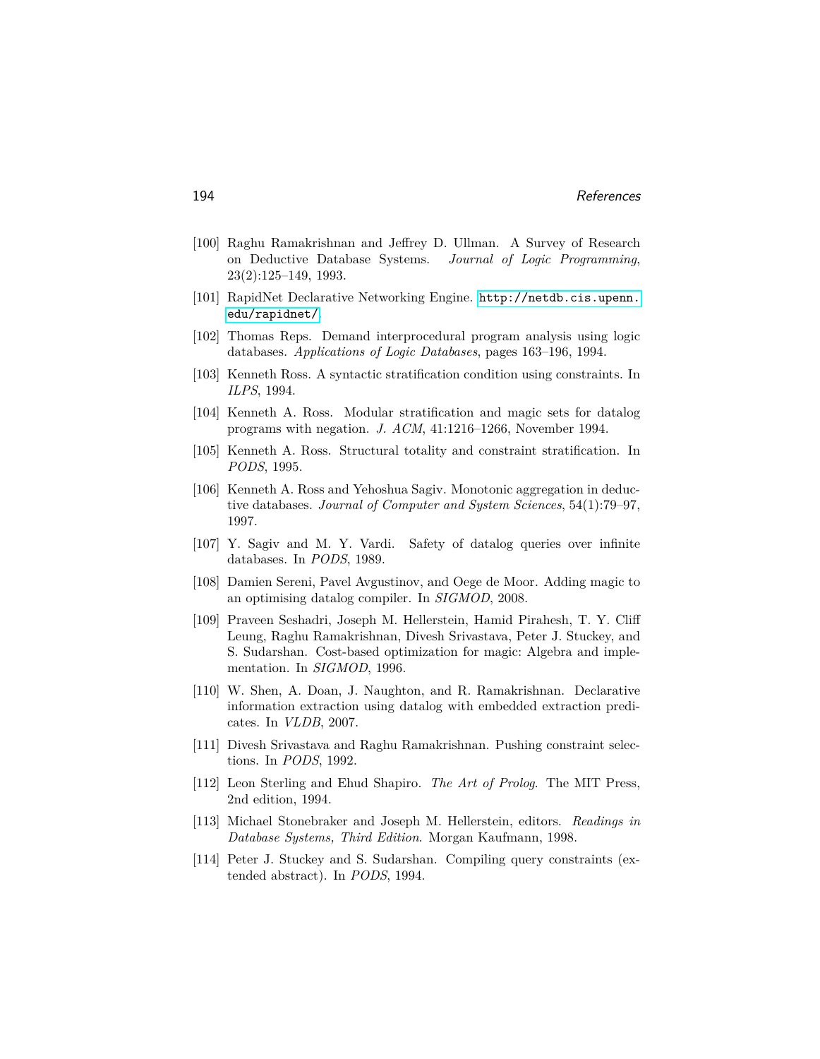[100] Raghu Ramakrishnan and Jeffrey D. Ullman. A Survey of Research on Deductive Database Systems. *Journal of Logic Programming*, 23(2):125–149, 1993.

[101] RapidNet Declarative Networking Engine. http://netdb.cis.upenn.edu/rapidnet/.

[102] Thomas Reps. Demand interprocedural program analysis using logic databases. *Applications of Logic Databases*, pages 163–196, 1994.

[103] Kenneth Ross. A syntactic stratification condition using constraints. In *ILPS*, 1994.

[104] Kenneth A. Ross. Modular stratification and magic sets for datalog programs with negation. *J. ACM*, 41:1216–1266, November 1994.

[105] Kenneth A. Ross. Structural totality and constraint stratification. In *PODS*, 1995.

[106] Kenneth A. Ross and Yehoshua Sagiv. Monotonic aggregation in deductive databases. *Journal of Computer and System Sciences*, 54(1):79–97, 1997.

[107] Y. Sagiv and M. Y. Vardi. Safety of datalog queries over infinite databases. In *PODS*, 1989.

[108] Damien Sereni, Pavel Avgustinov, and Oege de Moor. Adding magic to an optimising datalog compiler. In *SIGMOD*, 2008.

[109] Praveen Seshadri, Joseph M. Hellerstein, Hamid Pirahesh, T. Y. Cliff Leung, Raghu Ramakrishnan, Divesh Srivastava, Peter J. Stuckey, and S. Sudarshan. Cost-based optimization for magic: Algebra and implementation. In *SIGMOD*, 1996.

[110] W. Shen, A. Doan, J. Naughton, and R. Ramakrishnan. Declarative information extraction using datalog with embedded extraction predicates. In *VLDB*, 2007.

[111] Divesh Srivastava and Raghu Ramakrishnan. Pushing constraint selections. In *PODS*, 1992.

[112] Leon Sterling and Ehud Shapiro. *The Art of Prolog*. The MIT Press, 2nd edition, 1994.

[113] Michael Stonebraker and Joseph M. Hellerstein, editors. *Readings in Database Systems, Third Edition*. Morgan Kaufmann, 1998.

[114] Peter J. Stuckey and S. Sudarshan. Compiling query constraints (extended abstract). In *PODS*, 1994.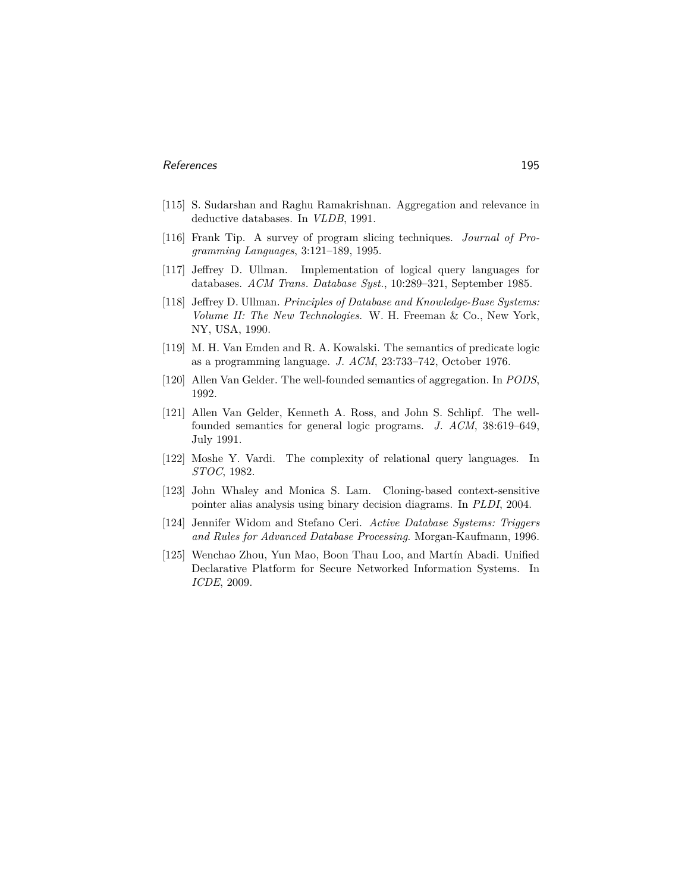[115] S. Sudarshan and Raghu Ramakrishnan. Aggregation and relevance in deductive databases. In *VLDB*, 1991.

[116] Frank Tip. A survey of program slicing techniques. *Journal of Programming Languages*, 3:121–189, 1995.

[117] Jeffrey D. Ullman. Implementation of logical query languages for databases. *ACM Trans. Database Syst.*, 10:289–321, September 1985.

[118] Jeffrey D. Ullman. *Principles of Database and Knowledge-Base Systems: Volume II: The New Technologies*. W. H. Freeman & Co., New York, NY, USA, 1990.

[119] M. H. Van Emden and R. A. Kowalski. The semantics of predicate logic as a programming language. *J. ACM*, 23:733–742, October 1976.

[120] Allen Van Gelder. The well-founded semantics of aggregation. In *PODS*, 1992.

[121] Allen Van Gelder, Kenneth A. Ross, and John S. Schlipf. The well-founded semantics for general logic programs. *J. ACM*, 38:619–649, July 1991.

[122] Moshe Y. Vardi. The complexity of relational query languages. In *STOC*, 1982.

[123] John Whaley and Monica S. Lam. Cloning-based context-sensitive pointer alias analysis using binary decision diagrams. In *PLDI*, 2004.

[124] Jennifer Widom and Stefano Ceri. *Active Database Systems: Triggers and Rules for Advanced Database Processing*. Morgan-Kaufmann, 1996.

[125] Wenchao Zhou, Yun Mao, Boon Thau Loo, and Martín Abadi. Unified Declarative Platform for Secure Networked Information Systems. In *ICDE*, 2009.